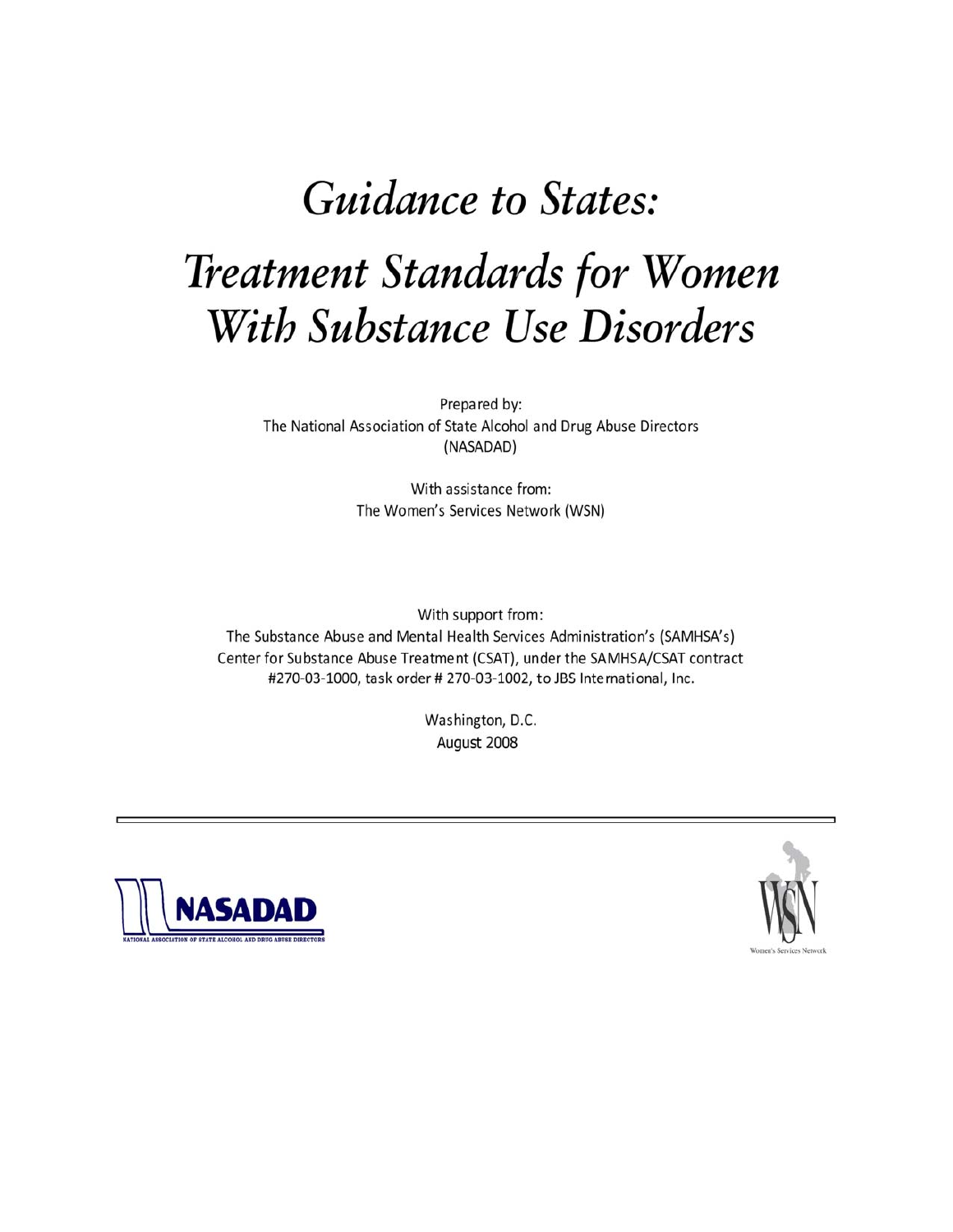# Guidance to States:

# Treatment Standards for Women With Substance Use Disorders

Prepared by:
The National Association of State Alcohol and Drug Abuse Directors (NASADAD)

With assistance from:
The Women's Services Network (WSN)

With support from:
The Substance Abuse and Mental Health Services Administration's (SAMHSA's) Center for Substance Abuse Treatment (CSAT), under the SAMHSA/CSAT contract #270-03-1000, task order # 270-03-1002, to JBS International, Inc.

Washington, D.C.
August 2008

NASADAD
NATIONAL ASSOCIATION OF STATE ALCOHOL AND DRUG ABUSE DIRECTORS

WSN
Women's Services Network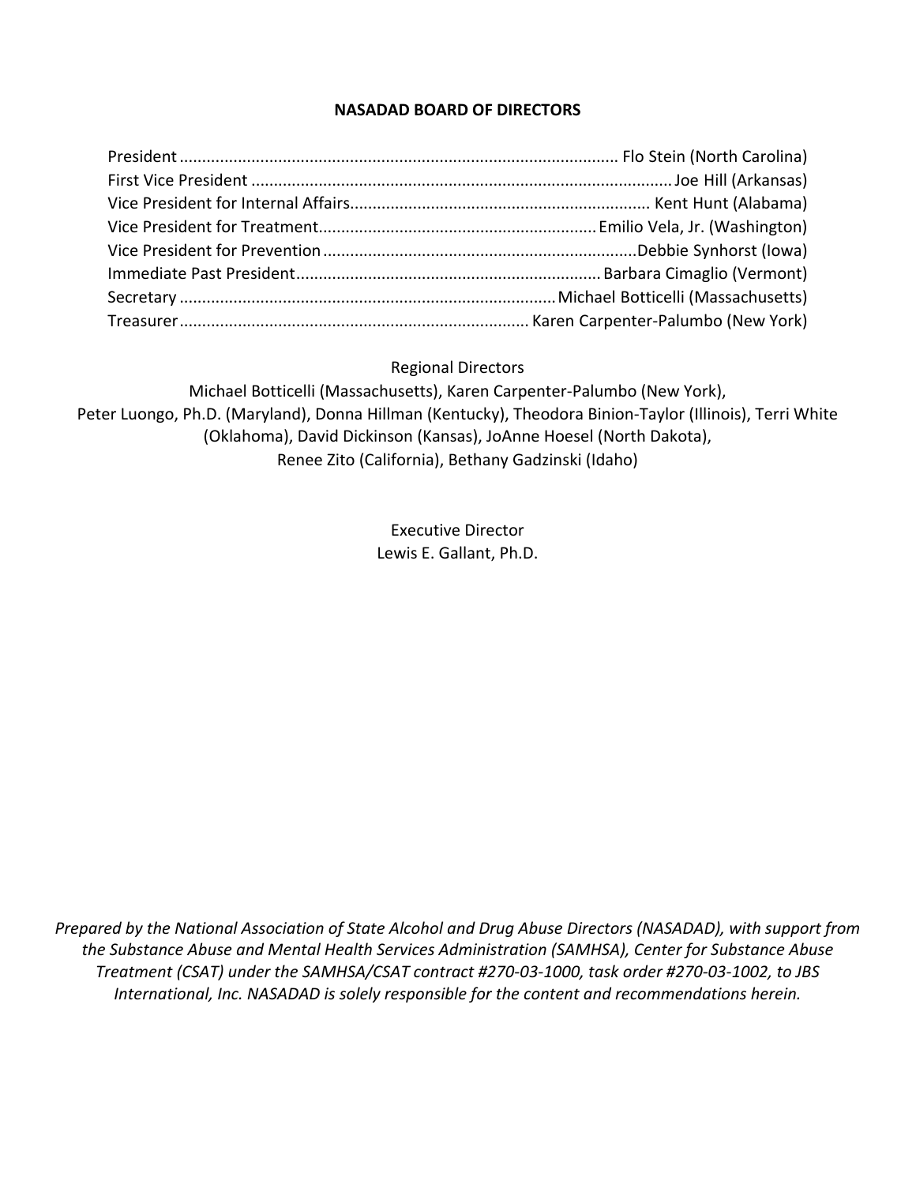## NASADAD BOARD OF DIRECTORS

President ........................................................................................ Flo Stein (North Carolina)
First Vice President ........................................................................................ Joe Hill (Arkansas)
Vice President for Internal Affairs................................................................ Kent Hunt (Alabama)
Vice President for Treatment............................................................ Emilio Vela, Jr. (Washington)
Vice President for Prevention ..................................................................... Debbie Synhorst (Iowa)
Immediate Past President.................................................................. Barbara Cimaglio (Vermont)
Secretary ....................................................................................... Michael Botticelli (Massachusetts)
Treasurer........................................................................... Karen Carpenter-Palumbo (New York)

Regional Directors

Michael Botticelli (Massachusetts), Karen Carpenter-Palumbo (New York), Peter Luongo, Ph.D. (Maryland), Donna Hillman (Kentucky), Theodora Binion-Taylor (Illinois), Terri White (Oklahoma), David Dickinson (Kansas), JoAnne Hoesel (North Dakota), Renee Zito (California), Bethany Gadzinski (Idaho)

Executive Director
Lewis E. Gallant, Ph.D.

*Prepared by the National Association of State Alcohol and Drug Abuse Directors (NASADAD), with support from the Substance Abuse and Mental Health Services Administration (SAMHSA), Center for Substance Abuse Treatment (CSAT) under the SAMHSA/CSAT contract #270-03-1000, task order #270-03-1002, to JBS International, Inc. NASADAD is solely responsible for the content and recommendations herein.*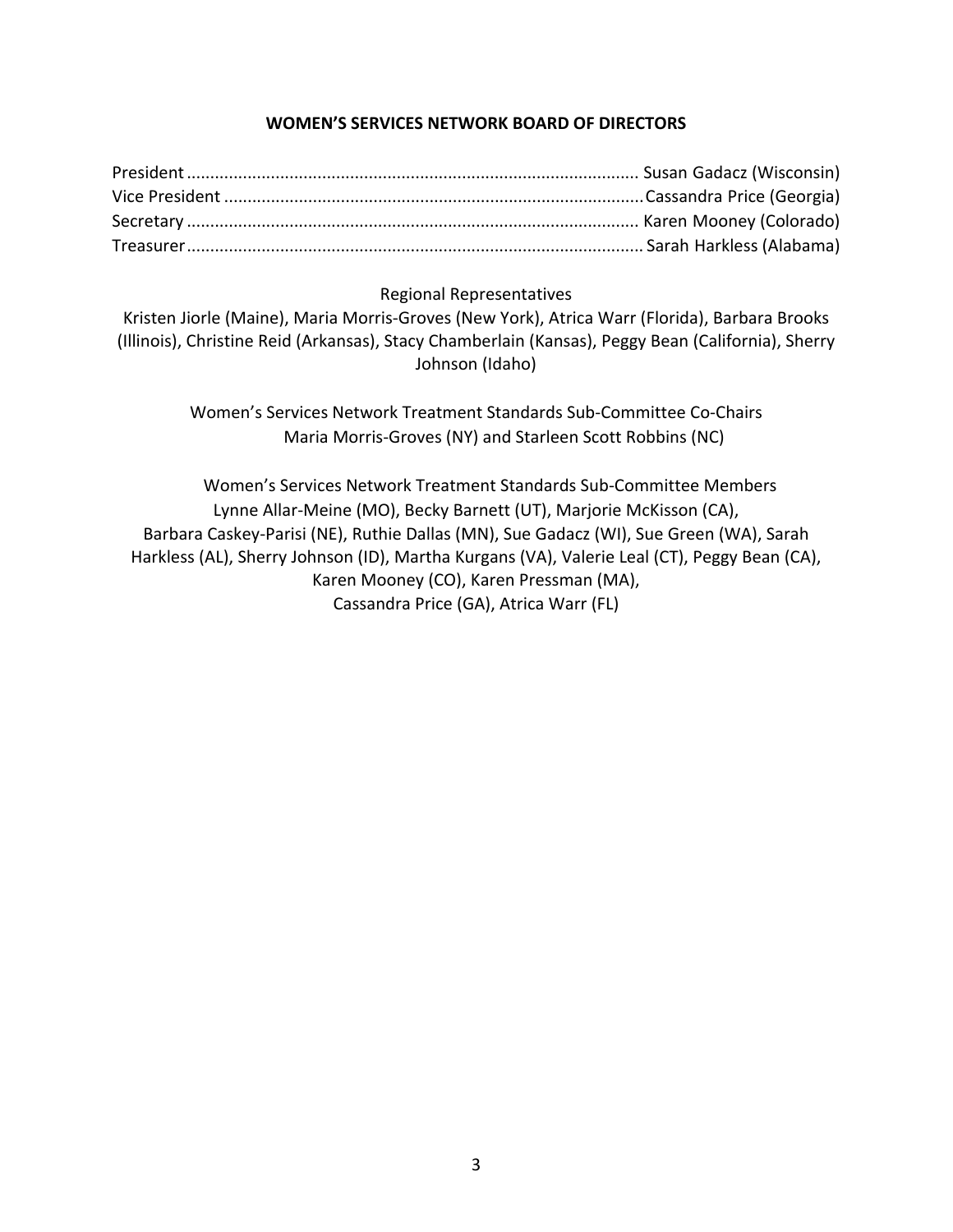## WOMEN'S SERVICES NETWORK BOARD OF DIRECTORS

President ........................................................................................ Susan Gadacz (Wisconsin)
Vice President ................................................................................ Cassandra Price (Georgia)
Secretary ........................................................................................ Karen Mooney (Colorado)
Treasurer ........................................................................................ Sarah Harkless (Alabama)

Regional Representatives
Kristen Jiorle (Maine), Maria Morris-Groves (New York), Atrica Warr (Florida), Barbara Brooks (Illinois), Christine Reid (Arkansas), Stacy Chamberlain (Kansas), Peggy Bean (California), Sherry Johnson (Idaho)

Women's Services Network Treatment Standards Sub-Committee Co-Chairs
Maria Morris-Groves (NY) and Starleen Scott Robbins (NC)

Women's Services Network Treatment Standards Sub-Committee Members
Lynne Allar-Meine (MO), Becky Barnett (UT), Marjorie McKisson (CA), Barbara Caskey-Parisi (NE), Ruthie Dallas (MN), Sue Gadacz (WI), Sue Green (WA), Sarah Harkless (AL), Sherry Johnson (ID), Martha Kurgans (VA), Valerie Leal (CT), Peggy Bean (CA), Karen Mooney (CO), Karen Pressman (MA), Cassandra Price (GA), Atrica Warr (FL)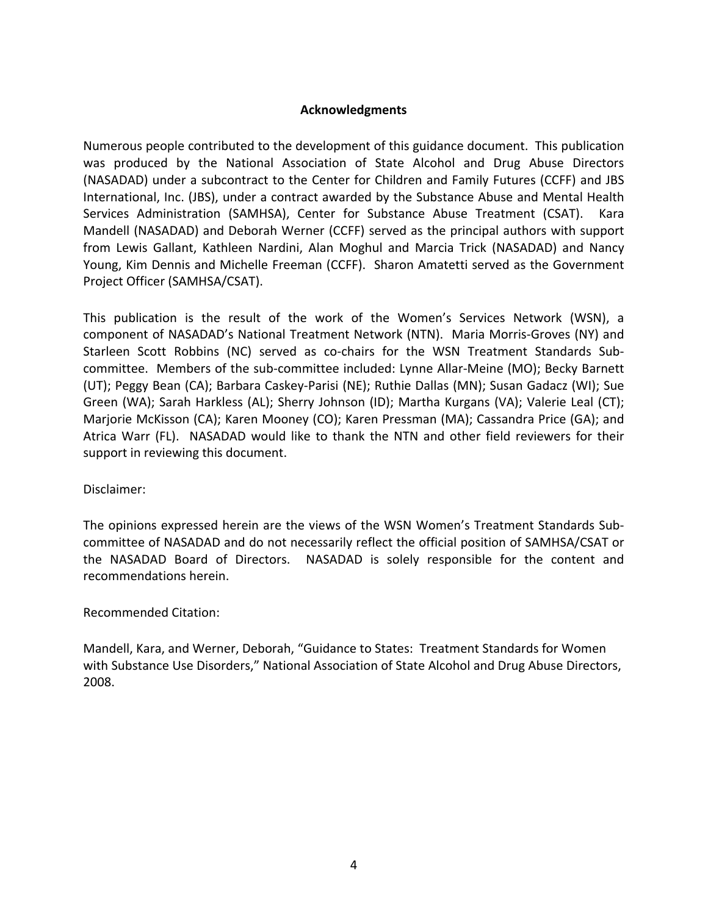## Acknowledgments

Numerous people contributed to the development of this guidance document. This publication was produced by the National Association of State Alcohol and Drug Abuse Directors (NASADAD) under a subcontract to the Center for Children and Family Futures (CCFF) and JBS International, Inc. (JBS), under a contract awarded by the Substance Abuse and Mental Health Services Administration (SAMHSA), Center for Substance Abuse Treatment (CSAT). Kara Mandell (NASADAD) and Deborah Werner (CCFF) served as the principal authors with support from Lewis Gallant, Kathleen Nardini, Alan Moghul and Marcia Trick (NASADAD) and Nancy Young, Kim Dennis and Michelle Freeman (CCFF). Sharon Amatetti served as the Government Project Officer (SAMHSA/CSAT).

This publication is the result of the work of the Women's Services Network (WSN), a component of NASADAD's National Treatment Network (NTN). Maria Morris-Groves (NY) and Starleen Scott Robbins (NC) served as co-chairs for the WSN Treatment Standards Sub-committee. Members of the sub-committee included: Lynne Allar-Meine (MO); Becky Barnett (UT); Peggy Bean (CA); Barbara Caskey-Parisi (NE); Ruthie Dallas (MN); Susan Gadacz (WI); Sue Green (WA); Sarah Harkless (AL); Sherry Johnson (ID); Martha Kurgans (VA); Valerie Leal (CT); Marjorie McKisson (CA); Karen Mooney (CO); Karen Pressman (MA); Cassandra Price (GA); and Atrica Warr (FL). NASADAD would like to thank the NTN and other field reviewers for their support in reviewing this document.

Disclaimer:

The opinions expressed herein are the views of the WSN Women's Treatment Standards Sub-committee of NASADAD and do not necessarily reflect the official position of SAMHSA/CSAT or the NASADAD Board of Directors. NASADAD is solely responsible for the content and recommendations herein.

Recommended Citation:

Mandell, Kara, and Werner, Deborah, "Guidance to States: Treatment Standards for Women with Substance Use Disorders," National Association of State Alcohol and Drug Abuse Directors, 2008.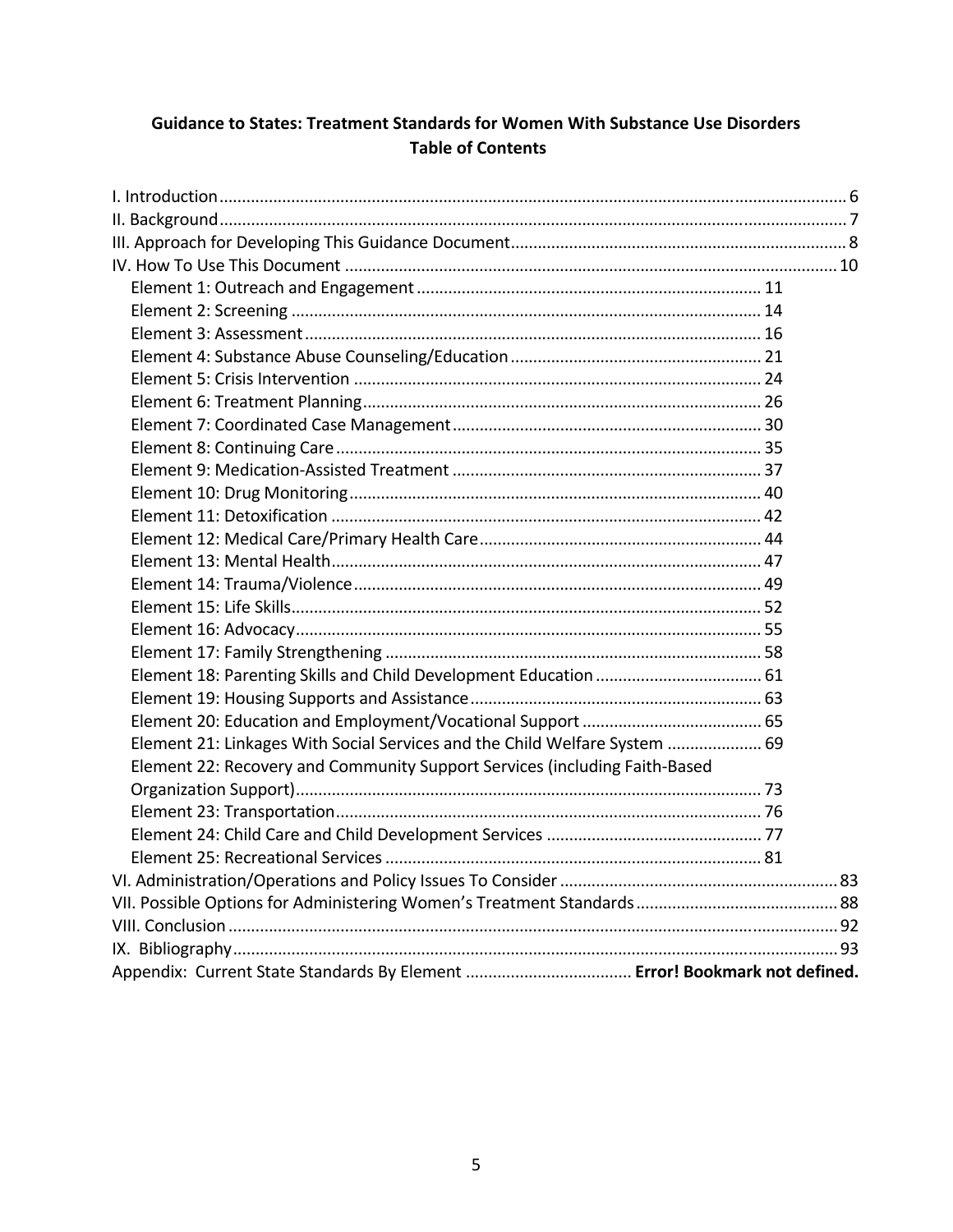# Guidance to States: Treatment Standards for Women With Substance Use Disorders
## Table of Contents

I. Introduction ........ 6
II. Background ........ 7
III. Approach for Developing This Guidance Document ........ 8
IV. How To Use This Document ........ 10
- Element 1: Outreach and Engagement ........ 11
- Element 2: Screening ........ 14
- Element 3: Assessment ........ 16
- Element 4: Substance Abuse Counseling/Education ........ 21
- Element 5: Crisis Intervention ........ 24
- Element 6: Treatment Planning ........ 26
- Element 7: Coordinated Case Management ........ 30
- Element 8: Continuing Care ........ 35
- Element 9: Medication-Assisted Treatment ........ 37
- Element 10: Drug Monitoring ........ 40
- Element 11: Detoxification ........ 42
- Element 12: Medical Care/Primary Health Care ........ 44
- Element 13: Mental Health ........ 47
- Element 14: Trauma/Violence ........ 49
- Element 15: Life Skills ........ 52
- Element 16: Advocacy ........ 55
- Element 17: Family Strengthening ........ 58
- Element 18: Parenting Skills and Child Development Education ........ 61
- Element 19: Housing Supports and Assistance ........ 63
- Element 20: Education and Employment/Vocational Support ........ 65
- Element 21: Linkages With Social Services and the Child Welfare System ........ 69
- Element 22: Recovery and Community Support Services (including Faith-Based Organization Support) ........ 73
- Element 23: Transportation ........ 76
- Element 24: Child Care and Child Development Services ........ 77
- Element 25: Recreational Services ........ 81

VI. Administration/Operations and Policy Issues To Consider ........ 83
VII. Possible Options for Administering Women's Treatment Standards ........ 88
VIII. Conclusion ........ 92
IX. Bibliography ........ 93
Appendix: Current State Standards By Element ........ **Error! Bookmark not defined.**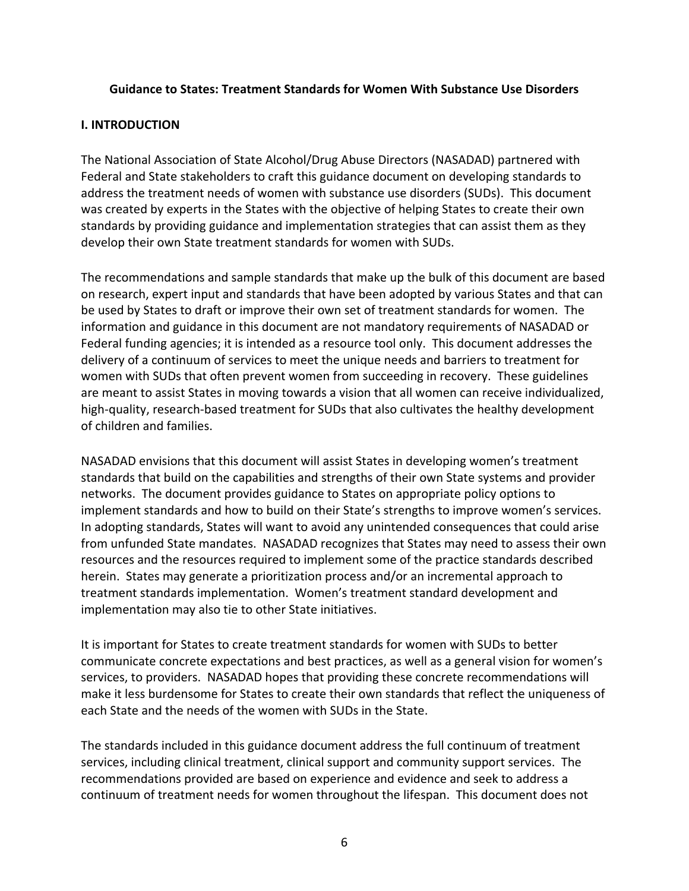**Guidance to States: Treatment Standards for Women With Substance Use Disorders**

**I. INTRODUCTION**

The National Association of State Alcohol/Drug Abuse Directors (NASADAD) partnered with Federal and State stakeholders to craft this guidance document on developing standards to address the treatment needs of women with substance use disorders (SUDs). This document was created by experts in the States with the objective of helping States to create their own standards by providing guidance and implementation strategies that can assist them as they develop their own State treatment standards for women with SUDs.

The recommendations and sample standards that make up the bulk of this document are based on research, expert input and standards that have been adopted by various States and that can be used by States to draft or improve their own set of treatment standards for women. The information and guidance in this document are not mandatory requirements of NASADAD or Federal funding agencies; it is intended as a resource tool only. This document addresses the delivery of a continuum of services to meet the unique needs and barriers to treatment for women with SUDs that often prevent women from succeeding in recovery. These guidelines are meant to assist States in moving towards a vision that all women can receive individualized, high-quality, research-based treatment for SUDs that also cultivates the healthy development of children and families.

NASADAD envisions that this document will assist States in developing women's treatment standards that build on the capabilities and strengths of their own State systems and provider networks. The document provides guidance to States on appropriate policy options to implement standards and how to build on their State's strengths to improve women's services. In adopting standards, States will want to avoid any unintended consequences that could arise from unfunded State mandates. NASADAD recognizes that States may need to assess their own resources and the resources required to implement some of the practice standards described herein. States may generate a prioritization process and/or an incremental approach to treatment standards implementation. Women's treatment standard development and implementation may also tie to other State initiatives.

It is important for States to create treatment standards for women with SUDs to better communicate concrete expectations and best practices, as well as a general vision for women's services, to providers. NASADAD hopes that providing these concrete recommendations will make it less burdensome for States to create their own standards that reflect the uniqueness of each State and the needs of the women with SUDs in the State.

The standards included in this guidance document address the full continuum of treatment services, including clinical treatment, clinical support and community support services. The recommendations provided are based on experience and evidence and seek to address a continuum of treatment needs for women throughout the lifespan. This document does not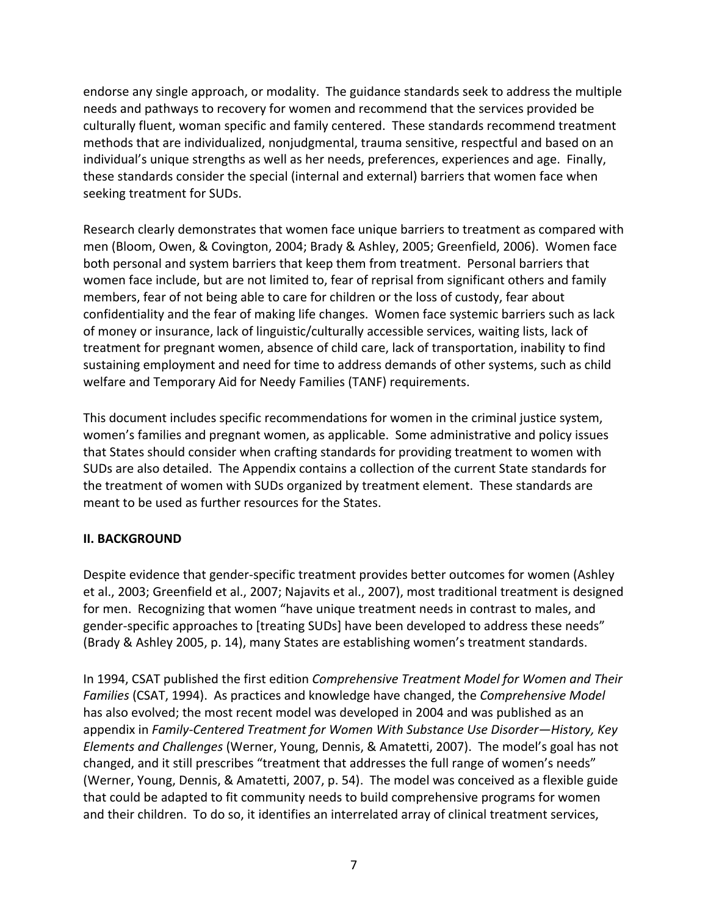endorse any single approach, or modality. The guidance standards seek to address the multiple needs and pathways to recovery for women and recommend that the services provided be culturally fluent, woman specific and family centered. These standards recommend treatment methods that are individualized, nonjudgmental, trauma sensitive, respectful and based on an individual's unique strengths as well as her needs, preferences, experiences and age. Finally, these standards consider the special (internal and external) barriers that women face when seeking treatment for SUDs.

Research clearly demonstrates that women face unique barriers to treatment as compared with men (Bloom, Owen, & Covington, 2004; Brady & Ashley, 2005; Greenfield, 2006). Women face both personal and system barriers that keep them from treatment. Personal barriers that women face include, but are not limited to, fear of reprisal from significant others and family members, fear of not being able to care for children or the loss of custody, fear about confidentiality and the fear of making life changes. Women face systemic barriers such as lack of money or insurance, lack of linguistic/culturally accessible services, waiting lists, lack of treatment for pregnant women, absence of child care, lack of transportation, inability to find sustaining employment and need for time to address demands of other systems, such as child welfare and Temporary Aid for Needy Families (TANF) requirements.

This document includes specific recommendations for women in the criminal justice system, women's families and pregnant women, as applicable. Some administrative and policy issues that States should consider when crafting standards for providing treatment to women with SUDs are also detailed. The Appendix contains a collection of the current State standards for the treatment of women with SUDs organized by treatment element. These standards are meant to be used as further resources for the States.

## II. BACKGROUND

Despite evidence that gender-specific treatment provides better outcomes for women (Ashley et al., 2003; Greenfield et al., 2007; Najavits et al., 2007), most traditional treatment is designed for men. Recognizing that women "have unique treatment needs in contrast to males, and gender-specific approaches to [treating SUDs] have been developed to address these needs" (Brady & Ashley 2005, p. 14), many States are establishing women's treatment standards.

In 1994, CSAT published the first edition *Comprehensive Treatment Model for Women and Their Families* (CSAT, 1994). As practices and knowledge have changed, the *Comprehensive Model* has also evolved; the most recent model was developed in 2004 and was published as an appendix in *Family-Centered Treatment for Women With Substance Use Disorder—History, Key Elements and Challenges* (Werner, Young, Dennis, & Amatetti, 2007). The model's goal has not changed, and it still prescribes "treatment that addresses the full range of women's needs" (Werner, Young, Dennis, & Amatetti, 2007, p. 54). The model was conceived as a flexible guide that could be adapted to fit community needs to build comprehensive programs for women and their children. To do so, it identifies an interrelated array of clinical treatment services,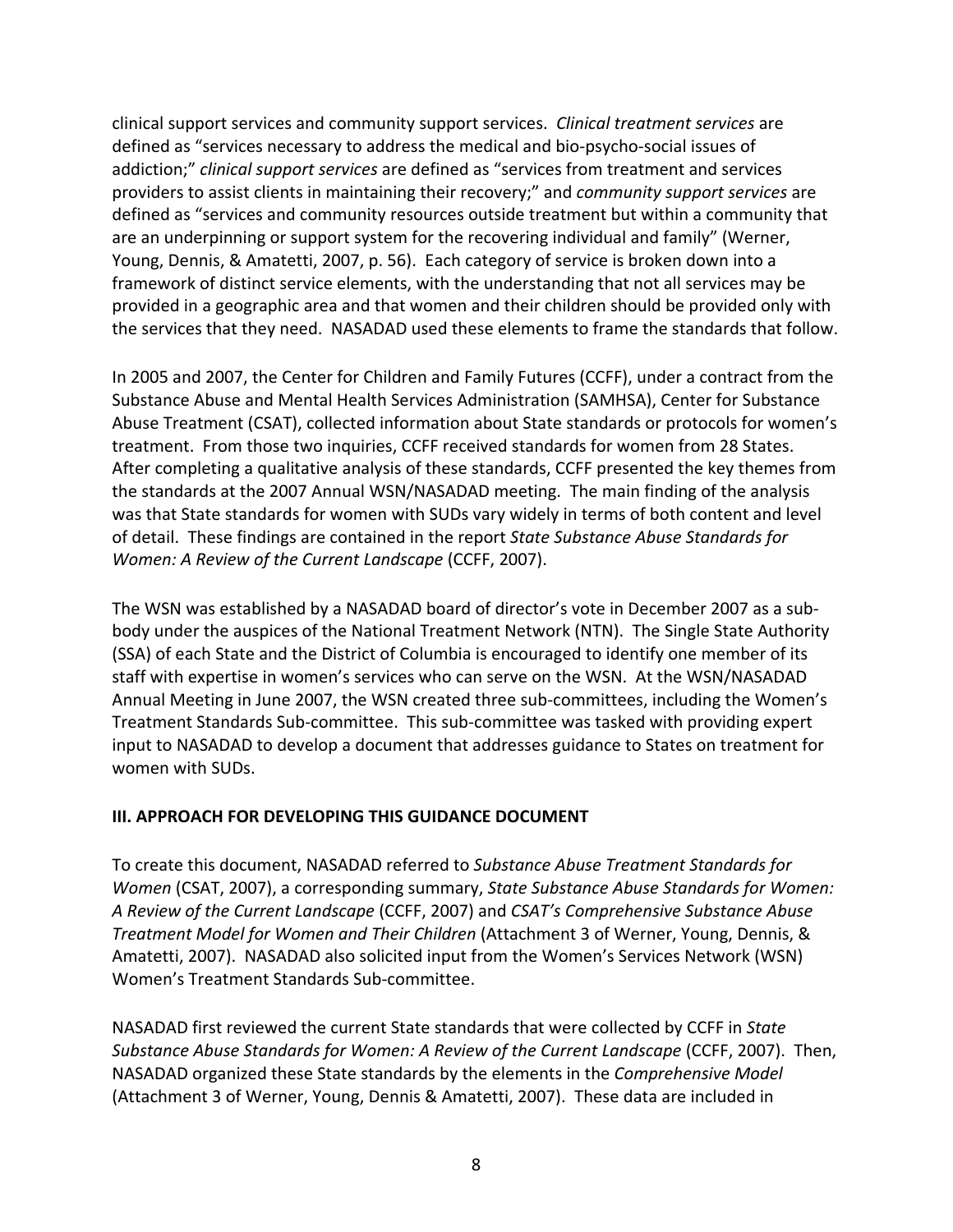clinical support services and community support services. *Clinical treatment services* are defined as "services necessary to address the medical and bio-psycho-social issues of addiction;" *clinical support services* are defined as "services from treatment and services providers to assist clients in maintaining their recovery;" and *community support services* are defined as "services and community resources outside treatment but within a community that are an underpinning or support system for the recovering individual and family" (Werner, Young, Dennis, & Amatetti, 2007, p. 56). Each category of service is broken down into a framework of distinct service elements, with the understanding that not all services may be provided in a geographic area and that women and their children should be provided only with the services that they need. NASADAD used these elements to frame the standards that follow.

In 2005 and 2007, the Center for Children and Family Futures (CCFF), under a contract from the Substance Abuse and Mental Health Services Administration (SAMHSA), Center for Substance Abuse Treatment (CSAT), collected information about State standards or protocols for women's treatment. From those two inquiries, CCFF received standards for women from 28 States. After completing a qualitative analysis of these standards, CCFF presented the key themes from the standards at the 2007 Annual WSN/NASADAD meeting. The main finding of the analysis was that State standards for women with SUDs vary widely in terms of both content and level of detail. These findings are contained in the report *State Substance Abuse Standards for Women: A Review of the Current Landscape* (CCFF, 2007).

The WSN was established by a NASADAD board of director's vote in December 2007 as a sub-body under the auspices of the National Treatment Network (NTN). The Single State Authority (SSA) of each State and the District of Columbia is encouraged to identify one member of its staff with expertise in women's services who can serve on the WSN. At the WSN/NASADAD Annual Meeting in June 2007, the WSN created three sub-committees, including the Women's Treatment Standards Sub-committee. This sub-committee was tasked with providing expert input to NASADAD to develop a document that addresses guidance to States on treatment for women with SUDs.

## III. APPROACH FOR DEVELOPING THIS GUIDANCE DOCUMENT

To create this document, NASADAD referred to *Substance Abuse Treatment Standards for Women* (CSAT, 2007), a corresponding summary, *State Substance Abuse Standards for Women: A Review of the Current Landscape* (CCFF, 2007) and *CSAT's Comprehensive Substance Abuse Treatment Model for Women and Their Children* (Attachment 3 of Werner, Young, Dennis, & Amatetti, 2007). NASADAD also solicited input from the Women's Services Network (WSN) Women's Treatment Standards Sub-committee.

NASADAD first reviewed the current State standards that were collected by CCFF in *State Substance Abuse Standards for Women: A Review of the Current Landscape* (CCFF, 2007). Then, NASADAD organized these State standards by the elements in the *Comprehensive Model* (Attachment 3 of Werner, Young, Dennis & Amatetti, 2007). These data are included in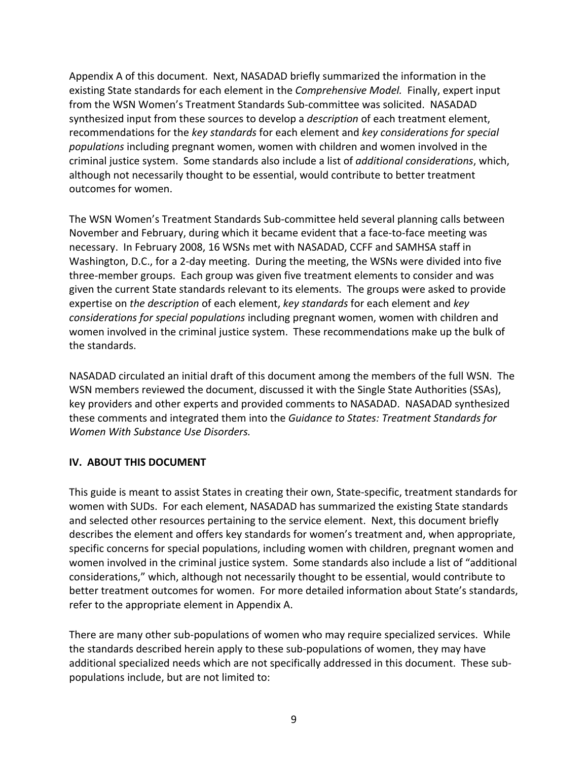Appendix A of this document. Next, NASADAD briefly summarized the information in the existing State standards for each element in the *Comprehensive Model.* Finally, expert input from the WSN Women's Treatment Standards Sub-committee was solicited. NASADAD synthesized input from these sources to develop a *description* of each treatment element, recommendations for the *key standards* for each element and *key considerations for special populations* including pregnant women, women with children and women involved in the criminal justice system. Some standards also include a list of *additional considerations*, which, although not necessarily thought to be essential, would contribute to better treatment outcomes for women.

The WSN Women's Treatment Standards Sub-committee held several planning calls between November and February, during which it became evident that a face-to-face meeting was necessary. In February 2008, 16 WSNs met with NASADAD, CCFF and SAMHSA staff in Washington, D.C., for a 2-day meeting. During the meeting, the WSNs were divided into five three-member groups. Each group was given five treatment elements to consider and was given the current State standards relevant to its elements. The groups were asked to provide expertise on *the description* of each element, *key standards* for each element and *key considerations for special populations* including pregnant women, women with children and women involved in the criminal justice system. These recommendations make up the bulk of the standards.

NASADAD circulated an initial draft of this document among the members of the full WSN. The WSN members reviewed the document, discussed it with the Single State Authorities (SSAs), key providers and other experts and provided comments to NASADAD. NASADAD synthesized these comments and integrated them into the *Guidance to States: Treatment Standards for Women With Substance Use Disorders.*

## IV. ABOUT THIS DOCUMENT

This guide is meant to assist States in creating their own, State-specific, treatment standards for women with SUDs. For each element, NASADAD has summarized the existing State standards and selected other resources pertaining to the service element. Next, this document briefly describes the element and offers key standards for women's treatment and, when appropriate, specific concerns for special populations, including women with children, pregnant women and women involved in the criminal justice system. Some standards also include a list of "additional considerations," which, although not necessarily thought to be essential, would contribute to better treatment outcomes for women. For more detailed information about State's standards, refer to the appropriate element in Appendix A.

There are many other sub-populations of women who may require specialized services. While the standards described herein apply to these sub-populations of women, they may have additional specialized needs which are not specifically addressed in this document. These sub-populations include, but are not limited to: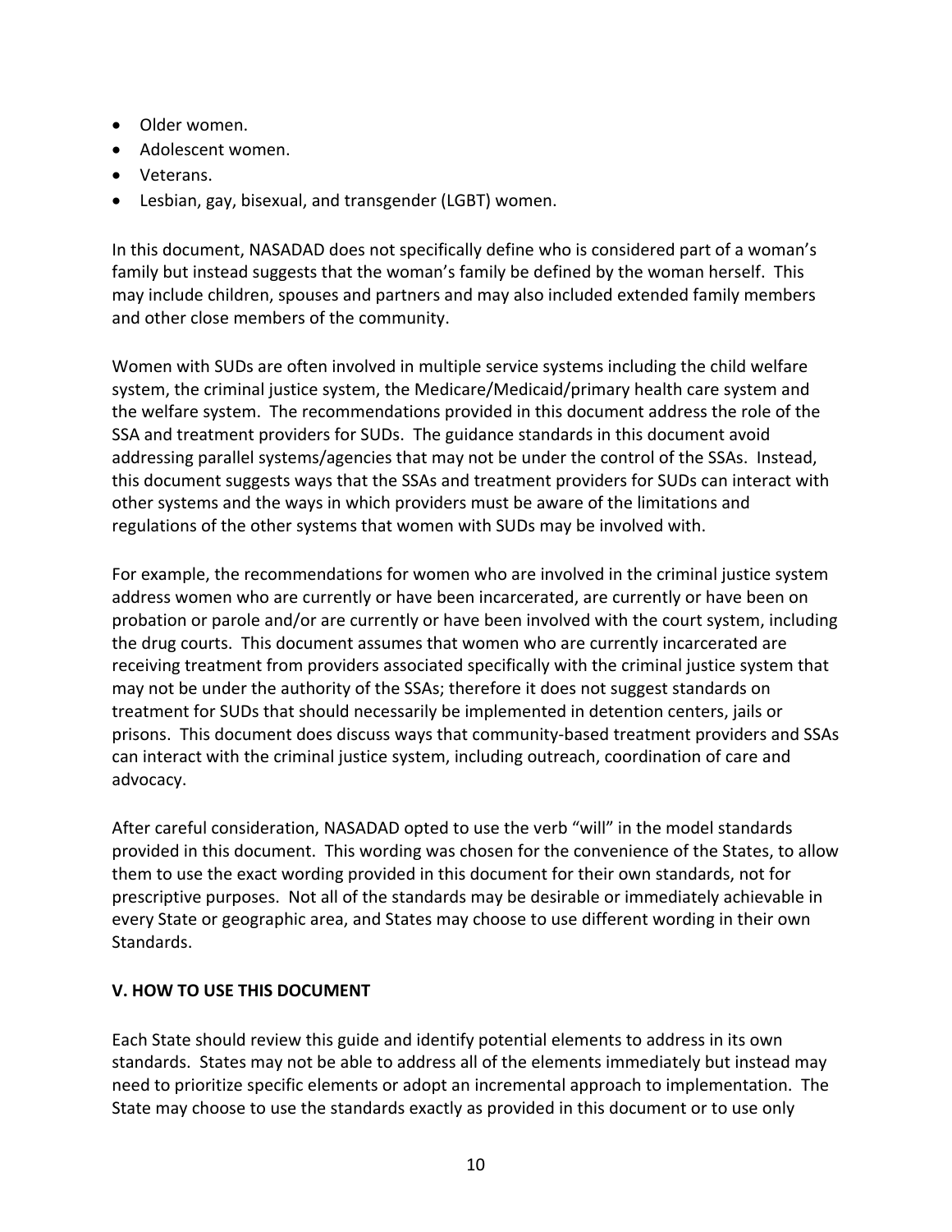- Older women.
- Adolescent women.
- Veterans.
- Lesbian, gay, bisexual, and transgender (LGBT) women.

In this document, NASADAD does not specifically define who is considered part of a woman's family but instead suggests that the woman's family be defined by the woman herself. This may include children, spouses and partners and may also included extended family members and other close members of the community.

Women with SUDs are often involved in multiple service systems including the child welfare system, the criminal justice system, the Medicare/Medicaid/primary health care system and the welfare system. The recommendations provided in this document address the role of the SSA and treatment providers for SUDs. The guidance standards in this document avoid addressing parallel systems/agencies that may not be under the control of the SSAs. Instead, this document suggests ways that the SSAs and treatment providers for SUDs can interact with other systems and the ways in which providers must be aware of the limitations and regulations of the other systems that women with SUDs may be involved with.

For example, the recommendations for women who are involved in the criminal justice system address women who are currently or have been incarcerated, are currently or have been on probation or parole and/or are currently or have been involved with the court system, including the drug courts. This document assumes that women who are currently incarcerated are receiving treatment from providers associated specifically with the criminal justice system that may not be under the authority of the SSAs; therefore it does not suggest standards on treatment for SUDs that should necessarily be implemented in detention centers, jails or prisons. This document does discuss ways that community-based treatment providers and SSAs can interact with the criminal justice system, including outreach, coordination of care and advocacy.

After careful consideration, NASADAD opted to use the verb "will" in the model standards provided in this document. This wording was chosen for the convenience of the States, to allow them to use the exact wording provided in this document for their own standards, not for prescriptive purposes. Not all of the standards may be desirable or immediately achievable in every State or geographic area, and States may choose to use different wording in their own Standards.

## V. HOW TO USE THIS DOCUMENT

Each State should review this guide and identify potential elements to address in its own standards. States may not be able to address all of the elements immediately but instead may need to prioritize specific elements or adopt an incremental approach to implementation. The State may choose to use the standards exactly as provided in this document or to use only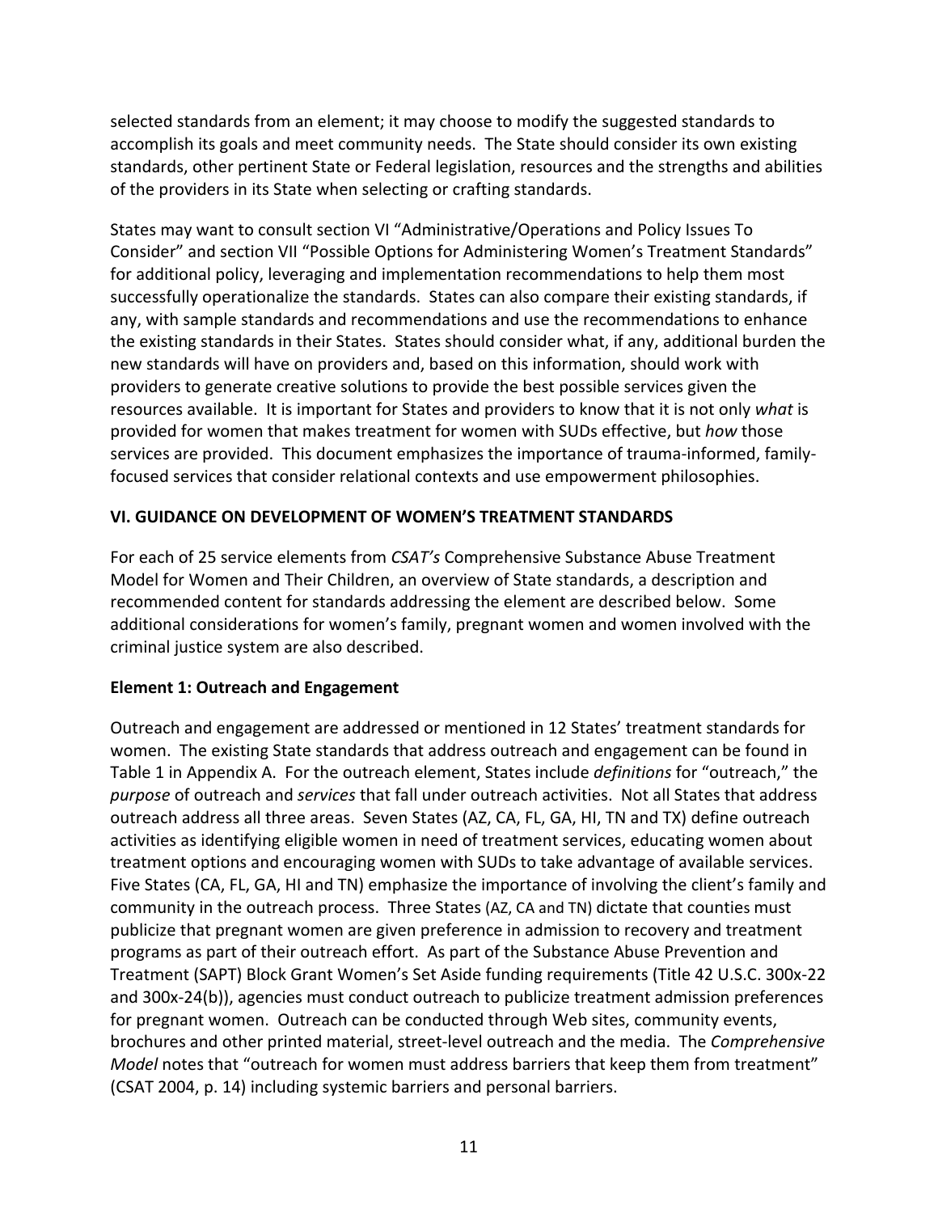selected standards from an element; it may choose to modify the suggested standards to accomplish its goals and meet community needs. The State should consider its own existing standards, other pertinent State or Federal legislation, resources and the strengths and abilities of the providers in its State when selecting or crafting standards.

States may want to consult section VI "Administrative/Operations and Policy Issues To Consider" and section VII "Possible Options for Administering Women's Treatment Standards" for additional policy, leveraging and implementation recommendations to help them most successfully operationalize the standards. States can also compare their existing standards, if any, with sample standards and recommendations and use the recommendations to enhance the existing standards in their States. States should consider what, if any, additional burden the new standards will have on providers and, based on this information, should work with providers to generate creative solutions to provide the best possible services given the resources available. It is important for States and providers to know that it is not only *what* is provided for women that makes treatment for women with SUDs effective, but *how* those services are provided. This document emphasizes the importance of trauma-informed, family-focused services that consider relational contexts and use empowerment philosophies.

## VI. GUIDANCE ON DEVELOPMENT OF WOMEN'S TREATMENT STANDARDS

For each of 25 service elements from *CSAT's* Comprehensive Substance Abuse Treatment Model for Women and Their Children, an overview of State standards, a description and recommended content for standards addressing the element are described below. Some additional considerations for women's family, pregnant women and women involved with the criminal justice system are also described.

### Element 1: Outreach and Engagement

Outreach and engagement are addressed or mentioned in 12 States' treatment standards for women. The existing State standards that address outreach and engagement can be found in Table 1 in Appendix A. For the outreach element, States include *definitions* for "outreach," the *purpose* of outreach and *services* that fall under outreach activities. Not all States that address outreach address all three areas. Seven States (AZ, CA, FL, GA, HI, TN and TX) define outreach activities as identifying eligible women in need of treatment services, educating women about treatment options and encouraging women with SUDs to take advantage of available services. Five States (CA, FL, GA, HI and TN) emphasize the importance of involving the client's family and community in the outreach process. Three States (AZ, CA and TN) dictate that counties must publicize that pregnant women are given preference in admission to recovery and treatment programs as part of their outreach effort. As part of the Substance Abuse Prevention and Treatment (SAPT) Block Grant Women's Set Aside funding requirements (Title 42 U.S.C. 300x-22 and 300x-24(b)), agencies must conduct outreach to publicize treatment admission preferences for pregnant women. Outreach can be conducted through Web sites, community events, brochures and other printed material, street-level outreach and the media. The *Comprehensive Model* notes that "outreach for women must address barriers that keep them from treatment" (CSAT 2004, p. 14) including systemic barriers and personal barriers.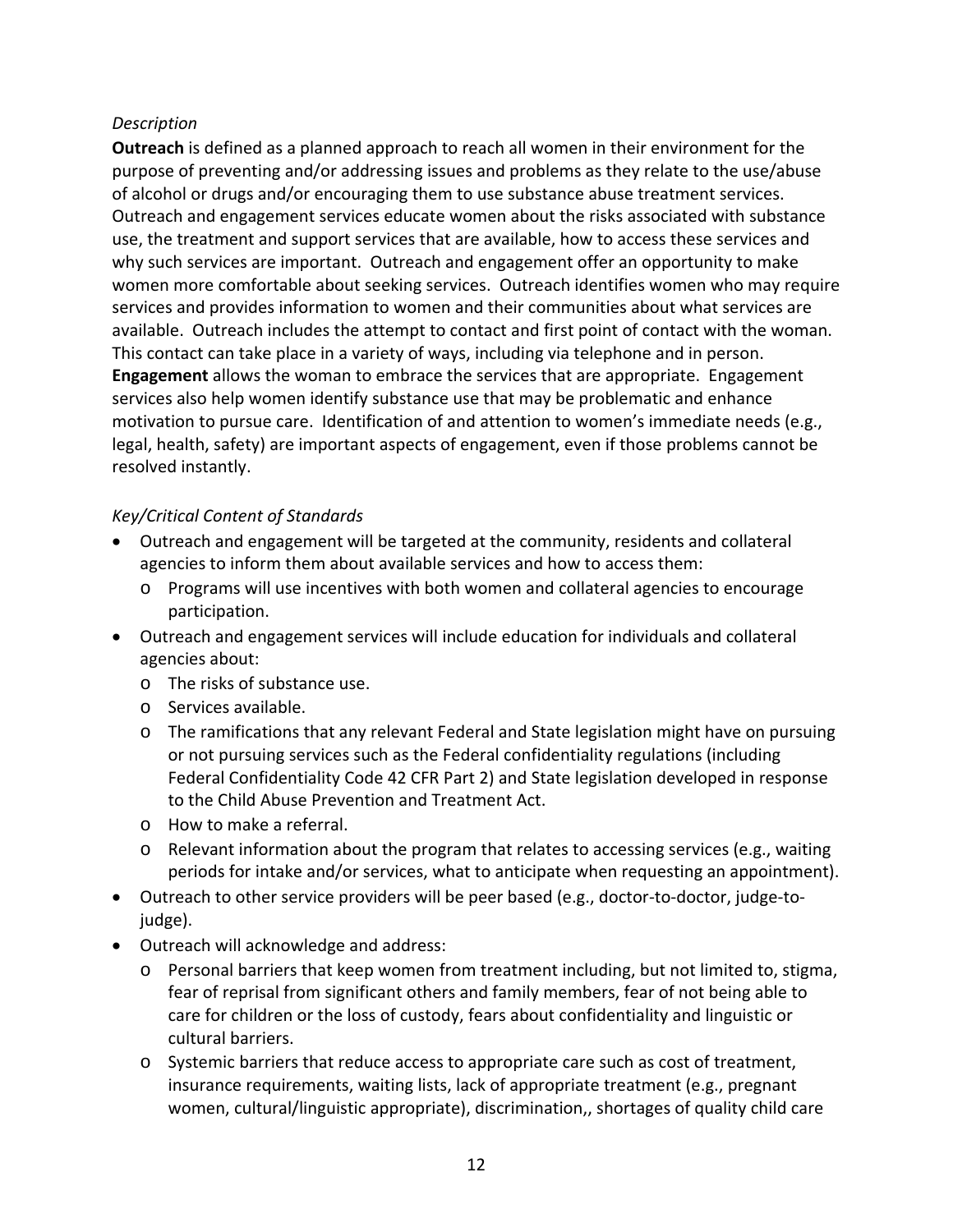*Description*

**Outreach** is defined as a planned approach to reach all women in their environment for the purpose of preventing and/or addressing issues and problems as they relate to the use/abuse of alcohol or drugs and/or encouraging them to use substance abuse treatment services. Outreach and engagement services educate women about the risks associated with substance use, the treatment and support services that are available, how to access these services and why such services are important. Outreach and engagement offer an opportunity to make women more comfortable about seeking services. Outreach identifies women who may require services and provides information to women and their communities about what services are available. Outreach includes the attempt to contact and first point of contact with the woman. This contact can take place in a variety of ways, including via telephone and in person. **Engagement** allows the woman to embrace the services that are appropriate. Engagement services also help women identify substance use that may be problematic and enhance motivation to pursue care. Identification of and attention to women's immediate needs (e.g., legal, health, safety) are important aspects of engagement, even if those problems cannot be resolved instantly.

*Key/Critical Content of Standards*

- Outreach and engagement will be targeted at the community, residents and collateral agencies to inform them about available services and how to access them:
  - Programs will use incentives with both women and collateral agencies to encourage participation.
- Outreach and engagement services will include education for individuals and collateral agencies about:
  - The risks of substance use.
  - Services available.
  - The ramifications that any relevant Federal and State legislation might have on pursuing or not pursuing services such as the Federal confidentiality regulations (including Federal Confidentiality Code 42 CFR Part 2) and State legislation developed in response to the Child Abuse Prevention and Treatment Act.
  - How to make a referral.
  - Relevant information about the program that relates to accessing services (e.g., waiting periods for intake and/or services, what to anticipate when requesting an appointment).
- Outreach to other service providers will be peer based (e.g., doctor-to-doctor, judge-to-judge).
- Outreach will acknowledge and address:
  - Personal barriers that keep women from treatment including, but not limited to, stigma, fear of reprisal from significant others and family members, fear of not being able to care for children or the loss of custody, fears about confidentiality and linguistic or cultural barriers.
  - Systemic barriers that reduce access to appropriate care such as cost of treatment, insurance requirements, waiting lists, lack of appropriate treatment (e.g., pregnant women, cultural/linguistic appropriate), discrimination,, shortages of quality child care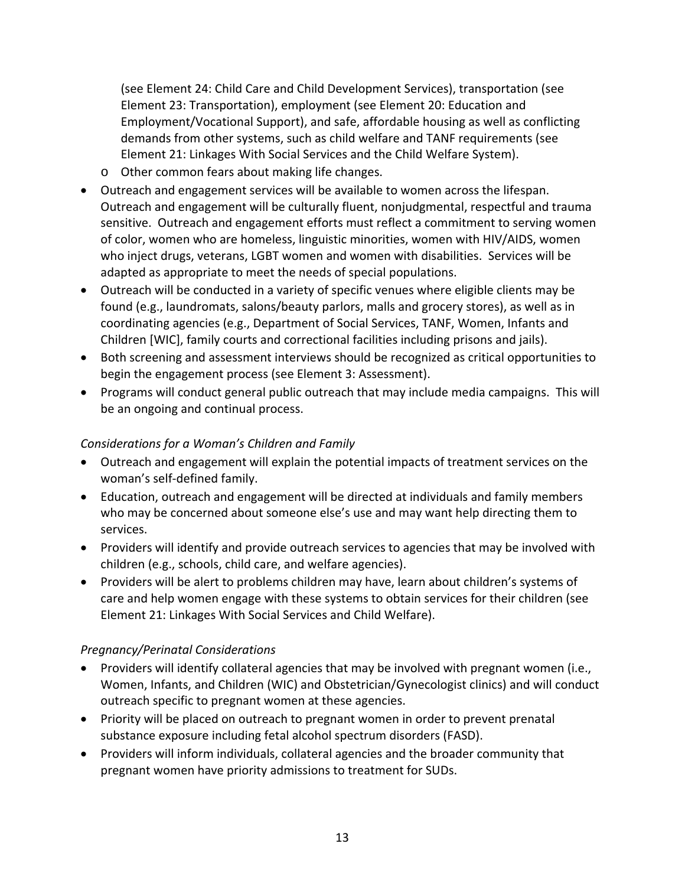(see Element 24: Child Care and Child Development Services), transportation (see Element 23: Transportation), employment (see Element 20: Education and Employment/Vocational Support), and safe, affordable housing as well as conflicting demands from other systems, such as child welfare and TANF requirements (see Element 21: Linkages With Social Services and the Child Welfare System).

  - Other common fears about making life changes.

- Outreach and engagement services will be available to women across the lifespan. Outreach and engagement will be culturally fluent, nonjudgmental, respectful and trauma sensitive. Outreach and engagement efforts must reflect a commitment to serving women of color, women who are homeless, linguistic minorities, women with HIV/AIDS, women who inject drugs, veterans, LGBT women and women with disabilities. Services will be adapted as appropriate to meet the needs of special populations.
- Outreach will be conducted in a variety of specific venues where eligible clients may be found (e.g., laundromats, salons/beauty parlors, malls and grocery stores), as well as in coordinating agencies (e.g., Department of Social Services, TANF, Women, Infants and Children [WIC], family courts and correctional facilities including prisons and jails).
- Both screening and assessment interviews should be recognized as critical opportunities to begin the engagement process (see Element 3: Assessment).
- Programs will conduct general public outreach that may include media campaigns. This will be an ongoing and continual process.

*Considerations for a Woman's Children and Family*

- Outreach and engagement will explain the potential impacts of treatment services on the woman's self-defined family.
- Education, outreach and engagement will be directed at individuals and family members who may be concerned about someone else's use and may want help directing them to services.
- Providers will identify and provide outreach services to agencies that may be involved with children (e.g., schools, child care, and welfare agencies).
- Providers will be alert to problems children may have, learn about children's systems of care and help women engage with these systems to obtain services for their children (see Element 21: Linkages With Social Services and Child Welfare).

*Pregnancy/Perinatal Considerations*

- Providers will identify collateral agencies that may be involved with pregnant women (i.e., Women, Infants, and Children (WIC) and Obstetrician/Gynecologist clinics) and will conduct outreach specific to pregnant women at these agencies.
- Priority will be placed on outreach to pregnant women in order to prevent prenatal substance exposure including fetal alcohol spectrum disorders (FASD).
- Providers will inform individuals, collateral agencies and the broader community that pregnant women have priority admissions to treatment for SUDs.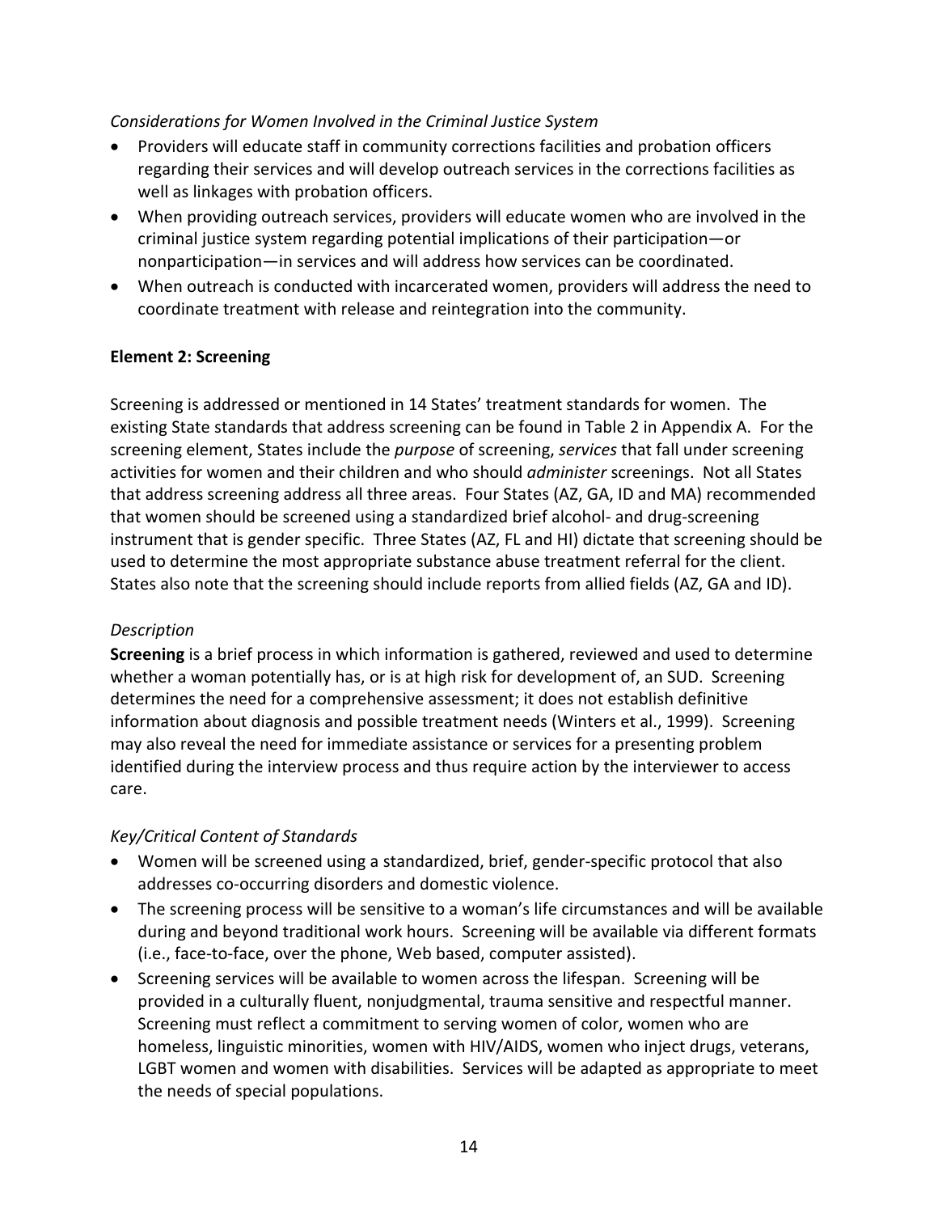*Considerations for Women Involved in the Criminal Justice System*

- Providers will educate staff in community corrections facilities and probation officers regarding their services and will develop outreach services in the corrections facilities as well as linkages with probation officers.
- When providing outreach services, providers will educate women who are involved in the criminal justice system regarding potential implications of their participation—or nonparticipation—in services and will address how services can be coordinated.
- When outreach is conducted with incarcerated women, providers will address the need to coordinate treatment with release and reintegration into the community.

**Element 2: Screening**

Screening is addressed or mentioned in 14 States' treatment standards for women. The existing State standards that address screening can be found in Table 2 in Appendix A. For the screening element, States include the *purpose* of screening, *services* that fall under screening activities for women and their children and who should *administer* screenings. Not all States that address screening address all three areas. Four States (AZ, GA, ID and MA) recommended that women should be screened using a standardized brief alcohol- and drug-screening instrument that is gender specific. Three States (AZ, FL and HI) dictate that screening should be used to determine the most appropriate substance abuse treatment referral for the client. States also note that the screening should include reports from allied fields (AZ, GA and ID).

*Description*

**Screening** is a brief process in which information is gathered, reviewed and used to determine whether a woman potentially has, or is at high risk for development of, an SUD. Screening determines the need for a comprehensive assessment; it does not establish definitive information about diagnosis and possible treatment needs (Winters et al., 1999). Screening may also reveal the need for immediate assistance or services for a presenting problem identified during the interview process and thus require action by the interviewer to access care.

*Key/Critical Content of Standards*

- Women will be screened using a standardized, brief, gender-specific protocol that also addresses co-occurring disorders and domestic violence.
- The screening process will be sensitive to a woman's life circumstances and will be available during and beyond traditional work hours. Screening will be available via different formats (i.e., face-to-face, over the phone, Web based, computer assisted).
- Screening services will be available to women across the lifespan. Screening will be provided in a culturally fluent, nonjudgmental, trauma sensitive and respectful manner. Screening must reflect a commitment to serving women of color, women who are homeless, linguistic minorities, women with HIV/AIDS, women who inject drugs, veterans, LGBT women and women with disabilities. Services will be adapted as appropriate to meet the needs of special populations.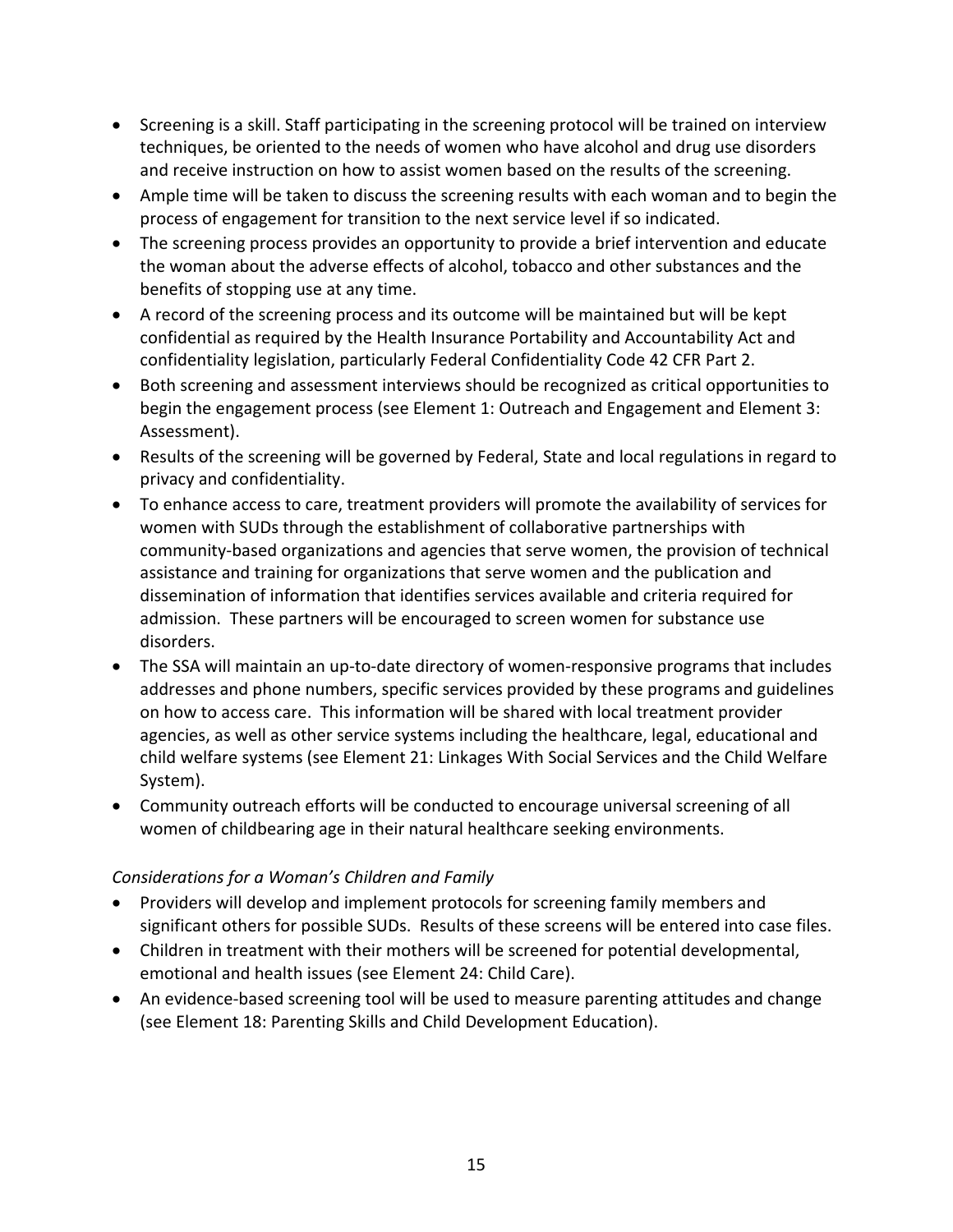- Screening is a skill. Staff participating in the screening protocol will be trained on interview techniques, be oriented to the needs of women who have alcohol and drug use disorders and receive instruction on how to assist women based on the results of the screening.
- Ample time will be taken to discuss the screening results with each woman and to begin the process of engagement for transition to the next service level if so indicated.
- The screening process provides an opportunity to provide a brief intervention and educate the woman about the adverse effects of alcohol, tobacco and other substances and the benefits of stopping use at any time.
- A record of the screening process and its outcome will be maintained but will be kept confidential as required by the Health Insurance Portability and Accountability Act and confidentiality legislation, particularly Federal Confidentiality Code 42 CFR Part 2.
- Both screening and assessment interviews should be recognized as critical opportunities to begin the engagement process (see Element 1: Outreach and Engagement and Element 3: Assessment).
- Results of the screening will be governed by Federal, State and local regulations in regard to privacy and confidentiality.
- To enhance access to care, treatment providers will promote the availability of services for women with SUDs through the establishment of collaborative partnerships with community-based organizations and agencies that serve women, the provision of technical assistance and training for organizations that serve women and the publication and dissemination of information that identifies services available and criteria required for admission. These partners will be encouraged to screen women for substance use disorders.
- The SSA will maintain an up-to-date directory of women-responsive programs that includes addresses and phone numbers, specific services provided by these programs and guidelines on how to access care. This information will be shared with local treatment provider agencies, as well as other service systems including the healthcare, legal, educational and child welfare systems (see Element 21: Linkages With Social Services and the Child Welfare System).
- Community outreach efforts will be conducted to encourage universal screening of all women of childbearing age in their natural healthcare seeking environments.

*Considerations for a Woman's Children and Family*

- Providers will develop and implement protocols for screening family members and significant others for possible SUDs. Results of these screens will be entered into case files.
- Children in treatment with their mothers will be screened for potential developmental, emotional and health issues (see Element 24: Child Care).
- An evidence-based screening tool will be used to measure parenting attitudes and change (see Element 18: Parenting Skills and Child Development Education).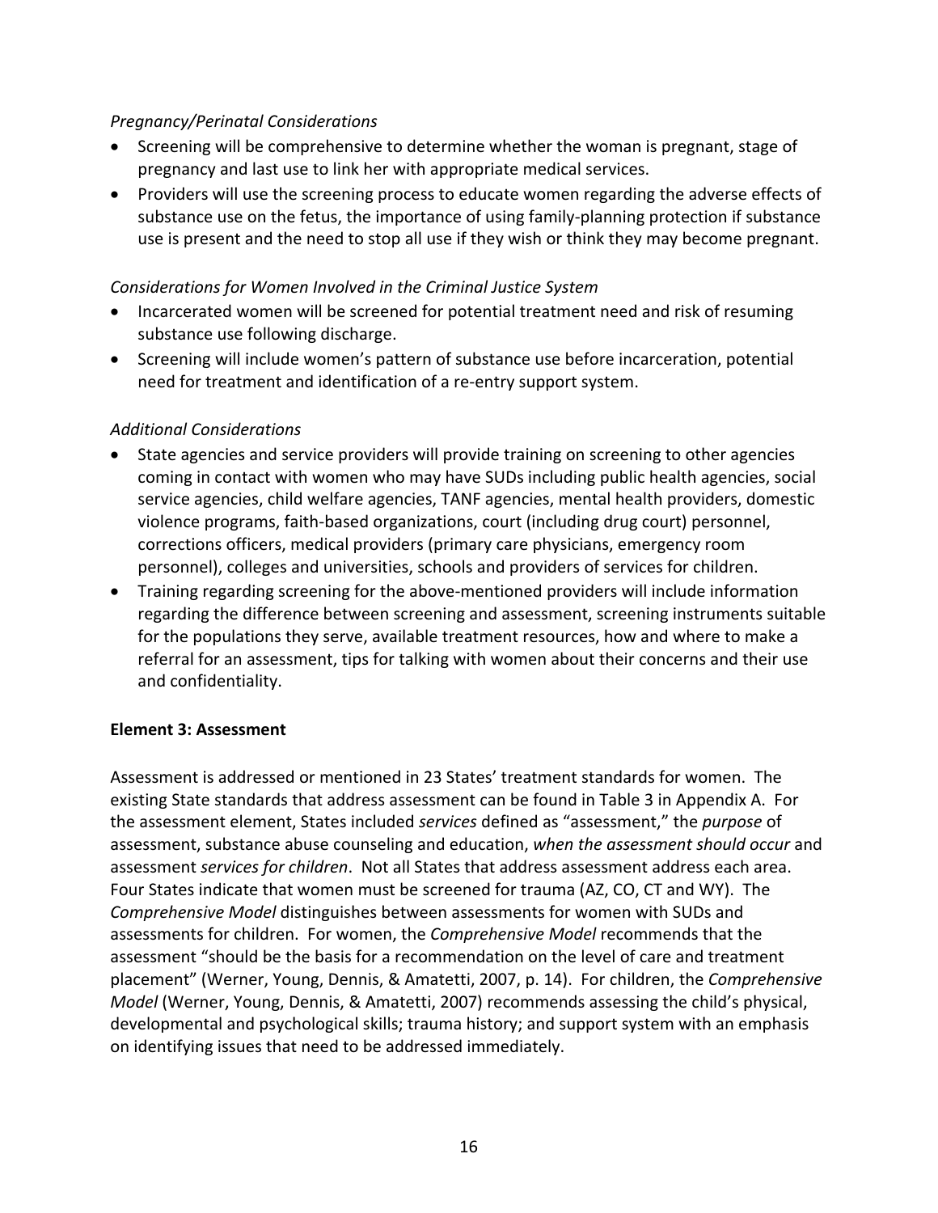*Pregnancy/Perinatal Considerations*

- Screening will be comprehensive to determine whether the woman is pregnant, stage of pregnancy and last use to link her with appropriate medical services.
- Providers will use the screening process to educate women regarding the adverse effects of substance use on the fetus, the importance of using family-planning protection if substance use is present and the need to stop all use if they wish or think they may become pregnant.

*Considerations for Women Involved in the Criminal Justice System*

- Incarcerated women will be screened for potential treatment need and risk of resuming substance use following discharge.
- Screening will include women's pattern of substance use before incarceration, potential need for treatment and identification of a re-entry support system.

*Additional Considerations*

- State agencies and service providers will provide training on screening to other agencies coming in contact with women who may have SUDs including public health agencies, social service agencies, child welfare agencies, TANF agencies, mental health providers, domestic violence programs, faith-based organizations, court (including drug court) personnel, corrections officers, medical providers (primary care physicians, emergency room personnel), colleges and universities, schools and providers of services for children.
- Training regarding screening for the above-mentioned providers will include information regarding the difference between screening and assessment, screening instruments suitable for the populations they serve, available treatment resources, how and where to make a referral for an assessment, tips for talking with women about their concerns and their use and confidentiality.

**Element 3: Assessment**

Assessment is addressed or mentioned in 23 States' treatment standards for women. The existing State standards that address assessment can be found in Table 3 in Appendix A. For the assessment element, States included *services* defined as "assessment," the *purpose* of assessment, substance abuse counseling and education, *when the assessment should occur* and assessment *services for children*. Not all States that address assessment address each area. Four States indicate that women must be screened for trauma (AZ, CO, CT and WY). The *Comprehensive Model* distinguishes between assessments for women with SUDs and assessments for children. For women, the *Comprehensive Model* recommends that the assessment "should be the basis for a recommendation on the level of care and treatment placement" (Werner, Young, Dennis, & Amatetti, 2007, p. 14). For children, the *Comprehensive Model* (Werner, Young, Dennis, & Amatetti, 2007) recommends assessing the child's physical, developmental and psychological skills; trauma history; and support system with an emphasis on identifying issues that need to be addressed immediately.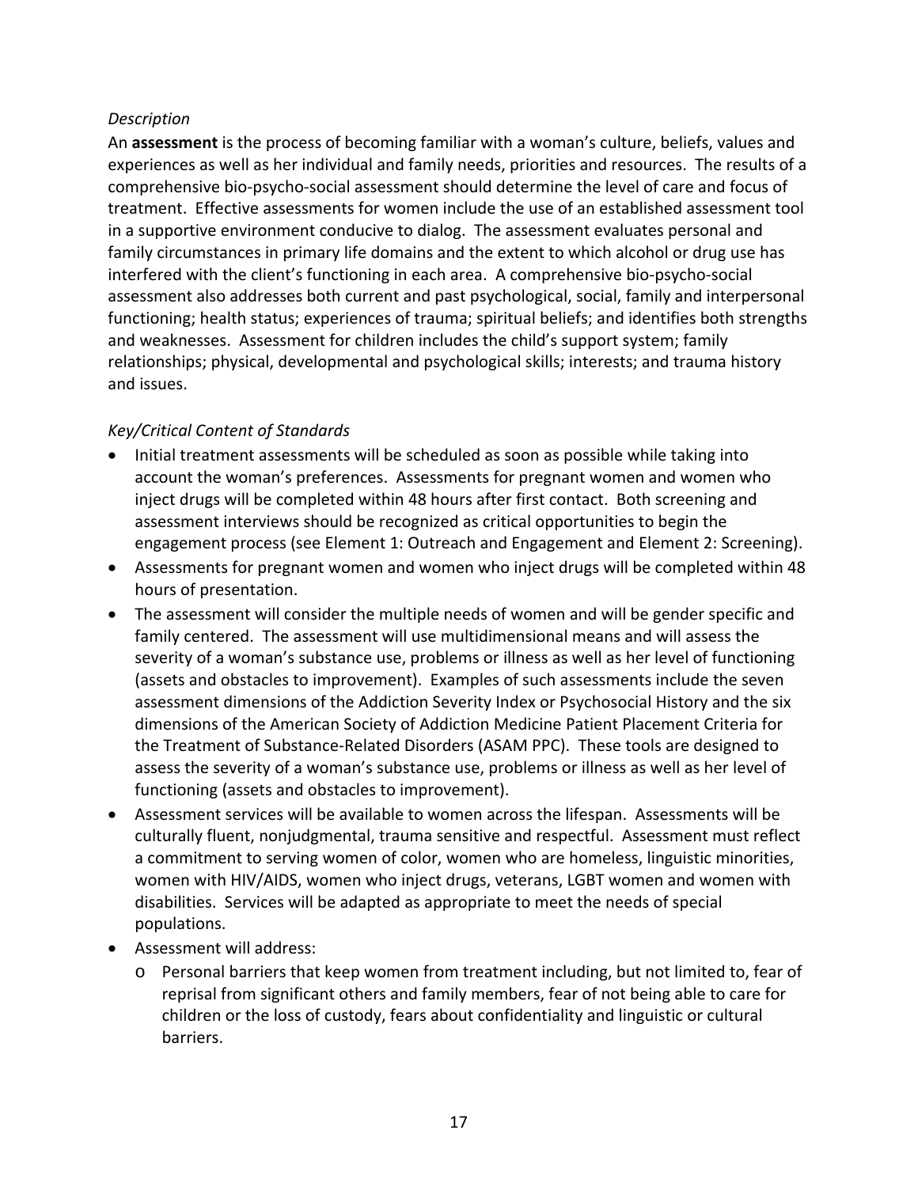*Description*

An **assessment** is the process of becoming familiar with a woman's culture, beliefs, values and experiences as well as her individual and family needs, priorities and resources. The results of a comprehensive bio-psycho-social assessment should determine the level of care and focus of treatment. Effective assessments for women include the use of an established assessment tool in a supportive environment conducive to dialog. The assessment evaluates personal and family circumstances in primary life domains and the extent to which alcohol or drug use has interfered with the client's functioning in each area. A comprehensive bio-psycho-social assessment also addresses both current and past psychological, social, family and interpersonal functioning; health status; experiences of trauma; spiritual beliefs; and identifies both strengths and weaknesses. Assessment for children includes the child's support system; family relationships; physical, developmental and psychological skills; interests; and trauma history and issues.

*Key/Critical Content of Standards*

- Initial treatment assessments will be scheduled as soon as possible while taking into account the woman's preferences. Assessments for pregnant women and women who inject drugs will be completed within 48 hours after first contact. Both screening and assessment interviews should be recognized as critical opportunities to begin the engagement process (see Element 1: Outreach and Engagement and Element 2: Screening).
- Assessments for pregnant women and women who inject drugs will be completed within 48 hours of presentation.
- The assessment will consider the multiple needs of women and will be gender specific and family centered. The assessment will use multidimensional means and will assess the severity of a woman's substance use, problems or illness as well as her level of functioning (assets and obstacles to improvement). Examples of such assessments include the seven assessment dimensions of the Addiction Severity Index or Psychosocial History and the six dimensions of the American Society of Addiction Medicine Patient Placement Criteria for the Treatment of Substance-Related Disorders (ASAM PPC). These tools are designed to assess the severity of a woman's substance use, problems or illness as well as her level of functioning (assets and obstacles to improvement).
- Assessment services will be available to women across the lifespan. Assessments will be culturally fluent, nonjudgmental, trauma sensitive and respectful. Assessment must reflect a commitment to serving women of color, women who are homeless, linguistic minorities, women with HIV/AIDS, women who inject drugs, veterans, LGBT women and women with disabilities. Services will be adapted as appropriate to meet the needs of special populations.
- Assessment will address:
    - Personal barriers that keep women from treatment including, but not limited to, fear of reprisal from significant others and family members, fear of not being able to care for children or the loss of custody, fears about confidentiality and linguistic or cultural barriers.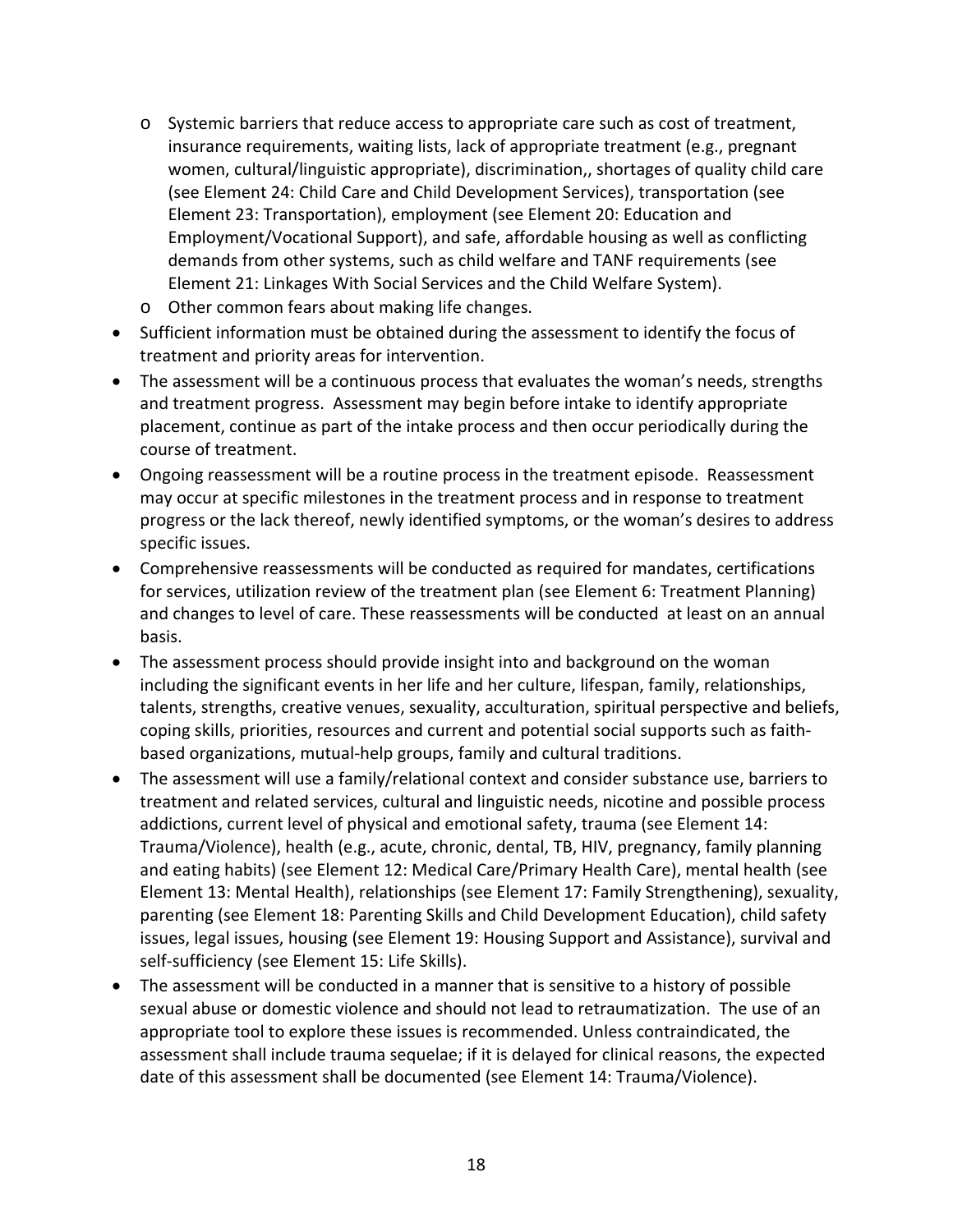- Systemic barriers that reduce access to appropriate care such as cost of treatment, insurance requirements, waiting lists, lack of appropriate treatment (e.g., pregnant women, cultural/linguistic appropriate), discrimination,, shortages of quality child care (see Element 24: Child Care and Child Development Services), transportation (see Element 23: Transportation), employment (see Element 20: Education and Employment/Vocational Support), and safe, affordable housing as well as conflicting demands from other systems, such as child welfare and TANF requirements (see Element 21: Linkages With Social Services and the Child Welfare System).
  - Other common fears about making life changes.
- Sufficient information must be obtained during the assessment to identify the focus of treatment and priority areas for intervention.
- The assessment will be a continuous process that evaluates the woman's needs, strengths and treatment progress. Assessment may begin before intake to identify appropriate placement, continue as part of the intake process and then occur periodically during the course of treatment.
- Ongoing reassessment will be a routine process in the treatment episode. Reassessment may occur at specific milestones in the treatment process and in response to treatment progress or the lack thereof, newly identified symptoms, or the woman's desires to address specific issues.
- Comprehensive reassessments will be conducted as required for mandates, certifications for services, utilization review of the treatment plan (see Element 6: Treatment Planning) and changes to level of care. These reassessments will be conducted at least on an annual basis.
- The assessment process should provide insight into and background on the woman including the significant events in her life and her culture, lifespan, family, relationships, talents, strengths, creative venues, sexuality, acculturation, spiritual perspective and beliefs, coping skills, priorities, resources and current and potential social supports such as faith-based organizations, mutual-help groups, family and cultural traditions.
- The assessment will use a family/relational context and consider substance use, barriers to treatment and related services, cultural and linguistic needs, nicotine and possible process addictions, current level of physical and emotional safety, trauma (see Element 14: Trauma/Violence), health (e.g., acute, chronic, dental, TB, HIV, pregnancy, family planning and eating habits) (see Element 12: Medical Care/Primary Health Care), mental health (see Element 13: Mental Health), relationships (see Element 17: Family Strengthening), sexuality, parenting (see Element 18: Parenting Skills and Child Development Education), child safety issues, legal issues, housing (see Element 19: Housing Support and Assistance), survival and self-sufficiency (see Element 15: Life Skills).
- The assessment will be conducted in a manner that is sensitive to a history of possible sexual abuse or domestic violence and should not lead to retraumatization. The use of an appropriate tool to explore these issues is recommended. Unless contraindicated, the assessment shall include trauma sequelae; if it is delayed for clinical reasons, the expected date of this assessment shall be documented (see Element 14: Trauma/Violence).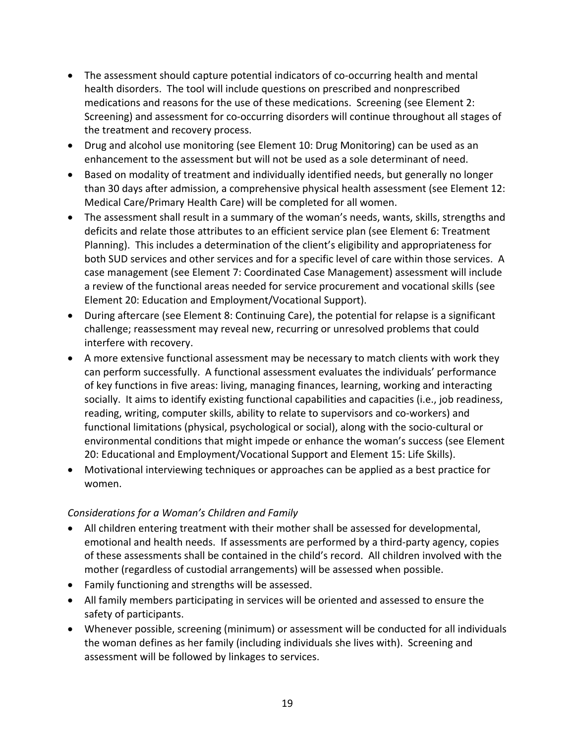- The assessment should capture potential indicators of co-occurring health and mental health disorders. The tool will include questions on prescribed and nonprescribed medications and reasons for the use of these medications. Screening (see Element 2: Screening) and assessment for co-occurring disorders will continue throughout all stages of the treatment and recovery process.
- Drug and alcohol use monitoring (see Element 10: Drug Monitoring) can be used as an enhancement to the assessment but will not be used as a sole determinant of need.
- Based on modality of treatment and individually identified needs, but generally no longer than 30 days after admission, a comprehensive physical health assessment (see Element 12: Medical Care/Primary Health Care) will be completed for all women.
- The assessment shall result in a summary of the woman's needs, wants, skills, strengths and deficits and relate those attributes to an efficient service plan (see Element 6: Treatment Planning). This includes a determination of the client's eligibility and appropriateness for both SUD services and other services and for a specific level of care within those services. A case management (see Element 7: Coordinated Case Management) assessment will include a review of the functional areas needed for service procurement and vocational skills (see Element 20: Education and Employment/Vocational Support).
- During aftercare (see Element 8: Continuing Care), the potential for relapse is a significant challenge; reassessment may reveal new, recurring or unresolved problems that could interfere with recovery.
- A more extensive functional assessment may be necessary to match clients with work they can perform successfully. A functional assessment evaluates the individuals' performance of key functions in five areas: living, managing finances, learning, working and interacting socially. It aims to identify existing functional capabilities and capacities (i.e., job readiness, reading, writing, computer skills, ability to relate to supervisors and co-workers) and functional limitations (physical, psychological or social), along with the socio-cultural or environmental conditions that might impede or enhance the woman's success (see Element 20: Educational and Employment/Vocational Support and Element 15: Life Skills).
- Motivational interviewing techniques or approaches can be applied as a best practice for women.

*Considerations for a Woman's Children and Family*

- All children entering treatment with their mother shall be assessed for developmental, emotional and health needs. If assessments are performed by a third-party agency, copies of these assessments shall be contained in the child's record. All children involved with the mother (regardless of custodial arrangements) will be assessed when possible.
- Family functioning and strengths will be assessed.
- All family members participating in services will be oriented and assessed to ensure the safety of participants.
- Whenever possible, screening (minimum) or assessment will be conducted for all individuals the woman defines as her family (including individuals she lives with). Screening and assessment will be followed by linkages to services.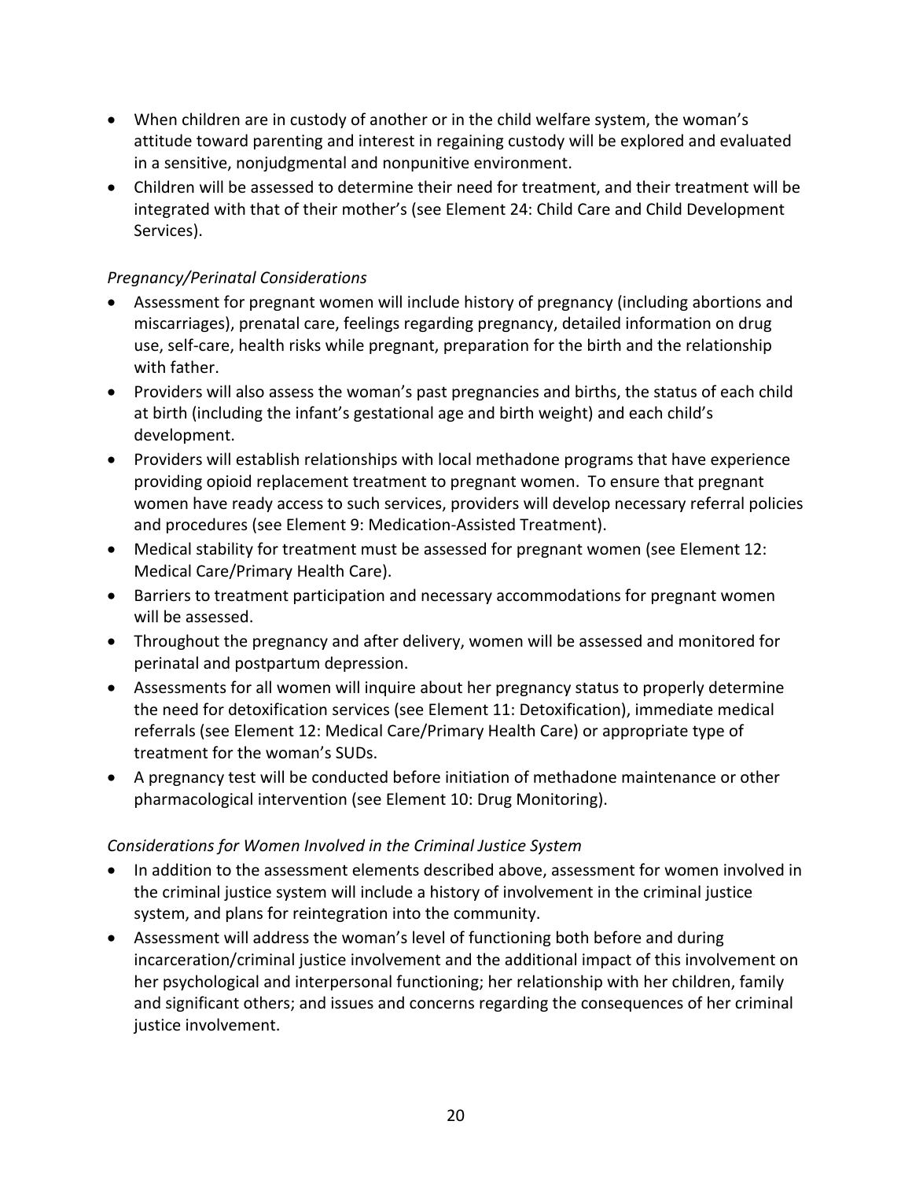- When children are in custody of another or in the child welfare system, the woman's attitude toward parenting and interest in regaining custody will be explored and evaluated in a sensitive, nonjudgmental and nonpunitive environment.
- Children will be assessed to determine their need for treatment, and their treatment will be integrated with that of their mother's (see Element 24: Child Care and Child Development Services).

*Pregnancy/Perinatal Considerations*

- Assessment for pregnant women will include history of pregnancy (including abortions and miscarriages), prenatal care, feelings regarding pregnancy, detailed information on drug use, self-care, health risks while pregnant, preparation for the birth and the relationship with father.
- Providers will also assess the woman's past pregnancies and births, the status of each child at birth (including the infant's gestational age and birth weight) and each child's development.
- Providers will establish relationships with local methadone programs that have experience providing opioid replacement treatment to pregnant women. To ensure that pregnant women have ready access to such services, providers will develop necessary referral policies and procedures (see Element 9: Medication-Assisted Treatment).
- Medical stability for treatment must be assessed for pregnant women (see Element 12: Medical Care/Primary Health Care).
- Barriers to treatment participation and necessary accommodations for pregnant women will be assessed.
- Throughout the pregnancy and after delivery, women will be assessed and monitored for perinatal and postpartum depression.
- Assessments for all women will inquire about her pregnancy status to properly determine the need for detoxification services (see Element 11: Detoxification), immediate medical referrals (see Element 12: Medical Care/Primary Health Care) or appropriate type of treatment for the woman's SUDs.
- A pregnancy test will be conducted before initiation of methadone maintenance or other pharmacological intervention (see Element 10: Drug Monitoring).

*Considerations for Women Involved in the Criminal Justice System*

- In addition to the assessment elements described above, assessment for women involved in the criminal justice system will include a history of involvement in the criminal justice system, and plans for reintegration into the community.
- Assessment will address the woman's level of functioning both before and during incarceration/criminal justice involvement and the additional impact of this involvement on her psychological and interpersonal functioning; her relationship with her children, family and significant others; and issues and concerns regarding the consequences of her criminal justice involvement.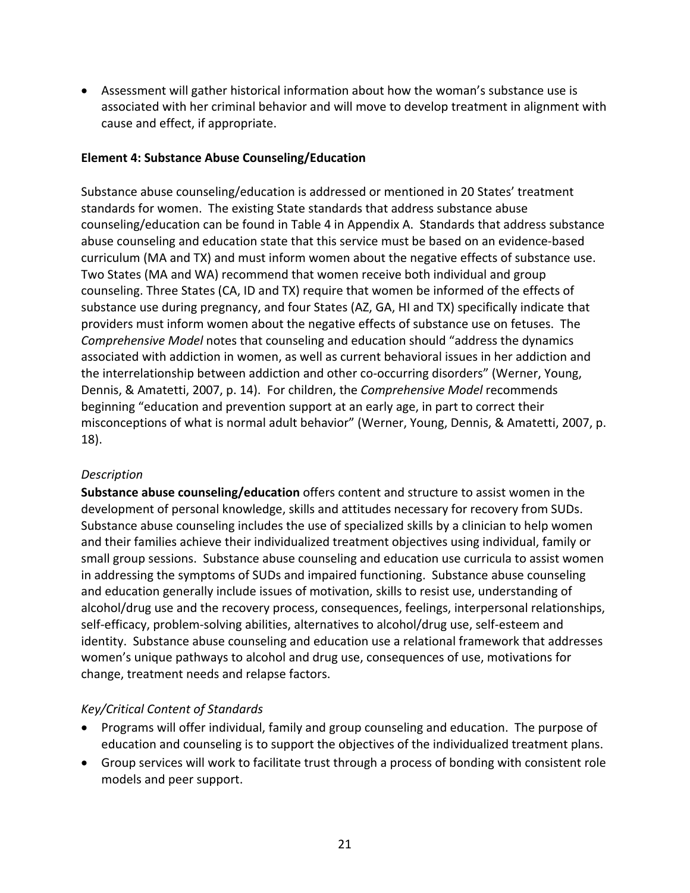- Assessment will gather historical information about how the woman's substance use is associated with her criminal behavior and will move to develop treatment in alignment with cause and effect, if appropriate.

**Element 4: Substance Abuse Counseling/Education**

Substance abuse counseling/education is addressed or mentioned in 20 States' treatment standards for women. The existing State standards that address substance abuse counseling/education can be found in Table 4 in Appendix A. Standards that address substance abuse counseling and education state that this service must be based on an evidence-based curriculum (MA and TX) and must inform women about the negative effects of substance use. Two States (MA and WA) recommend that women receive both individual and group counseling. Three States (CA, ID and TX) require that women be informed of the effects of substance use during pregnancy, and four States (AZ, GA, HI and TX) specifically indicate that providers must inform women about the negative effects of substance use on fetuses. The *Comprehensive Model* notes that counseling and education should "address the dynamics associated with addiction in women, as well as current behavioral issues in her addiction and the interrelationship between addiction and other co-occurring disorders" (Werner, Young, Dennis, & Amatetti, 2007, p. 14). For children, the *Comprehensive Model* recommends beginning "education and prevention support at an early age, in part to correct their misconceptions of what is normal adult behavior" (Werner, Young, Dennis, & Amatetti, 2007, p. 18).

*Description*

**Substance abuse counseling/education** offers content and structure to assist women in the development of personal knowledge, skills and attitudes necessary for recovery from SUDs. Substance abuse counseling includes the use of specialized skills by a clinician to help women and their families achieve their individualized treatment objectives using individual, family or small group sessions. Substance abuse counseling and education use curricula to assist women in addressing the symptoms of SUDs and impaired functioning. Substance abuse counseling and education generally include issues of motivation, skills to resist use, understanding of alcohol/drug use and the recovery process, consequences, feelings, interpersonal relationships, self-efficacy, problem-solving abilities, alternatives to alcohol/drug use, self-esteem and identity. Substance abuse counseling and education use a relational framework that addresses women's unique pathways to alcohol and drug use, consequences of use, motivations for change, treatment needs and relapse factors.

*Key/Critical Content of Standards*

- Programs will offer individual, family and group counseling and education. The purpose of education and counseling is to support the objectives of the individualized treatment plans.
- Group services will work to facilitate trust through a process of bonding with consistent role models and peer support.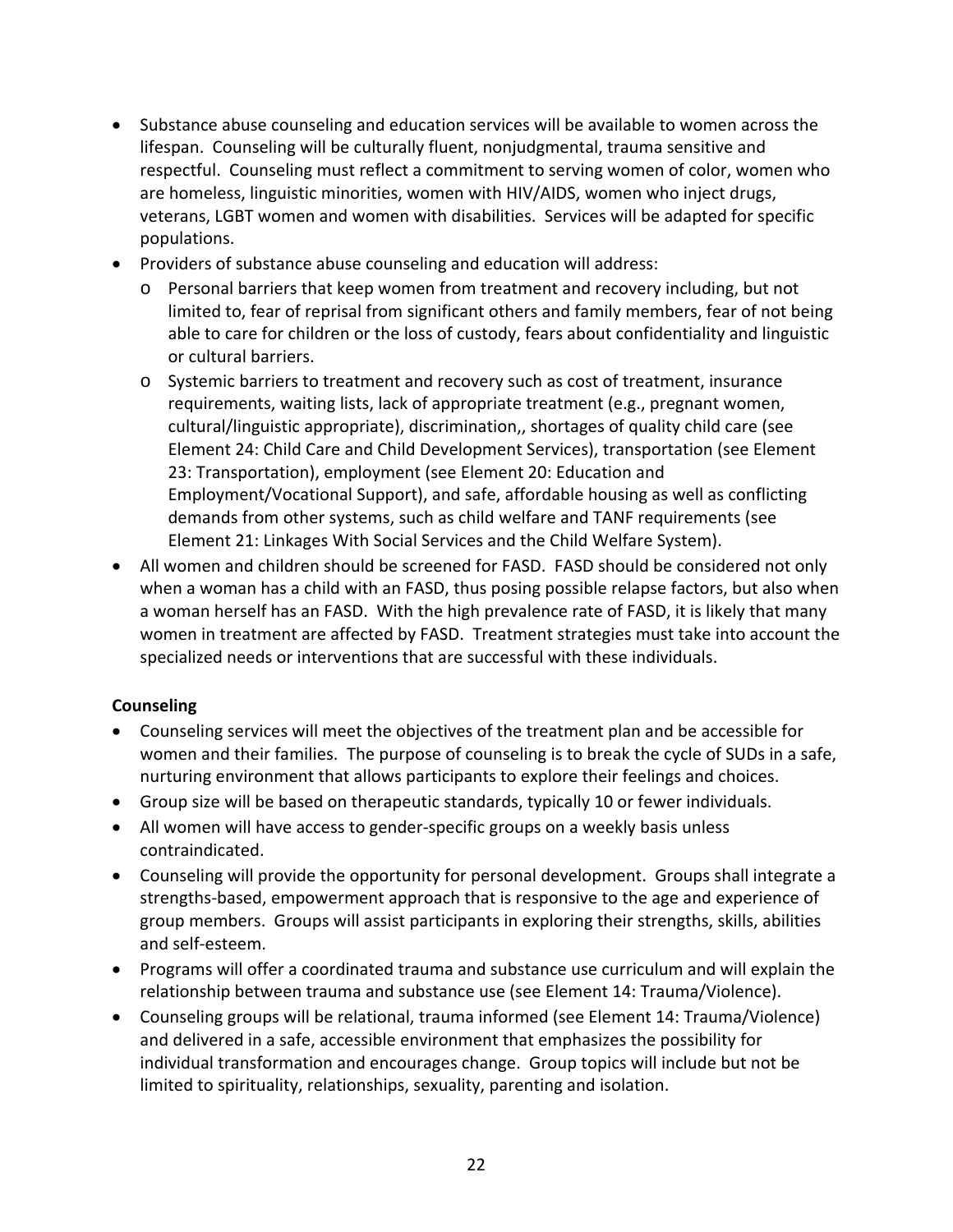- Substance abuse counseling and education services will be available to women across the lifespan. Counseling will be culturally fluent, nonjudgmental, trauma sensitive and respectful. Counseling must reflect a commitment to serving women of color, women who are homeless, linguistic minorities, women with HIV/AIDS, women who inject drugs, veterans, LGBT women and women with disabilities. Services will be adapted for specific populations.
- Providers of substance abuse counseling and education will address:
  - Personal barriers that keep women from treatment and recovery including, but not limited to, fear of reprisal from significant others and family members, fear of not being able to care for children or the loss of custody, fears about confidentiality and linguistic or cultural barriers.
  - Systemic barriers to treatment and recovery such as cost of treatment, insurance requirements, waiting lists, lack of appropriate treatment (e.g., pregnant women, cultural/linguistic appropriate), discrimination,, shortages of quality child care (see Element 24: Child Care and Child Development Services), transportation (see Element 23: Transportation), employment (see Element 20: Education and Employment/Vocational Support), and safe, affordable housing as well as conflicting demands from other systems, such as child welfare and TANF requirements (see Element 21: Linkages With Social Services and the Child Welfare System).
- All women and children should be screened for FASD. FASD should be considered not only when a woman has a child with an FASD, thus posing possible relapse factors, but also when a woman herself has an FASD. With the high prevalence rate of FASD, it is likely that many women in treatment are affected by FASD. Treatment strategies must take into account the specialized needs or interventions that are successful with these individuals.

**Counseling**

- Counseling services will meet the objectives of the treatment plan and be accessible for women and their families. The purpose of counseling is to break the cycle of SUDs in a safe, nurturing environment that allows participants to explore their feelings and choices.
- Group size will be based on therapeutic standards, typically 10 or fewer individuals.
- All women will have access to gender-specific groups on a weekly basis unless contraindicated.
- Counseling will provide the opportunity for personal development. Groups shall integrate a strengths-based, empowerment approach that is responsive to the age and experience of group members. Groups will assist participants in exploring their strengths, skills, abilities and self-esteem.
- Programs will offer a coordinated trauma and substance use curriculum and will explain the relationship between trauma and substance use (see Element 14: Trauma/Violence).
- Counseling groups will be relational, trauma informed (see Element 14: Trauma/Violence) and delivered in a safe, accessible environment that emphasizes the possibility for individual transformation and encourages change. Group topics will include but not be limited to spirituality, relationships, sexuality, parenting and isolation.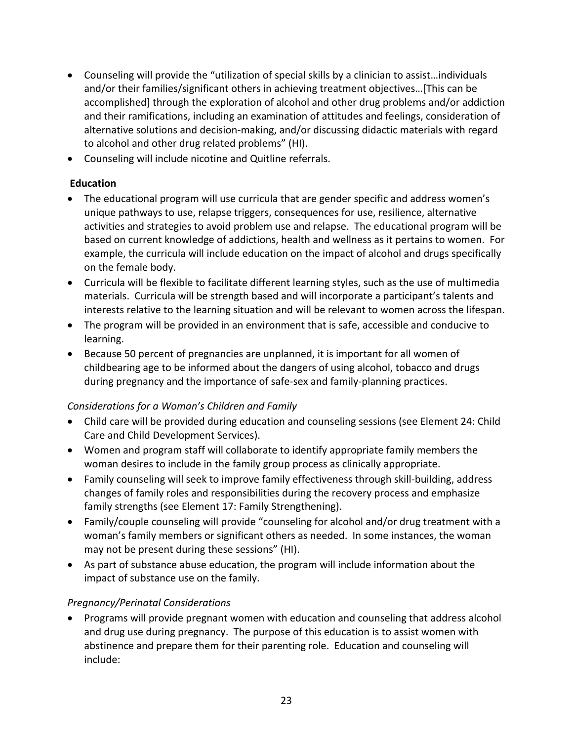- Counseling will provide the "utilization of special skills by a clinician to assist…individuals and/or their families/significant others in achieving treatment objectives…[This can be accomplished] through the exploration of alcohol and other drug problems and/or addiction and their ramifications, including an examination of attitudes and feelings, consideration of alternative solutions and decision-making, and/or discussing didactic materials with regard to alcohol and other drug related problems" (HI).
- Counseling will include nicotine and Quitline referrals.

**Education**

- The educational program will use curricula that are gender specific and address women's unique pathways to use, relapse triggers, consequences for use, resilience, alternative activities and strategies to avoid problem use and relapse. The educational program will be based on current knowledge of addictions, health and wellness as it pertains to women. For example, the curricula will include education on the impact of alcohol and drugs specifically on the female body.
- Curricula will be flexible to facilitate different learning styles, such as the use of multimedia materials. Curricula will be strength based and will incorporate a participant's talents and interests relative to the learning situation and will be relevant to women across the lifespan.
- The program will be provided in an environment that is safe, accessible and conducive to learning.
- Because 50 percent of pregnancies are unplanned, it is important for all women of childbearing age to be informed about the dangers of using alcohol, tobacco and drugs during pregnancy and the importance of safe-sex and family-planning practices.

*Considerations for a Woman's Children and Family*

- Child care will be provided during education and counseling sessions (see Element 24: Child Care and Child Development Services).
- Women and program staff will collaborate to identify appropriate family members the woman desires to include in the family group process as clinically appropriate.
- Family counseling will seek to improve family effectiveness through skill-building, address changes of family roles and responsibilities during the recovery process and emphasize family strengths (see Element 17: Family Strengthening).
- Family/couple counseling will provide "counseling for alcohol and/or drug treatment with a woman's family members or significant others as needed. In some instances, the woman may not be present during these sessions" (HI).
- As part of substance abuse education, the program will include information about the impact of substance use on the family.

*Pregnancy/Perinatal Considerations*

- Programs will provide pregnant women with education and counseling that address alcohol and drug use during pregnancy. The purpose of this education is to assist women with abstinence and prepare them for their parenting role. Education and counseling will include: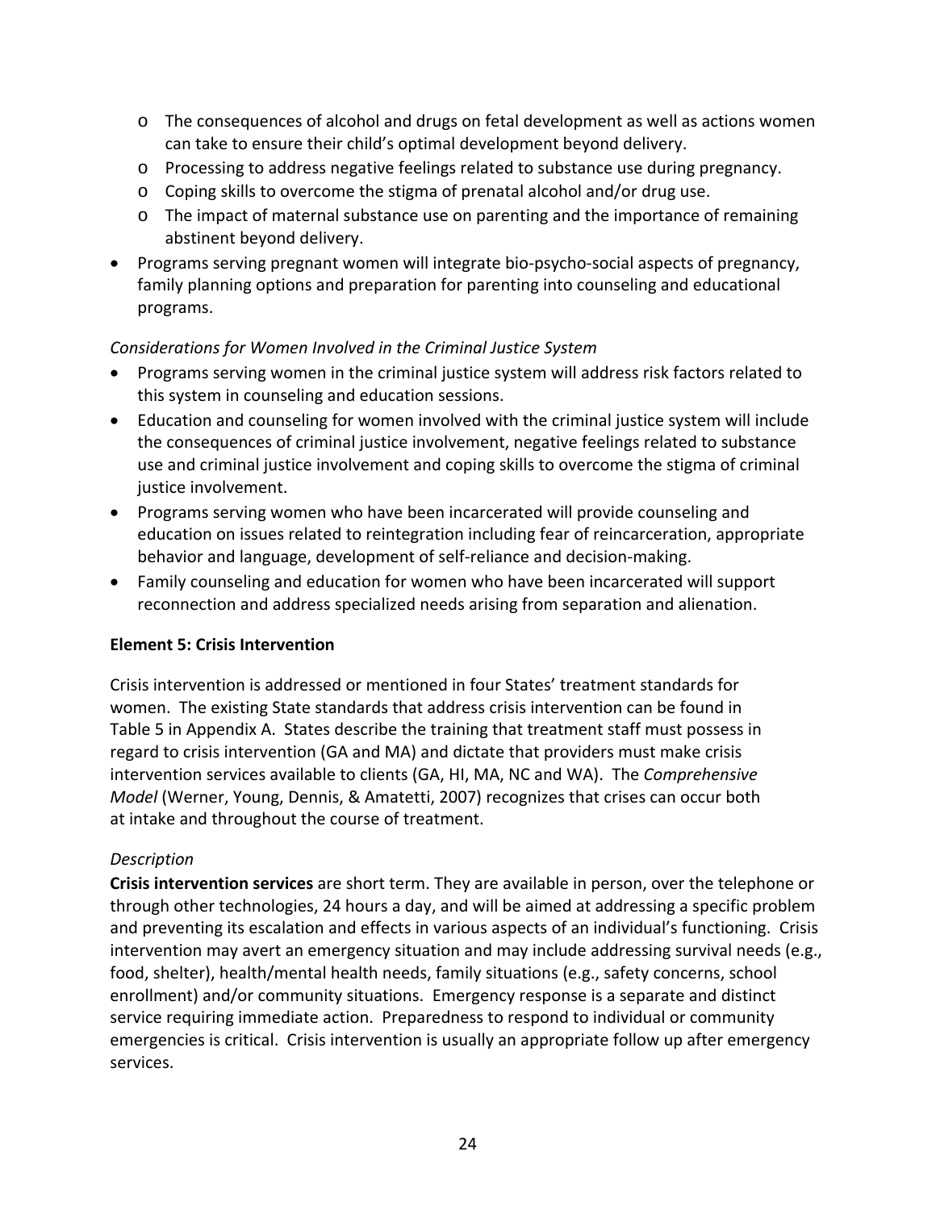- The consequences of alcohol and drugs on fetal development as well as actions women can take to ensure their child's optimal development beyond delivery.
  - Processing to address negative feelings related to substance use during pregnancy.
  - Coping skills to overcome the stigma of prenatal alcohol and/or drug use.
  - The impact of maternal substance use on parenting and the importance of remaining abstinent beyond delivery.
- Programs serving pregnant women will integrate bio-psycho-social aspects of pregnancy, family planning options and preparation for parenting into counseling and educational programs.

*Considerations for Women Involved in the Criminal Justice System*

- Programs serving women in the criminal justice system will address risk factors related to this system in counseling and education sessions.
- Education and counseling for women involved with the criminal justice system will include the consequences of criminal justice involvement, negative feelings related to substance use and criminal justice involvement and coping skills to overcome the stigma of criminal justice involvement.
- Programs serving women who have been incarcerated will provide counseling and education on issues related to reintegration including fear of reincarceration, appropriate behavior and language, development of self-reliance and decision-making.
- Family counseling and education for women who have been incarcerated will support reconnection and address specialized needs arising from separation and alienation.

**Element 5: Crisis Intervention**

Crisis intervention is addressed or mentioned in four States' treatment standards for women. The existing State standards that address crisis intervention can be found in Table 5 in Appendix A. States describe the training that treatment staff must possess in regard to crisis intervention (GA and MA) and dictate that providers must make crisis intervention services available to clients (GA, HI, MA, NC and WA). The *Comprehensive Model* (Werner, Young, Dennis, & Amatetti, 2007) recognizes that crises can occur both at intake and throughout the course of treatment.

*Description*

**Crisis intervention services** are short term. They are available in person, over the telephone or through other technologies, 24 hours a day, and will be aimed at addressing a specific problem and preventing its escalation and effects in various aspects of an individual's functioning. Crisis intervention may avert an emergency situation and may include addressing survival needs (e.g., food, shelter), health/mental health needs, family situations (e.g., safety concerns, school enrollment) and/or community situations. Emergency response is a separate and distinct service requiring immediate action. Preparedness to respond to individual or community emergencies is critical. Crisis intervention is usually an appropriate follow up after emergency services.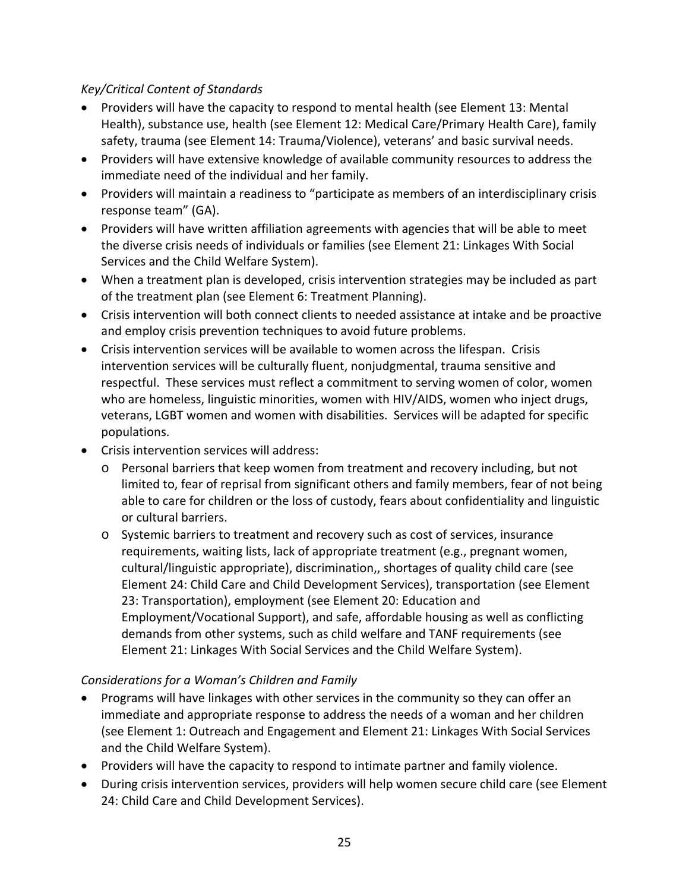*Key/Critical Content of Standards*

- Providers will have the capacity to respond to mental health (see Element 13: Mental Health), substance use, health (see Element 12: Medical Care/Primary Health Care), family safety, trauma (see Element 14: Trauma/Violence), veterans' and basic survival needs.
- Providers will have extensive knowledge of available community resources to address the immediate need of the individual and her family.
- Providers will maintain a readiness to "participate as members of an interdisciplinary crisis response team" (GA).
- Providers will have written affiliation agreements with agencies that will be able to meet the diverse crisis needs of individuals or families (see Element 21: Linkages With Social Services and the Child Welfare System).
- When a treatment plan is developed, crisis intervention strategies may be included as part of the treatment plan (see Element 6: Treatment Planning).
- Crisis intervention will both connect clients to needed assistance at intake and be proactive and employ crisis prevention techniques to avoid future problems.
- Crisis intervention services will be available to women across the lifespan. Crisis intervention services will be culturally fluent, nonjudgmental, trauma sensitive and respectful. These services must reflect a commitment to serving women of color, women who are homeless, linguistic minorities, women with HIV/AIDS, women who inject drugs, veterans, LGBT women and women with disabilities. Services will be adapted for specific populations.
- Crisis intervention services will address:
  - Personal barriers that keep women from treatment and recovery including, but not limited to, fear of reprisal from significant others and family members, fear of not being able to care for children or the loss of custody, fears about confidentiality and linguistic or cultural barriers.
  - Systemic barriers to treatment and recovery such as cost of services, insurance requirements, waiting lists, lack of appropriate treatment (e.g., pregnant women, cultural/linguistic appropriate), discrimination,, shortages of quality child care (see Element 24: Child Care and Child Development Services), transportation (see Element 23: Transportation), employment (see Element 20: Education and Employment/Vocational Support), and safe, affordable housing as well as conflicting demands from other systems, such as child welfare and TANF requirements (see Element 21: Linkages With Social Services and the Child Welfare System).

*Considerations for a Woman's Children and Family*

- Programs will have linkages with other services in the community so they can offer an immediate and appropriate response to address the needs of a woman and her children (see Element 1: Outreach and Engagement and Element 21: Linkages With Social Services and the Child Welfare System).
- Providers will have the capacity to respond to intimate partner and family violence.
- During crisis intervention services, providers will help women secure child care (see Element 24: Child Care and Child Development Services).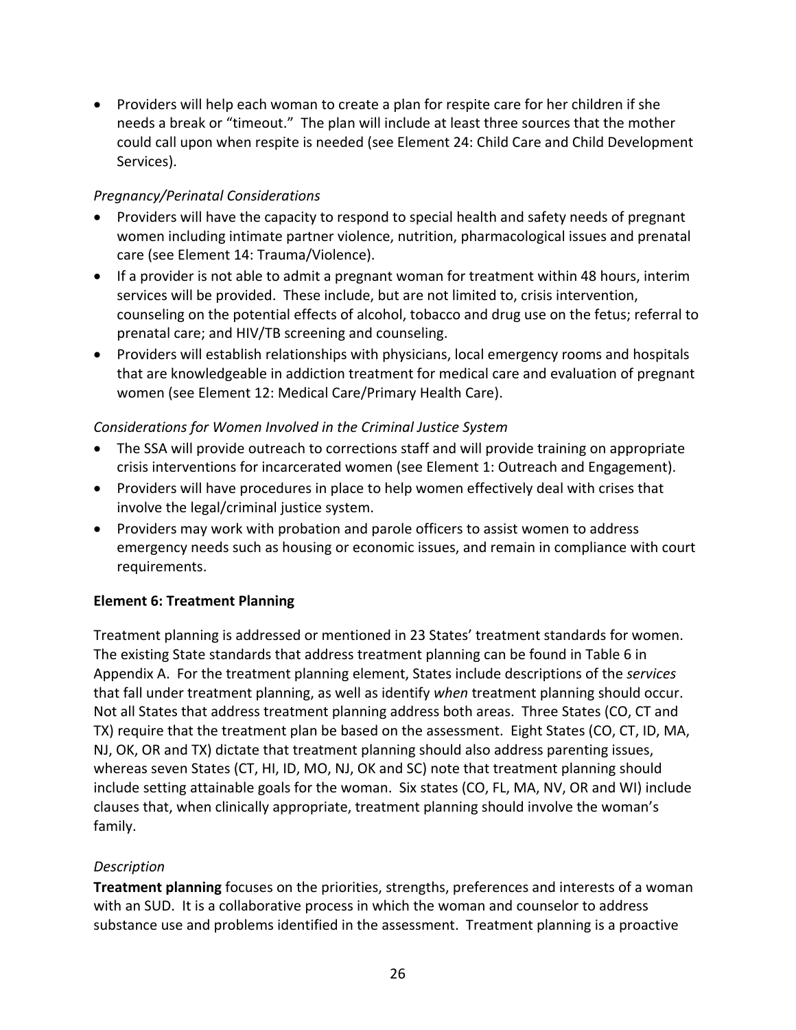- Providers will help each woman to create a plan for respite care for her children if she needs a break or "timeout." The plan will include at least three sources that the mother could call upon when respite is needed (see Element 24: Child Care and Child Development Services).

*Pregnancy/Perinatal Considerations*

- Providers will have the capacity to respond to special health and safety needs of pregnant women including intimate partner violence, nutrition, pharmacological issues and prenatal care (see Element 14: Trauma/Violence).
- If a provider is not able to admit a pregnant woman for treatment within 48 hours, interim services will be provided. These include, but are not limited to, crisis intervention, counseling on the potential effects of alcohol, tobacco and drug use on the fetus; referral to prenatal care; and HIV/TB screening and counseling.
- Providers will establish relationships with physicians, local emergency rooms and hospitals that are knowledgeable in addiction treatment for medical care and evaluation of pregnant women (see Element 12: Medical Care/Primary Health Care).

*Considerations for Women Involved in the Criminal Justice System*

- The SSA will provide outreach to corrections staff and will provide training on appropriate crisis interventions for incarcerated women (see Element 1: Outreach and Engagement).
- Providers will have procedures in place to help women effectively deal with crises that involve the legal/criminal justice system.
- Providers may work with probation and parole officers to assist women to address emergency needs such as housing or economic issues, and remain in compliance with court requirements.

**Element 6: Treatment Planning**

Treatment planning is addressed or mentioned in 23 States' treatment standards for women. The existing State standards that address treatment planning can be found in Table 6 in Appendix A. For the treatment planning element, States include descriptions of the *services* that fall under treatment planning, as well as identify *when* treatment planning should occur. Not all States that address treatment planning address both areas. Three States (CO, CT and TX) require that the treatment plan be based on the assessment. Eight States (CO, CT, ID, MA, NJ, OK, OR and TX) dictate that treatment planning should also address parenting issues, whereas seven States (CT, HI, ID, MO, NJ, OK and SC) note that treatment planning should include setting attainable goals for the woman. Six states (CO, FL, MA, NV, OR and WI) include clauses that, when clinically appropriate, treatment planning should involve the woman's family.

*Description*

**Treatment planning** focuses on the priorities, strengths, preferences and interests of a woman with an SUD. It is a collaborative process in which the woman and counselor to address substance use and problems identified in the assessment. Treatment planning is a proactive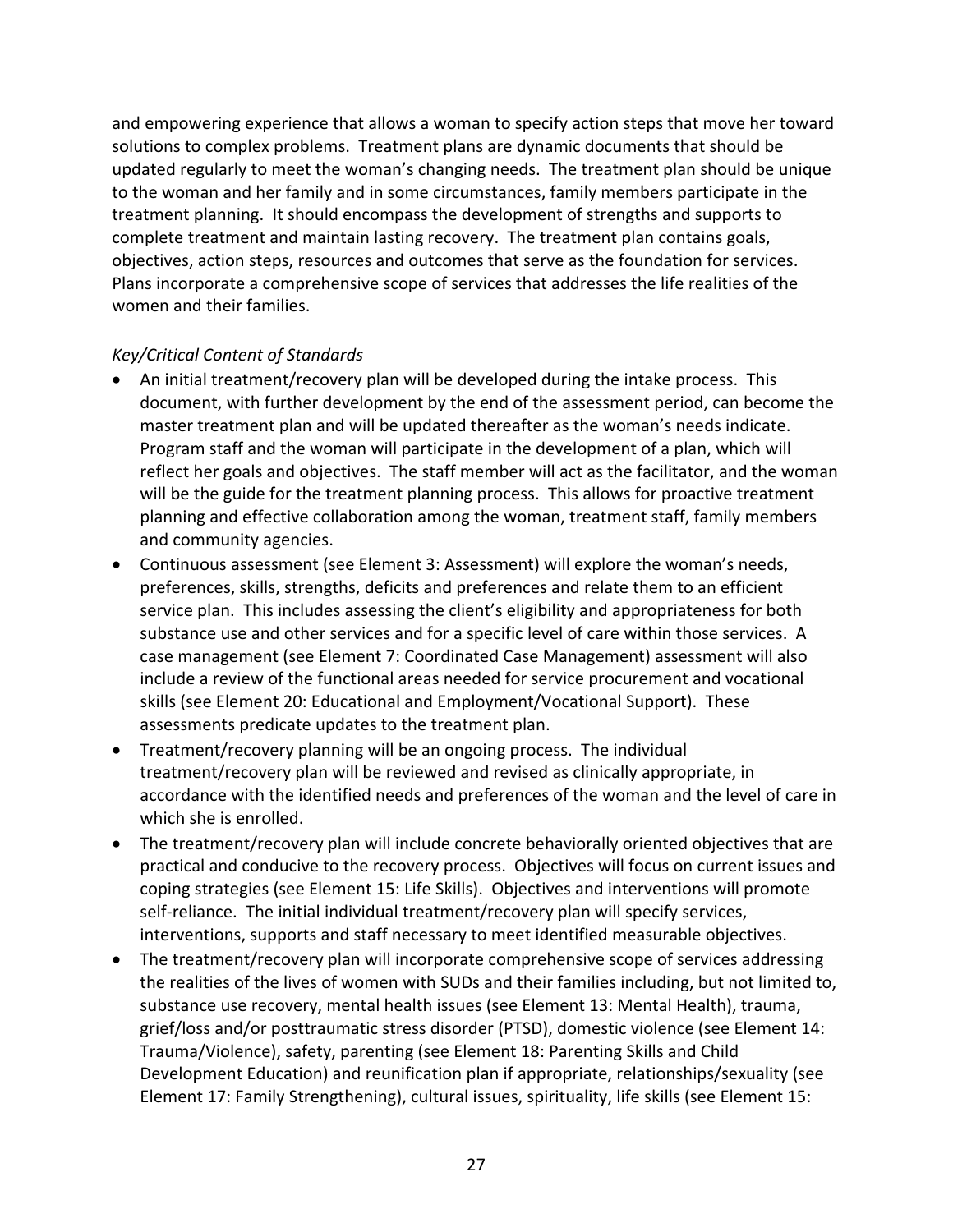and empowering experience that allows a woman to specify action steps that move her toward solutions to complex problems. Treatment plans are dynamic documents that should be updated regularly to meet the woman's changing needs. The treatment plan should be unique to the woman and her family and in some circumstances, family members participate in the treatment planning. It should encompass the development of strengths and supports to complete treatment and maintain lasting recovery. The treatment plan contains goals, objectives, action steps, resources and outcomes that serve as the foundation for services. Plans incorporate a comprehensive scope of services that addresses the life realities of the women and their families.

*Key/Critical Content of Standards*

- An initial treatment/recovery plan will be developed during the intake process. This document, with further development by the end of the assessment period, can become the master treatment plan and will be updated thereafter as the woman's needs indicate. Program staff and the woman will participate in the development of a plan, which will reflect her goals and objectives. The staff member will act as the facilitator, and the woman will be the guide for the treatment planning process. This allows for proactive treatment planning and effective collaboration among the woman, treatment staff, family members and community agencies.
- Continuous assessment (see Element 3: Assessment) will explore the woman's needs, preferences, skills, strengths, deficits and preferences and relate them to an efficient service plan. This includes assessing the client's eligibility and appropriateness for both substance use and other services and for a specific level of care within those services. A case management (see Element 7: Coordinated Case Management) assessment will also include a review of the functional areas needed for service procurement and vocational skills (see Element 20: Educational and Employment/Vocational Support). These assessments predicate updates to the treatment plan.
- Treatment/recovery planning will be an ongoing process. The individual treatment/recovery plan will be reviewed and revised as clinically appropriate, in accordance with the identified needs and preferences of the woman and the level of care in which she is enrolled.
- The treatment/recovery plan will include concrete behaviorally oriented objectives that are practical and conducive to the recovery process. Objectives will focus on current issues and coping strategies (see Element 15: Life Skills). Objectives and interventions will promote self-reliance. The initial individual treatment/recovery plan will specify services, interventions, supports and staff necessary to meet identified measurable objectives.
- The treatment/recovery plan will incorporate comprehensive scope of services addressing the realities of the lives of women with SUDs and their families including, but not limited to, substance use recovery, mental health issues (see Element 13: Mental Health), trauma, grief/loss and/or posttraumatic stress disorder (PTSD), domestic violence (see Element 14: Trauma/Violence), safety, parenting (see Element 18: Parenting Skills and Child Development Education) and reunification plan if appropriate, relationships/sexuality (see Element 17: Family Strengthening), cultural issues, spirituality, life skills (see Element 15: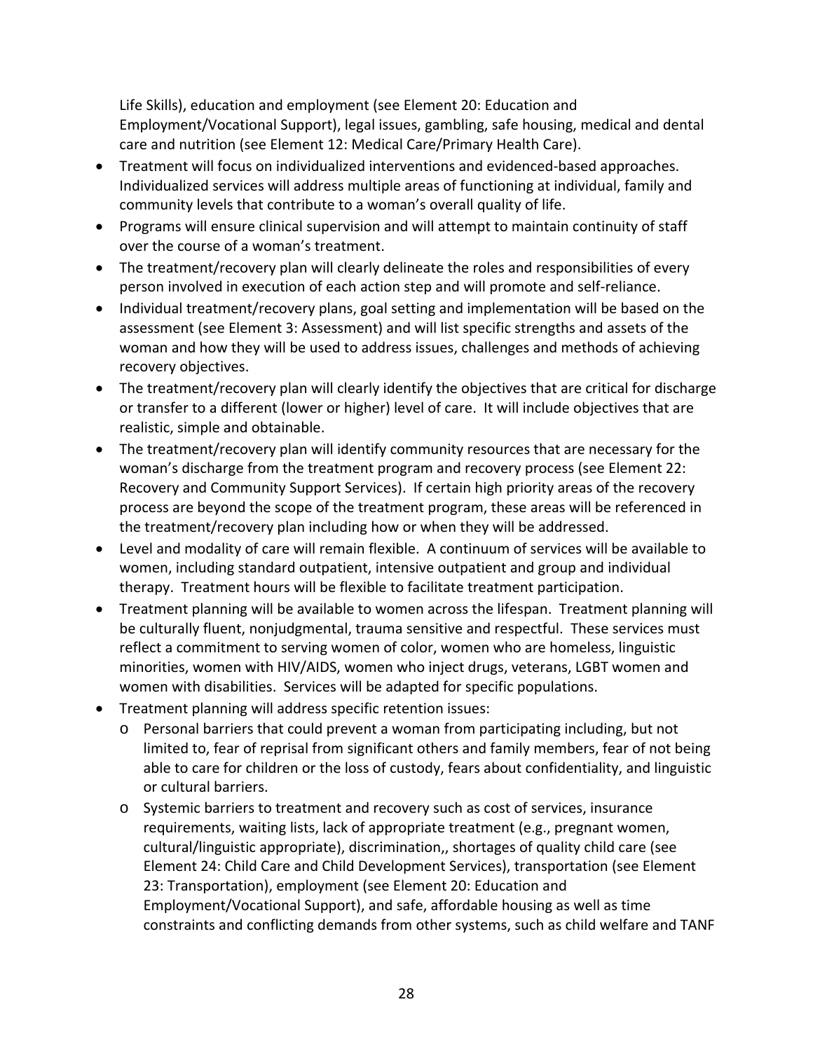Life Skills), education and employment (see Element 20: Education and Employment/Vocational Support), legal issues, gambling, safe housing, medical and dental care and nutrition (see Element 12: Medical Care/Primary Health Care).

- Treatment will focus on individualized interventions and evidenced-based approaches. Individualized services will address multiple areas of functioning at individual, family and community levels that contribute to a woman's overall quality of life.
- Programs will ensure clinical supervision and will attempt to maintain continuity of staff over the course of a woman's treatment.
- The treatment/recovery plan will clearly delineate the roles and responsibilities of every person involved in execution of each action step and will promote and self-reliance.
- Individual treatment/recovery plans, goal setting and implementation will be based on the assessment (see Element 3: Assessment) and will list specific strengths and assets of the woman and how they will be used to address issues, challenges and methods of achieving recovery objectives.
- The treatment/recovery plan will clearly identify the objectives that are critical for discharge or transfer to a different (lower or higher) level of care. It will include objectives that are realistic, simple and obtainable.
- The treatment/recovery plan will identify community resources that are necessary for the woman's discharge from the treatment program and recovery process (see Element 22: Recovery and Community Support Services). If certain high priority areas of the recovery process are beyond the scope of the treatment program, these areas will be referenced in the treatment/recovery plan including how or when they will be addressed.
- Level and modality of care will remain flexible. A continuum of services will be available to women, including standard outpatient, intensive outpatient and group and individual therapy. Treatment hours will be flexible to facilitate treatment participation.
- Treatment planning will be available to women across the lifespan. Treatment planning will be culturally fluent, nonjudgmental, trauma sensitive and respectful. These services must reflect a commitment to serving women of color, women who are homeless, linguistic minorities, women with HIV/AIDS, women who inject drugs, veterans, LGBT women and women with disabilities. Services will be adapted for specific populations.
- Treatment planning will address specific retention issues:
  - Personal barriers that could prevent a woman from participating including, but not limited to, fear of reprisal from significant others and family members, fear of not being able to care for children or the loss of custody, fears about confidentiality, and linguistic or cultural barriers.
  - Systemic barriers to treatment and recovery such as cost of services, insurance requirements, waiting lists, lack of appropriate treatment (e.g., pregnant women, cultural/linguistic appropriate), discrimination,, shortages of quality child care (see Element 24: Child Care and Child Development Services), transportation (see Element 23: Transportation), employment (see Element 20: Education and Employment/Vocational Support), and safe, affordable housing as well as time constraints and conflicting demands from other systems, such as child welfare and TANF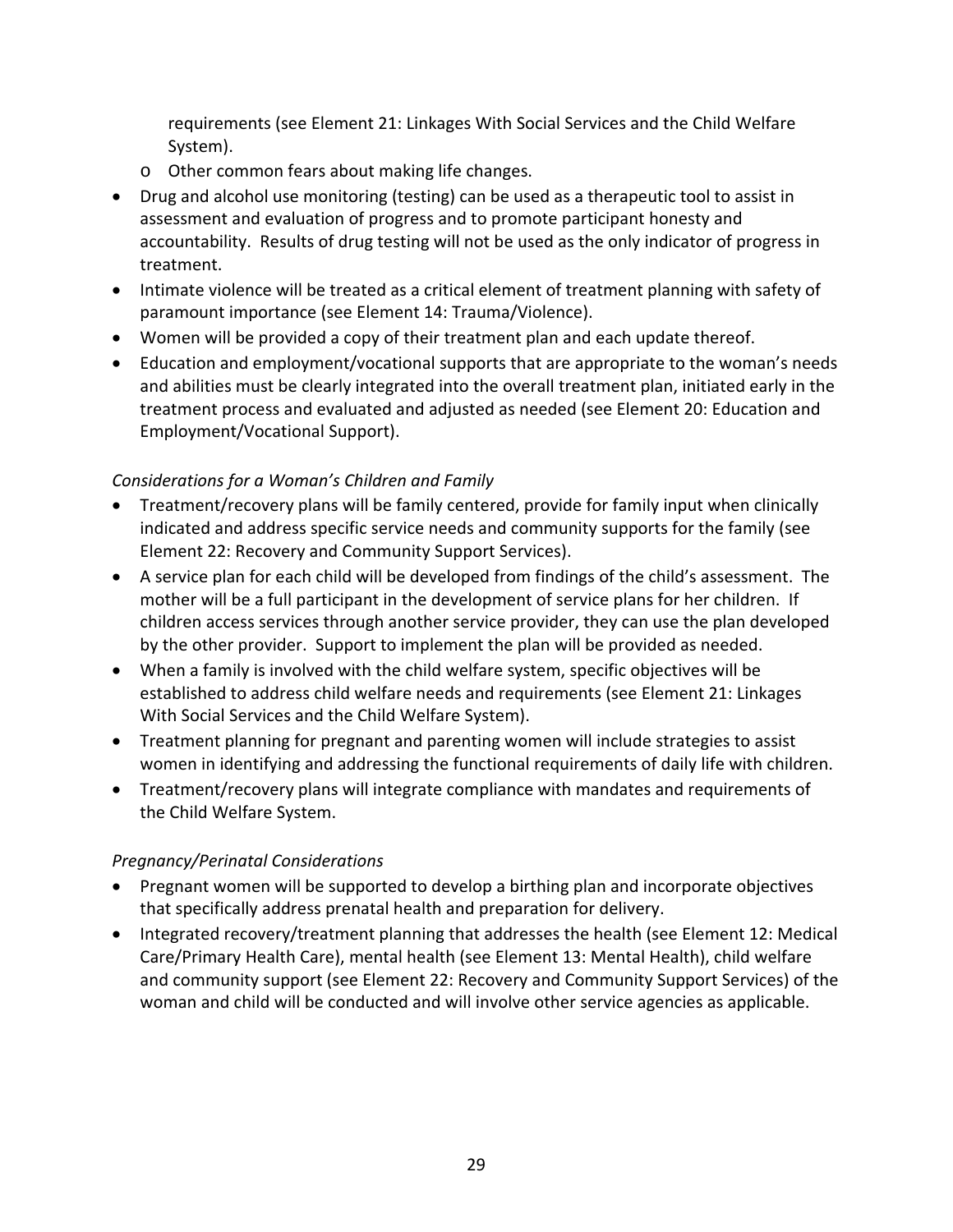requirements (see Element 21: Linkages With Social Services and the Child Welfare System).
  - Other common fears about making life changes.
- Drug and alcohol use monitoring (testing) can be used as a therapeutic tool to assist in assessment and evaluation of progress and to promote participant honesty and accountability. Results of drug testing will not be used as the only indicator of progress in treatment.
- Intimate violence will be treated as a critical element of treatment planning with safety of paramount importance (see Element 14: Trauma/Violence).
- Women will be provided a copy of their treatment plan and each update thereof.
- Education and employment/vocational supports that are appropriate to the woman's needs and abilities must be clearly integrated into the overall treatment plan, initiated early in the treatment process and evaluated and adjusted as needed (see Element 20: Education and Employment/Vocational Support).

*Considerations for a Woman's Children and Family*

- Treatment/recovery plans will be family centered, provide for family input when clinically indicated and address specific service needs and community supports for the family (see Element 22: Recovery and Community Support Services).
- A service plan for each child will be developed from findings of the child's assessment. The mother will be a full participant in the development of service plans for her children. If children access services through another service provider, they can use the plan developed by the other provider. Support to implement the plan will be provided as needed.
- When a family is involved with the child welfare system, specific objectives will be established to address child welfare needs and requirements (see Element 21: Linkages With Social Services and the Child Welfare System).
- Treatment planning for pregnant and parenting women will include strategies to assist women in identifying and addressing the functional requirements of daily life with children.
- Treatment/recovery plans will integrate compliance with mandates and requirements of the Child Welfare System.

*Pregnancy/Perinatal Considerations*

- Pregnant women will be supported to develop a birthing plan and incorporate objectives that specifically address prenatal health and preparation for delivery.
- Integrated recovery/treatment planning that addresses the health (see Element 12: Medical Care/Primary Health Care), mental health (see Element 13: Mental Health), child welfare and community support (see Element 22: Recovery and Community Support Services) of the woman and child will be conducted and will involve other service agencies as applicable.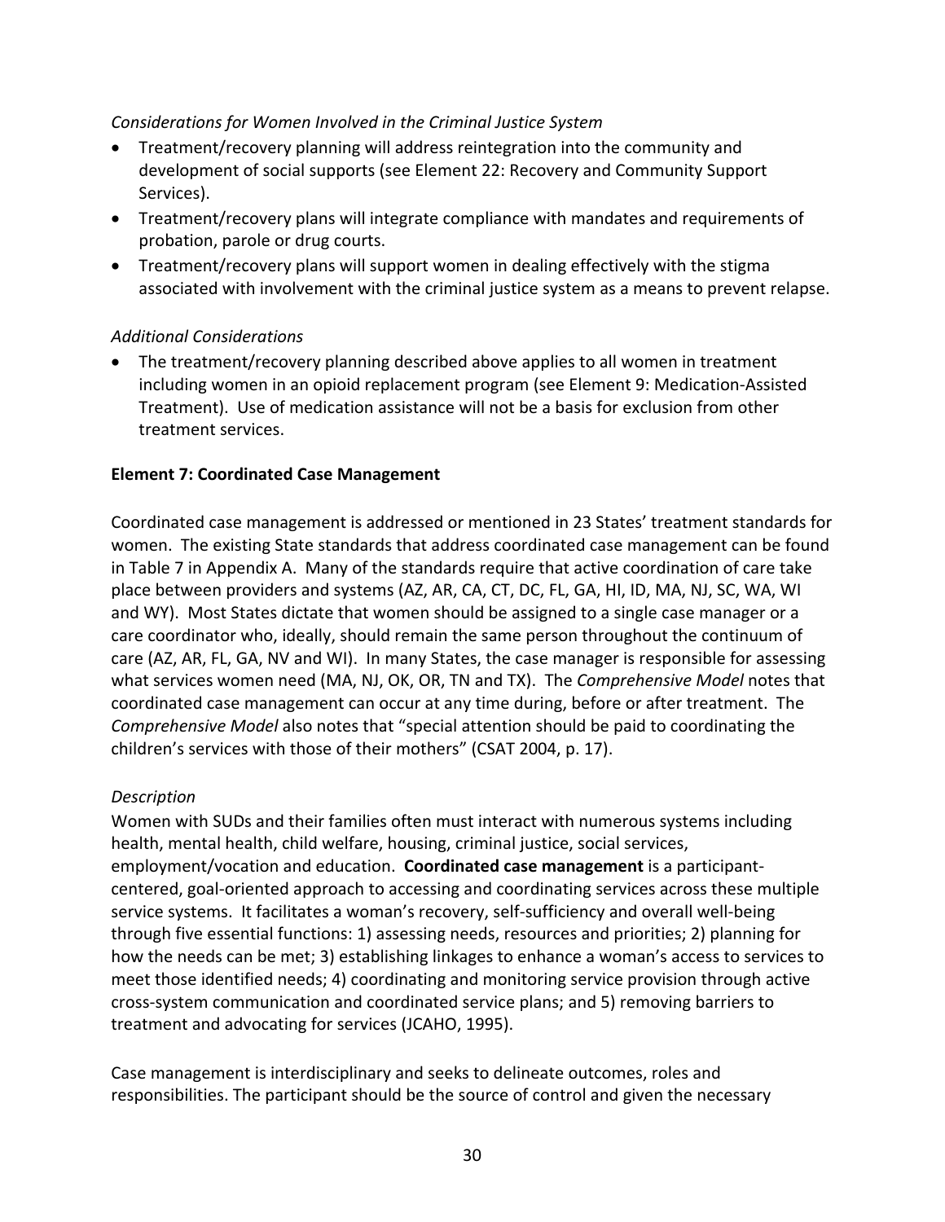*Considerations for Women Involved in the Criminal Justice System*

- Treatment/recovery planning will address reintegration into the community and development of social supports (see Element 22: Recovery and Community Support Services).
- Treatment/recovery plans will integrate compliance with mandates and requirements of probation, parole or drug courts.
- Treatment/recovery plans will support women in dealing effectively with the stigma associated with involvement with the criminal justice system as a means to prevent relapse.

*Additional Considerations*

- The treatment/recovery planning described above applies to all women in treatment including women in an opioid replacement program (see Element 9: Medication-Assisted Treatment). Use of medication assistance will not be a basis for exclusion from other treatment services.

**Element 7: Coordinated Case Management**

Coordinated case management is addressed or mentioned in 23 States' treatment standards for women. The existing State standards that address coordinated case management can be found in Table 7 in Appendix A. Many of the standards require that active coordination of care take place between providers and systems (AZ, AR, CA, CT, DC, FL, GA, HI, ID, MA, NJ, SC, WA, WI and WY). Most States dictate that women should be assigned to a single case manager or a care coordinator who, ideally, should remain the same person throughout the continuum of care (AZ, AR, FL, GA, NV and WI). In many States, the case manager is responsible for assessing what services women need (MA, NJ, OK, OR, TN and TX). The *Comprehensive Model* notes that coordinated case management can occur at any time during, before or after treatment. The *Comprehensive Model* also notes that "special attention should be paid to coordinating the children's services with those of their mothers" (CSAT 2004, p. 17).

*Description*

Women with SUDs and their families often must interact with numerous systems including health, mental health, child welfare, housing, criminal justice, social services, employment/vocation and education. **Coordinated case management** is a participant-centered, goal-oriented approach to accessing and coordinating services across these multiple service systems. It facilitates a woman's recovery, self-sufficiency and overall well-being through five essential functions: 1) assessing needs, resources and priorities; 2) planning for how the needs can be met; 3) establishing linkages to enhance a woman's access to services to meet those identified needs; 4) coordinating and monitoring service provision through active cross-system communication and coordinated service plans; and 5) removing barriers to treatment and advocating for services (JCAHO, 1995).

Case management is interdisciplinary and seeks to delineate outcomes, roles and responsibilities. The participant should be the source of control and given the necessary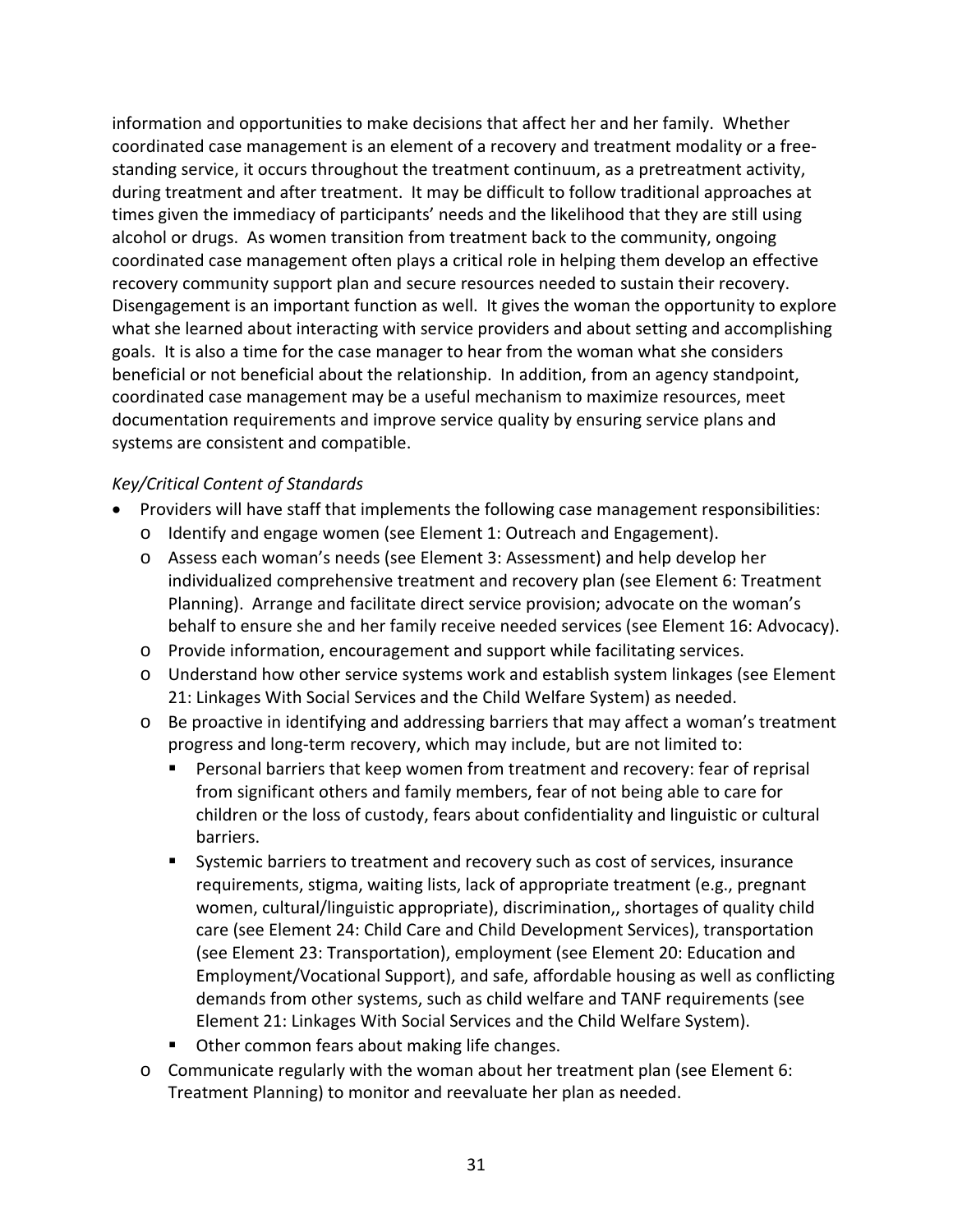information and opportunities to make decisions that affect her and her family. Whether coordinated case management is an element of a recovery and treatment modality or a free-standing service, it occurs throughout the treatment continuum, as a pretreatment activity, during treatment and after treatment. It may be difficult to follow traditional approaches at times given the immediacy of participants' needs and the likelihood that they are still using alcohol or drugs. As women transition from treatment back to the community, ongoing coordinated case management often plays a critical role in helping them develop an effective recovery community support plan and secure resources needed to sustain their recovery. Disengagement is an important function as well. It gives the woman the opportunity to explore what she learned about interacting with service providers and about setting and accomplishing goals. It is also a time for the case manager to hear from the woman what she considers beneficial or not beneficial about the relationship. In addition, from an agency standpoint, coordinated case management may be a useful mechanism to maximize resources, meet documentation requirements and improve service quality by ensuring service plans and systems are consistent and compatible.

*Key/Critical Content of Standards*

- Providers will have staff that implements the following case management responsibilities:
  - Identify and engage women (see Element 1: Outreach and Engagement).
  - Assess each woman's needs (see Element 3: Assessment) and help develop her individualized comprehensive treatment and recovery plan (see Element 6: Treatment Planning). Arrange and facilitate direct service provision; advocate on the woman's behalf to ensure she and her family receive needed services (see Element 16: Advocacy).
  - Provide information, encouragement and support while facilitating services.
  - Understand how other service systems work and establish system linkages (see Element 21: Linkages With Social Services and the Child Welfare System) as needed.
  - Be proactive in identifying and addressing barriers that may affect a woman's treatment progress and long-term recovery, which may include, but are not limited to:
    - Personal barriers that keep women from treatment and recovery: fear of reprisal from significant others and family members, fear of not being able to care for children or the loss of custody, fears about confidentiality and linguistic or cultural barriers.
    - Systemic barriers to treatment and recovery such as cost of services, insurance requirements, stigma, waiting lists, lack of appropriate treatment (e.g., pregnant women, cultural/linguistic appropriate), discrimination,, shortages of quality child care (see Element 24: Child Care and Child Development Services), transportation (see Element 23: Transportation), employment (see Element 20: Education and Employment/Vocational Support), and safe, affordable housing as well as conflicting demands from other systems, such as child welfare and TANF requirements (see Element 21: Linkages With Social Services and the Child Welfare System).
    - Other common fears about making life changes.
  - Communicate regularly with the woman about her treatment plan (see Element 6: Treatment Planning) to monitor and reevaluate her plan as needed.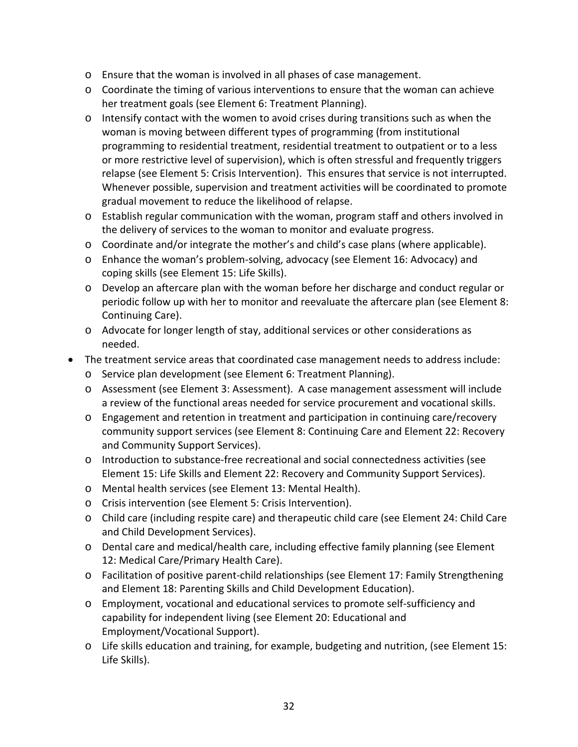- Ensure that the woman is involved in all phases of case management.
  - Coordinate the timing of various interventions to ensure that the woman can achieve her treatment goals (see Element 6: Treatment Planning).
  - Intensify contact with the women to avoid crises during transitions such as when the woman is moving between different types of programming (from institutional programming to residential treatment, residential treatment to outpatient or to a less or more restrictive level of supervision), which is often stressful and frequently triggers relapse (see Element 5: Crisis Intervention). This ensures that service is not interrupted. Whenever possible, supervision and treatment activities will be coordinated to promote gradual movement to reduce the likelihood of relapse.
  - Establish regular communication with the woman, program staff and others involved in the delivery of services to the woman to monitor and evaluate progress.
  - Coordinate and/or integrate the mother's and child's case plans (where applicable).
  - Enhance the woman's problem-solving, advocacy (see Element 16: Advocacy) and coping skills (see Element 15: Life Skills).
  - Develop an aftercare plan with the woman before her discharge and conduct regular or periodic follow up with her to monitor and reevaluate the aftercare plan (see Element 8: Continuing Care).
  - Advocate for longer length of stay, additional services or other considerations as needed.
- The treatment service areas that coordinated case management needs to address include:
  - Service plan development (see Element 6: Treatment Planning).
  - Assessment (see Element 3: Assessment). A case management assessment will include a review of the functional areas needed for service procurement and vocational skills.
  - Engagement and retention in treatment and participation in continuing care/recovery community support services (see Element 8: Continuing Care and Element 22: Recovery and Community Support Services).
  - Introduction to substance-free recreational and social connectedness activities (see Element 15: Life Skills and Element 22: Recovery and Community Support Services).
  - Mental health services (see Element 13: Mental Health).
  - Crisis intervention (see Element 5: Crisis Intervention).
  - Child care (including respite care) and therapeutic child care (see Element 24: Child Care and Child Development Services).
  - Dental care and medical/health care, including effective family planning (see Element 12: Medical Care/Primary Health Care).
  - Facilitation of positive parent-child relationships (see Element 17: Family Strengthening and Element 18: Parenting Skills and Child Development Education).
  - Employment, vocational and educational services to promote self-sufficiency and capability for independent living (see Element 20: Educational and Employment/Vocational Support).
  - Life skills education and training, for example, budgeting and nutrition, (see Element 15: Life Skills).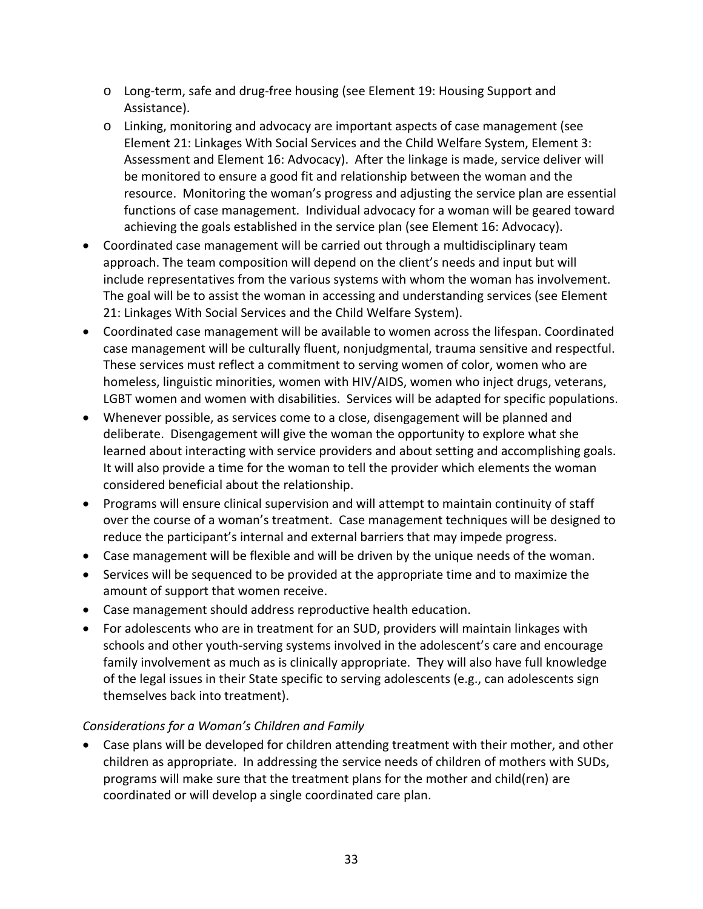- Long-term, safe and drug-free housing (see Element 19: Housing Support and Assistance).
  - Linking, monitoring and advocacy are important aspects of case management (see Element 21: Linkages With Social Services and the Child Welfare System, Element 3: Assessment and Element 16: Advocacy). After the linkage is made, service deliver will be monitored to ensure a good fit and relationship between the woman and the resource. Monitoring the woman's progress and adjusting the service plan are essential functions of case management. Individual advocacy for a woman will be geared toward achieving the goals established in the service plan (see Element 16: Advocacy).
- Coordinated case management will be carried out through a multidisciplinary team approach. The team composition will depend on the client's needs and input but will include representatives from the various systems with whom the woman has involvement. The goal will be to assist the woman in accessing and understanding services (see Element 21: Linkages With Social Services and the Child Welfare System).
- Coordinated case management will be available to women across the lifespan. Coordinated case management will be culturally fluent, nonjudgmental, trauma sensitive and respectful. These services must reflect a commitment to serving women of color, women who are homeless, linguistic minorities, women with HIV/AIDS, women who inject drugs, veterans, LGBT women and women with disabilities. Services will be adapted for specific populations.
- Whenever possible, as services come to a close, disengagement will be planned and deliberate. Disengagement will give the woman the opportunity to explore what she learned about interacting with service providers and about setting and accomplishing goals. It will also provide a time for the woman to tell the provider which elements the woman considered beneficial about the relationship.
- Programs will ensure clinical supervision and will attempt to maintain continuity of staff over the course of a woman's treatment. Case management techniques will be designed to reduce the participant's internal and external barriers that may impede progress.
- Case management will be flexible and will be driven by the unique needs of the woman.
- Services will be sequenced to be provided at the appropriate time and to maximize the amount of support that women receive.
- Case management should address reproductive health education.
- For adolescents who are in treatment for an SUD, providers will maintain linkages with schools and other youth-serving systems involved in the adolescent's care and encourage family involvement as much as is clinically appropriate. They will also have full knowledge of the legal issues in their State specific to serving adolescents (e.g., can adolescents sign themselves back into treatment).

*Considerations for a Woman's Children and Family*

- Case plans will be developed for children attending treatment with their mother, and other children as appropriate. In addressing the service needs of children of mothers with SUDs, programs will make sure that the treatment plans for the mother and child(ren) are coordinated or will develop a single coordinated care plan.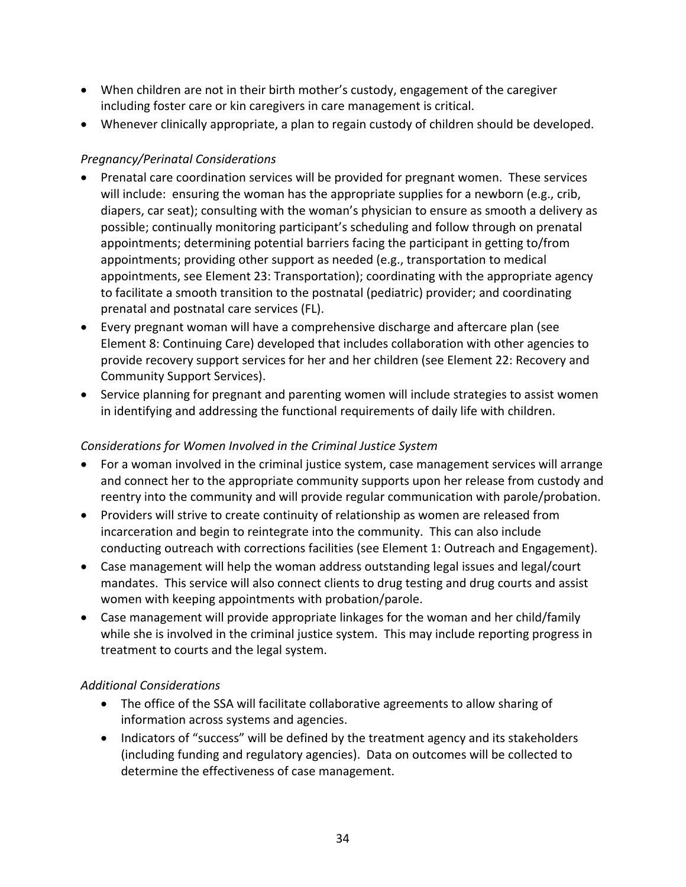- When children are not in their birth mother's custody, engagement of the caregiver including foster care or kin caregivers in care management is critical.
- Whenever clinically appropriate, a plan to regain custody of children should be developed.

*Pregnancy/Perinatal Considerations*

- Prenatal care coordination services will be provided for pregnant women. These services will include: ensuring the woman has the appropriate supplies for a newborn (e.g., crib, diapers, car seat); consulting with the woman's physician to ensure as smooth a delivery as possible; continually monitoring participant's scheduling and follow through on prenatal appointments; determining potential barriers facing the participant in getting to/from appointments; providing other support as needed (e.g., transportation to medical appointments, see Element 23: Transportation); coordinating with the appropriate agency to facilitate a smooth transition to the postnatal (pediatric) provider; and coordinating prenatal and postnatal care services (FL).
- Every pregnant woman will have a comprehensive discharge and aftercare plan (see Element 8: Continuing Care) developed that includes collaboration with other agencies to provide recovery support services for her and her children (see Element 22: Recovery and Community Support Services).
- Service planning for pregnant and parenting women will include strategies to assist women in identifying and addressing the functional requirements of daily life with children.

*Considerations for Women Involved in the Criminal Justice System*

- For a woman involved in the criminal justice system, case management services will arrange and connect her to the appropriate community supports upon her release from custody and reentry into the community and will provide regular communication with parole/probation.
- Providers will strive to create continuity of relationship as women are released from incarceration and begin to reintegrate into the community. This can also include conducting outreach with corrections facilities (see Element 1: Outreach and Engagement).
- Case management will help the woman address outstanding legal issues and legal/court mandates. This service will also connect clients to drug testing and drug courts and assist women with keeping appointments with probation/parole.
- Case management will provide appropriate linkages for the woman and her child/family while she is involved in the criminal justice system. This may include reporting progress in treatment to courts and the legal system.

*Additional Considerations*

- The office of the SSA will facilitate collaborative agreements to allow sharing of information across systems and agencies.
- Indicators of "success" will be defined by the treatment agency and its stakeholders (including funding and regulatory agencies). Data on outcomes will be collected to determine the effectiveness of case management.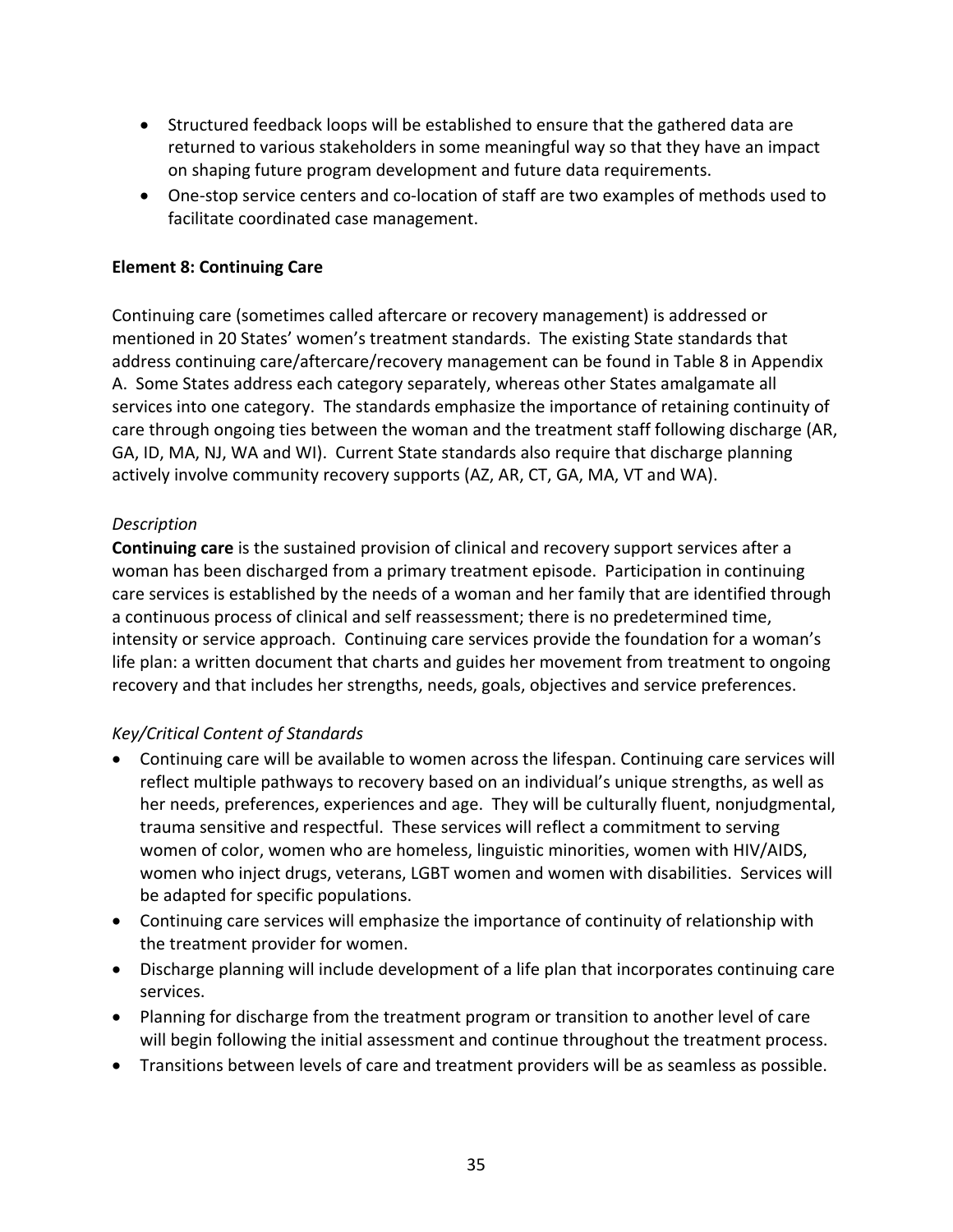- Structured feedback loops will be established to ensure that the gathered data are returned to various stakeholders in some meaningful way so that they have an impact on shaping future program development and future data requirements.
- One-stop service centers and co-location of staff are two examples of methods used to facilitate coordinated case management.

**Element 8: Continuing Care**

Continuing care (sometimes called aftercare or recovery management) is addressed or mentioned in 20 States' women's treatment standards. The existing State standards that address continuing care/aftercare/recovery management can be found in Table 8 in Appendix A. Some States address each category separately, whereas other States amalgamate all services into one category. The standards emphasize the importance of retaining continuity of care through ongoing ties between the woman and the treatment staff following discharge (AR, GA, ID, MA, NJ, WA and WI). Current State standards also require that discharge planning actively involve community recovery supports (AZ, AR, CT, GA, MA, VT and WA).

*Description*

**Continuing care** is the sustained provision of clinical and recovery support services after a woman has been discharged from a primary treatment episode. Participation in continuing care services is established by the needs of a woman and her family that are identified through a continuous process of clinical and self reassessment; there is no predetermined time, intensity or service approach. Continuing care services provide the foundation for a woman's life plan: a written document that charts and guides her movement from treatment to ongoing recovery and that includes her strengths, needs, goals, objectives and service preferences.

*Key/Critical Content of Standards*

- Continuing care will be available to women across the lifespan. Continuing care services will reflect multiple pathways to recovery based on an individual's unique strengths, as well as her needs, preferences, experiences and age. They will be culturally fluent, nonjudgmental, trauma sensitive and respectful. These services will reflect a commitment to serving women of color, women who are homeless, linguistic minorities, women with HIV/AIDS, women who inject drugs, veterans, LGBT women and women with disabilities. Services will be adapted for specific populations.
- Continuing care services will emphasize the importance of continuity of relationship with the treatment provider for women.
- Discharge planning will include development of a life plan that incorporates continuing care services.
- Planning for discharge from the treatment program or transition to another level of care will begin following the initial assessment and continue throughout the treatment process.
- Transitions between levels of care and treatment providers will be as seamless as possible.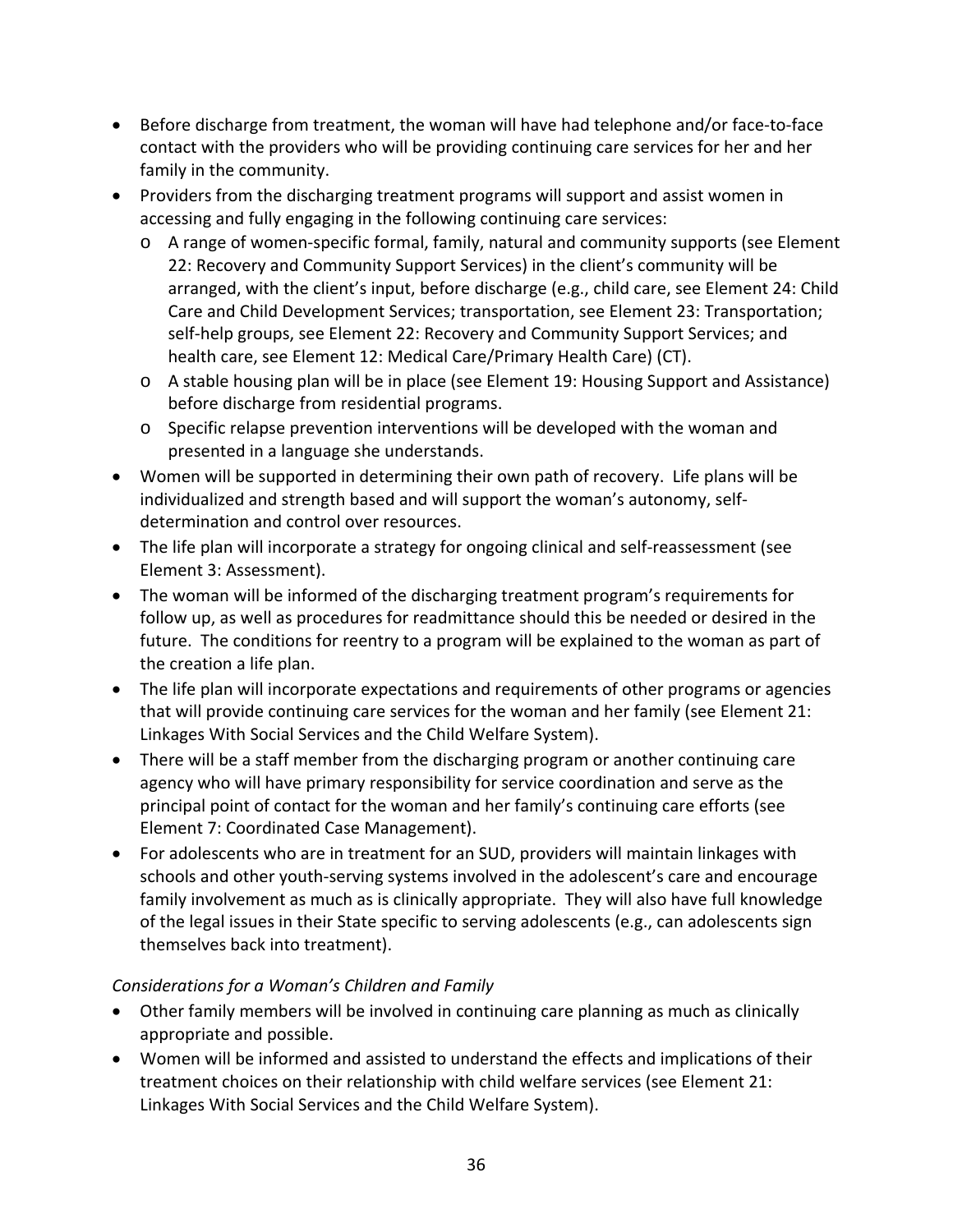- Before discharge from treatment, the woman will have had telephone and/or face-to-face contact with the providers who will be providing continuing care services for her and her family in the community.
- Providers from the discharging treatment programs will support and assist women in accessing and fully engaging in the following continuing care services:
  - A range of women-specific formal, family, natural and community supports (see Element 22: Recovery and Community Support Services) in the client's community will be arranged, with the client's input, before discharge (e.g., child care, see Element 24: Child Care and Child Development Services; transportation, see Element 23: Transportation; self-help groups, see Element 22: Recovery and Community Support Services; and health care, see Element 12: Medical Care/Primary Health Care) (CT).
  - A stable housing plan will be in place (see Element 19: Housing Support and Assistance) before discharge from residential programs.
  - Specific relapse prevention interventions will be developed with the woman and presented in a language she understands.
- Women will be supported in determining their own path of recovery. Life plans will be individualized and strength based and will support the woman's autonomy, self-determination and control over resources.
- The life plan will incorporate a strategy for ongoing clinical and self-reassessment (see Element 3: Assessment).
- The woman will be informed of the discharging treatment program's requirements for follow up, as well as procedures for readmittance should this be needed or desired in the future. The conditions for reentry to a program will be explained to the woman as part of the creation a life plan.
- The life plan will incorporate expectations and requirements of other programs or agencies that will provide continuing care services for the woman and her family (see Element 21: Linkages With Social Services and the Child Welfare System).
- There will be a staff member from the discharging program or another continuing care agency who will have primary responsibility for service coordination and serve as the principal point of contact for the woman and her family's continuing care efforts (see Element 7: Coordinated Case Management).
- For adolescents who are in treatment for an SUD, providers will maintain linkages with schools and other youth-serving systems involved in the adolescent's care and encourage family involvement as much as is clinically appropriate. They will also have full knowledge of the legal issues in their State specific to serving adolescents (e.g., can adolescents sign themselves back into treatment).

*Considerations for a Woman's Children and Family*

- Other family members will be involved in continuing care planning as much as clinically appropriate and possible.
- Women will be informed and assisted to understand the effects and implications of their treatment choices on their relationship with child welfare services (see Element 21: Linkages With Social Services and the Child Welfare System).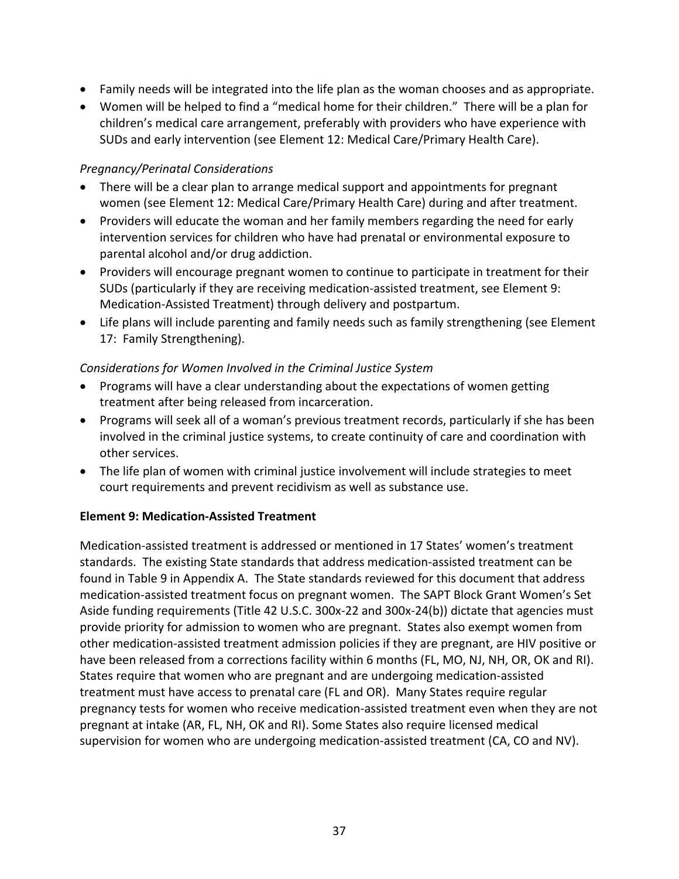- Family needs will be integrated into the life plan as the woman chooses and as appropriate.
- Women will be helped to find a "medical home for their children." There will be a plan for children's medical care arrangement, preferably with providers who have experience with SUDs and early intervention (see Element 12: Medical Care/Primary Health Care).

*Pregnancy/Perinatal Considerations*

- There will be a clear plan to arrange medical support and appointments for pregnant women (see Element 12: Medical Care/Primary Health Care) during and after treatment.
- Providers will educate the woman and her family members regarding the need for early intervention services for children who have had prenatal or environmental exposure to parental alcohol and/or drug addiction.
- Providers will encourage pregnant women to continue to participate in treatment for their SUDs (particularly if they are receiving medication-assisted treatment, see Element 9: Medication-Assisted Treatment) through delivery and postpartum.
- Life plans will include parenting and family needs such as family strengthening (see Element 17: Family Strengthening).

*Considerations for Women Involved in the Criminal Justice System*

- Programs will have a clear understanding about the expectations of women getting treatment after being released from incarceration.
- Programs will seek all of a woman's previous treatment records, particularly if she has been involved in the criminal justice systems, to create continuity of care and coordination with other services.
- The life plan of women with criminal justice involvement will include strategies to meet court requirements and prevent recidivism as well as substance use.

**Element 9: Medication-Assisted Treatment**

Medication-assisted treatment is addressed or mentioned in 17 States' women's treatment standards. The existing State standards that address medication-assisted treatment can be found in Table 9 in Appendix A. The State standards reviewed for this document that address medication-assisted treatment focus on pregnant women. The SAPT Block Grant Women's Set Aside funding requirements (Title 42 U.S.C. 300x-22 and 300x-24(b)) dictate that agencies must provide priority for admission to women who are pregnant. States also exempt women from other medication-assisted treatment admission policies if they are pregnant, are HIV positive or have been released from a corrections facility within 6 months (FL, MO, NJ, NH, OR, OK and RI). States require that women who are pregnant and are undergoing medication-assisted treatment must have access to prenatal care (FL and OR). Many States require regular pregnancy tests for women who receive medication-assisted treatment even when they are not pregnant at intake (AR, FL, NH, OK and RI). Some States also require licensed medical supervision for women who are undergoing medication-assisted treatment (CA, CO and NV).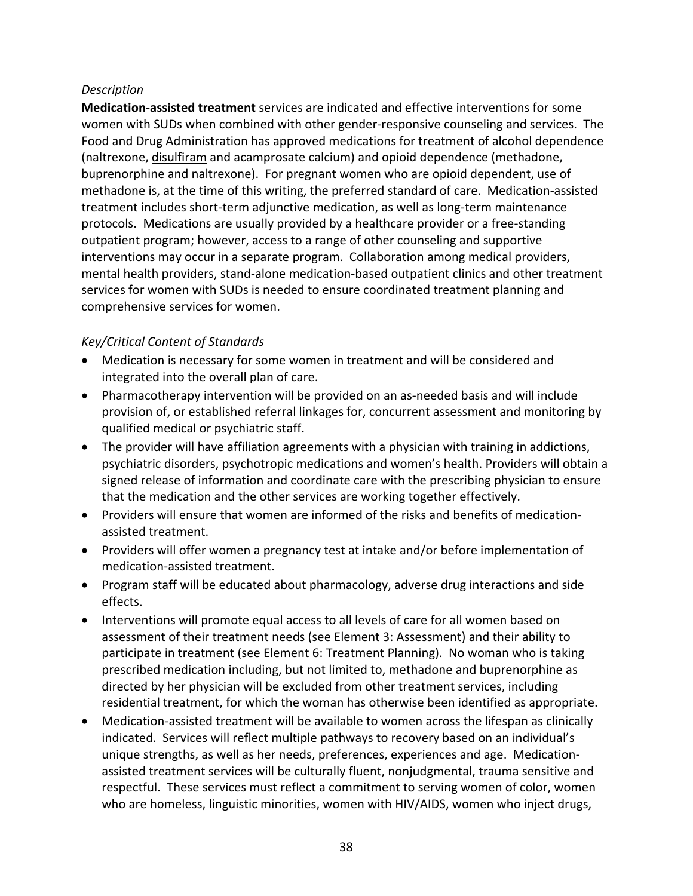*Description*

**Medication-assisted treatment** services are indicated and effective interventions for some women with SUDs when combined with other gender-responsive counseling and services. The Food and Drug Administration has approved medications for treatment of alcohol dependence (naltrexone, disulfiram and acamprosate calcium) and opioid dependence (methadone, buprenorphine and naltrexone). For pregnant women who are opioid dependent, use of methadone is, at the time of this writing, the preferred standard of care. Medication-assisted treatment includes short-term adjunctive medication, as well as long-term maintenance protocols. Medications are usually provided by a healthcare provider or a free-standing outpatient program; however, access to a range of other counseling and supportive interventions may occur in a separate program. Collaboration among medical providers, mental health providers, stand-alone medication-based outpatient clinics and other treatment services for women with SUDs is needed to ensure coordinated treatment planning and comprehensive services for women.

*Key/Critical Content of Standards*

- Medication is necessary for some women in treatment and will be considered and integrated into the overall plan of care.
- Pharmacotherapy intervention will be provided on an as-needed basis and will include provision of, or established referral linkages for, concurrent assessment and monitoring by qualified medical or psychiatric staff.
- The provider will have affiliation agreements with a physician with training in addictions, psychiatric disorders, psychotropic medications and women's health. Providers will obtain a signed release of information and coordinate care with the prescribing physician to ensure that the medication and the other services are working together effectively.
- Providers will ensure that women are informed of the risks and benefits of medication-assisted treatment.
- Providers will offer women a pregnancy test at intake and/or before implementation of medication-assisted treatment.
- Program staff will be educated about pharmacology, adverse drug interactions and side effects.
- Interventions will promote equal access to all levels of care for all women based on assessment of their treatment needs (see Element 3: Assessment) and their ability to participate in treatment (see Element 6: Treatment Planning). No woman who is taking prescribed medication including, but not limited to, methadone and buprenorphine as directed by her physician will be excluded from other treatment services, including residential treatment, for which the woman has otherwise been identified as appropriate.
- Medication-assisted treatment will be available to women across the lifespan as clinically indicated. Services will reflect multiple pathways to recovery based on an individual's unique strengths, as well as her needs, preferences, experiences and age. Medication-assisted treatment services will be culturally fluent, nonjudgmental, trauma sensitive and respectful. These services must reflect a commitment to serving women of color, women who are homeless, linguistic minorities, women with HIV/AIDS, women who inject drugs,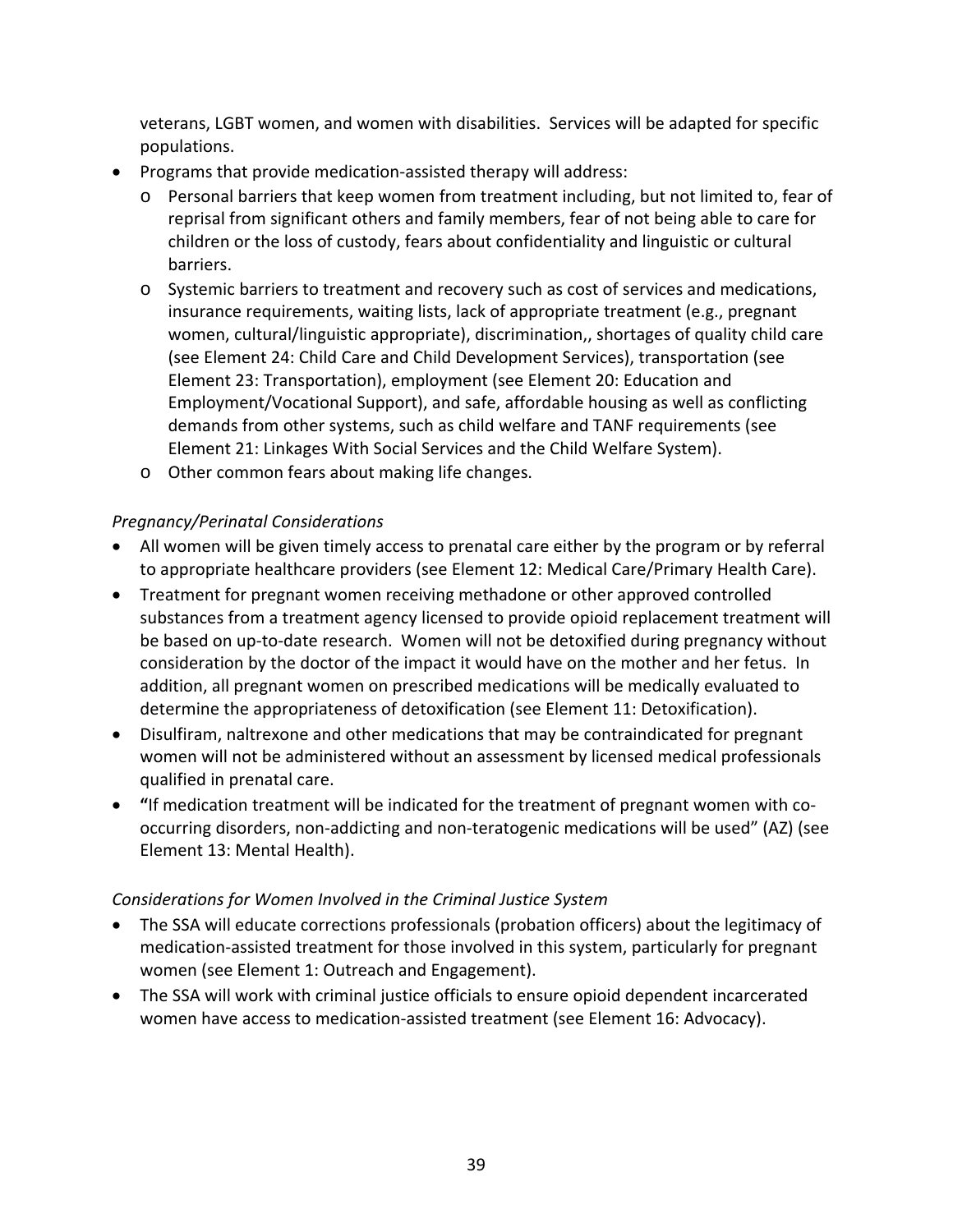veterans, LGBT women, and women with disabilities. Services will be adapted for specific populations.

- Programs that provide medication-assisted therapy will address:
  - Personal barriers that keep women from treatment including, but not limited to, fear of reprisal from significant others and family members, fear of not being able to care for children or the loss of custody, fears about confidentiality and linguistic or cultural barriers.
  - Systemic barriers to treatment and recovery such as cost of services and medications, insurance requirements, waiting lists, lack of appropriate treatment (e.g., pregnant women, cultural/linguistic appropriate), discrimination,, shortages of quality child care (see Element 24: Child Care and Child Development Services), transportation (see Element 23: Transportation), employment (see Element 20: Education and Employment/Vocational Support), and safe, affordable housing as well as conflicting demands from other systems, such as child welfare and TANF requirements (see Element 21: Linkages With Social Services and the Child Welfare System).
  - Other common fears about making life changes.

*Pregnancy/Perinatal Considerations*

- All women will be given timely access to prenatal care either by the program or by referral to appropriate healthcare providers (see Element 12: Medical Care/Primary Health Care).
- Treatment for pregnant women receiving methadone or other approved controlled substances from a treatment agency licensed to provide opioid replacement treatment will be based on up-to-date research. Women will not be detoxified during pregnancy without consideration by the doctor of the impact it would have on the mother and her fetus. In addition, all pregnant women on prescribed medications will be medically evaluated to determine the appropriateness of detoxification (see Element 11: Detoxification).
- Disulfiram, naltrexone and other medications that may be contraindicated for pregnant women will not be administered without an assessment by licensed medical professionals qualified in prenatal care.
- **"**If medication treatment will be indicated for the treatment of pregnant women with co-occurring disorders, non-addicting and non-teratogenic medications will be used" (AZ) (see Element 13: Mental Health).

*Considerations for Women Involved in the Criminal Justice System*

- The SSA will educate corrections professionals (probation officers) about the legitimacy of medication-assisted treatment for those involved in this system, particularly for pregnant women (see Element 1: Outreach and Engagement).
- The SSA will work with criminal justice officials to ensure opioid dependent incarcerated women have access to medication-assisted treatment (see Element 16: Advocacy).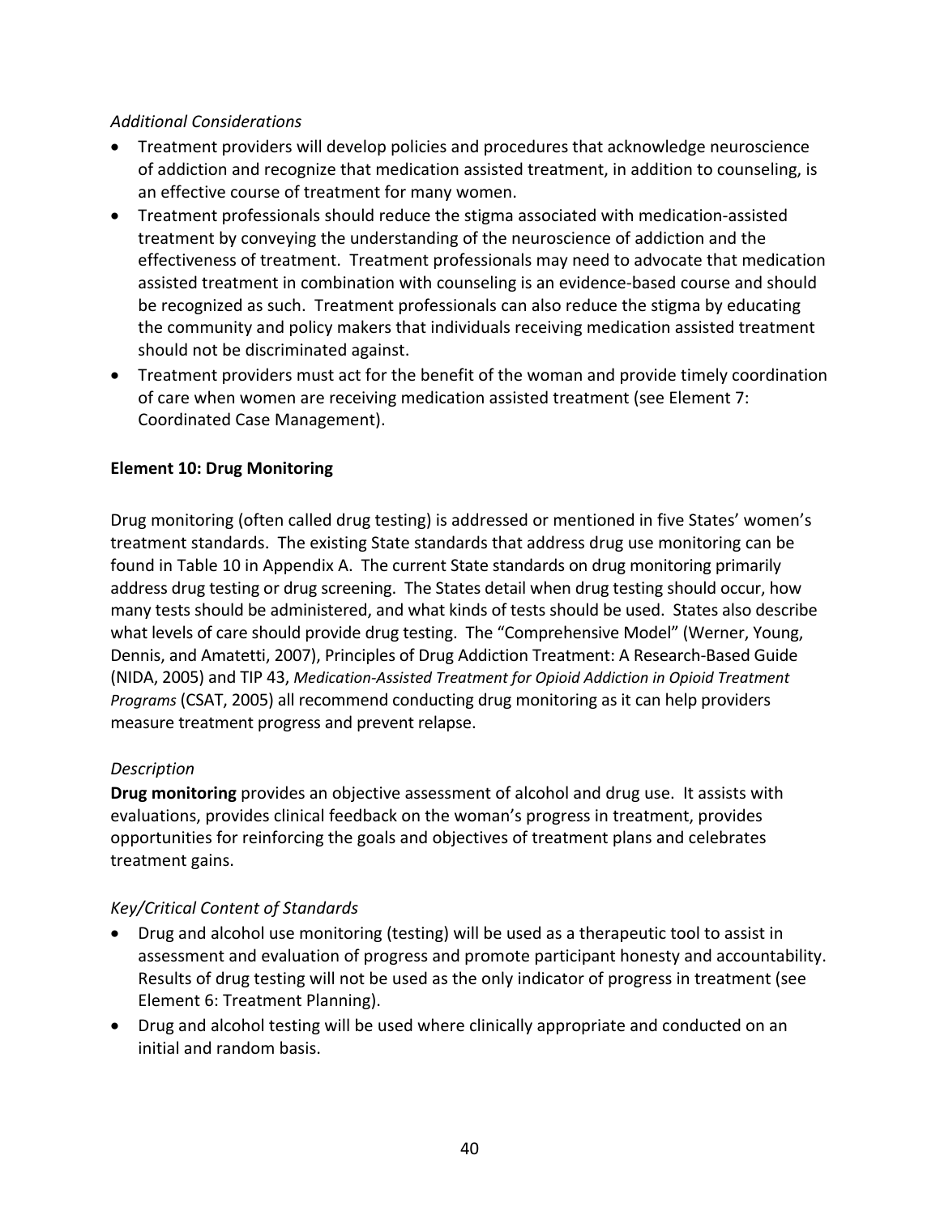*Additional Considerations*

- Treatment providers will develop policies and procedures that acknowledge neuroscience of addiction and recognize that medication assisted treatment, in addition to counseling, is an effective course of treatment for many women.
- Treatment professionals should reduce the stigma associated with medication-assisted treatment by conveying the understanding of the neuroscience of addiction and the effectiveness of treatment. Treatment professionals may need to advocate that medication assisted treatment in combination with counseling is an evidence-based course and should be recognized as such. Treatment professionals can also reduce the stigma by educating the community and policy makers that individuals receiving medication assisted treatment should not be discriminated against.
- Treatment providers must act for the benefit of the woman and provide timely coordination of care when women are receiving medication assisted treatment (see Element 7: Coordinated Case Management).

**Element 10: Drug Monitoring**

Drug monitoring (often called drug testing) is addressed or mentioned in five States' women's treatment standards. The existing State standards that address drug use monitoring can be found in Table 10 in Appendix A. The current State standards on drug monitoring primarily address drug testing or drug screening. The States detail when drug testing should occur, how many tests should be administered, and what kinds of tests should be used. States also describe what levels of care should provide drug testing. The "Comprehensive Model" (Werner, Young, Dennis, and Amatetti, 2007), Principles of Drug Addiction Treatment: A Research-Based Guide (NIDA, 2005) and TIP 43, *Medication-Assisted Treatment for Opioid Addiction in Opioid Treatment Programs* (CSAT, 2005) all recommend conducting drug monitoring as it can help providers measure treatment progress and prevent relapse.

*Description*

**Drug monitoring** provides an objective assessment of alcohol and drug use. It assists with evaluations, provides clinical feedback on the woman's progress in treatment, provides opportunities for reinforcing the goals and objectives of treatment plans and celebrates treatment gains.

*Key/Critical Content of Standards*

- Drug and alcohol use monitoring (testing) will be used as a therapeutic tool to assist in assessment and evaluation of progress and promote participant honesty and accountability. Results of drug testing will not be used as the only indicator of progress in treatment (see Element 6: Treatment Planning).
- Drug and alcohol testing will be used where clinically appropriate and conducted on an initial and random basis.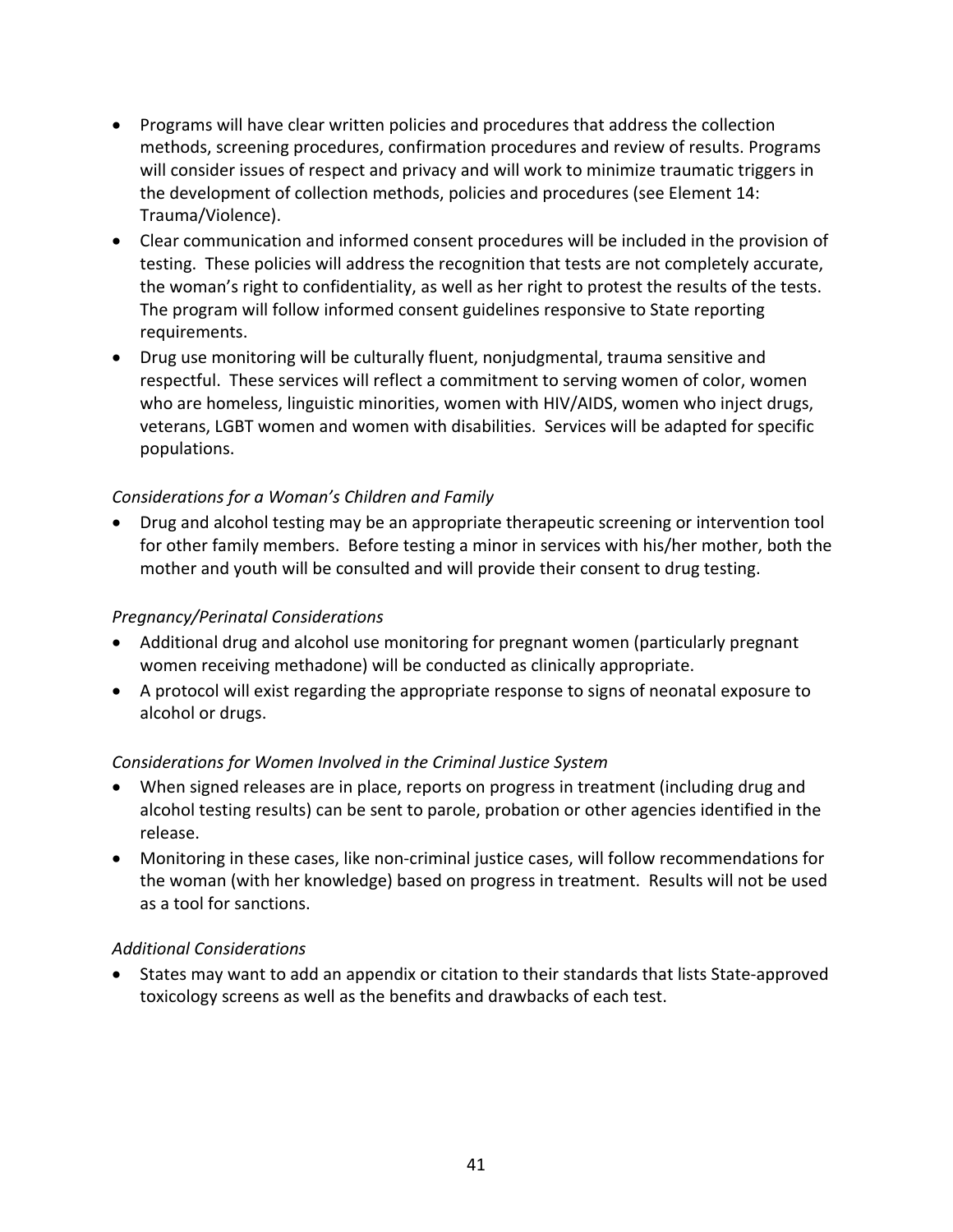- Programs will have clear written policies and procedures that address the collection methods, screening procedures, confirmation procedures and review of results. Programs will consider issues of respect and privacy and will work to minimize traumatic triggers in the development of collection methods, policies and procedures (see Element 14: Trauma/Violence).
- Clear communication and informed consent procedures will be included in the provision of testing. These policies will address the recognition that tests are not completely accurate, the woman's right to confidentiality, as well as her right to protest the results of the tests. The program will follow informed consent guidelines responsive to State reporting requirements.
- Drug use monitoring will be culturally fluent, nonjudgmental, trauma sensitive and respectful. These services will reflect a commitment to serving women of color, women who are homeless, linguistic minorities, women with HIV/AIDS, women who inject drugs, veterans, LGBT women and women with disabilities. Services will be adapted for specific populations.

*Considerations for a Woman's Children and Family*

- Drug and alcohol testing may be an appropriate therapeutic screening or intervention tool for other family members. Before testing a minor in services with his/her mother, both the mother and youth will be consulted and will provide their consent to drug testing.

*Pregnancy/Perinatal Considerations*

- Additional drug and alcohol use monitoring for pregnant women (particularly pregnant women receiving methadone) will be conducted as clinically appropriate.
- A protocol will exist regarding the appropriate response to signs of neonatal exposure to alcohol or drugs.

*Considerations for Women Involved in the Criminal Justice System*

- When signed releases are in place, reports on progress in treatment (including drug and alcohol testing results) can be sent to parole, probation or other agencies identified in the release.
- Monitoring in these cases, like non-criminal justice cases, will follow recommendations for the woman (with her knowledge) based on progress in treatment. Results will not be used as a tool for sanctions.

*Additional Considerations*

- States may want to add an appendix or citation to their standards that lists State-approved toxicology screens as well as the benefits and drawbacks of each test.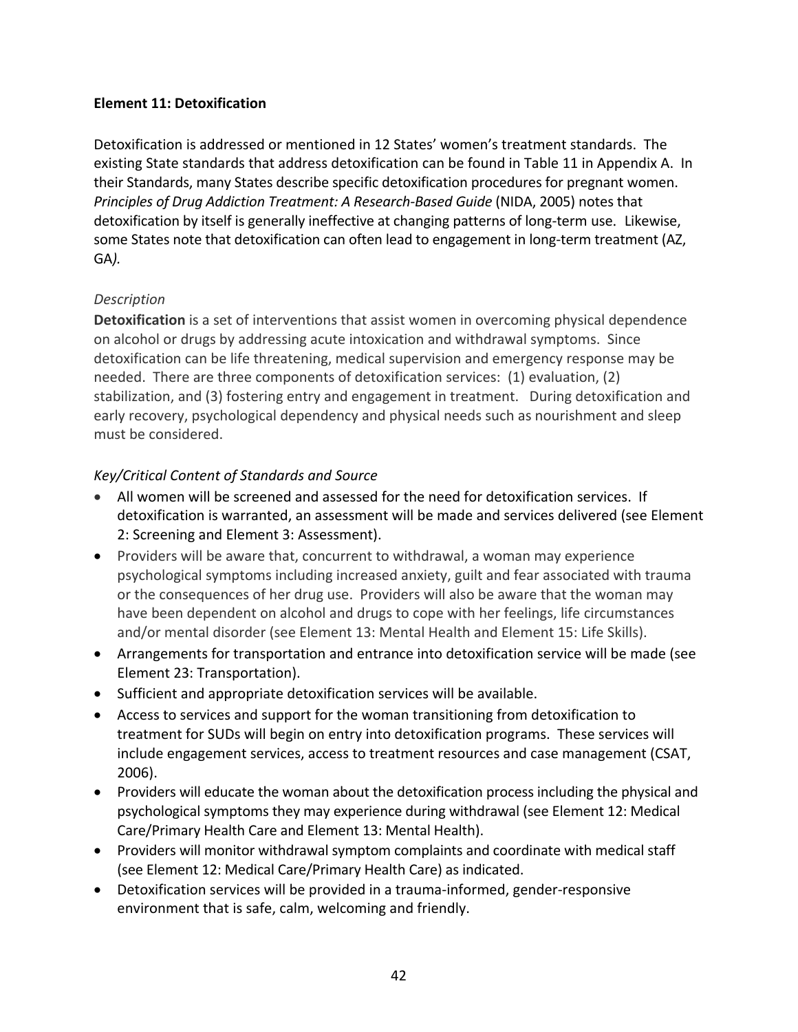**Element 11: Detoxification**

Detoxification is addressed or mentioned in 12 States' women's treatment standards. The existing State standards that address detoxification can be found in Table 11 in Appendix A. In their Standards, many States describe specific detoxification procedures for pregnant women. *Principles of Drug Addiction Treatment: A Research-Based Guide* (NIDA, 2005) notes that detoxification by itself is generally ineffective at changing patterns of long-term use. Likewise, some States note that detoxification can often lead to engagement in long-term treatment (AZ, GA*).*

*Description*

**Detoxification** is a set of interventions that assist women in overcoming physical dependence on alcohol or drugs by addressing acute intoxication and withdrawal symptoms. Since detoxification can be life threatening, medical supervision and emergency response may be needed. There are three components of detoxification services: (1) evaluation, (2) stabilization, and (3) fostering entry and engagement in treatment. During detoxification and early recovery, psychological dependency and physical needs such as nourishment and sleep must be considered.

*Key/Critical Content of Standards and Source*

- All women will be screened and assessed for the need for detoxification services. If detoxification is warranted, an assessment will be made and services delivered (see Element 2: Screening and Element 3: Assessment).
- Providers will be aware that, concurrent to withdrawal, a woman may experience psychological symptoms including increased anxiety, guilt and fear associated with trauma or the consequences of her drug use. Providers will also be aware that the woman may have been dependent on alcohol and drugs to cope with her feelings, life circumstances and/or mental disorder (see Element 13: Mental Health and Element 15: Life Skills).
- Arrangements for transportation and entrance into detoxification service will be made (see Element 23: Transportation).
- Sufficient and appropriate detoxification services will be available.
- Access to services and support for the woman transitioning from detoxification to treatment for SUDs will begin on entry into detoxification programs. These services will include engagement services, access to treatment resources and case management (CSAT, 2006).
- Providers will educate the woman about the detoxification process including the physical and psychological symptoms they may experience during withdrawal (see Element 12: Medical Care/Primary Health Care and Element 13: Mental Health).
- Providers will monitor withdrawal symptom complaints and coordinate with medical staff (see Element 12: Medical Care/Primary Health Care) as indicated.
- Detoxification services will be provided in a trauma-informed, gender-responsive environment that is safe, calm, welcoming and friendly.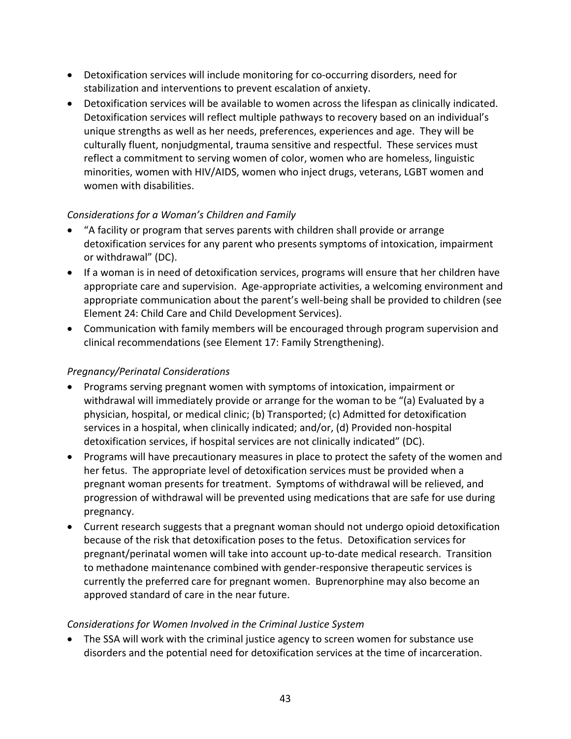- Detoxification services will include monitoring for co-occurring disorders, need for stabilization and interventions to prevent escalation of anxiety.
- Detoxification services will be available to women across the lifespan as clinically indicated. Detoxification services will reflect multiple pathways to recovery based on an individual's unique strengths as well as her needs, preferences, experiences and age. They will be culturally fluent, nonjudgmental, trauma sensitive and respectful. These services must reflect a commitment to serving women of color, women who are homeless, linguistic minorities, women with HIV/AIDS, women who inject drugs, veterans, LGBT women and women with disabilities.

*Considerations for a Woman's Children and Family*

- "A facility or program that serves parents with children shall provide or arrange detoxification services for any parent who presents symptoms of intoxication, impairment or withdrawal" (DC).
- If a woman is in need of detoxification services, programs will ensure that her children have appropriate care and supervision. Age-appropriate activities, a welcoming environment and appropriate communication about the parent's well-being shall be provided to children (see Element 24: Child Care and Child Development Services).
- Communication with family members will be encouraged through program supervision and clinical recommendations (see Element 17: Family Strengthening).

*Pregnancy/Perinatal Considerations*

- Programs serving pregnant women with symptoms of intoxication, impairment or withdrawal will immediately provide or arrange for the woman to be "(a) Evaluated by a physician, hospital, or medical clinic; (b) Transported; (c) Admitted for detoxification services in a hospital, when clinically indicated; and/or, (d) Provided non-hospital detoxification services, if hospital services are not clinically indicated" (DC).
- Programs will have precautionary measures in place to protect the safety of the women and her fetus. The appropriate level of detoxification services must be provided when a pregnant woman presents for treatment. Symptoms of withdrawal will be relieved, and progression of withdrawal will be prevented using medications that are safe for use during pregnancy.
- Current research suggests that a pregnant woman should not undergo opioid detoxification because of the risk that detoxification poses to the fetus. Detoxification services for pregnant/perinatal women will take into account up-to-date medical research. Transition to methadone maintenance combined with gender-responsive therapeutic services is currently the preferred care for pregnant women. Buprenorphine may also become an approved standard of care in the near future.

*Considerations for Women Involved in the Criminal Justice System*

- The SSA will work with the criminal justice agency to screen women for substance use disorders and the potential need for detoxification services at the time of incarceration.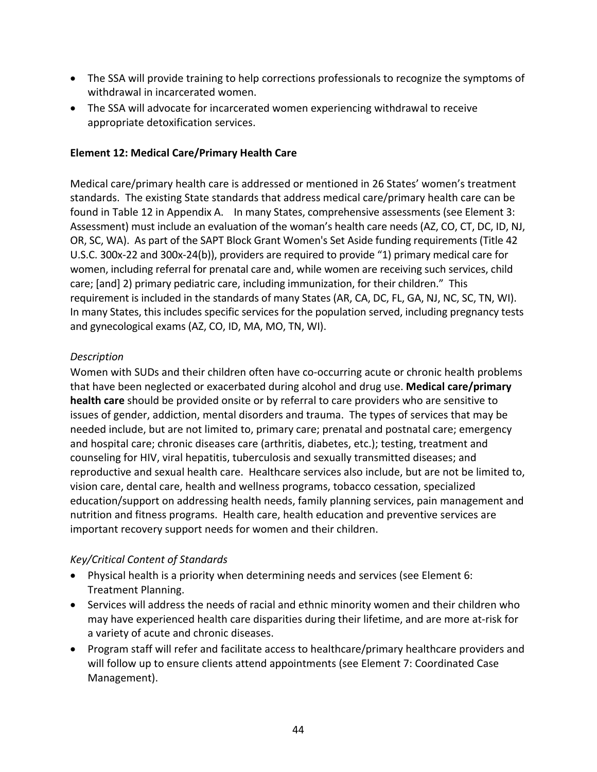- The SSA will provide training to help corrections professionals to recognize the symptoms of withdrawal in incarcerated women.
- The SSA will advocate for incarcerated women experiencing withdrawal to receive appropriate detoxification services.

**Element 12: Medical Care/Primary Health Care**

Medical care/primary health care is addressed or mentioned in 26 States' women's treatment standards. The existing State standards that address medical care/primary health care can be found in Table 12 in Appendix A. In many States, comprehensive assessments (see Element 3: Assessment) must include an evaluation of the woman's health care needs (AZ, CO, CT, DC, ID, NJ, OR, SC, WA). As part of the SAPT Block Grant Women's Set Aside funding requirements (Title 42 U.S.C. 300x-22 and 300x-24(b)), providers are required to provide "1) primary medical care for women, including referral for prenatal care and, while women are receiving such services, child care; [and] 2) primary pediatric care, including immunization, for their children." This requirement is included in the standards of many States (AR, CA, DC, FL, GA, NJ, NC, SC, TN, WI). In many States, this includes specific services for the population served, including pregnancy tests and gynecological exams (AZ, CO, ID, MA, MO, TN, WI).

*Description*

Women with SUDs and their children often have co-occurring acute or chronic health problems that have been neglected or exacerbated during alcohol and drug use. **Medical care/primary health care** should be provided onsite or by referral to care providers who are sensitive to issues of gender, addiction, mental disorders and trauma. The types of services that may be needed include, but are not limited to, primary care; prenatal and postnatal care; emergency and hospital care; chronic diseases care (arthritis, diabetes, etc.); testing, treatment and counseling for HIV, viral hepatitis, tuberculosis and sexually transmitted diseases; and reproductive and sexual health care. Healthcare services also include, but are not be limited to, vision care, dental care, health and wellness programs, tobacco cessation, specialized education/support on addressing health needs, family planning services, pain management and nutrition and fitness programs. Health care, health education and preventive services are important recovery support needs for women and their children.

*Key/Critical Content of Standards*

- Physical health is a priority when determining needs and services (see Element 6: Treatment Planning.
- Services will address the needs of racial and ethnic minority women and their children who may have experienced health care disparities during their lifetime, and are more at-risk for a variety of acute and chronic diseases.
- Program staff will refer and facilitate access to healthcare/primary healthcare providers and will follow up to ensure clients attend appointments (see Element 7: Coordinated Case Management).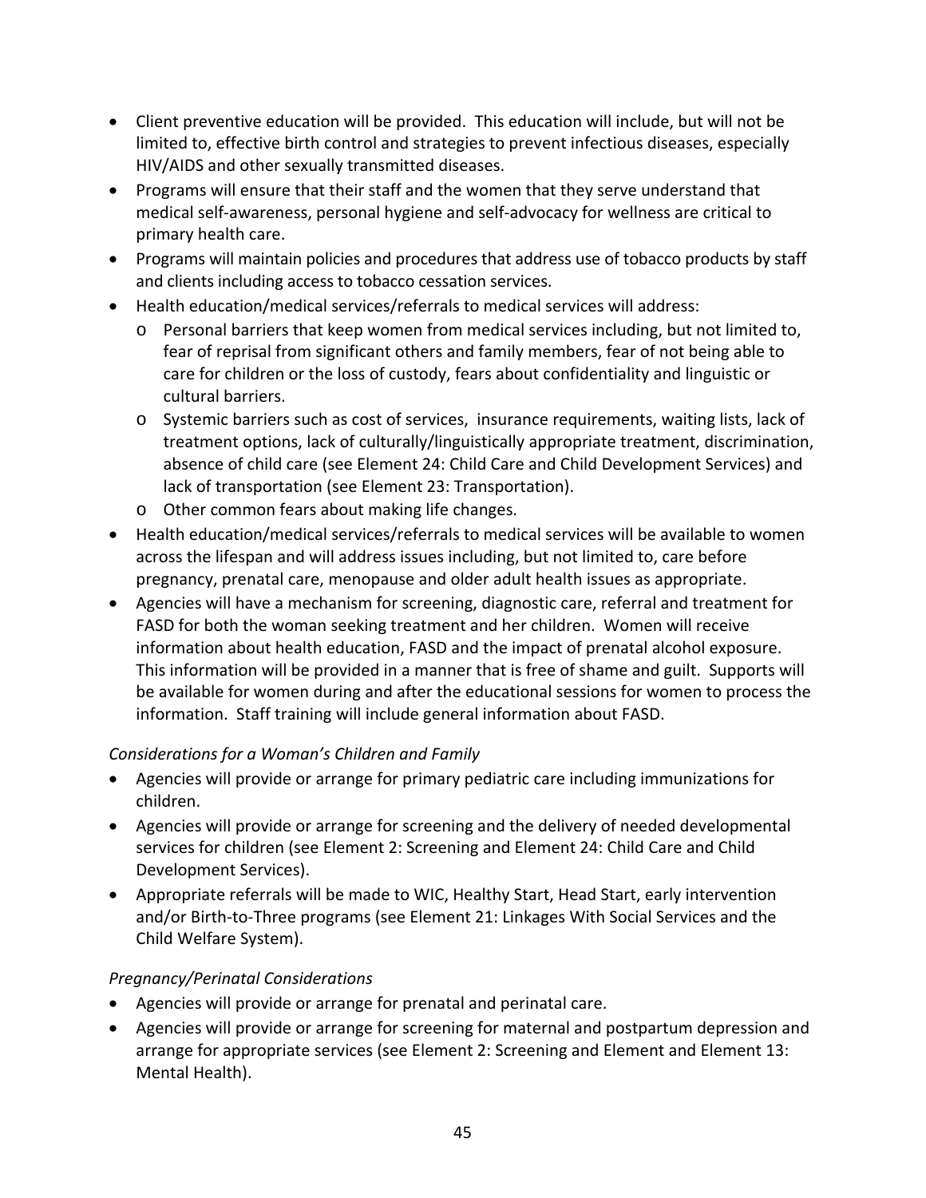- Client preventive education will be provided. This education will include, but will not be limited to, effective birth control and strategies to prevent infectious diseases, especially HIV/AIDS and other sexually transmitted diseases.
- Programs will ensure that their staff and the women that they serve understand that medical self-awareness, personal hygiene and self-advocacy for wellness are critical to primary health care.
- Programs will maintain policies and procedures that address use of tobacco products by staff and clients including access to tobacco cessation services.
- Health education/medical services/referrals to medical services will address:
  - Personal barriers that keep women from medical services including, but not limited to, fear of reprisal from significant others and family members, fear of not being able to care for children or the loss of custody, fears about confidentiality and linguistic or cultural barriers.
  - Systemic barriers such as cost of services, insurance requirements, waiting lists, lack of treatment options, lack of culturally/linguistically appropriate treatment, discrimination, absence of child care (see Element 24: Child Care and Child Development Services) and lack of transportation (see Element 23: Transportation).
  - Other common fears about making life changes.
- Health education/medical services/referrals to medical services will be available to women across the lifespan and will address issues including, but not limited to, care before pregnancy, prenatal care, menopause and older adult health issues as appropriate.
- Agencies will have a mechanism for screening, diagnostic care, referral and treatment for FASD for both the woman seeking treatment and her children. Women will receive information about health education, FASD and the impact of prenatal alcohol exposure. This information will be provided in a manner that is free of shame and guilt. Supports will be available for women during and after the educational sessions for women to process the information. Staff training will include general information about FASD.

*Considerations for a Woman's Children and Family*

- Agencies will provide or arrange for primary pediatric care including immunizations for children.
- Agencies will provide or arrange for screening and the delivery of needed developmental services for children (see Element 2: Screening and Element 24: Child Care and Child Development Services).
- Appropriate referrals will be made to WIC, Healthy Start, Head Start, early intervention and/or Birth-to-Three programs (see Element 21: Linkages With Social Services and the Child Welfare System).

*Pregnancy/Perinatal Considerations*

- Agencies will provide or arrange for prenatal and perinatal care.
- Agencies will provide or arrange for screening for maternal and postpartum depression and arrange for appropriate services (see Element 2: Screening and Element and Element 13: Mental Health).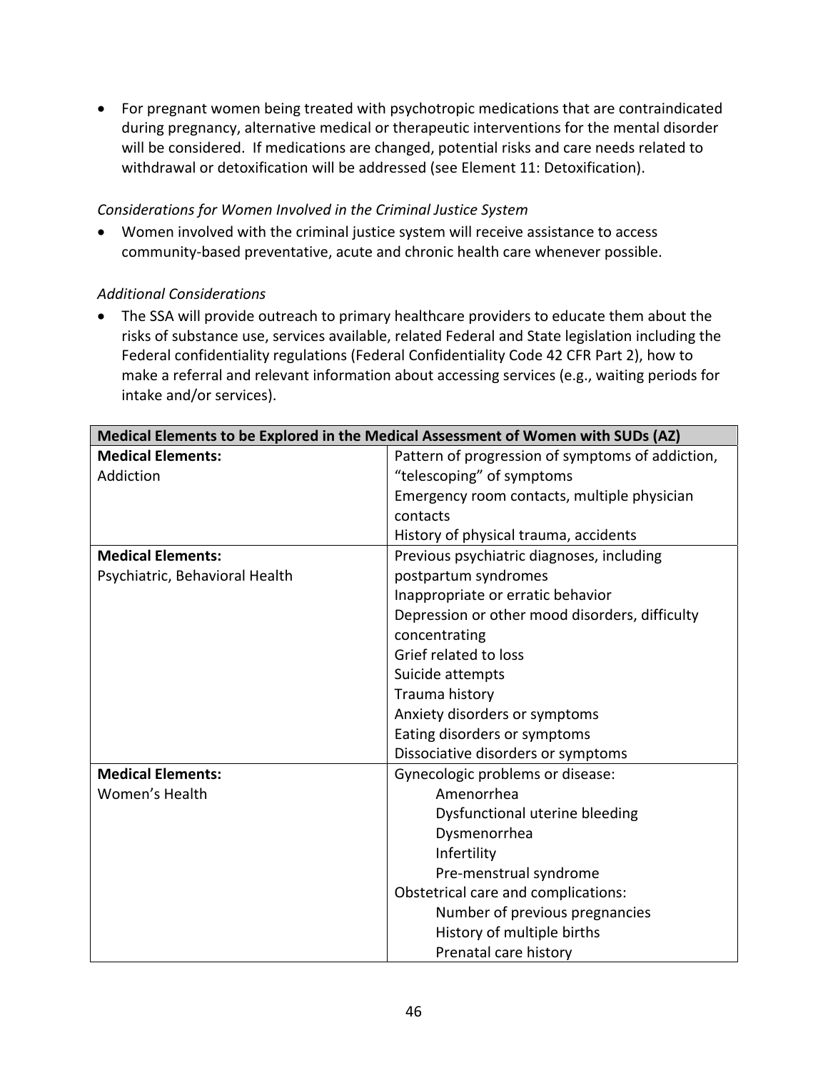- For pregnant women being treated with psychotropic medications that are contraindicated during pregnancy, alternative medical or therapeutic interventions for the mental disorder will be considered. If medications are changed, potential risks and care needs related to withdrawal or detoxification will be addressed (see Element 11: Detoxification).

*Considerations for Women Involved in the Criminal Justice System*

- Women involved with the criminal justice system will receive assistance to access community-based preventative, acute and chronic health care whenever possible.

*Additional Considerations*

- The SSA will provide outreach to primary healthcare providers to educate them about the risks of substance use, services available, related Federal and State legislation including the Federal confidentiality regulations (Federal Confidentiality Code 42 CFR Part 2), how to make a referral and relevant information about accessing services (e.g., waiting periods for intake and/or services).

| **Medical Elements to be Explored in the Medical Assessment of Women with SUDs (AZ)** | |
|---|---|
| **Medical Elements:**<br>Addiction | Pattern of progression of symptoms of addiction, "telescoping" of symptoms<br>Emergency room contacts, multiple physician contacts<br>History of physical trauma, accidents |
| **Medical Elements:**<br>Psychiatric, Behavioral Health | Previous psychiatric diagnoses, including postpartum syndromes<br>Inappropriate or erratic behavior<br>Depression or other mood disorders, difficulty concentrating<br>Grief related to loss<br>Suicide attempts<br>Trauma history<br>Anxiety disorders or symptoms<br>Eating disorders or symptoms<br>Dissociative disorders or symptoms |
| **Medical Elements:**<br>Women's Health | Gynecologic problems or disease:<br>Amenorrhea<br>Dysfunctional uterine bleeding<br>Dysmenorrhea<br>Infertility<br>Pre-menstrual syndrome<br>Obstetrical care and complications:<br>Number of previous pregnancies<br>History of multiple births<br>Prenatal care history |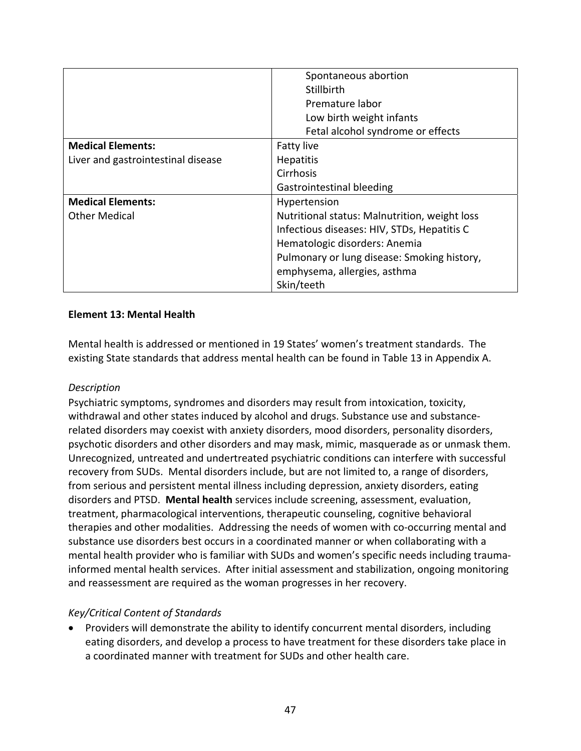| | |
|---|---|
| | Spontaneous abortion<br>Stillbirth<br>Premature labor<br>Low birth weight infants<br>Fetal alcohol syndrome or effects |
| **Medical Elements:**<br>Liver and gastrointestinal disease | Fatty live<br>Hepatitis<br>Cirrhosis<br>Gastrointestinal bleeding |
| **Medical Elements:**<br>Other Medical | Hypertension<br>Nutritional status: Malnutrition, weight loss<br>Infectious diseases: HIV, STDs, Hepatitis C<br>Hematologic disorders: Anemia<br>Pulmonary or lung disease: Smoking history, emphysema, allergies, asthma<br>Skin/teeth |

**Element 13: Mental Health**

Mental health is addressed or mentioned in 19 States' women's treatment standards. The existing State standards that address mental health can be found in Table 13 in Appendix A.

*Description*

Psychiatric symptoms, syndromes and disorders may result from intoxication, toxicity, withdrawal and other states induced by alcohol and drugs. Substance use and substance-related disorders may coexist with anxiety disorders, mood disorders, personality disorders, psychotic disorders and other disorders and may mask, mimic, masquerade as or unmask them. Unrecognized, untreated and undertreated psychiatric conditions can interfere with successful recovery from SUDs. Mental disorders include, but are not limited to, a range of disorders, from serious and persistent mental illness including depression, anxiety disorders, eating disorders and PTSD. **Mental health** services include screening, assessment, evaluation, treatment, pharmacological interventions, therapeutic counseling, cognitive behavioral therapies and other modalities. Addressing the needs of women with co-occurring mental and substance use disorders best occurs in a coordinated manner or when collaborating with a mental health provider who is familiar with SUDs and women's specific needs including trauma-informed mental health services. After initial assessment and stabilization, ongoing monitoring and reassessment are required as the woman progresses in her recovery.

*Key/Critical Content of Standards*

- Providers will demonstrate the ability to identify concurrent mental disorders, including eating disorders, and develop a process to have treatment for these disorders take place in a coordinated manner with treatment for SUDs and other health care.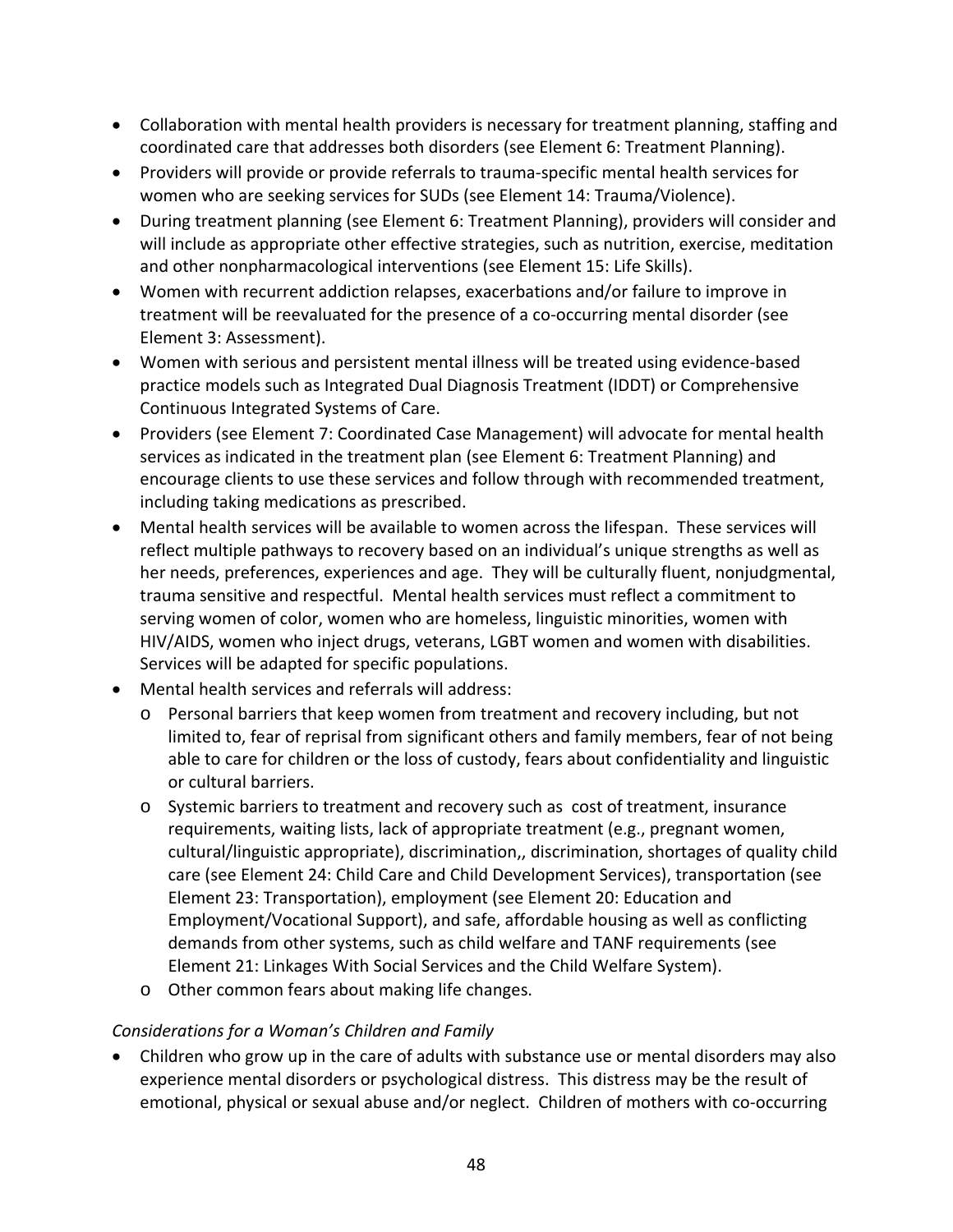- Collaboration with mental health providers is necessary for treatment planning, staffing and coordinated care that addresses both disorders (see Element 6: Treatment Planning).
- Providers will provide or provide referrals to trauma-specific mental health services for women who are seeking services for SUDs (see Element 14: Trauma/Violence).
- During treatment planning (see Element 6: Treatment Planning), providers will consider and will include as appropriate other effective strategies, such as nutrition, exercise, meditation and other nonpharmacological interventions (see Element 15: Life Skills).
- Women with recurrent addiction relapses, exacerbations and/or failure to improve in treatment will be reevaluated for the presence of a co-occurring mental disorder (see Element 3: Assessment).
- Women with serious and persistent mental illness will be treated using evidence-based practice models such as Integrated Dual Diagnosis Treatment (IDDT) or Comprehensive Continuous Integrated Systems of Care.
- Providers (see Element 7: Coordinated Case Management) will advocate for mental health services as indicated in the treatment plan (see Element 6: Treatment Planning) and encourage clients to use these services and follow through with recommended treatment, including taking medications as prescribed.
- Mental health services will be available to women across the lifespan. These services will reflect multiple pathways to recovery based on an individual's unique strengths as well as her needs, preferences, experiences and age. They will be culturally fluent, nonjudgmental, trauma sensitive and respectful. Mental health services must reflect a commitment to serving women of color, women who are homeless, linguistic minorities, women with HIV/AIDS, women who inject drugs, veterans, LGBT women and women with disabilities. Services will be adapted for specific populations.
- Mental health services and referrals will address:
  - Personal barriers that keep women from treatment and recovery including, but not limited to, fear of reprisal from significant others and family members, fear of not being able to care for children or the loss of custody, fears about confidentiality and linguistic or cultural barriers.
  - Systemic barriers to treatment and recovery such as cost of treatment, insurance requirements, waiting lists, lack of appropriate treatment (e.g., pregnant women, cultural/linguistic appropriate), discrimination,, discrimination, shortages of quality child care (see Element 24: Child Care and Child Development Services), transportation (see Element 23: Transportation), employment (see Element 20: Education and Employment/Vocational Support), and safe, affordable housing as well as conflicting demands from other systems, such as child welfare and TANF requirements (see Element 21: Linkages With Social Services and the Child Welfare System).
  - Other common fears about making life changes.

*Considerations for a Woman's Children and Family*

- Children who grow up in the care of adults with substance use or mental disorders may also experience mental disorders or psychological distress. This distress may be the result of emotional, physical or sexual abuse and/or neglect. Children of mothers with co-occurring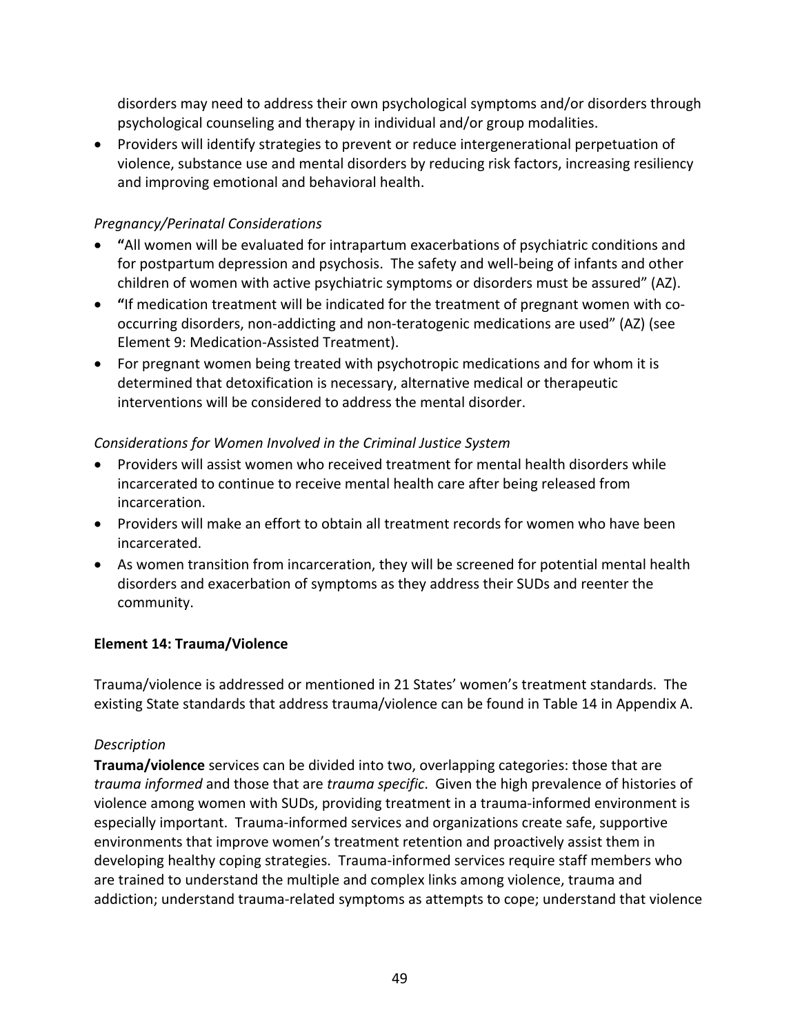disorders may need to address their own psychological symptoms and/or disorders through psychological counseling and therapy in individual and/or group modalities.

- Providers will identify strategies to prevent or reduce intergenerational perpetuation of violence, substance use and mental disorders by reducing risk factors, increasing resiliency and improving emotional and behavioral health.

*Pregnancy/Perinatal Considerations*

- "All women will be evaluated for intrapartum exacerbations of psychiatric conditions and for postpartum depression and psychosis. The safety and well-being of infants and other children of women with active psychiatric symptoms or disorders must be assured" (AZ).
- "If medication treatment will be indicated for the treatment of pregnant women with co-occurring disorders, non-addicting and non-teratogenic medications are used" (AZ) (see Element 9: Medication-Assisted Treatment).
- For pregnant women being treated with psychotropic medications and for whom it is determined that detoxification is necessary, alternative medical or therapeutic interventions will be considered to address the mental disorder.

*Considerations for Women Involved in the Criminal Justice System*

- Providers will assist women who received treatment for mental health disorders while incarcerated to continue to receive mental health care after being released from incarceration.
- Providers will make an effort to obtain all treatment records for women who have been incarcerated.
- As women transition from incarceration, they will be screened for potential mental health disorders and exacerbation of symptoms as they address their SUDs and reenter the community.

**Element 14: Trauma/Violence**

Trauma/violence is addressed or mentioned in 21 States' women's treatment standards. The existing State standards that address trauma/violence can be found in Table 14 in Appendix A.

*Description*

**Trauma/violence** services can be divided into two, overlapping categories: those that are *trauma informed* and those that are *trauma specific*. Given the high prevalence of histories of violence among women with SUDs, providing treatment in a trauma-informed environment is especially important. Trauma-informed services and organizations create safe, supportive environments that improve women's treatment retention and proactively assist them in developing healthy coping strategies. Trauma-informed services require staff members who are trained to understand the multiple and complex links among violence, trauma and addiction; understand trauma-related symptoms as attempts to cope; understand that violence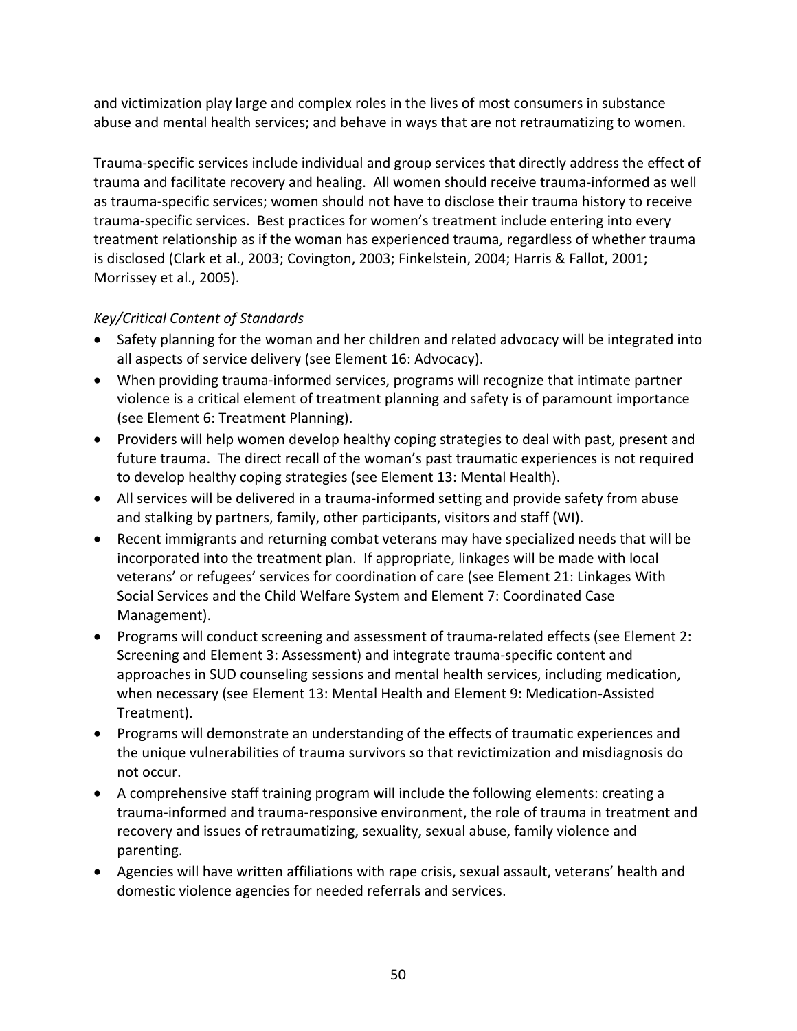and victimization play large and complex roles in the lives of most consumers in substance abuse and mental health services; and behave in ways that are not retraumatizing to women.

Trauma-specific services include individual and group services that directly address the effect of trauma and facilitate recovery and healing. All women should receive trauma-informed as well as trauma-specific services; women should not have to disclose their trauma history to receive trauma-specific services. Best practices for women's treatment include entering into every treatment relationship as if the woman has experienced trauma, regardless of whether trauma is disclosed (Clark et al., 2003; Covington, 2003; Finkelstein, 2004; Harris & Fallot, 2001; Morrissey et al., 2005).

*Key/Critical Content of Standards*

- Safety planning for the woman and her children and related advocacy will be integrated into all aspects of service delivery (see Element 16: Advocacy).
- When providing trauma-informed services, programs will recognize that intimate partner violence is a critical element of treatment planning and safety is of paramount importance (see Element 6: Treatment Planning).
- Providers will help women develop healthy coping strategies to deal with past, present and future trauma. The direct recall of the woman's past traumatic experiences is not required to develop healthy coping strategies (see Element 13: Mental Health).
- All services will be delivered in a trauma-informed setting and provide safety from abuse and stalking by partners, family, other participants, visitors and staff (WI).
- Recent immigrants and returning combat veterans may have specialized needs that will be incorporated into the treatment plan. If appropriate, linkages will be made with local veterans' or refugees' services for coordination of care (see Element 21: Linkages With Social Services and the Child Welfare System and Element 7: Coordinated Case Management).
- Programs will conduct screening and assessment of trauma-related effects (see Element 2: Screening and Element 3: Assessment) and integrate trauma-specific content and approaches in SUD counseling sessions and mental health services, including medication, when necessary (see Element 13: Mental Health and Element 9: Medication-Assisted Treatment).
- Programs will demonstrate an understanding of the effects of traumatic experiences and the unique vulnerabilities of trauma survivors so that revictimization and misdiagnosis do not occur.
- A comprehensive staff training program will include the following elements: creating a trauma-informed and trauma-responsive environment, the role of trauma in treatment and recovery and issues of retraumatizing, sexuality, sexual abuse, family violence and parenting.
- Agencies will have written affiliations with rape crisis, sexual assault, veterans' health and domestic violence agencies for needed referrals and services.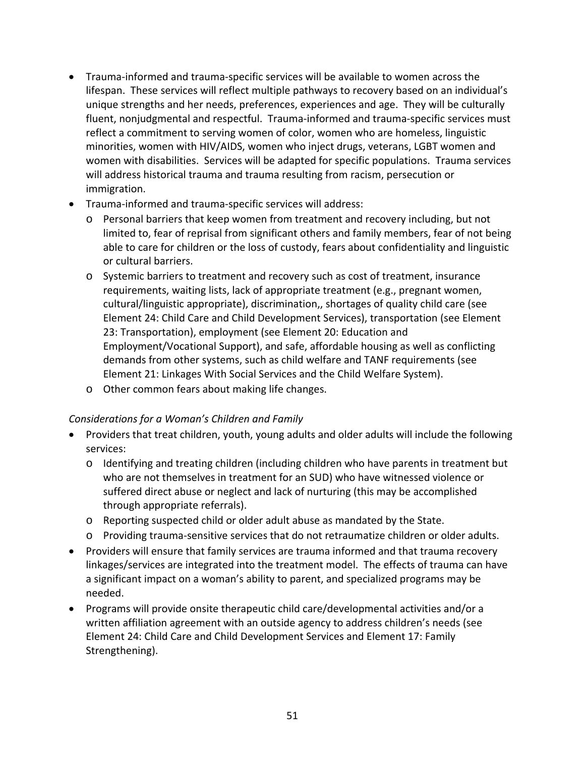- Trauma-informed and trauma-specific services will be available to women across the lifespan. These services will reflect multiple pathways to recovery based on an individual's unique strengths and her needs, preferences, experiences and age. They will be culturally fluent, nonjudgmental and respectful. Trauma-informed and trauma-specific services must reflect a commitment to serving women of color, women who are homeless, linguistic minorities, women with HIV/AIDS, women who inject drugs, veterans, LGBT women and women with disabilities. Services will be adapted for specific populations. Trauma services will address historical trauma and trauma resulting from racism, persecution or immigration.
- Trauma-informed and trauma-specific services will address:
  - Personal barriers that keep women from treatment and recovery including, but not limited to, fear of reprisal from significant others and family members, fear of not being able to care for children or the loss of custody, fears about confidentiality and linguistic or cultural barriers.
  - Systemic barriers to treatment and recovery such as cost of treatment, insurance requirements, waiting lists, lack of appropriate treatment (e.g., pregnant women, cultural/linguistic appropriate), discrimination,, shortages of quality child care (see Element 24: Child Care and Child Development Services), transportation (see Element 23: Transportation), employment (see Element 20: Education and Employment/Vocational Support), and safe, affordable housing as well as conflicting demands from other systems, such as child welfare and TANF requirements (see Element 21: Linkages With Social Services and the Child Welfare System).
  - Other common fears about making life changes.

*Considerations for a Woman's Children and Family*

- Providers that treat children, youth, young adults and older adults will include the following services:
  - Identifying and treating children (including children who have parents in treatment but who are not themselves in treatment for an SUD) who have witnessed violence or suffered direct abuse or neglect and lack of nurturing (this may be accomplished through appropriate referrals).
  - Reporting suspected child or older adult abuse as mandated by the State.
  - Providing trauma-sensitive services that do not retraumatize children or older adults.
- Providers will ensure that family services are trauma informed and that trauma recovery linkages/services are integrated into the treatment model. The effects of trauma can have a significant impact on a woman's ability to parent, and specialized programs may be needed.
- Programs will provide onsite therapeutic child care/developmental activities and/or a written affiliation agreement with an outside agency to address children's needs (see Element 24: Child Care and Child Development Services and Element 17: Family Strengthening).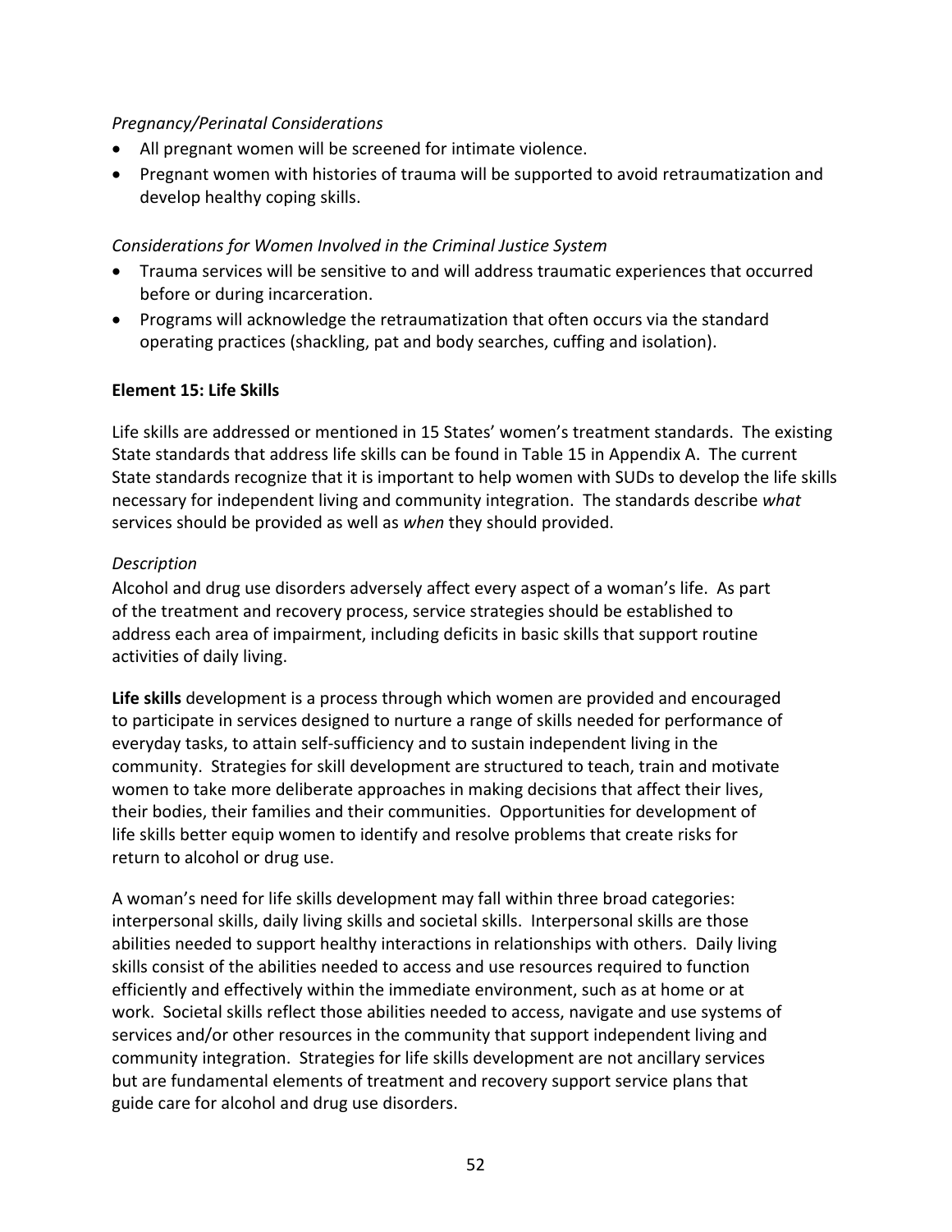*Pregnancy/Perinatal Considerations*

- All pregnant women will be screened for intimate violence.
- Pregnant women with histories of trauma will be supported to avoid retraumatization and develop healthy coping skills.

*Considerations for Women Involved in the Criminal Justice System*

- Trauma services will be sensitive to and will address traumatic experiences that occurred before or during incarceration.
- Programs will acknowledge the retraumatization that often occurs via the standard operating practices (shackling, pat and body searches, cuffing and isolation).

**Element 15: Life Skills**

Life skills are addressed or mentioned in 15 States' women's treatment standards. The existing State standards that address life skills can be found in Table 15 in Appendix A. The current State standards recognize that it is important to help women with SUDs to develop the life skills necessary for independent living and community integration. The standards describe *what* services should be provided as well as *when* they should provided.

*Description*

Alcohol and drug use disorders adversely affect every aspect of a woman's life. As part of the treatment and recovery process, service strategies should be established to address each area of impairment, including deficits in basic skills that support routine activities of daily living.

**Life skills** development is a process through which women are provided and encouraged to participate in services designed to nurture a range of skills needed for performance of everyday tasks, to attain self-sufficiency and to sustain independent living in the community. Strategies for skill development are structured to teach, train and motivate women to take more deliberate approaches in making decisions that affect their lives, their bodies, their families and their communities. Opportunities for development of life skills better equip women to identify and resolve problems that create risks for return to alcohol or drug use.

A woman's need for life skills development may fall within three broad categories: interpersonal skills, daily living skills and societal skills. Interpersonal skills are those abilities needed to support healthy interactions in relationships with others. Daily living skills consist of the abilities needed to access and use resources required to function efficiently and effectively within the immediate environment, such as at home or at work. Societal skills reflect those abilities needed to access, navigate and use systems of services and/or other resources in the community that support independent living and community integration. Strategies for life skills development are not ancillary services but are fundamental elements of treatment and recovery support service plans that guide care for alcohol and drug use disorders.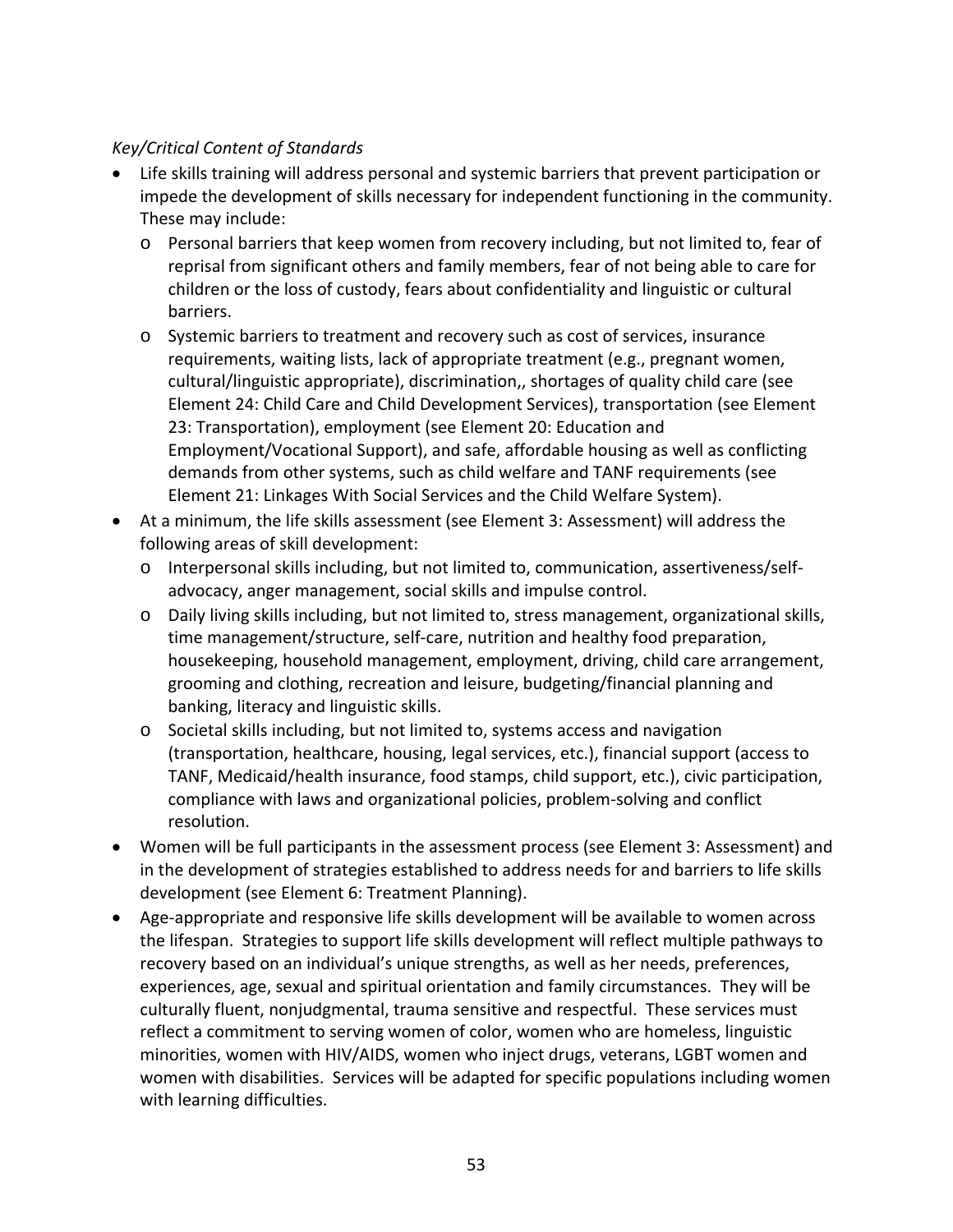*Key/Critical Content of Standards*

- Life skills training will address personal and systemic barriers that prevent participation or impede the development of skills necessary for independent functioning in the community. These may include:
  - Personal barriers that keep women from recovery including, but not limited to, fear of reprisal from significant others and family members, fear of not being able to care for children or the loss of custody, fears about confidentiality and linguistic or cultural barriers.
  - Systemic barriers to treatment and recovery such as cost of services, insurance requirements, waiting lists, lack of appropriate treatment (e.g., pregnant women, cultural/linguistic appropriate), discrimination,, shortages of quality child care (see Element 24: Child Care and Child Development Services), transportation (see Element 23: Transportation), employment (see Element 20: Education and Employment/Vocational Support), and safe, affordable housing as well as conflicting demands from other systems, such as child welfare and TANF requirements (see Element 21: Linkages With Social Services and the Child Welfare System).
- At a minimum, the life skills assessment (see Element 3: Assessment) will address the following areas of skill development:
  - Interpersonal skills including, but not limited to, communication, assertiveness/self-advocacy, anger management, social skills and impulse control.
  - Daily living skills including, but not limited to, stress management, organizational skills, time management/structure, self-care, nutrition and healthy food preparation, housekeeping, household management, employment, driving, child care arrangement, grooming and clothing, recreation and leisure, budgeting/financial planning and banking, literacy and linguistic skills.
  - Societal skills including, but not limited to, systems access and navigation (transportation, healthcare, housing, legal services, etc.), financial support (access to TANF, Medicaid/health insurance, food stamps, child support, etc.), civic participation, compliance with laws and organizational policies, problem-solving and conflict resolution.
- Women will be full participants in the assessment process (see Element 3: Assessment) and in the development of strategies established to address needs for and barriers to life skills development (see Element 6: Treatment Planning).
- Age-appropriate and responsive life skills development will be available to women across the lifespan. Strategies to support life skills development will reflect multiple pathways to recovery based on an individual's unique strengths, as well as her needs, preferences, experiences, age, sexual and spiritual orientation and family circumstances. They will be culturally fluent, nonjudgmental, trauma sensitive and respectful. These services must reflect a commitment to serving women of color, women who are homeless, linguistic minorities, women with HIV/AIDS, women who inject drugs, veterans, LGBT women and women with disabilities. Services will be adapted for specific populations including women with learning difficulties.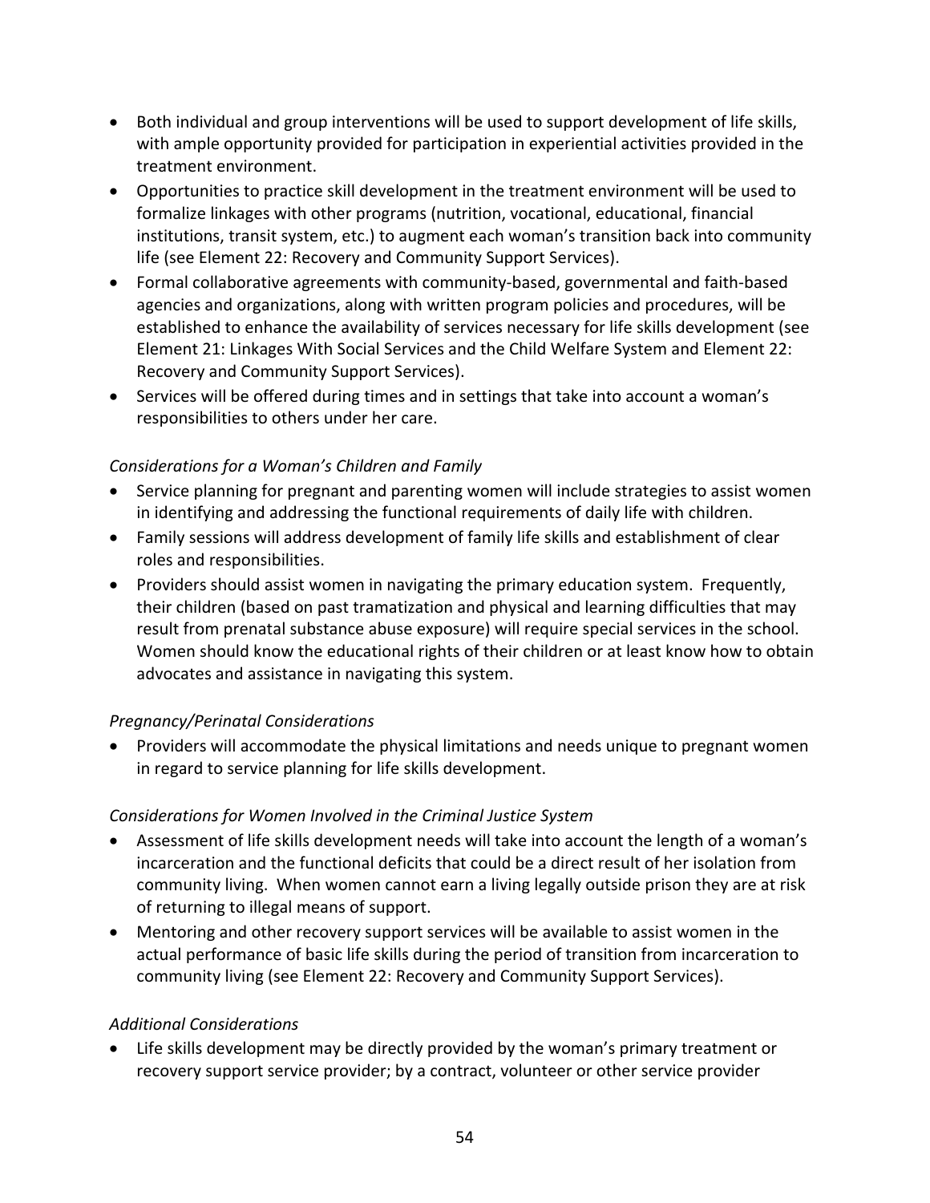- Both individual and group interventions will be used to support development of life skills, with ample opportunity provided for participation in experiential activities provided in the treatment environment.
- Opportunities to practice skill development in the treatment environment will be used to formalize linkages with other programs (nutrition, vocational, educational, financial institutions, transit system, etc.) to augment each woman's transition back into community life (see Element 22: Recovery and Community Support Services).
- Formal collaborative agreements with community-based, governmental and faith-based agencies and organizations, along with written program policies and procedures, will be established to enhance the availability of services necessary for life skills development (see Element 21: Linkages With Social Services and the Child Welfare System and Element 22: Recovery and Community Support Services).
- Services will be offered during times and in settings that take into account a woman's responsibilities to others under her care.

*Considerations for a Woman's Children and Family*

- Service planning for pregnant and parenting women will include strategies to assist women in identifying and addressing the functional requirements of daily life with children.
- Family sessions will address development of family life skills and establishment of clear roles and responsibilities.
- Providers should assist women in navigating the primary education system. Frequently, their children (based on past tramatization and physical and learning difficulties that may result from prenatal substance abuse exposure) will require special services in the school. Women should know the educational rights of their children or at least know how to obtain advocates and assistance in navigating this system.

*Pregnancy/Perinatal Considerations*

- Providers will accommodate the physical limitations and needs unique to pregnant women in regard to service planning for life skills development.

*Considerations for Women Involved in the Criminal Justice System*

- Assessment of life skills development needs will take into account the length of a woman's incarceration and the functional deficits that could be a direct result of her isolation from community living. When women cannot earn a living legally outside prison they are at risk of returning to illegal means of support.
- Mentoring and other recovery support services will be available to assist women in the actual performance of basic life skills during the period of transition from incarceration to community living (see Element 22: Recovery and Community Support Services).

*Additional Considerations*

- Life skills development may be directly provided by the woman's primary treatment or recovery support service provider; by a contract, volunteer or other service provider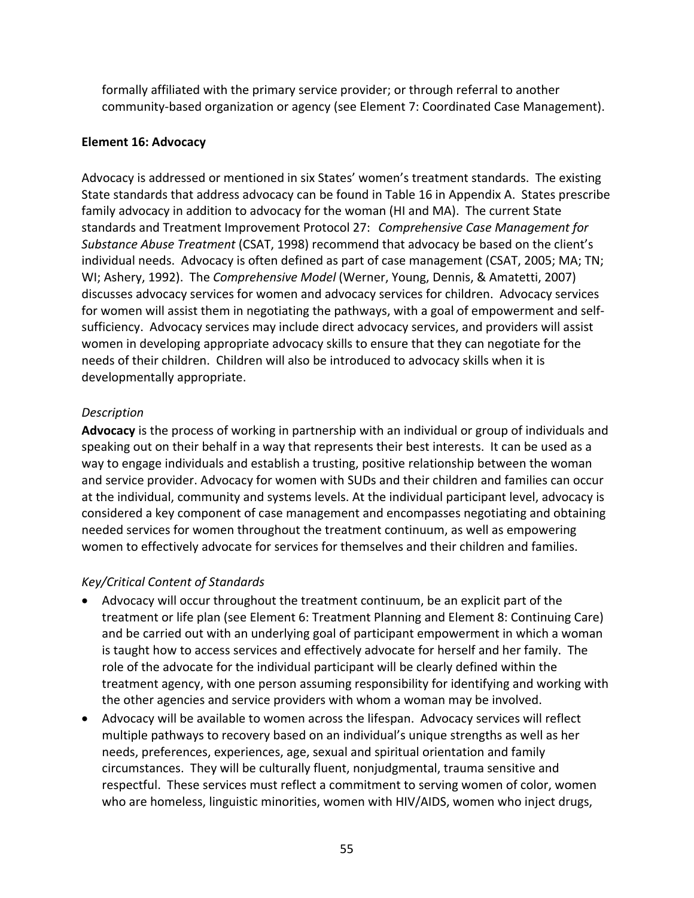formally affiliated with the primary service provider; or through referral to another community-based organization or agency (see Element 7: Coordinated Case Management).

**Element 16: Advocacy**

Advocacy is addressed or mentioned in six States' women's treatment standards. The existing State standards that address advocacy can be found in Table 16 in Appendix A. States prescribe family advocacy in addition to advocacy for the woman (HI and MA). The current State standards and Treatment Improvement Protocol 27: *Comprehensive Case Management for Substance Abuse Treatment* (CSAT, 1998) recommend that advocacy be based on the client's individual needs. Advocacy is often defined as part of case management (CSAT, 2005; MA; TN; WI; Ashery, 1992). The *Comprehensive Model* (Werner, Young, Dennis, & Amatetti, 2007) discusses advocacy services for women and advocacy services for children. Advocacy services for women will assist them in negotiating the pathways, with a goal of empowerment and self-sufficiency. Advocacy services may include direct advocacy services, and providers will assist women in developing appropriate advocacy skills to ensure that they can negotiate for the needs of their children. Children will also be introduced to advocacy skills when it is developmentally appropriate.

*Description*

**Advocacy** is the process of working in partnership with an individual or group of individuals and speaking out on their behalf in a way that represents their best interests. It can be used as a way to engage individuals and establish a trusting, positive relationship between the woman and service provider. Advocacy for women with SUDs and their children and families can occur at the individual, community and systems levels. At the individual participant level, advocacy is considered a key component of case management and encompasses negotiating and obtaining needed services for women throughout the treatment continuum, as well as empowering women to effectively advocate for services for themselves and their children and families.

*Key/Critical Content of Standards*

- Advocacy will occur throughout the treatment continuum, be an explicit part of the treatment or life plan (see Element 6: Treatment Planning and Element 8: Continuing Care) and be carried out with an underlying goal of participant empowerment in which a woman is taught how to access services and effectively advocate for herself and her family. The role of the advocate for the individual participant will be clearly defined within the treatment agency, with one person assuming responsibility for identifying and working with the other agencies and service providers with whom a woman may be involved.
- Advocacy will be available to women across the lifespan. Advocacy services will reflect multiple pathways to recovery based on an individual's unique strengths as well as her needs, preferences, experiences, age, sexual and spiritual orientation and family circumstances. They will be culturally fluent, nonjudgmental, trauma sensitive and respectful. These services must reflect a commitment to serving women of color, women who are homeless, linguistic minorities, women with HIV/AIDS, women who inject drugs,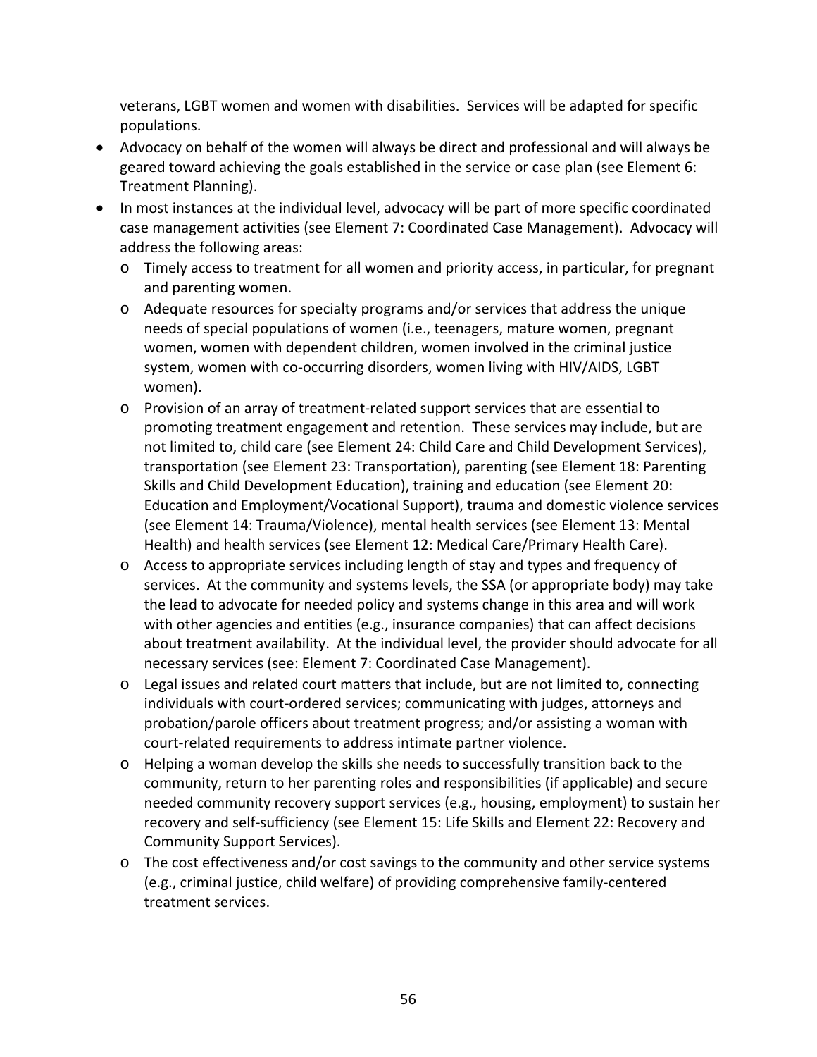veterans, LGBT women and women with disabilities. Services will be adapted for specific populations.

- Advocacy on behalf of the women will always be direct and professional and will always be geared toward achieving the goals established in the service or case plan (see Element 6: Treatment Planning).
- In most instances at the individual level, advocacy will be part of more specific coordinated case management activities (see Element 7: Coordinated Case Management). Advocacy will address the following areas:
  - Timely access to treatment for all women and priority access, in particular, for pregnant and parenting women.
  - Adequate resources for specialty programs and/or services that address the unique needs of special populations of women (i.e., teenagers, mature women, pregnant women, women with dependent children, women involved in the criminal justice system, women with co-occurring disorders, women living with HIV/AIDS, LGBT women).
  - Provision of an array of treatment-related support services that are essential to promoting treatment engagement and retention. These services may include, but are not limited to, child care (see Element 24: Child Care and Child Development Services), transportation (see Element 23: Transportation), parenting (see Element 18: Parenting Skills and Child Development Education), training and education (see Element 20: Education and Employment/Vocational Support), trauma and domestic violence services (see Element 14: Trauma/Violence), mental health services (see Element 13: Mental Health) and health services (see Element 12: Medical Care/Primary Health Care).
  - Access to appropriate services including length of stay and types and frequency of services. At the community and systems levels, the SSA (or appropriate body) may take the lead to advocate for needed policy and systems change in this area and will work with other agencies and entities (e.g., insurance companies) that can affect decisions about treatment availability. At the individual level, the provider should advocate for all necessary services (see: Element 7: Coordinated Case Management).
  - Legal issues and related court matters that include, but are not limited to, connecting individuals with court-ordered services; communicating with judges, attorneys and probation/parole officers about treatment progress; and/or assisting a woman with court-related requirements to address intimate partner violence.
  - Helping a woman develop the skills she needs to successfully transition back to the community, return to her parenting roles and responsibilities (if applicable) and secure needed community recovery support services (e.g., housing, employment) to sustain her recovery and self-sufficiency (see Element 15: Life Skills and Element 22: Recovery and Community Support Services).
  - The cost effectiveness and/or cost savings to the community and other service systems (e.g., criminal justice, child welfare) of providing comprehensive family-centered treatment services.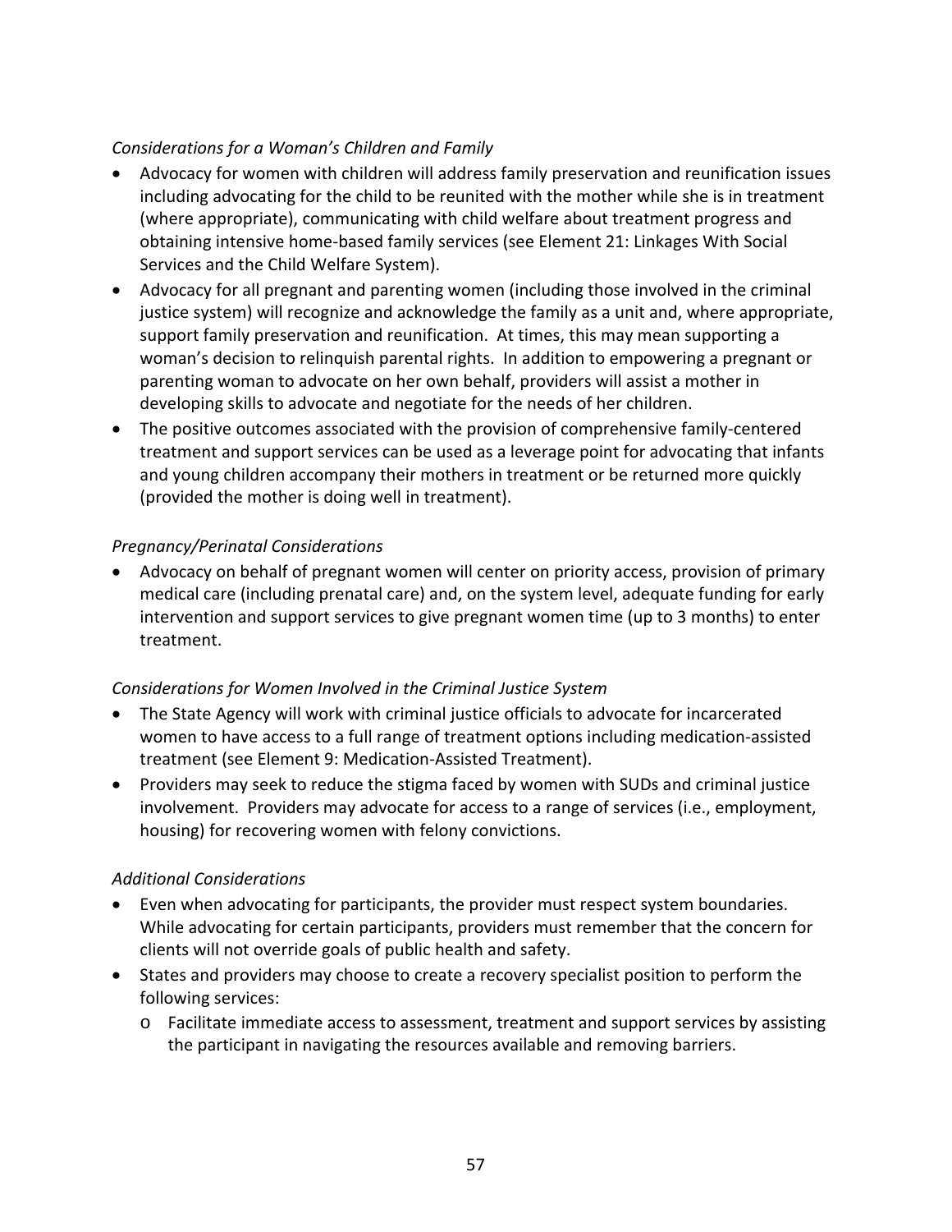*Considerations for a Woman's Children and Family*

- Advocacy for women with children will address family preservation and reunification issues including advocating for the child to be reunited with the mother while she is in treatment (where appropriate), communicating with child welfare about treatment progress and obtaining intensive home-based family services (see Element 21: Linkages With Social Services and the Child Welfare System).
- Advocacy for all pregnant and parenting women (including those involved in the criminal justice system) will recognize and acknowledge the family as a unit and, where appropriate, support family preservation and reunification. At times, this may mean supporting a woman's decision to relinquish parental rights. In addition to empowering a pregnant or parenting woman to advocate on her own behalf, providers will assist a mother in developing skills to advocate and negotiate for the needs of her children.
- The positive outcomes associated with the provision of comprehensive family-centered treatment and support services can be used as a leverage point for advocating that infants and young children accompany their mothers in treatment or be returned more quickly (provided the mother is doing well in treatment).

*Pregnancy/Perinatal Considerations*

- Advocacy on behalf of pregnant women will center on priority access, provision of primary medical care (including prenatal care) and, on the system level, adequate funding for early intervention and support services to give pregnant women time (up to 3 months) to enter treatment.

*Considerations for Women Involved in the Criminal Justice System*

- The State Agency will work with criminal justice officials to advocate for incarcerated women to have access to a full range of treatment options including medication-assisted treatment (see Element 9: Medication-Assisted Treatment).
- Providers may seek to reduce the stigma faced by women with SUDs and criminal justice involvement. Providers may advocate for access to a range of services (i.e., employment, housing) for recovering women with felony convictions.

*Additional Considerations*

- Even when advocating for participants, the provider must respect system boundaries. While advocating for certain participants, providers must remember that the concern for clients will not override goals of public health and safety.
- States and providers may choose to create a recovery specialist position to perform the following services:
  - Facilitate immediate access to assessment, treatment and support services by assisting the participant in navigating the resources available and removing barriers.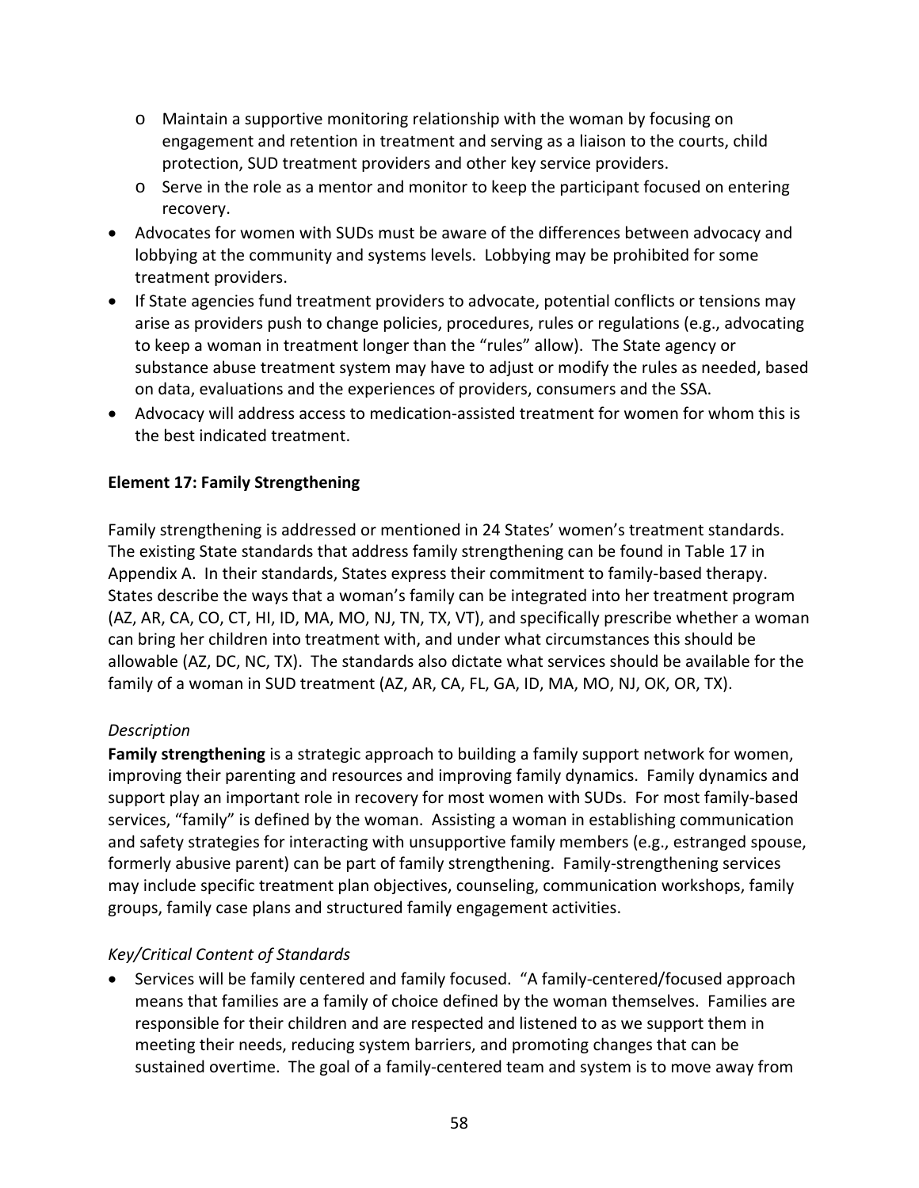- Maintain a supportive monitoring relationship with the woman by focusing on engagement and retention in treatment and serving as a liaison to the courts, child protection, SUD treatment providers and other key service providers.
  - Serve in the role as a mentor and monitor to keep the participant focused on entering recovery.
- Advocates for women with SUDs must be aware of the differences between advocacy and lobbying at the community and systems levels. Lobbying may be prohibited for some treatment providers.
- If State agencies fund treatment providers to advocate, potential conflicts or tensions may arise as providers push to change policies, procedures, rules or regulations (e.g., advocating to keep a woman in treatment longer than the "rules" allow). The State agency or substance abuse treatment system may have to adjust or modify the rules as needed, based on data, evaluations and the experiences of providers, consumers and the SSA.
- Advocacy will address access to medication-assisted treatment for women for whom this is the best indicated treatment.

**Element 17: Family Strengthening**

Family strengthening is addressed or mentioned in 24 States' women's treatment standards. The existing State standards that address family strengthening can be found in Table 17 in Appendix A. In their standards, States express their commitment to family-based therapy. States describe the ways that a woman's family can be integrated into her treatment program (AZ, AR, CA, CO, CT, HI, ID, MA, MO, NJ, TN, TX, VT), and specifically prescribe whether a woman can bring her children into treatment with, and under what circumstances this should be allowable (AZ, DC, NC, TX). The standards also dictate what services should be available for the family of a woman in SUD treatment (AZ, AR, CA, FL, GA, ID, MA, MO, NJ, OK, OR, TX).

*Description*

**Family strengthening** is a strategic approach to building a family support network for women, improving their parenting and resources and improving family dynamics. Family dynamics and support play an important role in recovery for most women with SUDs. For most family-based services, "family" is defined by the woman. Assisting a woman in establishing communication and safety strategies for interacting with unsupportive family members (e.g., estranged spouse, formerly abusive parent) can be part of family strengthening. Family-strengthening services may include specific treatment plan objectives, counseling, communication workshops, family groups, family case plans and structured family engagement activities.

*Key/Critical Content of Standards*

- Services will be family centered and family focused. "A family-centered/focused approach means that families are a family of choice defined by the woman themselves. Families are responsible for their children and are respected and listened to as we support them in meeting their needs, reducing system barriers, and promoting changes that can be sustained overtime. The goal of a family-centered team and system is to move away from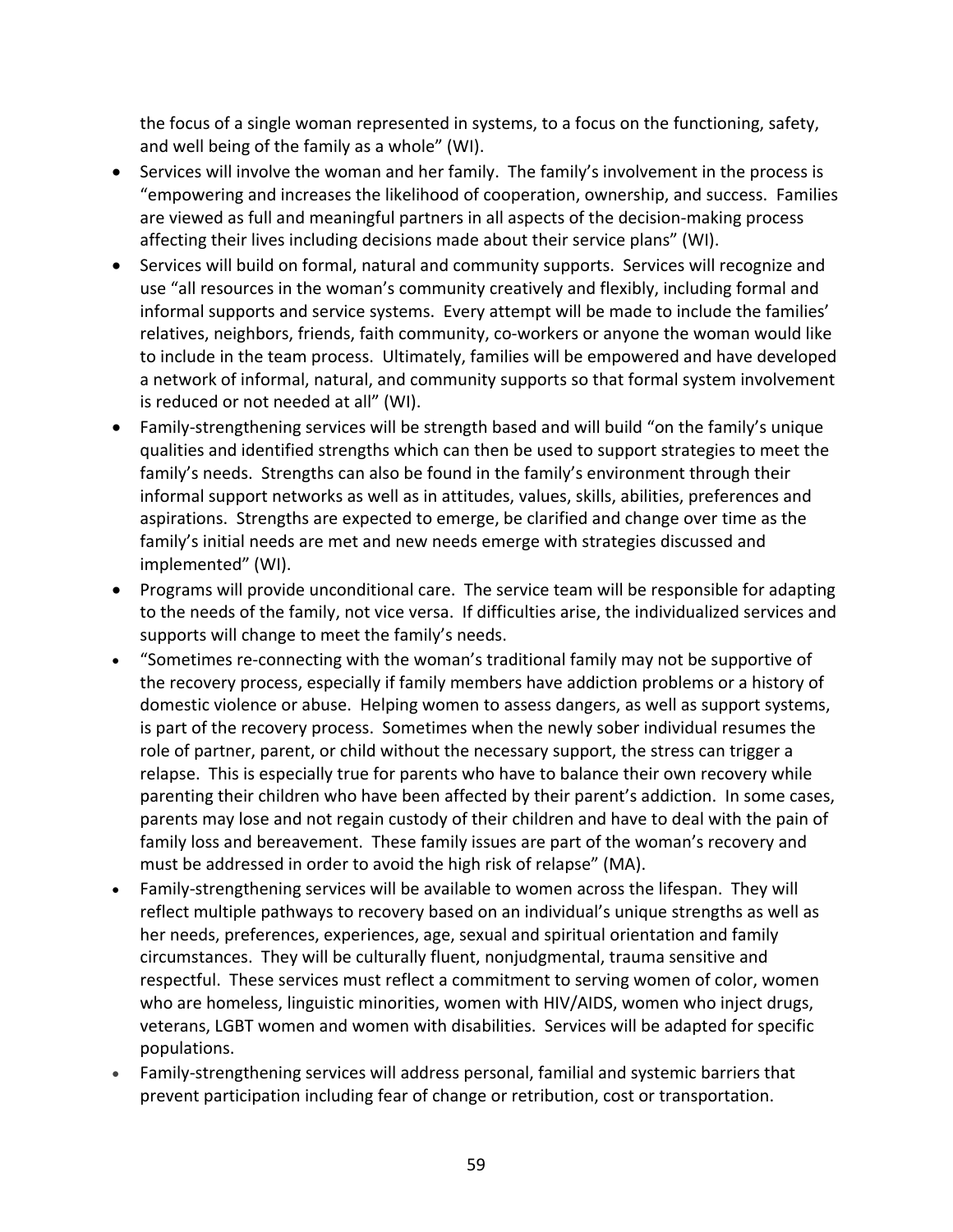the focus of a single woman represented in systems, to a focus on the functioning, safety, and well being of the family as a whole" (WI).

- Services will involve the woman and her family. The family's involvement in the process is "empowering and increases the likelihood of cooperation, ownership, and success. Families are viewed as full and meaningful partners in all aspects of the decision-making process affecting their lives including decisions made about their service plans" (WI).
- Services will build on formal, natural and community supports. Services will recognize and use "all resources in the woman's community creatively and flexibly, including formal and informal supports and service systems. Every attempt will be made to include the families' relatives, neighbors, friends, faith community, co-workers or anyone the woman would like to include in the team process. Ultimately, families will be empowered and have developed a network of informal, natural, and community supports so that formal system involvement is reduced or not needed at all" (WI).
- Family-strengthening services will be strength based and will build "on the family's unique qualities and identified strengths which can then be used to support strategies to meet the family's needs. Strengths can also be found in the family's environment through their informal support networks as well as in attitudes, values, skills, abilities, preferences and aspirations. Strengths are expected to emerge, be clarified and change over time as the family's initial needs are met and new needs emerge with strategies discussed and implemented" (WI).
- Programs will provide unconditional care. The service team will be responsible for adapting to the needs of the family, not vice versa. If difficulties arise, the individualized services and supports will change to meet the family's needs.
- "Sometimes re-connecting with the woman's traditional family may not be supportive of the recovery process, especially if family members have addiction problems or a history of domestic violence or abuse. Helping women to assess dangers, as well as support systems, is part of the recovery process. Sometimes when the newly sober individual resumes the role of partner, parent, or child without the necessary support, the stress can trigger a relapse. This is especially true for parents who have to balance their own recovery while parenting their children who have been affected by their parent's addiction. In some cases, parents may lose and not regain custody of their children and have to deal with the pain of family loss and bereavement. These family issues are part of the woman's recovery and must be addressed in order to avoid the high risk of relapse" (MA).
- Family-strengthening services will be available to women across the lifespan. They will reflect multiple pathways to recovery based on an individual's unique strengths as well as her needs, preferences, experiences, age, sexual and spiritual orientation and family circumstances. They will be culturally fluent, nonjudgmental, trauma sensitive and respectful. These services must reflect a commitment to serving women of color, women who are homeless, linguistic minorities, women with HIV/AIDS, women who inject drugs, veterans, LGBT women and women with disabilities. Services will be adapted for specific populations.
- Family-strengthening services will address personal, familial and systemic barriers that prevent participation including fear of change or retribution, cost or transportation.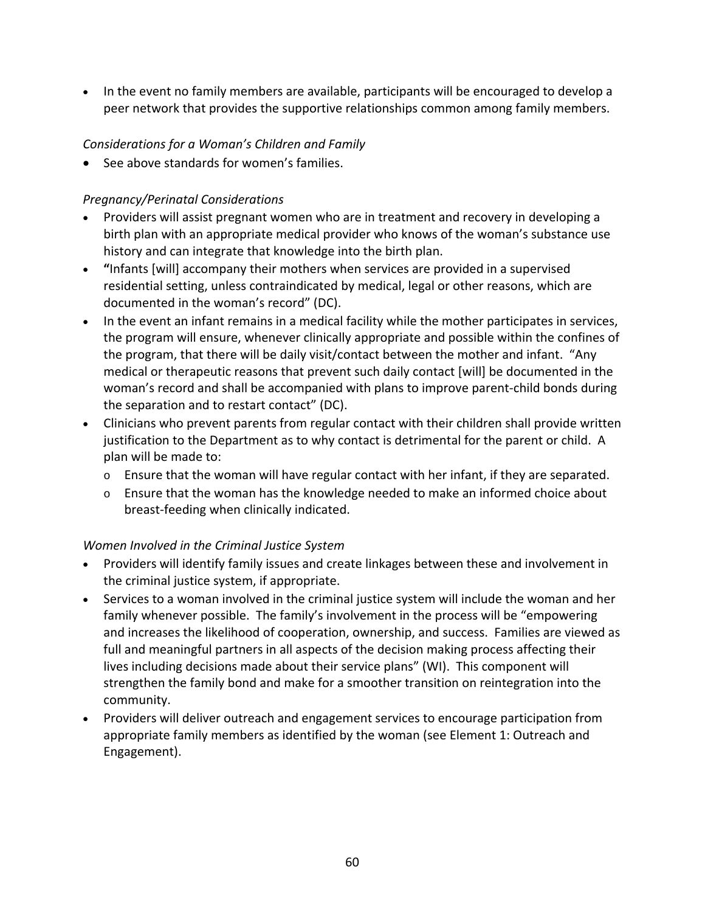- In the event no family members are available, participants will be encouraged to develop a peer network that provides the supportive relationships common among family members.

*Considerations for a Woman's Children and Family*

- See above standards for women's families.

*Pregnancy/Perinatal Considerations*

- Providers will assist pregnant women who are in treatment and recovery in developing a birth plan with an appropriate medical provider who knows of the woman's substance use history and can integrate that knowledge into the birth plan.
- **"**Infants [will] accompany their mothers when services are provided in a supervised residential setting, unless contraindicated by medical, legal or other reasons, which are documented in the woman's record" (DC).
- In the event an infant remains in a medical facility while the mother participates in services, the program will ensure, whenever clinically appropriate and possible within the confines of the program, that there will be daily visit/contact between the mother and infant. "Any medical or therapeutic reasons that prevent such daily contact [will] be documented in the woman's record and shall be accompanied with plans to improve parent-child bonds during the separation and to restart contact" (DC).
- Clinicians who prevent parents from regular contact with their children shall provide written justification to the Department as to why contact is detrimental for the parent or child. A plan will be made to:
  - Ensure that the woman will have regular contact with her infant, if they are separated.
  - Ensure that the woman has the knowledge needed to make an informed choice about breast-feeding when clinically indicated.

*Women Involved in the Criminal Justice System*

- Providers will identify family issues and create linkages between these and involvement in the criminal justice system, if appropriate.
- Services to a woman involved in the criminal justice system will include the woman and her family whenever possible. The family's involvement in the process will be "empowering and increases the likelihood of cooperation, ownership, and success. Families are viewed as full and meaningful partners in all aspects of the decision making process affecting their lives including decisions made about their service plans" (WI). This component will strengthen the family bond and make for a smoother transition on reintegration into the community.
- Providers will deliver outreach and engagement services to encourage participation from appropriate family members as identified by the woman (see Element 1: Outreach and Engagement).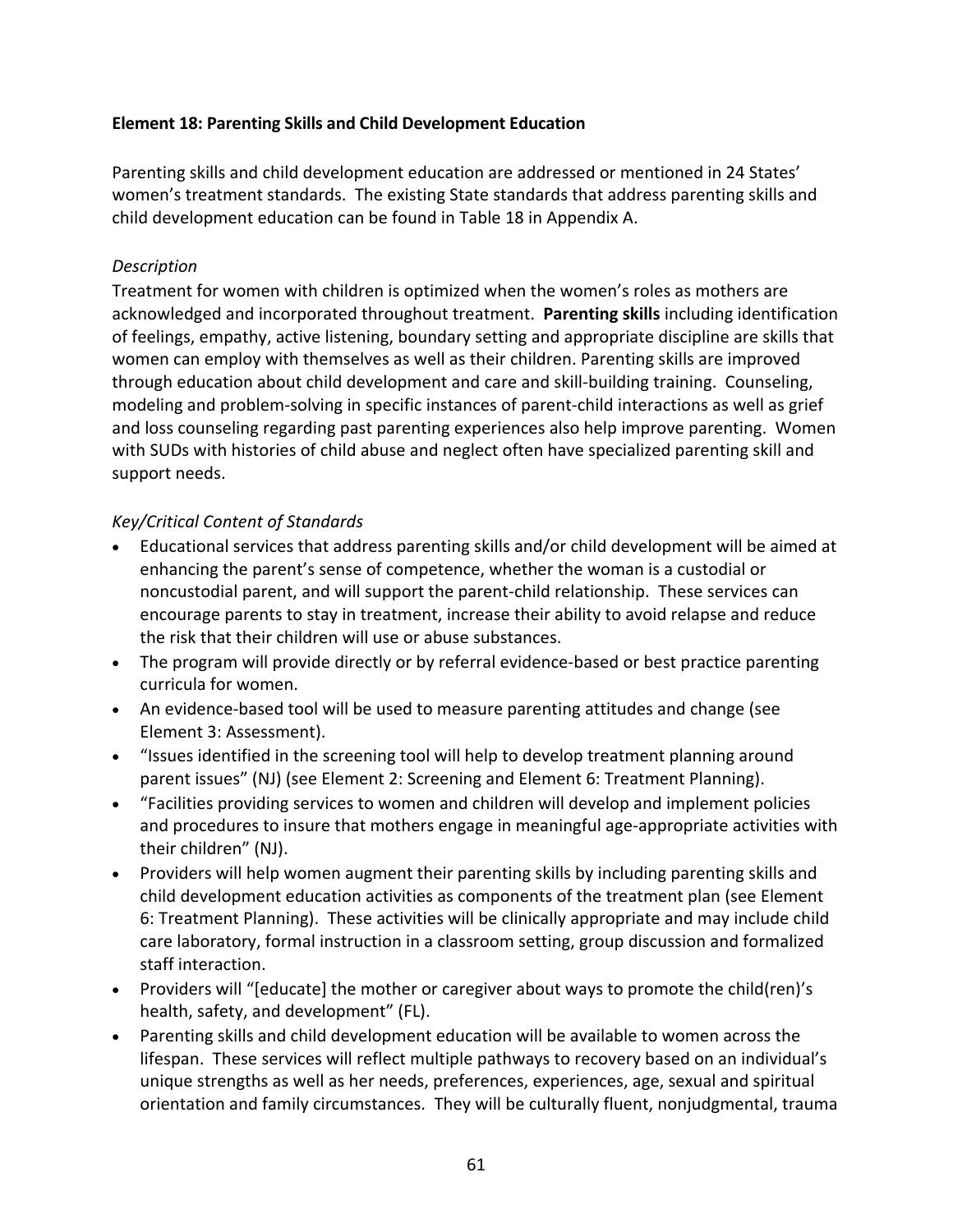**Element 18: Parenting Skills and Child Development Education**

Parenting skills and child development education are addressed or mentioned in 24 States' women's treatment standards. The existing State standards that address parenting skills and child development education can be found in Table 18 in Appendix A.

*Description*

Treatment for women with children is optimized when the women's roles as mothers are acknowledged and incorporated throughout treatment. **Parenting skills** including identification of feelings, empathy, active listening, boundary setting and appropriate discipline are skills that women can employ with themselves as well as their children. Parenting skills are improved through education about child development and care and skill-building training. Counseling, modeling and problem-solving in specific instances of parent-child interactions as well as grief and loss counseling regarding past parenting experiences also help improve parenting. Women with SUDs with histories of child abuse and neglect often have specialized parenting skill and support needs.

*Key/Critical Content of Standards*

- Educational services that address parenting skills and/or child development will be aimed at enhancing the parent's sense of competence, whether the woman is a custodial or noncustodial parent, and will support the parent-child relationship. These services can encourage parents to stay in treatment, increase their ability to avoid relapse and reduce the risk that their children will use or abuse substances.
- The program will provide directly or by referral evidence-based or best practice parenting curricula for women.
- An evidence-based tool will be used to measure parenting attitudes and change (see Element 3: Assessment).
- "Issues identified in the screening tool will help to develop treatment planning around parent issues" (NJ) (see Element 2: Screening and Element 6: Treatment Planning).
- "Facilities providing services to women and children will develop and implement policies and procedures to insure that mothers engage in meaningful age-appropriate activities with their children" (NJ).
- Providers will help women augment their parenting skills by including parenting skills and child development education activities as components of the treatment plan (see Element 6: Treatment Planning). These activities will be clinically appropriate and may include child care laboratory, formal instruction in a classroom setting, group discussion and formalized staff interaction.
- Providers will "[educate] the mother or caregiver about ways to promote the child(ren)'s health, safety, and development" (FL).
- Parenting skills and child development education will be available to women across the lifespan. These services will reflect multiple pathways to recovery based on an individual's unique strengths as well as her needs, preferences, experiences, age, sexual and spiritual orientation and family circumstances. They will be culturally fluent, nonjudgmental, trauma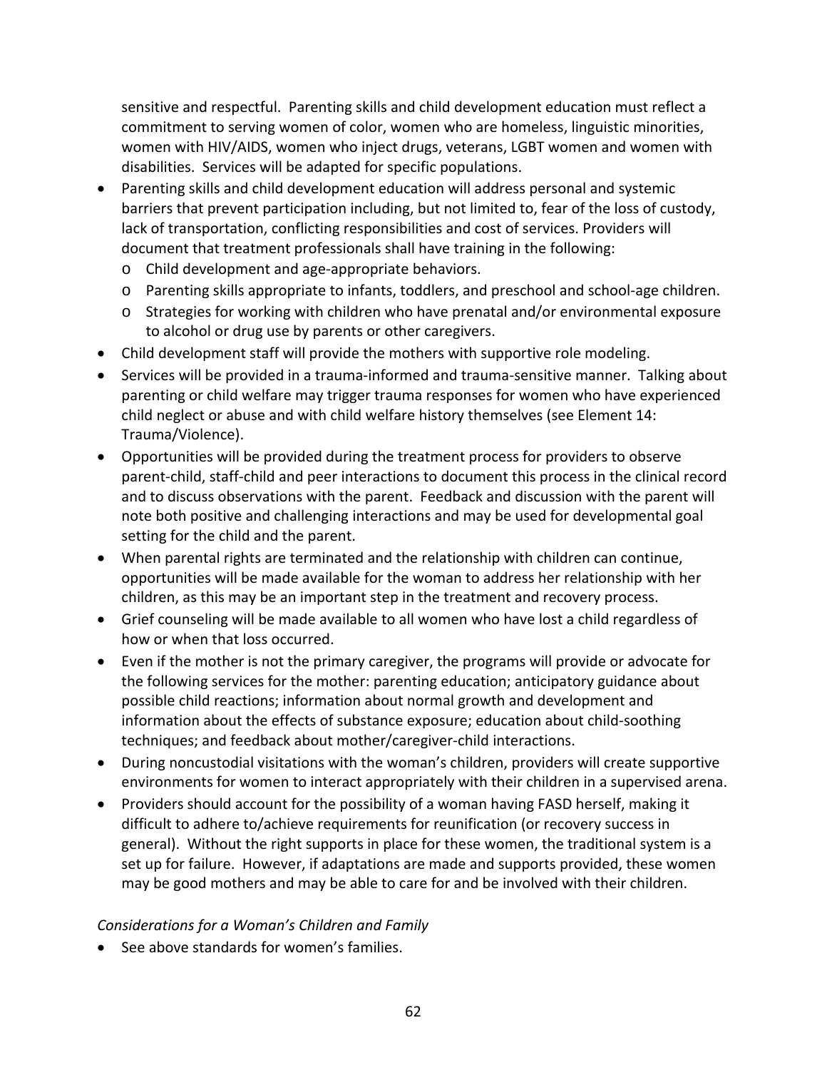sensitive and respectful. Parenting skills and child development education must reflect a commitment to serving women of color, women who are homeless, linguistic minorities, women with HIV/AIDS, women who inject drugs, veterans, LGBT women and women with disabilities. Services will be adapted for specific populations.

- Parenting skills and child development education will address personal and systemic barriers that prevent participation including, but not limited to, fear of the loss of custody, lack of transportation, conflicting responsibilities and cost of services. Providers will document that treatment professionals shall have training in the following:
  - Child development and age-appropriate behaviors.
  - Parenting skills appropriate to infants, toddlers, and preschool and school-age children.
  - Strategies for working with children who have prenatal and/or environmental exposure to alcohol or drug use by parents or other caregivers.
- Child development staff will provide the mothers with supportive role modeling.
- Services will be provided in a trauma-informed and trauma-sensitive manner. Talking about parenting or child welfare may trigger trauma responses for women who have experienced child neglect or abuse and with child welfare history themselves (see Element 14: Trauma/Violence).
- Opportunities will be provided during the treatment process for providers to observe parent-child, staff-child and peer interactions to document this process in the clinical record and to discuss observations with the parent. Feedback and discussion with the parent will note both positive and challenging interactions and may be used for developmental goal setting for the child and the parent.
- When parental rights are terminated and the relationship with children can continue, opportunities will be made available for the woman to address her relationship with her children, as this may be an important step in the treatment and recovery process.
- Grief counseling will be made available to all women who have lost a child regardless of how or when that loss occurred.
- Even if the mother is not the primary caregiver, the programs will provide or advocate for the following services for the mother: parenting education; anticipatory guidance about possible child reactions; information about normal growth and development and information about the effects of substance exposure; education about child-soothing techniques; and feedback about mother/caregiver-child interactions.
- During noncustodial visitations with the woman's children, providers will create supportive environments for women to interact appropriately with their children in a supervised arena.
- Providers should account for the possibility of a woman having FASD herself, making it difficult to adhere to/achieve requirements for reunification (or recovery success in general). Without the right supports in place for these women, the traditional system is a set up for failure. However, if adaptations are made and supports provided, these women may be good mothers and may be able to care for and be involved with their children.

*Considerations for a Woman's Children and Family*

- See above standards for women's families.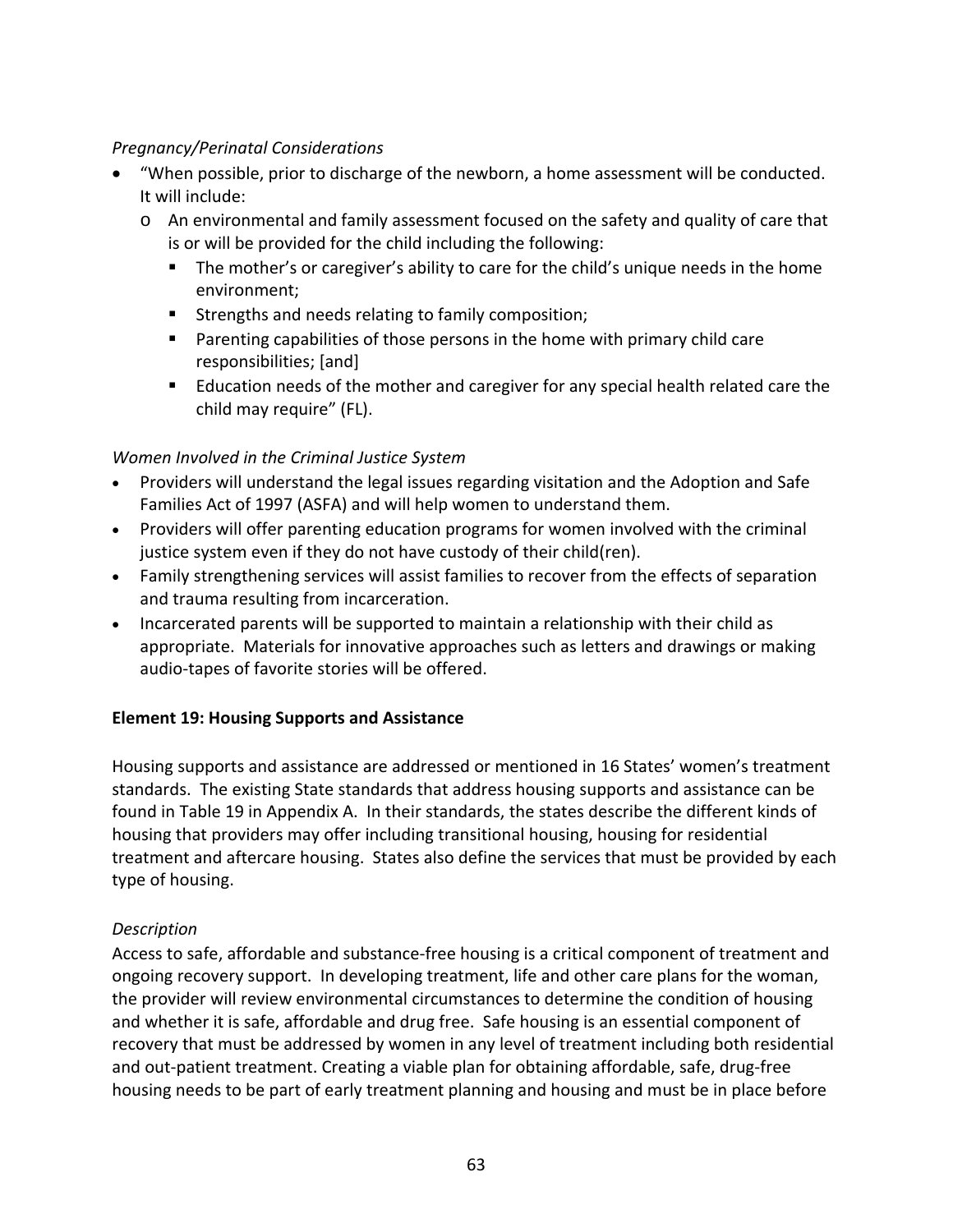*Pregnancy/Perinatal Considerations*

- "When possible, prior to discharge of the newborn, a home assessment will be conducted. It will include:
  - An environmental and family assessment focused on the safety and quality of care that is or will be provided for the child including the following:
    - The mother's or caregiver's ability to care for the child's unique needs in the home environment;
    - Strengths and needs relating to family composition;
    - Parenting capabilities of those persons in the home with primary child care responsibilities; [and]
    - Education needs of the mother and caregiver for any special health related care the child may require" (FL).

*Women Involved in the Criminal Justice System*

- Providers will understand the legal issues regarding visitation and the Adoption and Safe Families Act of 1997 (ASFA) and will help women to understand them.
- Providers will offer parenting education programs for women involved with the criminal justice system even if they do not have custody of their child(ren).
- Family strengthening services will assist families to recover from the effects of separation and trauma resulting from incarceration.
- Incarcerated parents will be supported to maintain a relationship with their child as appropriate. Materials for innovative approaches such as letters and drawings or making audio-tapes of favorite stories will be offered.

**Element 19: Housing Supports and Assistance**

Housing supports and assistance are addressed or mentioned in 16 States' women's treatment standards. The existing State standards that address housing supports and assistance can be found in Table 19 in Appendix A. In their standards, the states describe the different kinds of housing that providers may offer including transitional housing, housing for residential treatment and aftercare housing. States also define the services that must be provided by each type of housing.

*Description*

Access to safe, affordable and substance-free housing is a critical component of treatment and ongoing recovery support. In developing treatment, life and other care plans for the woman, the provider will review environmental circumstances to determine the condition of housing and whether it is safe, affordable and drug free. Safe housing is an essential component of recovery that must be addressed by women in any level of treatment including both residential and out-patient treatment. Creating a viable plan for obtaining affordable, safe, drug-free housing needs to be part of early treatment planning and housing and must be in place before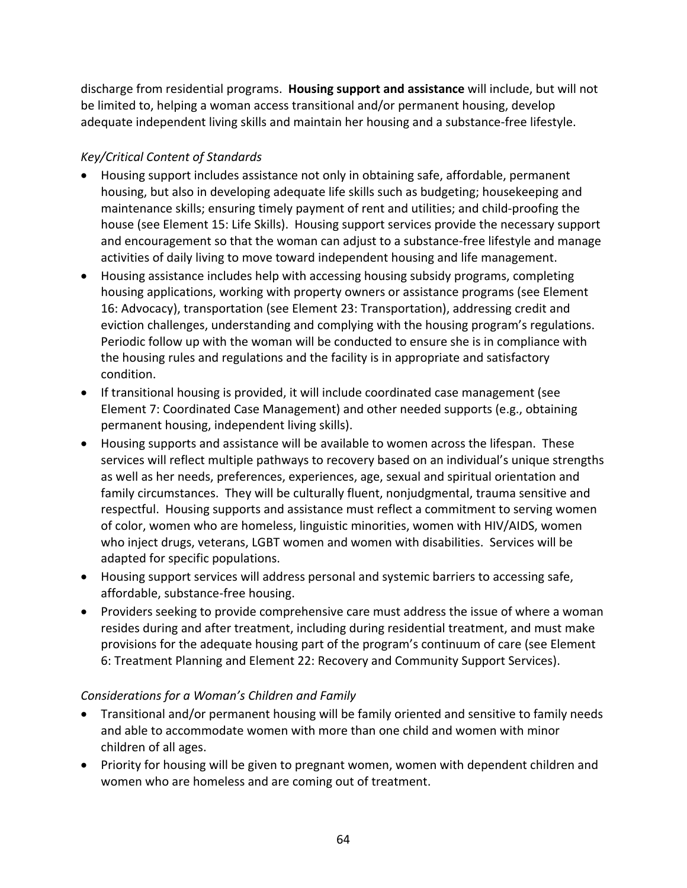discharge from residential programs. **Housing support and assistance** will include, but will not be limited to, helping a woman access transitional and/or permanent housing, develop adequate independent living skills and maintain her housing and a substance-free lifestyle.

*Key/Critical Content of Standards*

- Housing support includes assistance not only in obtaining safe, affordable, permanent housing, but also in developing adequate life skills such as budgeting; housekeeping and maintenance skills; ensuring timely payment of rent and utilities; and child-proofing the house (see Element 15: Life Skills). Housing support services provide the necessary support and encouragement so that the woman can adjust to a substance-free lifestyle and manage activities of daily living to move toward independent housing and life management.
- Housing assistance includes help with accessing housing subsidy programs, completing housing applications, working with property owners or assistance programs (see Element 16: Advocacy), transportation (see Element 23: Transportation), addressing credit and eviction challenges, understanding and complying with the housing program's regulations. Periodic follow up with the woman will be conducted to ensure she is in compliance with the housing rules and regulations and the facility is in appropriate and satisfactory condition.
- If transitional housing is provided, it will include coordinated case management (see Element 7: Coordinated Case Management) and other needed supports (e.g., obtaining permanent housing, independent living skills).
- Housing supports and assistance will be available to women across the lifespan. These services will reflect multiple pathways to recovery based on an individual's unique strengths as well as her needs, preferences, experiences, age, sexual and spiritual orientation and family circumstances. They will be culturally fluent, nonjudgmental, trauma sensitive and respectful. Housing supports and assistance must reflect a commitment to serving women of color, women who are homeless, linguistic minorities, women with HIV/AIDS, women who inject drugs, veterans, LGBT women and women with disabilities. Services will be adapted for specific populations.
- Housing support services will address personal and systemic barriers to accessing safe, affordable, substance-free housing.
- Providers seeking to provide comprehensive care must address the issue of where a woman resides during and after treatment, including during residential treatment, and must make provisions for the adequate housing part of the program's continuum of care (see Element 6: Treatment Planning and Element 22: Recovery and Community Support Services).

*Considerations for a Woman's Children and Family*

- Transitional and/or permanent housing will be family oriented and sensitive to family needs and able to accommodate women with more than one child and women with minor children of all ages.
- Priority for housing will be given to pregnant women, women with dependent children and women who are homeless and are coming out of treatment.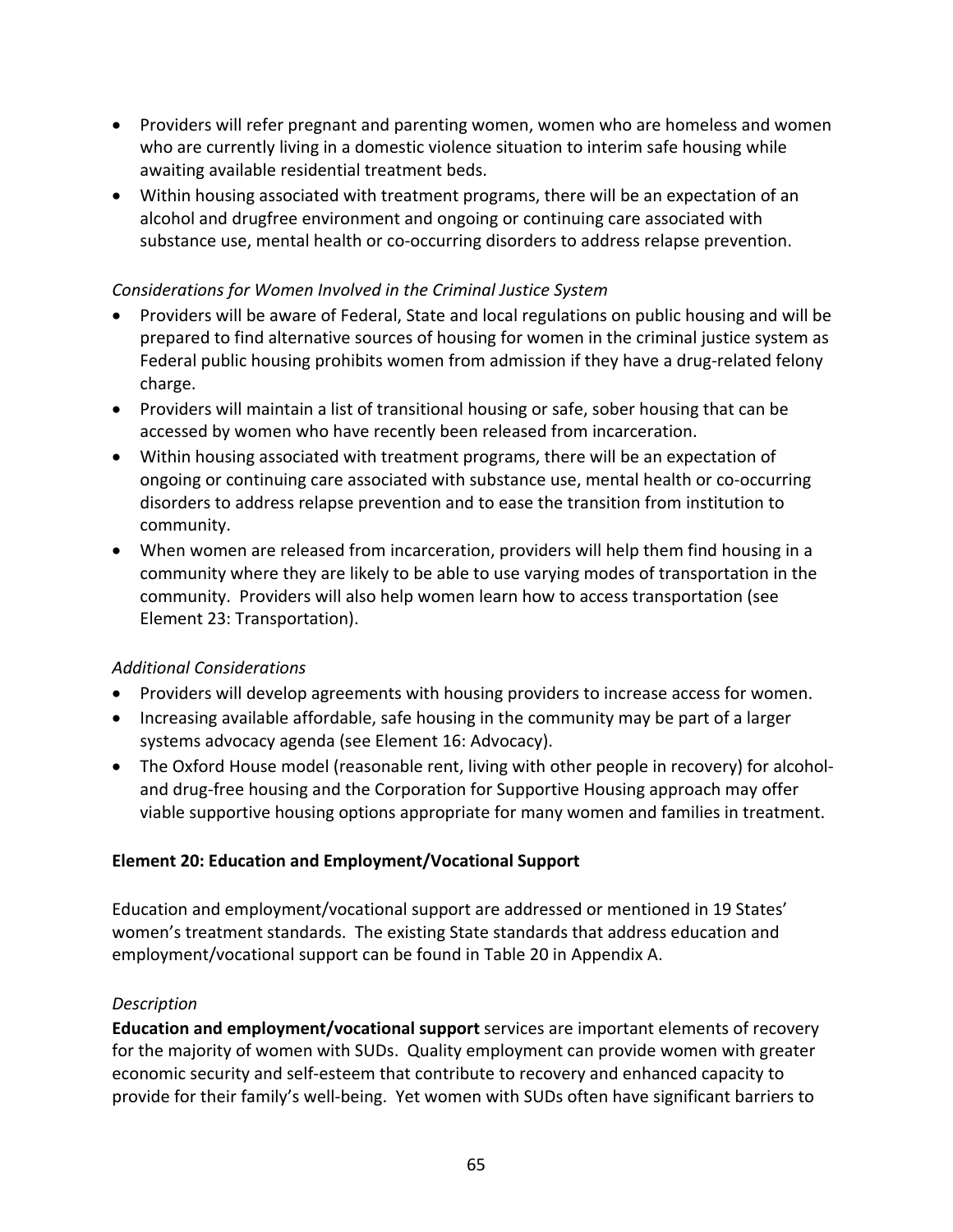- Providers will refer pregnant and parenting women, women who are homeless and women who are currently living in a domestic violence situation to interim safe housing while awaiting available residential treatment beds.
- Within housing associated with treatment programs, there will be an expectation of an alcohol and drugfree environment and ongoing or continuing care associated with substance use, mental health or co-occurring disorders to address relapse prevention.

*Considerations for Women Involved in the Criminal Justice System*

- Providers will be aware of Federal, State and local regulations on public housing and will be prepared to find alternative sources of housing for women in the criminal justice system as Federal public housing prohibits women from admission if they have a drug-related felony charge.
- Providers will maintain a list of transitional housing or safe, sober housing that can be accessed by women who have recently been released from incarceration.
- Within housing associated with treatment programs, there will be an expectation of ongoing or continuing care associated with substance use, mental health or co-occurring disorders to address relapse prevention and to ease the transition from institution to community.
- When women are released from incarceration, providers will help them find housing in a community where they are likely to be able to use varying modes of transportation in the community. Providers will also help women learn how to access transportation (see Element 23: Transportation).

*Additional Considerations*

- Providers will develop agreements with housing providers to increase access for women.
- Increasing available affordable, safe housing in the community may be part of a larger systems advocacy agenda (see Element 16: Advocacy).
- The Oxford House model (reasonable rent, living with other people in recovery) for alcohol- and drug-free housing and the Corporation for Supportive Housing approach may offer viable supportive housing options appropriate for many women and families in treatment.

**Element 20: Education and Employment/Vocational Support**

Education and employment/vocational support are addressed or mentioned in 19 States' women's treatment standards. The existing State standards that address education and employment/vocational support can be found in Table 20 in Appendix A.

*Description*

**Education and employment/vocational support** services are important elements of recovery for the majority of women with SUDs. Quality employment can provide women with greater economic security and self-esteem that contribute to recovery and enhanced capacity to provide for their family's well-being. Yet women with SUDs often have significant barriers to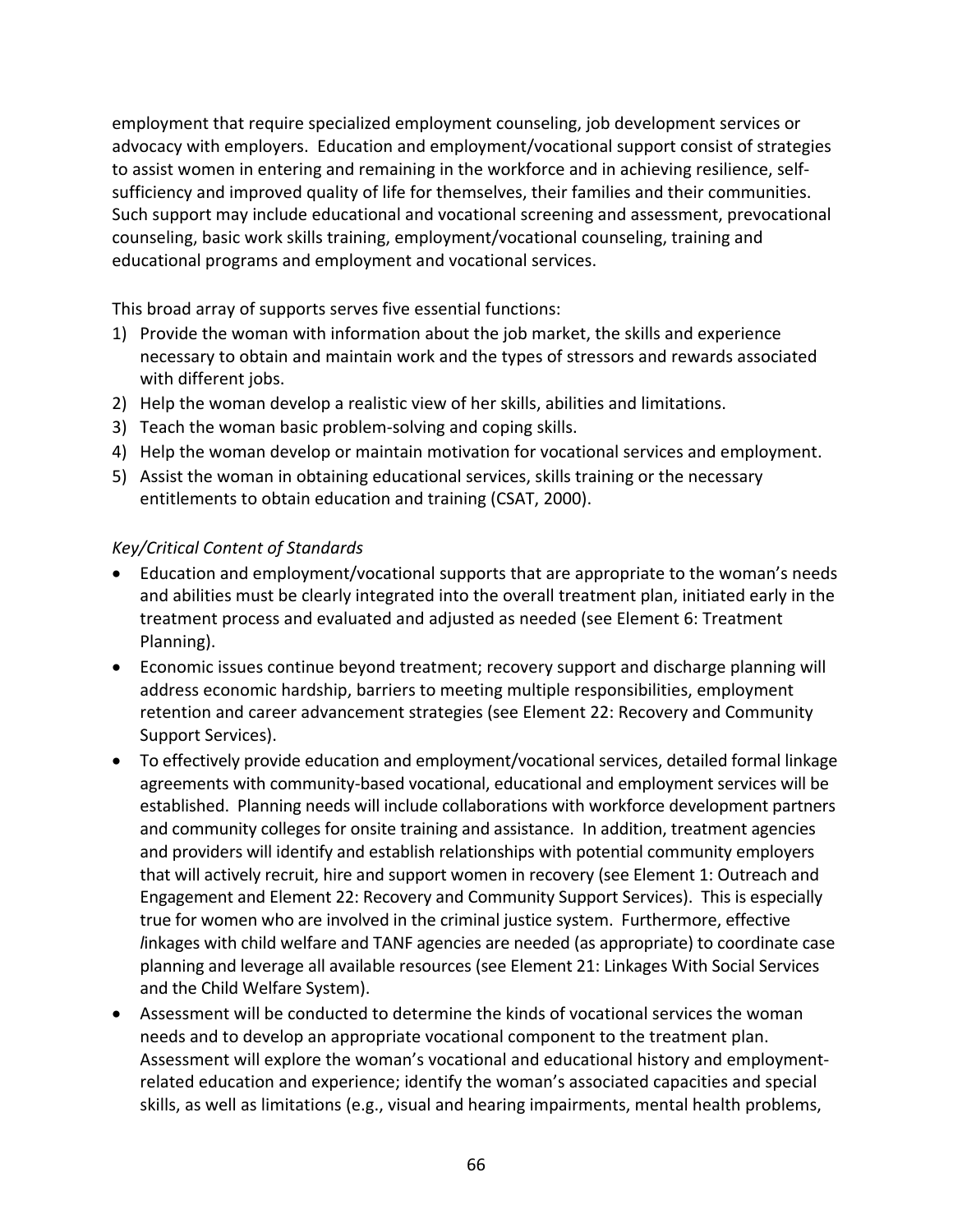employment that require specialized employment counseling, job development services or advocacy with employers. Education and employment/vocational support consist of strategies to assist women in entering and remaining in the workforce and in achieving resilience, self-sufficiency and improved quality of life for themselves, their families and their communities. Such support may include educational and vocational screening and assessment, prevocational counseling, basic work skills training, employment/vocational counseling, training and educational programs and employment and vocational services.

This broad array of supports serves five essential functions:

1) Provide the woman with information about the job market, the skills and experience necessary to obtain and maintain work and the types of stressors and rewards associated with different jobs.
2) Help the woman develop a realistic view of her skills, abilities and limitations.
3) Teach the woman basic problem-solving and coping skills.
4) Help the woman develop or maintain motivation for vocational services and employment.
5) Assist the woman in obtaining educational services, skills training or the necessary entitlements to obtain education and training (CSAT, 2000).

*Key/Critical Content of Standards*

- Education and employment/vocational supports that are appropriate to the woman's needs and abilities must be clearly integrated into the overall treatment plan, initiated early in the treatment process and evaluated and adjusted as needed (see Element 6: Treatment Planning).
- Economic issues continue beyond treatment; recovery support and discharge planning will address economic hardship, barriers to meeting multiple responsibilities, employment retention and career advancement strategies (see Element 22: Recovery and Community Support Services).
- To effectively provide education and employment/vocational services, detailed formal linkage agreements with community-based vocational, educational and employment services will be established. Planning needs will include collaborations with workforce development partners and community colleges for onsite training and assistance. In addition, treatment agencies and providers will identify and establish relationships with potential community employers that will actively recruit, hire and support women in recovery (see Element 1: Outreach and Engagement and Element 22: Recovery and Community Support Services). This is especially true for women who are involved in the criminal justice system. Furthermore, effective *l*inkages with child welfare and TANF agencies are needed (as appropriate) to coordinate case planning and leverage all available resources (see Element 21: Linkages With Social Services and the Child Welfare System).
- Assessment will be conducted to determine the kinds of vocational services the woman needs and to develop an appropriate vocational component to the treatment plan. Assessment will explore the woman's vocational and educational history and employment-related education and experience; identify the woman's associated capacities and special skills, as well as limitations (e.g., visual and hearing impairments, mental health problems,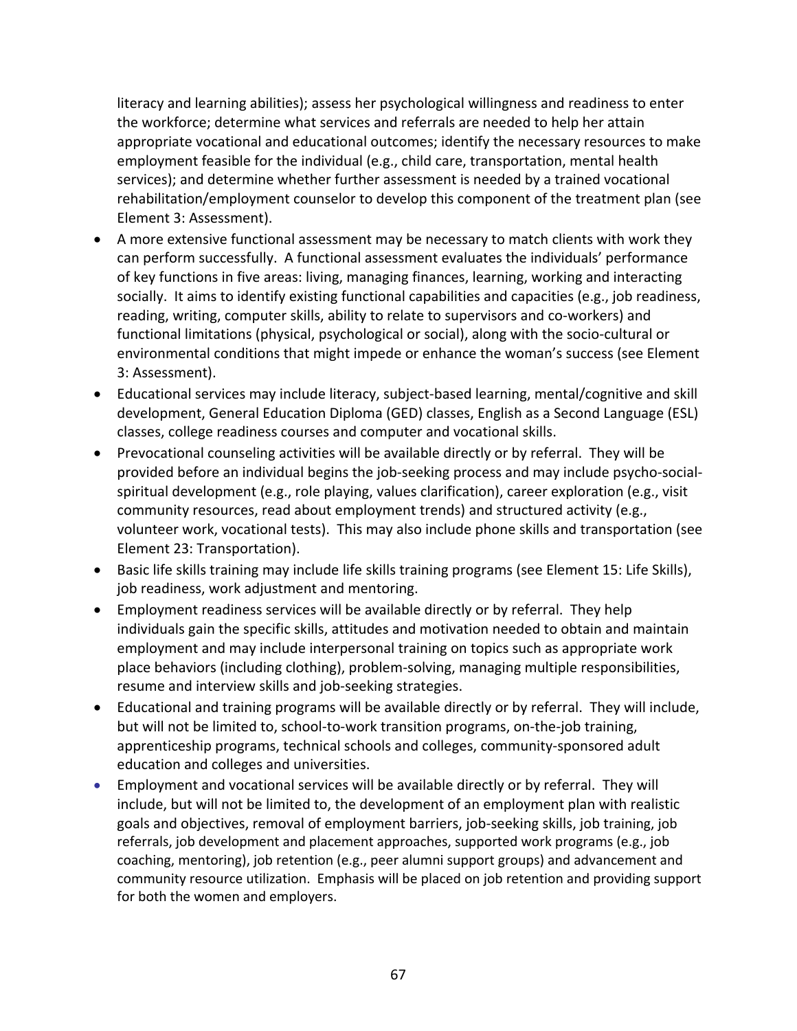literacy and learning abilities); assess her psychological willingness and readiness to enter the workforce; determine what services and referrals are needed to help her attain appropriate vocational and educational outcomes; identify the necessary resources to make employment feasible for the individual (e.g., child care, transportation, mental health services); and determine whether further assessment is needed by a trained vocational rehabilitation/employment counselor to develop this component of the treatment plan (see Element 3: Assessment).

- A more extensive functional assessment may be necessary to match clients with work they can perform successfully. A functional assessment evaluates the individuals' performance of key functions in five areas: living, managing finances, learning, working and interacting socially. It aims to identify existing functional capabilities and capacities (e.g., job readiness, reading, writing, computer skills, ability to relate to supervisors and co-workers) and functional limitations (physical, psychological or social), along with the socio-cultural or environmental conditions that might impede or enhance the woman's success (see Element 3: Assessment).
- Educational services may include literacy, subject-based learning, mental/cognitive and skill development, General Education Diploma (GED) classes, English as a Second Language (ESL) classes, college readiness courses and computer and vocational skills.
- Prevocational counseling activities will be available directly or by referral. They will be provided before an individual begins the job-seeking process and may include psycho-social-spiritual development (e.g., role playing, values clarification), career exploration (e.g., visit community resources, read about employment trends) and structured activity (e.g., volunteer work, vocational tests). This may also include phone skills and transportation (see Element 23: Transportation).
- Basic life skills training may include life skills training programs (see Element 15: Life Skills), job readiness, work adjustment and mentoring.
- Employment readiness services will be available directly or by referral. They help individuals gain the specific skills, attitudes and motivation needed to obtain and maintain employment and may include interpersonal training on topics such as appropriate work place behaviors (including clothing), problem-solving, managing multiple responsibilities, resume and interview skills and job-seeking strategies.
- Educational and training programs will be available directly or by referral. They will include, but will not be limited to, school-to-work transition programs, on-the-job training, apprenticeship programs, technical schools and colleges, community-sponsored adult education and colleges and universities.
- Employment and vocational services will be available directly or by referral. They will include, but will not be limited to, the development of an employment plan with realistic goals and objectives, removal of employment barriers, job-seeking skills, job training, job referrals, job development and placement approaches, supported work programs (e.g., job coaching, mentoring), job retention (e.g., peer alumni support groups) and advancement and community resource utilization. Emphasis will be placed on job retention and providing support for both the women and employers.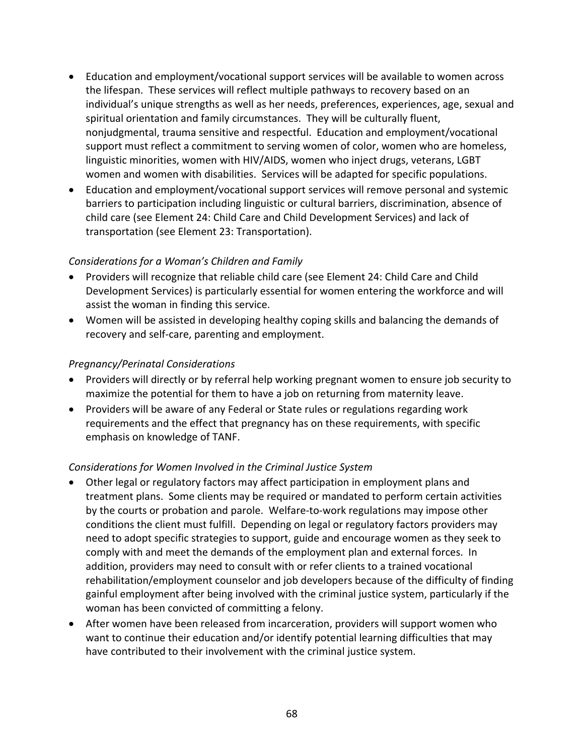- Education and employment/vocational support services will be available to women across the lifespan. These services will reflect multiple pathways to recovery based on an individual's unique strengths as well as her needs, preferences, experiences, age, sexual and spiritual orientation and family circumstances. They will be culturally fluent, nonjudgmental, trauma sensitive and respectful. Education and employment/vocational support must reflect a commitment to serving women of color, women who are homeless, linguistic minorities, women with HIV/AIDS, women who inject drugs, veterans, LGBT women and women with disabilities. Services will be adapted for specific populations.
- Education and employment/vocational support services will remove personal and systemic barriers to participation including linguistic or cultural barriers, discrimination, absence of child care (see Element 24: Child Care and Child Development Services) and lack of transportation (see Element 23: Transportation).

*Considerations for a Woman's Children and Family*

- Providers will recognize that reliable child care (see Element 24: Child Care and Child Development Services) is particularly essential for women entering the workforce and will assist the woman in finding this service.
- Women will be assisted in developing healthy coping skills and balancing the demands of recovery and self-care, parenting and employment.

*Pregnancy/Perinatal Considerations*

- Providers will directly or by referral help working pregnant women to ensure job security to maximize the potential for them to have a job on returning from maternity leave.
- Providers will be aware of any Federal or State rules or regulations regarding work requirements and the effect that pregnancy has on these requirements, with specific emphasis on knowledge of TANF.

*Considerations for Women Involved in the Criminal Justice System*

- Other legal or regulatory factors may affect participation in employment plans and treatment plans. Some clients may be required or mandated to perform certain activities by the courts or probation and parole. Welfare-to-work regulations may impose other conditions the client must fulfill. Depending on legal or regulatory factors providers may need to adopt specific strategies to support, guide and encourage women as they seek to comply with and meet the demands of the employment plan and external forces. In addition, providers may need to consult with or refer clients to a trained vocational rehabilitation/employment counselor and job developers because of the difficulty of finding gainful employment after being involved with the criminal justice system, particularly if the woman has been convicted of committing a felony.
- After women have been released from incarceration, providers will support women who want to continue their education and/or identify potential learning difficulties that may have contributed to their involvement with the criminal justice system.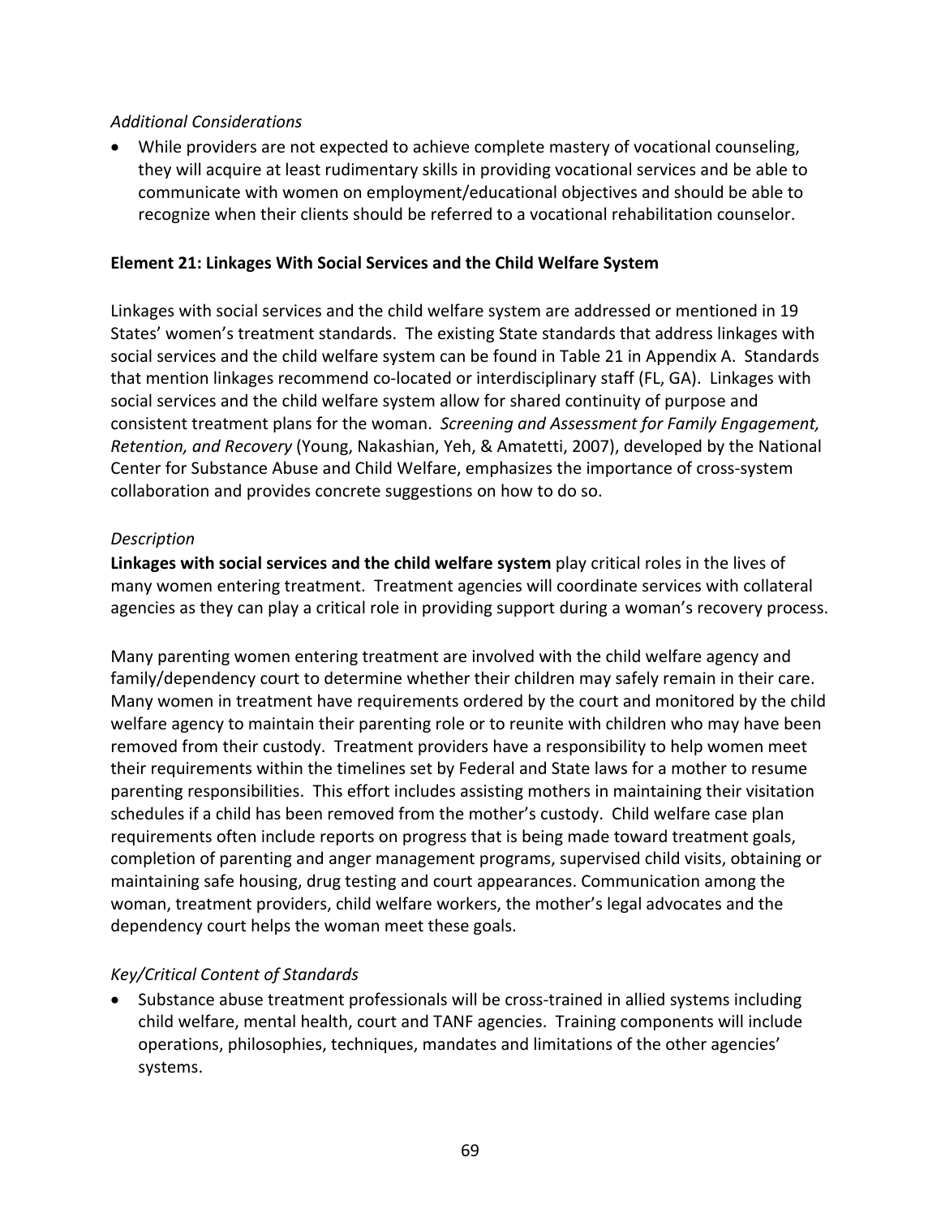*Additional Considerations*

- While providers are not expected to achieve complete mastery of vocational counseling, they will acquire at least rudimentary skills in providing vocational services and be able to communicate with women on employment/educational objectives and should be able to recognize when their clients should be referred to a vocational rehabilitation counselor.

**Element 21: Linkages With Social Services and the Child Welfare System**

Linkages with social services and the child welfare system are addressed or mentioned in 19 States' women's treatment standards. The existing State standards that address linkages with social services and the child welfare system can be found in Table 21 in Appendix A. Standards that mention linkages recommend co-located or interdisciplinary staff (FL, GA). Linkages with social services and the child welfare system allow for shared continuity of purpose and consistent treatment plans for the woman. *Screening and Assessment for Family Engagement, Retention, and Recovery* (Young, Nakashian, Yeh, & Amatetti, 2007), developed by the National Center for Substance Abuse and Child Welfare, emphasizes the importance of cross-system collaboration and provides concrete suggestions on how to do so.

*Description*

**Linkages with social services and the child welfare system** play critical roles in the lives of many women entering treatment. Treatment agencies will coordinate services with collateral agencies as they can play a critical role in providing support during a woman's recovery process.

Many parenting women entering treatment are involved with the child welfare agency and family/dependency court to determine whether their children may safely remain in their care. Many women in treatment have requirements ordered by the court and monitored by the child welfare agency to maintain their parenting role or to reunite with children who may have been removed from their custody. Treatment providers have a responsibility to help women meet their requirements within the timelines set by Federal and State laws for a mother to resume parenting responsibilities. This effort includes assisting mothers in maintaining their visitation schedules if a child has been removed from the mother's custody. Child welfare case plan requirements often include reports on progress that is being made toward treatment goals, completion of parenting and anger management programs, supervised child visits, obtaining or maintaining safe housing, drug testing and court appearances. Communication among the woman, treatment providers, child welfare workers, the mother's legal advocates and the dependency court helps the woman meet these goals.

*Key/Critical Content of Standards*

- Substance abuse treatment professionals will be cross-trained in allied systems including child welfare, mental health, court and TANF agencies. Training components will include operations, philosophies, techniques, mandates and limitations of the other agencies' systems.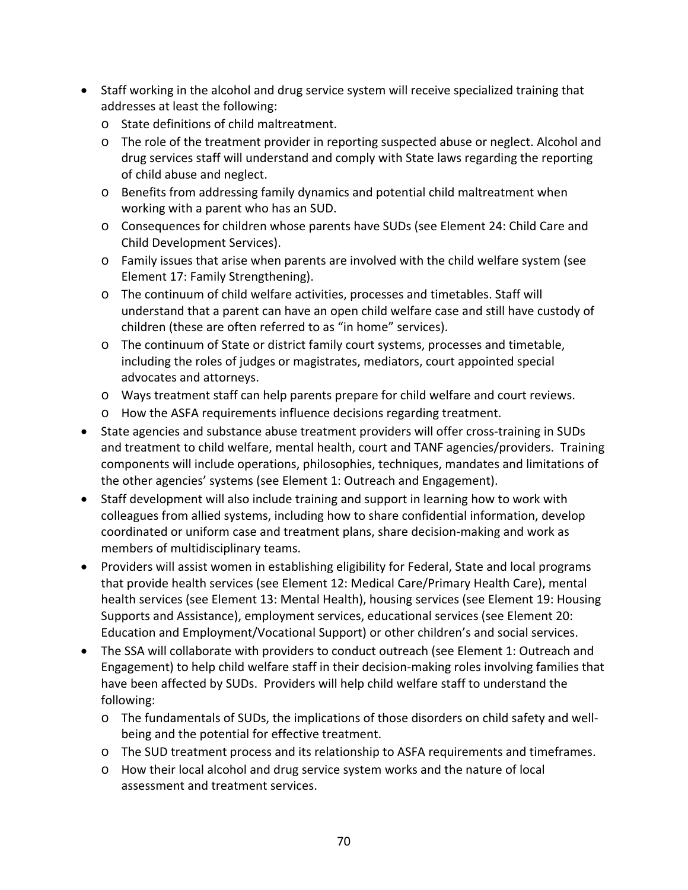- Staff working in the alcohol and drug service system will receive specialized training that addresses at least the following:
  - State definitions of child maltreatment.
  - The role of the treatment provider in reporting suspected abuse or neglect. Alcohol and drug services staff will understand and comply with State laws regarding the reporting of child abuse and neglect.
  - Benefits from addressing family dynamics and potential child maltreatment when working with a parent who has an SUD.
  - Consequences for children whose parents have SUDs (see Element 24: Child Care and Child Development Services).
  - Family issues that arise when parents are involved with the child welfare system (see Element 17: Family Strengthening).
  - The continuum of child welfare activities, processes and timetables. Staff will understand that a parent can have an open child welfare case and still have custody of children (these are often referred to as "in home" services).
  - The continuum of State or district family court systems, processes and timetable, including the roles of judges or magistrates, mediators, court appointed special advocates and attorneys.
  - Ways treatment staff can help parents prepare for child welfare and court reviews.
  - How the ASFA requirements influence decisions regarding treatment.
- State agencies and substance abuse treatment providers will offer cross-training in SUDs and treatment to child welfare, mental health, court and TANF agencies/providers. Training components will include operations, philosophies, techniques, mandates and limitations of the other agencies' systems (see Element 1: Outreach and Engagement).
- Staff development will also include training and support in learning how to work with colleagues from allied systems, including how to share confidential information, develop coordinated or uniform case and treatment plans, share decision-making and work as members of multidisciplinary teams.
- Providers will assist women in establishing eligibility for Federal, State and local programs that provide health services (see Element 12: Medical Care/Primary Health Care), mental health services (see Element 13: Mental Health), housing services (see Element 19: Housing Supports and Assistance), employment services, educational services (see Element 20: Education and Employment/Vocational Support) or other children's and social services.
- The SSA will collaborate with providers to conduct outreach (see Element 1: Outreach and Engagement) to help child welfare staff in their decision-making roles involving families that have been affected by SUDs. Providers will help child welfare staff to understand the following:
  - The fundamentals of SUDs, the implications of those disorders on child safety and well-being and the potential for effective treatment.
  - The SUD treatment process and its relationship to ASFA requirements and timeframes.
  - How their local alcohol and drug service system works and the nature of local assessment and treatment services.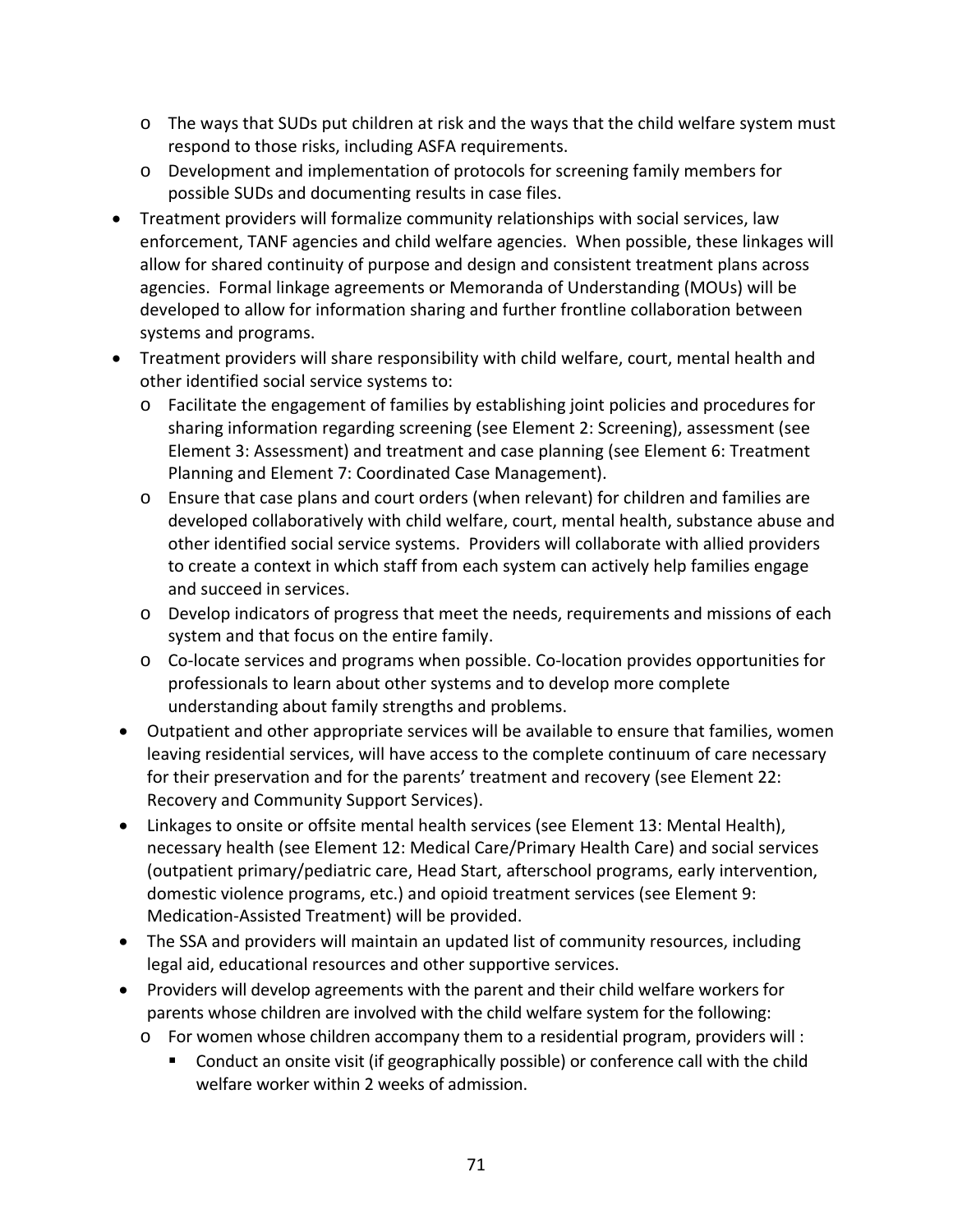- The ways that SUDs put children at risk and the ways that the child welfare system must respond to those risks, including ASFA requirements.
   - Development and implementation of protocols for screening family members for possible SUDs and documenting results in case files.
- Treatment providers will formalize community relationships with social services, law enforcement, TANF agencies and child welfare agencies. When possible, these linkages will allow for shared continuity of purpose and design and consistent treatment plans across agencies. Formal linkage agreements or Memoranda of Understanding (MOUs) will be developed to allow for information sharing and further frontline collaboration between systems and programs.
- Treatment providers will share responsibility with child welfare, court, mental health and other identified social service systems to:
   - Facilitate the engagement of families by establishing joint policies and procedures for sharing information regarding screening (see Element 2: Screening), assessment (see Element 3: Assessment) and treatment and case planning (see Element 6: Treatment Planning and Element 7: Coordinated Case Management).
   - Ensure that case plans and court orders (when relevant) for children and families are developed collaboratively with child welfare, court, mental health, substance abuse and other identified social service systems. Providers will collaborate with allied providers to create a context in which staff from each system can actively help families engage and succeed in services.
   - Develop indicators of progress that meet the needs, requirements and missions of each system and that focus on the entire family.
   - Co-locate services and programs when possible. Co-location provides opportunities for professionals to learn about other systems and to develop more complete understanding about family strengths and problems.
- Outpatient and other appropriate services will be available to ensure that families, women leaving residential services, will have access to the complete continuum of care necessary for their preservation and for the parents' treatment and recovery (see Element 22: Recovery and Community Support Services).
- Linkages to onsite or offsite mental health services (see Element 13: Mental Health), necessary health (see Element 12: Medical Care/Primary Health Care) and social services (outpatient primary/pediatric care, Head Start, afterschool programs, early intervention, domestic violence programs, etc.) and opioid treatment services (see Element 9: Medication-Assisted Treatment) will be provided.
- The SSA and providers will maintain an updated list of community resources, including legal aid, educational resources and other supportive services.
- Providers will develop agreements with the parent and their child welfare workers for parents whose children are involved with the child welfare system for the following:
   - For women whose children accompany them to a residential program, providers will :
      - Conduct an onsite visit (if geographically possible) or conference call with the child welfare worker within 2 weeks of admission.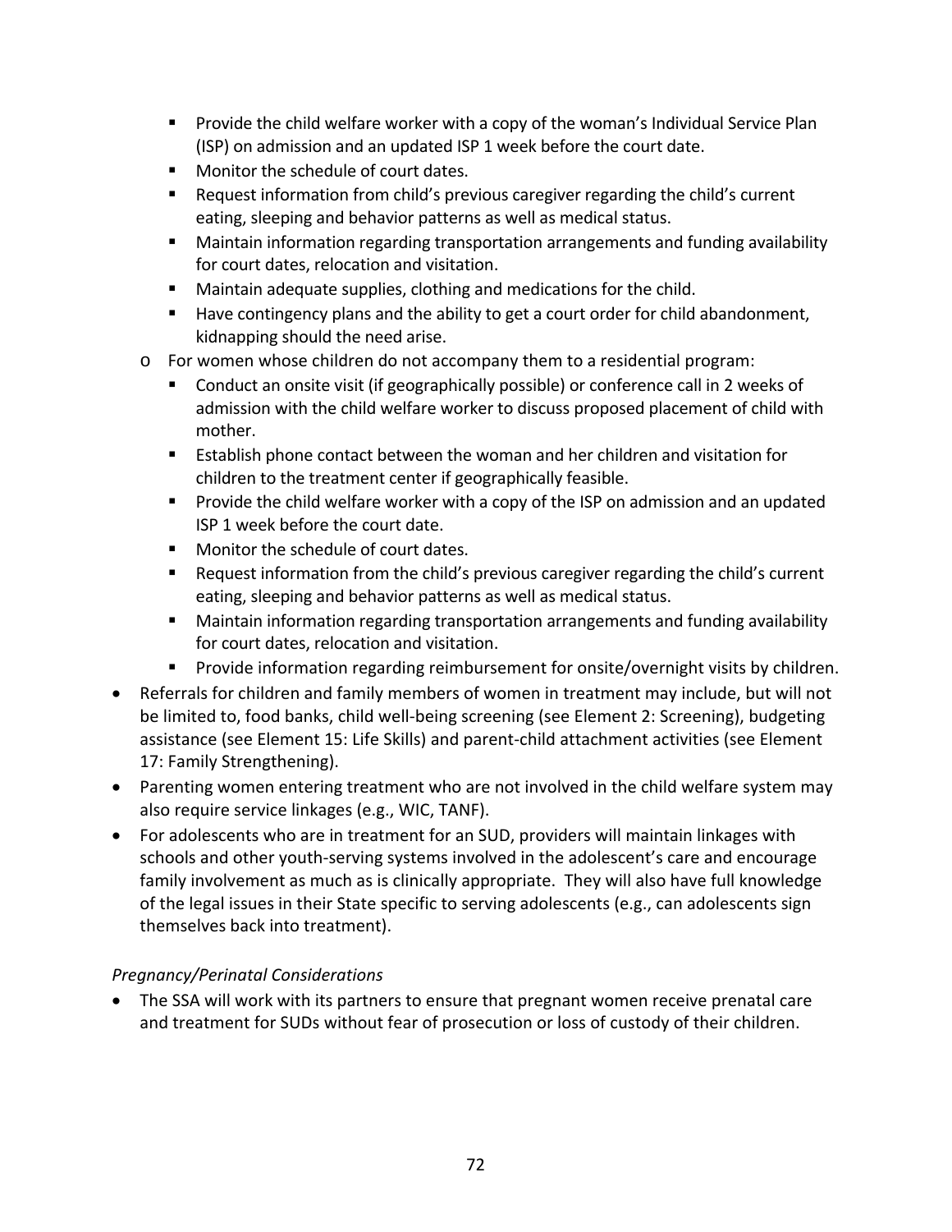- Provide the child welfare worker with a copy of the woman's Individual Service Plan (ISP) on admission and an updated ISP 1 week before the court date.
    - Monitor the schedule of court dates.
    - Request information from child's previous caregiver regarding the child's current eating, sleeping and behavior patterns as well as medical status.
    - Maintain information regarding transportation arrangements and funding availability for court dates, relocation and visitation.
    - Maintain adequate supplies, clothing and medications for the child.
    - Have contingency plans and the ability to get a court order for child abandonment, kidnapping should the need arise.
  - For women whose children do not accompany them to a residential program:
    - Conduct an onsite visit (if geographically possible) or conference call in 2 weeks of admission with the child welfare worker to discuss proposed placement of child with mother.
    - Establish phone contact between the woman and her children and visitation for children to the treatment center if geographically feasible.
    - Provide the child welfare worker with a copy of the ISP on admission and an updated ISP 1 week before the court date.
    - Monitor the schedule of court dates.
    - Request information from the child's previous caregiver regarding the child's current eating, sleeping and behavior patterns as well as medical status.
    - Maintain information regarding transportation arrangements and funding availability for court dates, relocation and visitation.
    - Provide information regarding reimbursement for onsite/overnight visits by children.
- Referrals for children and family members of women in treatment may include, but will not be limited to, food banks, child well-being screening (see Element 2: Screening), budgeting assistance (see Element 15: Life Skills) and parent-child attachment activities (see Element 17: Family Strengthening).
- Parenting women entering treatment who are not involved in the child welfare system may also require service linkages (e.g., WIC, TANF).
- For adolescents who are in treatment for an SUD, providers will maintain linkages with schools and other youth-serving systems involved in the adolescent's care and encourage family involvement as much as is clinically appropriate. They will also have full knowledge of the legal issues in their State specific to serving adolescents (e.g., can adolescents sign themselves back into treatment).

*Pregnancy/Perinatal Considerations*

- The SSA will work with its partners to ensure that pregnant women receive prenatal care and treatment for SUDs without fear of prosecution or loss of custody of their children.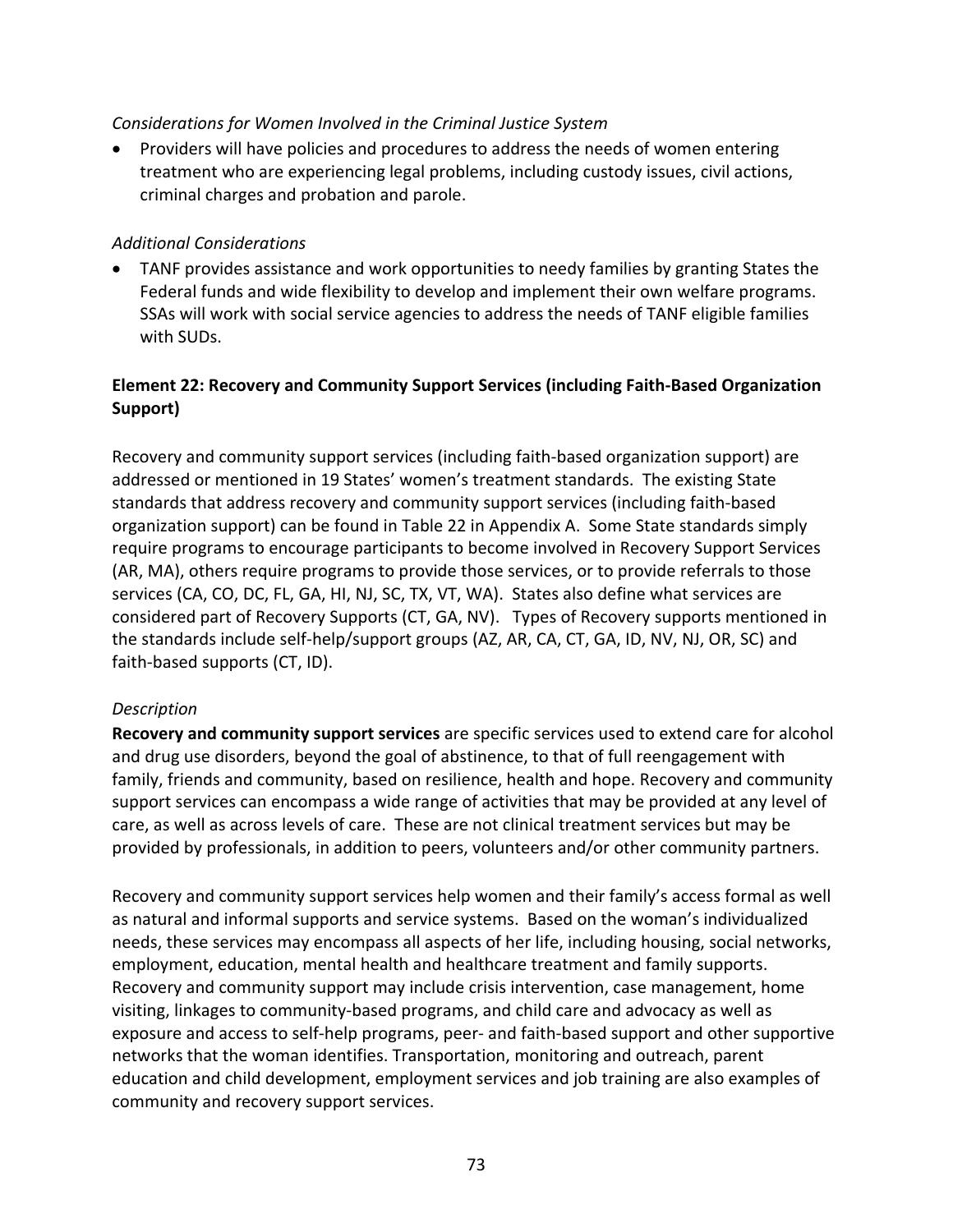*Considerations for Women Involved in the Criminal Justice System*

- Providers will have policies and procedures to address the needs of women entering treatment who are experiencing legal problems, including custody issues, civil actions, criminal charges and probation and parole.

*Additional Considerations*

- TANF provides assistance and work opportunities to needy families by granting States the Federal funds and wide flexibility to develop and implement their own welfare programs. SSAs will work with social service agencies to address the needs of TANF eligible families with SUDs.

**Element 22: Recovery and Community Support Services (including Faith-Based Organization Support)**

Recovery and community support services (including faith-based organization support) are addressed or mentioned in 19 States' women's treatment standards. The existing State standards that address recovery and community support services (including faith-based organization support) can be found in Table 22 in Appendix A. Some State standards simply require programs to encourage participants to become involved in Recovery Support Services (AR, MA), others require programs to provide those services, or to provide referrals to those services (CA, CO, DC, FL, GA, HI, NJ, SC, TX, VT, WA). States also define what services are considered part of Recovery Supports (CT, GA, NV). Types of Recovery supports mentioned in the standards include self-help/support groups (AZ, AR, CA, CT, GA, ID, NV, NJ, OR, SC) and faith-based supports (CT, ID).

*Description*

**Recovery and community support services** are specific services used to extend care for alcohol and drug use disorders, beyond the goal of abstinence, to that of full reengagement with family, friends and community, based on resilience, health and hope. Recovery and community support services can encompass a wide range of activities that may be provided at any level of care, as well as across levels of care. These are not clinical treatment services but may be provided by professionals, in addition to peers, volunteers and/or other community partners.

Recovery and community support services help women and their family's access formal as well as natural and informal supports and service systems. Based on the woman's individualized needs, these services may encompass all aspects of her life, including housing, social networks, employment, education, mental health and healthcare treatment and family supports. Recovery and community support may include crisis intervention, case management, home visiting, linkages to community-based programs, and child care and advocacy as well as exposure and access to self-help programs, peer- and faith-based support and other supportive networks that the woman identifies. Transportation, monitoring and outreach, parent education and child development, employment services and job training are also examples of community and recovery support services.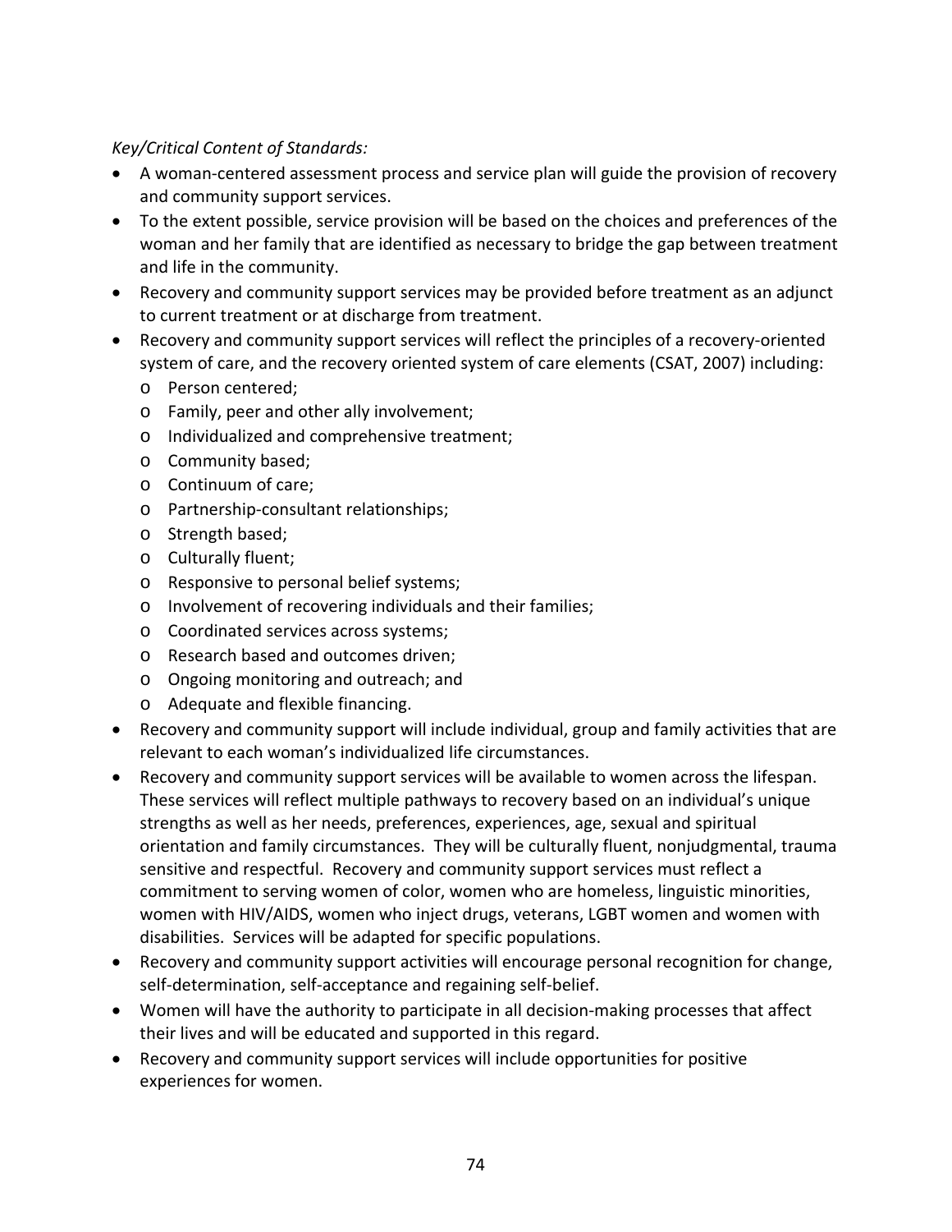*Key/Critical Content of Standards:*

- A woman-centered assessment process and service plan will guide the provision of recovery and community support services.
- To the extent possible, service provision will be based on the choices and preferences of the woman and her family that are identified as necessary to bridge the gap between treatment and life in the community.
- Recovery and community support services may be provided before treatment as an adjunct to current treatment or at discharge from treatment.
- Recovery and community support services will reflect the principles of a recovery-oriented system of care, and the recovery oriented system of care elements (CSAT, 2007) including:
  - Person centered;
  - Family, peer and other ally involvement;
  - Individualized and comprehensive treatment;
  - Community based;
  - Continuum of care;
  - Partnership-consultant relationships;
  - Strength based;
  - Culturally fluent;
  - Responsive to personal belief systems;
  - Involvement of recovering individuals and their families;
  - Coordinated services across systems;
  - Research based and outcomes driven;
  - Ongoing monitoring and outreach; and
  - Adequate and flexible financing.
- Recovery and community support will include individual, group and family activities that are relevant to each woman's individualized life circumstances.
- Recovery and community support services will be available to women across the lifespan. These services will reflect multiple pathways to recovery based on an individual's unique strengths as well as her needs, preferences, experiences, age, sexual and spiritual orientation and family circumstances. They will be culturally fluent, nonjudgmental, trauma sensitive and respectful. Recovery and community support services must reflect a commitment to serving women of color, women who are homeless, linguistic minorities, women with HIV/AIDS, women who inject drugs, veterans, LGBT women and women with disabilities. Services will be adapted for specific populations.
- Recovery and community support activities will encourage personal recognition for change, self-determination, self-acceptance and regaining self-belief.
- Women will have the authority to participate in all decision-making processes that affect their lives and will be educated and supported in this regard.
- Recovery and community support services will include opportunities for positive experiences for women.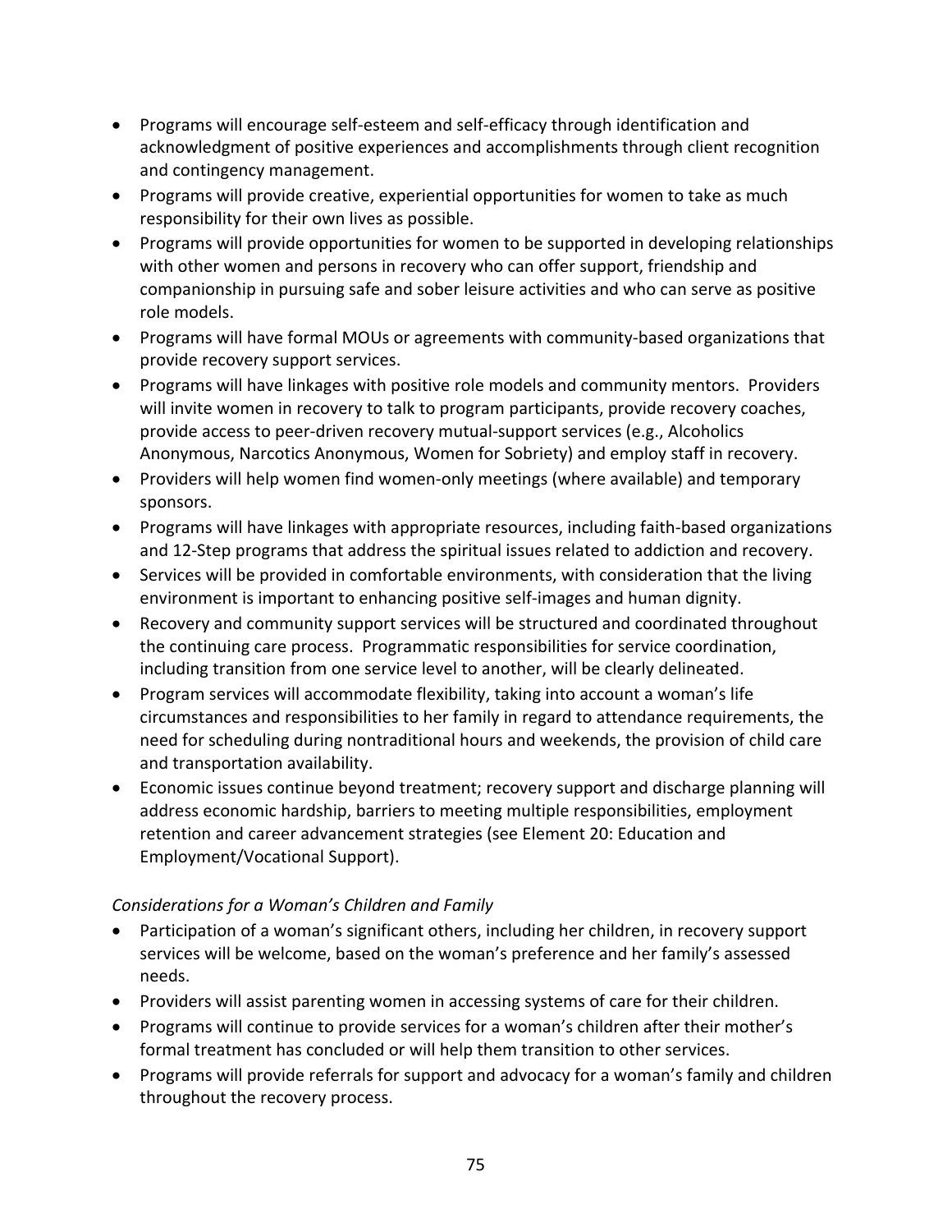- Programs will encourage self-esteem and self-efficacy through identification and acknowledgment of positive experiences and accomplishments through client recognition and contingency management.
- Programs will provide creative, experiential opportunities for women to take as much responsibility for their own lives as possible.
- Programs will provide opportunities for women to be supported in developing relationships with other women and persons in recovery who can offer support, friendship and companionship in pursuing safe and sober leisure activities and who can serve as positive role models.
- Programs will have formal MOUs or agreements with community-based organizations that provide recovery support services.
- Programs will have linkages with positive role models and community mentors. Providers will invite women in recovery to talk to program participants, provide recovery coaches, provide access to peer-driven recovery mutual-support services (e.g., Alcoholics Anonymous, Narcotics Anonymous, Women for Sobriety) and employ staff in recovery.
- Providers will help women find women-only meetings (where available) and temporary sponsors.
- Programs will have linkages with appropriate resources, including faith-based organizations and 12-Step programs that address the spiritual issues related to addiction and recovery.
- Services will be provided in comfortable environments, with consideration that the living environment is important to enhancing positive self-images and human dignity.
- Recovery and community support services will be structured and coordinated throughout the continuing care process. Programmatic responsibilities for service coordination, including transition from one service level to another, will be clearly delineated.
- Program services will accommodate flexibility, taking into account a woman's life circumstances and responsibilities to her family in regard to attendance requirements, the need for scheduling during nontraditional hours and weekends, the provision of child care and transportation availability.
- Economic issues continue beyond treatment; recovery support and discharge planning will address economic hardship, barriers to meeting multiple responsibilities, employment retention and career advancement strategies (see Element 20: Education and Employment/Vocational Support).

*Considerations for a Woman's Children and Family*

- Participation of a woman's significant others, including her children, in recovery support services will be welcome, based on the woman's preference and her family's assessed needs.
- Providers will assist parenting women in accessing systems of care for their children.
- Programs will continue to provide services for a woman's children after their mother's formal treatment has concluded or will help them transition to other services.
- Programs will provide referrals for support and advocacy for a woman's family and children throughout the recovery process.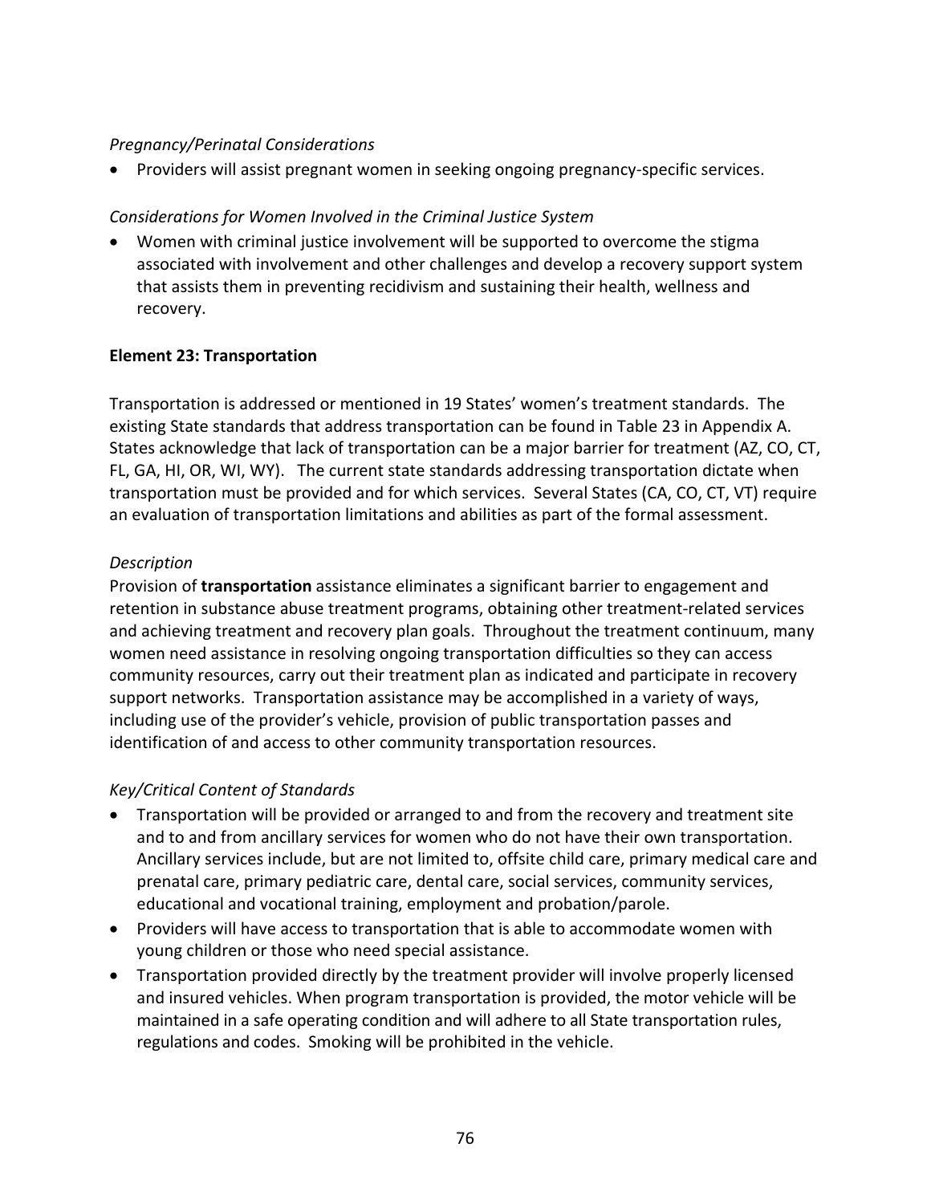*Pregnancy/Perinatal Considerations*

- Providers will assist pregnant women in seeking ongoing pregnancy-specific services.

*Considerations for Women Involved in the Criminal Justice System*

- Women with criminal justice involvement will be supported to overcome the stigma associated with involvement and other challenges and develop a recovery support system that assists them in preventing recidivism and sustaining their health, wellness and recovery.

**Element 23: Transportation**

Transportation is addressed or mentioned in 19 States' women's treatment standards. The existing State standards that address transportation can be found in Table 23 in Appendix A. States acknowledge that lack of transportation can be a major barrier for treatment (AZ, CO, CT, FL, GA, HI, OR, WI, WY). The current state standards addressing transportation dictate when transportation must be provided and for which services. Several States (CA, CO, CT, VT) require an evaluation of transportation limitations and abilities as part of the formal assessment.

*Description*

Provision of **transportation** assistance eliminates a significant barrier to engagement and retention in substance abuse treatment programs, obtaining other treatment-related services and achieving treatment and recovery plan goals. Throughout the treatment continuum, many women need assistance in resolving ongoing transportation difficulties so they can access community resources, carry out their treatment plan as indicated and participate in recovery support networks. Transportation assistance may be accomplished in a variety of ways, including use of the provider's vehicle, provision of public transportation passes and identification of and access to other community transportation resources.

*Key/Critical Content of Standards*

- Transportation will be provided or arranged to and from the recovery and treatment site and to and from ancillary services for women who do not have their own transportation. Ancillary services include, but are not limited to, offsite child care, primary medical care and prenatal care, primary pediatric care, dental care, social services, community services, educational and vocational training, employment and probation/parole.
- Providers will have access to transportation that is able to accommodate women with young children or those who need special assistance.
- Transportation provided directly by the treatment provider will involve properly licensed and insured vehicles. When program transportation is provided, the motor vehicle will be maintained in a safe operating condition and will adhere to all State transportation rules, regulations and codes. Smoking will be prohibited in the vehicle.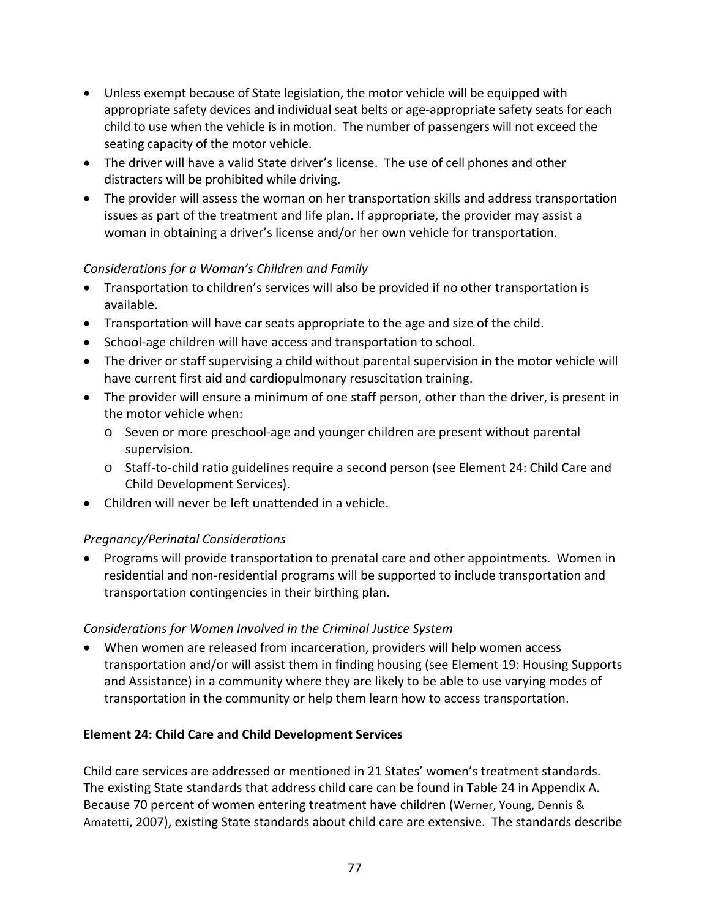- Unless exempt because of State legislation, the motor vehicle will be equipped with appropriate safety devices and individual seat belts or age-appropriate safety seats for each child to use when the vehicle is in motion. The number of passengers will not exceed the seating capacity of the motor vehicle.
- The driver will have a valid State driver's license. The use of cell phones and other distracters will be prohibited while driving.
- The provider will assess the woman on her transportation skills and address transportation issues as part of the treatment and life plan. If appropriate, the provider may assist a woman in obtaining a driver's license and/or her own vehicle for transportation.

*Considerations for a Woman's Children and Family*

- Transportation to children's services will also be provided if no other transportation is available.
- Transportation will have car seats appropriate to the age and size of the child.
- School-age children will have access and transportation to school.
- The driver or staff supervising a child without parental supervision in the motor vehicle will have current first aid and cardiopulmonary resuscitation training.
- The provider will ensure a minimum of one staff person, other than the driver, is present in the motor vehicle when:
  - Seven or more preschool-age and younger children are present without parental supervision.
  - Staff-to-child ratio guidelines require a second person (see Element 24: Child Care and Child Development Services).
- Children will never be left unattended in a vehicle.

*Pregnancy/Perinatal Considerations*

- Programs will provide transportation to prenatal care and other appointments. Women in residential and non-residential programs will be supported to include transportation and transportation contingencies in their birthing plan.

*Considerations for Women Involved in the Criminal Justice System*

- When women are released from incarceration, providers will help women access transportation and/or will assist them in finding housing (see Element 19: Housing Supports and Assistance) in a community where they are likely to be able to use varying modes of transportation in the community or help them learn how to access transportation.

**Element 24: Child Care and Child Development Services**

Child care services are addressed or mentioned in 21 States' women's treatment standards. The existing State standards that address child care can be found in Table 24 in Appendix A. Because 70 percent of women entering treatment have children (Werner, Young, Dennis & Amatetti, 2007), existing State standards about child care are extensive. The standards describe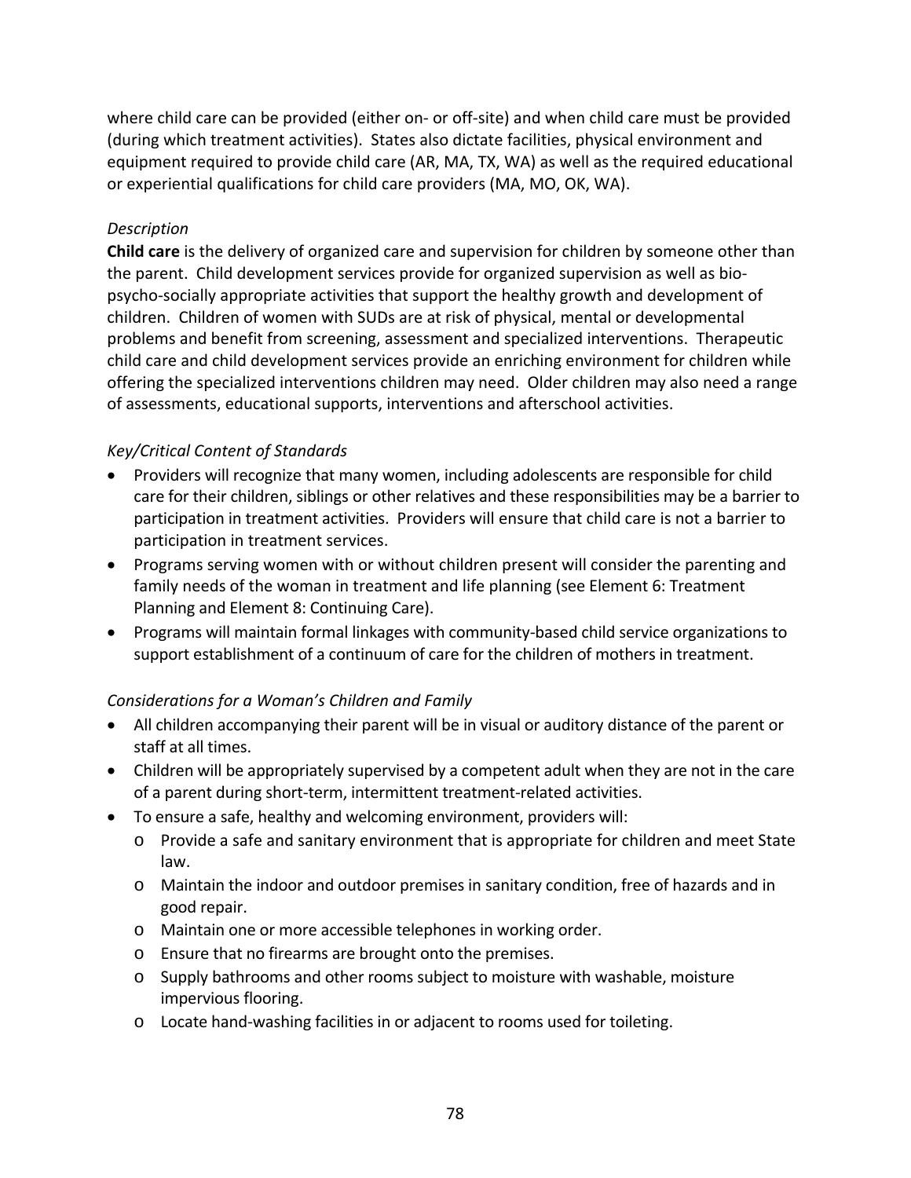where child care can be provided (either on- or off-site) and when child care must be provided (during which treatment activities). States also dictate facilities, physical environment and equipment required to provide child care (AR, MA, TX, WA) as well as the required educational or experiential qualifications for child care providers (MA, MO, OK, WA).

*Description*

**Child care** is the delivery of organized care and supervision for children by someone other than the parent. Child development services provide for organized supervision as well as bio-psycho-socially appropriate activities that support the healthy growth and development of children. Children of women with SUDs are at risk of physical, mental or developmental problems and benefit from screening, assessment and specialized interventions. Therapeutic child care and child development services provide an enriching environment for children while offering the specialized interventions children may need. Older children may also need a range of assessments, educational supports, interventions and afterschool activities.

*Key/Critical Content of Standards*

- Providers will recognize that many women, including adolescents are responsible for child care for their children, siblings or other relatives and these responsibilities may be a barrier to participation in treatment activities. Providers will ensure that child care is not a barrier to participation in treatment services.
- Programs serving women with or without children present will consider the parenting and family needs of the woman in treatment and life planning (see Element 6: Treatment Planning and Element 8: Continuing Care).
- Programs will maintain formal linkages with community-based child service organizations to support establishment of a continuum of care for the children of mothers in treatment.

*Considerations for a Woman's Children and Family*

- All children accompanying their parent will be in visual or auditory distance of the parent or staff at all times.
- Children will be appropriately supervised by a competent adult when they are not in the care of a parent during short-term, intermittent treatment-related activities.
- To ensure a safe, healthy and welcoming environment, providers will:
  - Provide a safe and sanitary environment that is appropriate for children and meet State law.
  - Maintain the indoor and outdoor premises in sanitary condition, free of hazards and in good repair.
  - Maintain one or more accessible telephones in working order.
  - Ensure that no firearms are brought onto the premises.
  - Supply bathrooms and other rooms subject to moisture with washable, moisture impervious flooring.
  - Locate hand-washing facilities in or adjacent to rooms used for toileting.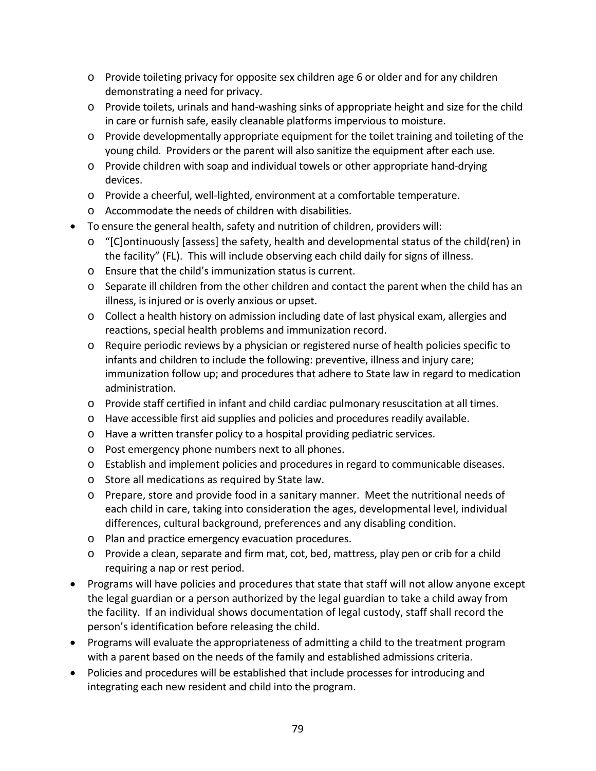- Provide toileting privacy for opposite sex children age 6 or older and for any children demonstrating a need for privacy.
  - Provide toilets, urinals and hand-washing sinks of appropriate height and size for the child in care or furnish safe, easily cleanable platforms impervious to moisture.
  - Provide developmentally appropriate equipment for the toilet training and toileting of the young child. Providers or the parent will also sanitize the equipment after each use.
  - Provide children with soap and individual towels or other appropriate hand-drying devices.
  - Provide a cheerful, well-lighted, environment at a comfortable temperature.
  - Accommodate the needs of children with disabilities.
- To ensure the general health, safety and nutrition of children, providers will:
  - "[C]ontinuously [assess] the safety, health and developmental status of the child(ren) in the facility" (FL). This will include observing each child daily for signs of illness.
  - Ensure that the child's immunization status is current.
  - Separate ill children from the other children and contact the parent when the child has an illness, is injured or is overly anxious or upset.
  - Collect a health history on admission including date of last physical exam, allergies and reactions, special health problems and immunization record.
  - Require periodic reviews by a physician or registered nurse of health policies specific to infants and children to include the following: preventive, illness and injury care; immunization follow up; and procedures that adhere to State law in regard to medication administration.
  - Provide staff certified in infant and child cardiac pulmonary resuscitation at all times.
  - Have accessible first aid supplies and policies and procedures readily available.
  - Have a written transfer policy to a hospital providing pediatric services.
  - Post emergency phone numbers next to all phones.
  - Establish and implement policies and procedures in regard to communicable diseases.
  - Store all medications as required by State law.
  - Prepare, store and provide food in a sanitary manner. Meet the nutritional needs of each child in care, taking into consideration the ages, developmental level, individual differences, cultural background, preferences and any disabling condition.
  - Plan and practice emergency evacuation procedures.
  - Provide a clean, separate and firm mat, cot, bed, mattress, play pen or crib for a child requiring a nap or rest period.
- Programs will have policies and procedures that state that staff will not allow anyone except the legal guardian or a person authorized by the legal guardian to take a child away from the facility. If an individual shows documentation of legal custody, staff shall record the person's identification before releasing the child.
- Programs will evaluate the appropriateness of admitting a child to the treatment program with a parent based on the needs of the family and established admissions criteria.
- Policies and procedures will be established that include processes for introducing and integrating each new resident and child into the program.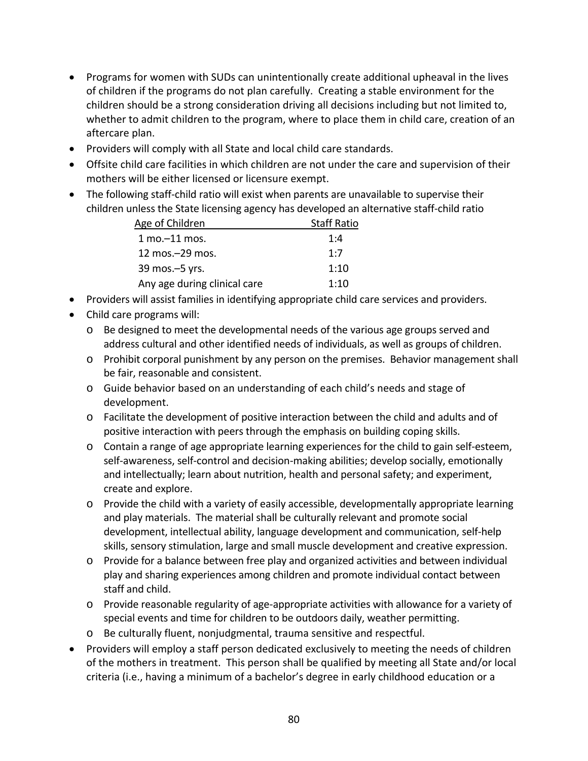- Programs for women with SUDs can unintentionally create additional upheaval in the lives of children if the programs do not plan carefully. Creating a stable environment for the children should be a strong consideration driving all decisions including but not limited to, whether to admit children to the program, where to place them in child care, creation of an aftercare plan.
- Providers will comply with all State and local child care standards.
- Offsite child care facilities in which children are not under the care and supervision of their mothers will be either licensed or licensure exempt.
- The following staff-child ratio will exist when parents are unavailable to supervise their children unless the State licensing agency has developed an alternative staff-child ratio

| Age of Children | Staff Ratio |
|---|---|
| 1 mo.–11 mos. | 1:4 |
| 12 mos.–29 mos. | 1:7 |
| 39 mos.–5 yrs. | 1:10 |
| Any age during clinical care | 1:10 |

- Providers will assist families in identifying appropriate child care services and providers.
- Child care programs will:
  - Be designed to meet the developmental needs of the various age groups served and address cultural and other identified needs of individuals, as well as groups of children.
  - Prohibit corporal punishment by any person on the premises. Behavior management shall be fair, reasonable and consistent.
  - Guide behavior based on an understanding of each child's needs and stage of development.
  - Facilitate the development of positive interaction between the child and adults and of positive interaction with peers through the emphasis on building coping skills.
  - Contain a range of age appropriate learning experiences for the child to gain self-esteem, self-awareness, self-control and decision-making abilities; develop socially, emotionally and intellectually; learn about nutrition, health and personal safety; and experiment, create and explore.
  - Provide the child with a variety of easily accessible, developmentally appropriate learning and play materials. The material shall be culturally relevant and promote social development, intellectual ability, language development and communication, self-help skills, sensory stimulation, large and small muscle development and creative expression.
  - Provide for a balance between free play and organized activities and between individual play and sharing experiences among children and promote individual contact between staff and child.
  - Provide reasonable regularity of age-appropriate activities with allowance for a variety of special events and time for children to be outdoors daily, weather permitting.
  - Be culturally fluent, nonjudgmental, trauma sensitive and respectful.
- Providers will employ a staff person dedicated exclusively to meeting the needs of children of the mothers in treatment. This person shall be qualified by meeting all State and/or local criteria (i.e., having a minimum of a bachelor's degree in early childhood education or a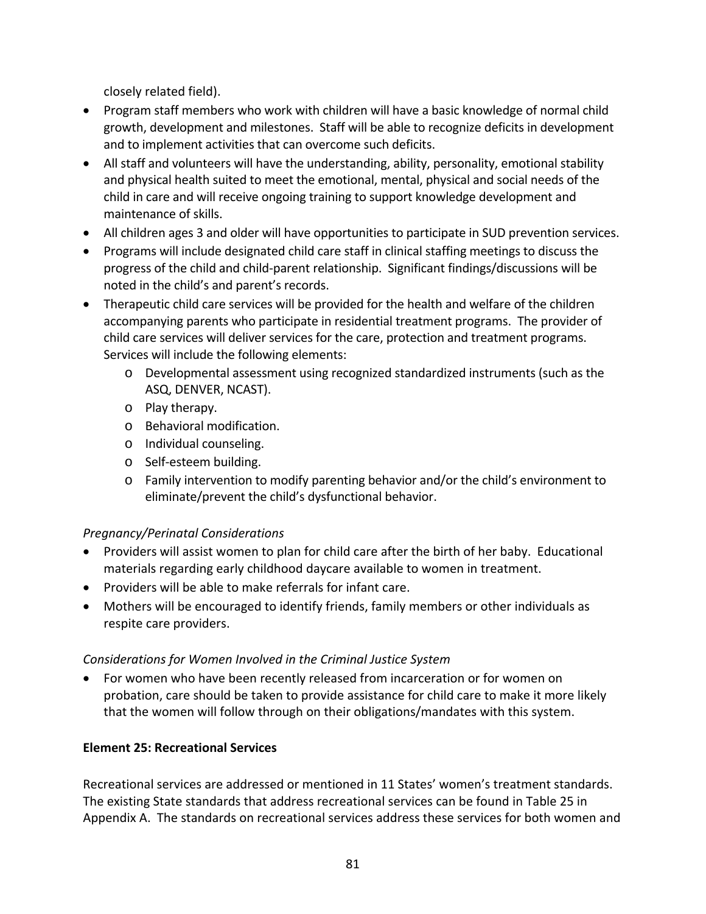closely related field).

- Program staff members who work with children will have a basic knowledge of normal child growth, development and milestones. Staff will be able to recognize deficits in development and to implement activities that can overcome such deficits.
- All staff and volunteers will have the understanding, ability, personality, emotional stability and physical health suited to meet the emotional, mental, physical and social needs of the child in care and will receive ongoing training to support knowledge development and maintenance of skills.
- All children ages 3 and older will have opportunities to participate in SUD prevention services.
- Programs will include designated child care staff in clinical staffing meetings to discuss the progress of the child and child-parent relationship. Significant findings/discussions will be noted in the child's and parent's records.
- Therapeutic child care services will be provided for the health and welfare of the children accompanying parents who participate in residential treatment programs. The provider of child care services will deliver services for the care, protection and treatment programs. Services will include the following elements:
  - Developmental assessment using recognized standardized instruments (such as the ASQ, DENVER, NCAST).
  - Play therapy.
  - Behavioral modification.
  - Individual counseling.
  - Self-esteem building.
  - Family intervention to modify parenting behavior and/or the child's environment to eliminate/prevent the child's dysfunctional behavior.

*Pregnancy/Perinatal Considerations*

- Providers will assist women to plan for child care after the birth of her baby. Educational materials regarding early childhood daycare available to women in treatment.
- Providers will be able to make referrals for infant care.
- Mothers will be encouraged to identify friends, family members or other individuals as respite care providers.

*Considerations for Women Involved in the Criminal Justice System*

- For women who have been recently released from incarceration or for women on probation, care should be taken to provide assistance for child care to make it more likely that the women will follow through on their obligations/mandates with this system.

**Element 25: Recreational Services**

Recreational services are addressed or mentioned in 11 States' women's treatment standards. The existing State standards that address recreational services can be found in Table 25 in Appendix A. The standards on recreational services address these services for both women and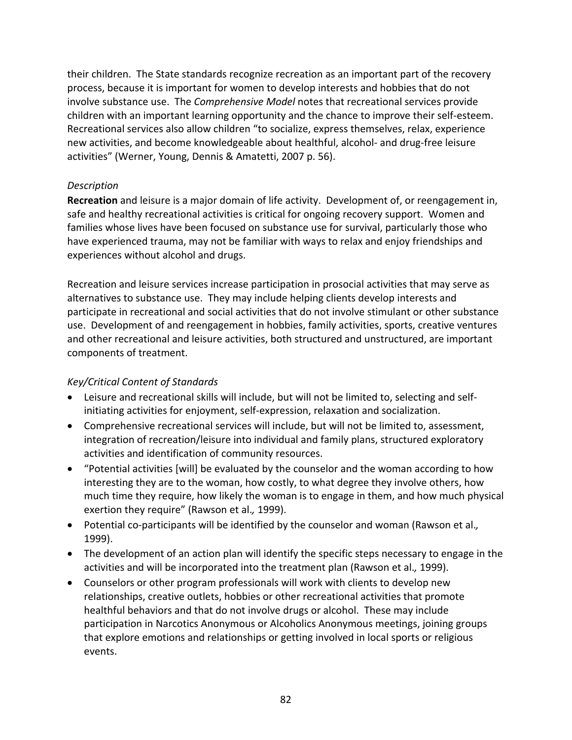their children. The State standards recognize recreation as an important part of the recovery process, because it is important for women to develop interests and hobbies that do not involve substance use. The *Comprehensive Model* notes that recreational services provide children with an important learning opportunity and the chance to improve their self-esteem. Recreational services also allow children "to socialize, express themselves, relax, experience new activities, and become knowledgeable about healthful, alcohol- and drug-free leisure activities" (Werner, Young, Dennis & Amatetti, 2007 p. 56).

*Description*

**Recreation** and leisure is a major domain of life activity. Development of, or reengagement in, safe and healthy recreational activities is critical for ongoing recovery support. Women and families whose lives have been focused on substance use for survival, particularly those who have experienced trauma, may not be familiar with ways to relax and enjoy friendships and experiences without alcohol and drugs.

Recreation and leisure services increase participation in prosocial activities that may serve as alternatives to substance use. They may include helping clients develop interests and participate in recreational and social activities that do not involve stimulant or other substance use. Development of and reengagement in hobbies, family activities, sports, creative ventures and other recreational and leisure activities, both structured and unstructured, are important components of treatment.

*Key/Critical Content of Standards*

- Leisure and recreational skills will include, but will not be limited to, selecting and self-initiating activities for enjoyment, self-expression, relaxation and socialization.
- Comprehensive recreational services will include, but will not be limited to, assessment, integration of recreation/leisure into individual and family plans, structured exploratory activities and identification of community resources.
- "Potential activities [will] be evaluated by the counselor and the woman according to how interesting they are to the woman, how costly, to what degree they involve others, how much time they require, how likely the woman is to engage in them, and how much physical exertion they require" (Rawson et al*.,* 1999).
- Potential co-participants will be identified by the counselor and woman (Rawson et al*.,* 1999).
- The development of an action plan will identify the specific steps necessary to engage in the activities and will be incorporated into the treatment plan (Rawson et al*.,* 1999).
- Counselors or other program professionals will work with clients to develop new relationships, creative outlets, hobbies or other recreational activities that promote healthful behaviors and that do not involve drugs or alcohol. These may include participation in Narcotics Anonymous or Alcoholics Anonymous meetings, joining groups that explore emotions and relationships or getting involved in local sports or religious events.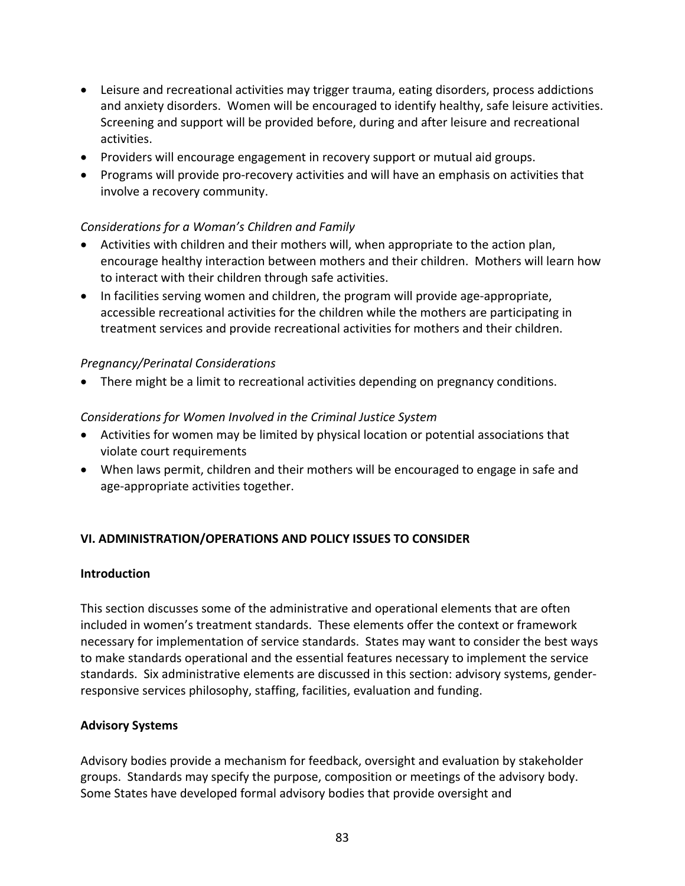- Leisure and recreational activities may trigger trauma, eating disorders, process addictions and anxiety disorders. Women will be encouraged to identify healthy, safe leisure activities. Screening and support will be provided before, during and after leisure and recreational activities.
- Providers will encourage engagement in recovery support or mutual aid groups.
- Programs will provide pro-recovery activities and will have an emphasis on activities that involve a recovery community.

*Considerations for a Woman's Children and Family*

- Activities with children and their mothers will, when appropriate to the action plan, encourage healthy interaction between mothers and their children. Mothers will learn how to interact with their children through safe activities.
- In facilities serving women and children, the program will provide age-appropriate, accessible recreational activities for the children while the mothers are participating in treatment services and provide recreational activities for mothers and their children.

*Pregnancy/Perinatal Considerations*

- There might be a limit to recreational activities depending on pregnancy conditions.

*Considerations for Women Involved in the Criminal Justice System*

- Activities for women may be limited by physical location or potential associations that violate court requirements
- When laws permit, children and their mothers will be encouraged to engage in safe and age-appropriate activities together.

## VI. ADMINISTRATION/OPERATIONS AND POLICY ISSUES TO CONSIDER

### Introduction

This section discusses some of the administrative and operational elements that are often included in women's treatment standards. These elements offer the context or framework necessary for implementation of service standards. States may want to consider the best ways to make standards operational and the essential features necessary to implement the service standards. Six administrative elements are discussed in this section: advisory systems, gender-responsive services philosophy, staffing, facilities, evaluation and funding.

### Advisory Systems

Advisory bodies provide a mechanism for feedback, oversight and evaluation by stakeholder groups. Standards may specify the purpose, composition or meetings of the advisory body. Some States have developed formal advisory bodies that provide oversight and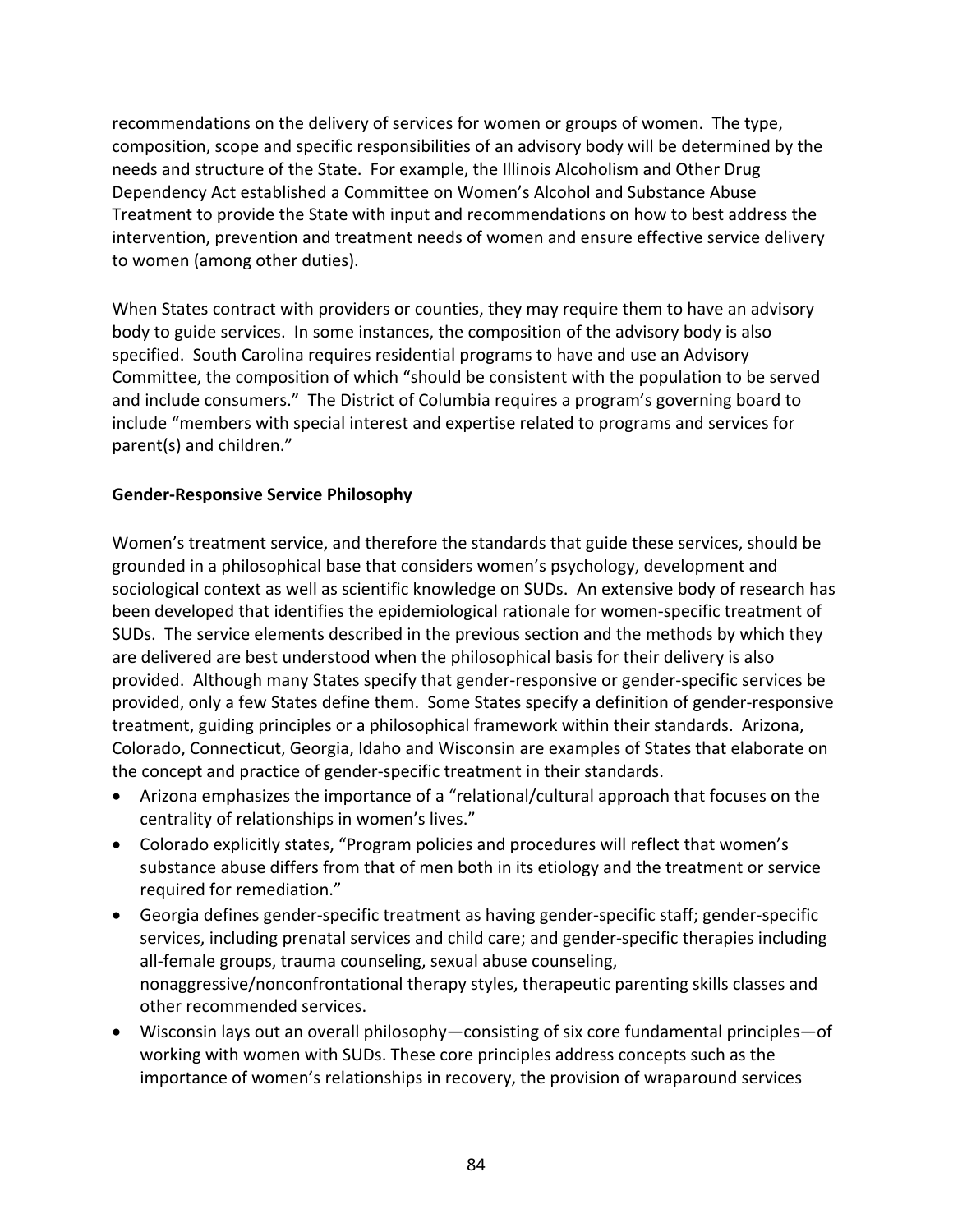recommendations on the delivery of services for women or groups of women. The type, composition, scope and specific responsibilities of an advisory body will be determined by the needs and structure of the State. For example, the Illinois Alcoholism and Other Drug Dependency Act established a Committee on Women's Alcohol and Substance Abuse Treatment to provide the State with input and recommendations on how to best address the intervention, prevention and treatment needs of women and ensure effective service delivery to women (among other duties).

When States contract with providers or counties, they may require them to have an advisory body to guide services. In some instances, the composition of the advisory body is also specified. South Carolina requires residential programs to have and use an Advisory Committee, the composition of which "should be consistent with the population to be served and include consumers." The District of Columbia requires a program's governing board to include "members with special interest and expertise related to programs and services for parent(s) and children."

**Gender-Responsive Service Philosophy**

Women's treatment service, and therefore the standards that guide these services, should be grounded in a philosophical base that considers women's psychology, development and sociological context as well as scientific knowledge on SUDs. An extensive body of research has been developed that identifies the epidemiological rationale for women-specific treatment of SUDs. The service elements described in the previous section and the methods by which they are delivered are best understood when the philosophical basis for their delivery is also provided. Although many States specify that gender-responsive or gender-specific services be provided, only a few States define them. Some States specify a definition of gender-responsive treatment, guiding principles or a philosophical framework within their standards. Arizona, Colorado, Connecticut, Georgia, Idaho and Wisconsin are examples of States that elaborate on the concept and practice of gender-specific treatment in their standards.

- Arizona emphasizes the importance of a "relational/cultural approach that focuses on the centrality of relationships in women's lives."
- Colorado explicitly states, "Program policies and procedures will reflect that women's substance abuse differs from that of men both in its etiology and the treatment or service required for remediation."
- Georgia defines gender-specific treatment as having gender-specific staff; gender-specific services, including prenatal services and child care; and gender-specific therapies including all-female groups, trauma counseling, sexual abuse counseling, nonaggressive/nonconfrontational therapy styles, therapeutic parenting skills classes and other recommended services.
- Wisconsin lays out an overall philosophy—consisting of six core fundamental principles—of working with women with SUDs. These core principles address concepts such as the importance of women's relationships in recovery, the provision of wraparound services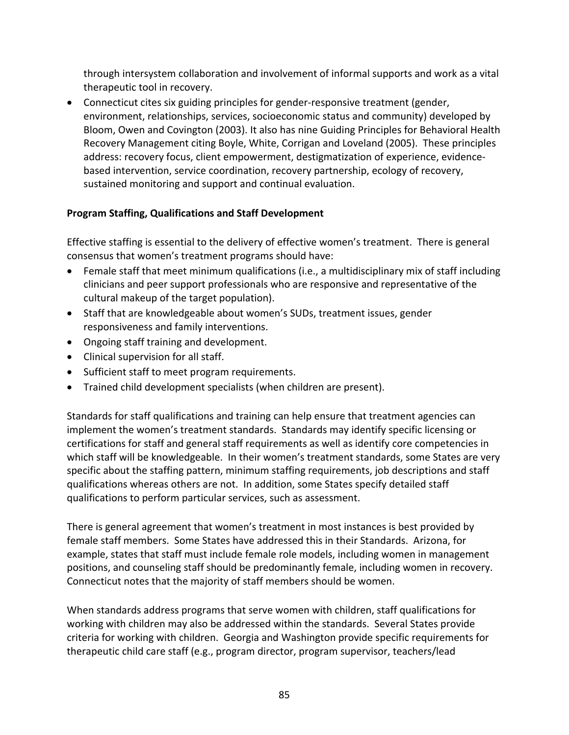through intersystem collaboration and involvement of informal supports and work as a vital therapeutic tool in recovery.

- Connecticut cites six guiding principles for gender-responsive treatment (gender, environment, relationships, services, socioeconomic status and community) developed by Bloom, Owen and Covington (2003). It also has nine Guiding Principles for Behavioral Health Recovery Management citing Boyle, White, Corrigan and Loveland (2005). These principles address: recovery focus, client empowerment, destigmatization of experience, evidence-based intervention, service coordination, recovery partnership, ecology of recovery, sustained monitoring and support and continual evaluation.

**Program Staffing, Qualifications and Staff Development**

Effective staffing is essential to the delivery of effective women's treatment. There is general consensus that women's treatment programs should have:

- Female staff that meet minimum qualifications (i.e., a multidisciplinary mix of staff including clinicians and peer support professionals who are responsive and representative of the cultural makeup of the target population).
- Staff that are knowledgeable about women's SUDs, treatment issues, gender responsiveness and family interventions.
- Ongoing staff training and development.
- Clinical supervision for all staff.
- Sufficient staff to meet program requirements.
- Trained child development specialists (when children are present).

Standards for staff qualifications and training can help ensure that treatment agencies can implement the women's treatment standards. Standards may identify specific licensing or certifications for staff and general staff requirements as well as identify core competencies in which staff will be knowledgeable. In their women's treatment standards, some States are very specific about the staffing pattern, minimum staffing requirements, job descriptions and staff qualifications whereas others are not. In addition, some States specify detailed staff qualifications to perform particular services, such as assessment.

There is general agreement that women's treatment in most instances is best provided by female staff members. Some States have addressed this in their Standards. Arizona, for example, states that staff must include female role models, including women in management positions, and counseling staff should be predominantly female, including women in recovery. Connecticut notes that the majority of staff members should be women.

When standards address programs that serve women with children, staff qualifications for working with children may also be addressed within the standards. Several States provide criteria for working with children. Georgia and Washington provide specific requirements for therapeutic child care staff (e.g., program director, program supervisor, teachers/lead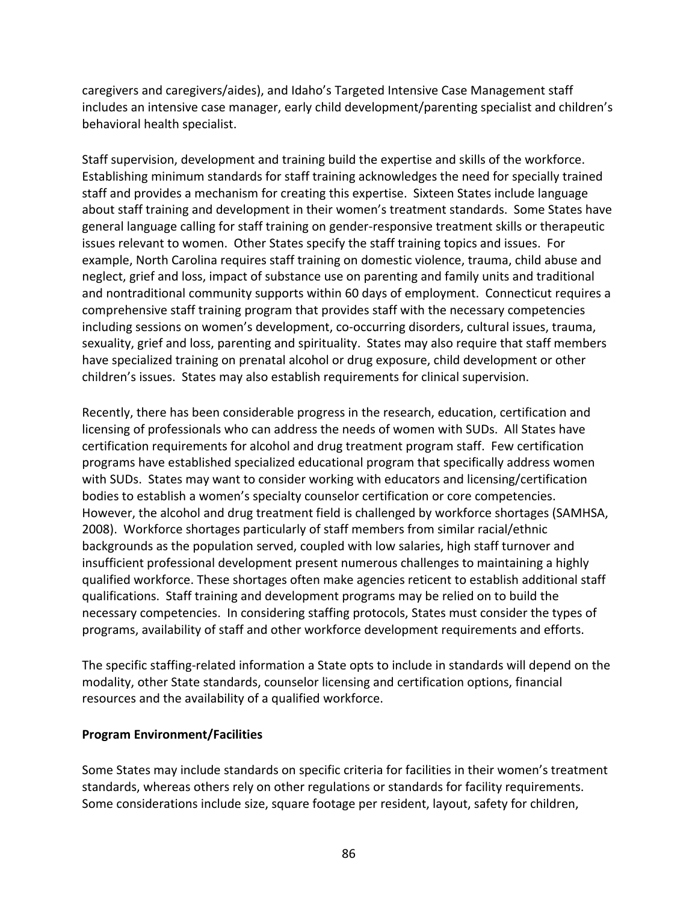caregivers and caregivers/aides), and Idaho's Targeted Intensive Case Management staff includes an intensive case manager, early child development/parenting specialist and children's behavioral health specialist.

Staff supervision, development and training build the expertise and skills of the workforce. Establishing minimum standards for staff training acknowledges the need for specially trained staff and provides a mechanism for creating this expertise. Sixteen States include language about staff training and development in their women's treatment standards. Some States have general language calling for staff training on gender-responsive treatment skills or therapeutic issues relevant to women. Other States specify the staff training topics and issues. For example, North Carolina requires staff training on domestic violence, trauma, child abuse and neglect, grief and loss, impact of substance use on parenting and family units and traditional and nontraditional community supports within 60 days of employment. Connecticut requires a comprehensive staff training program that provides staff with the necessary competencies including sessions on women's development, co-occurring disorders, cultural issues, trauma, sexuality, grief and loss, parenting and spirituality. States may also require that staff members have specialized training on prenatal alcohol or drug exposure, child development or other children's issues. States may also establish requirements for clinical supervision.

Recently, there has been considerable progress in the research, education, certification and licensing of professionals who can address the needs of women with SUDs. All States have certification requirements for alcohol and drug treatment program staff. Few certification programs have established specialized educational program that specifically address women with SUDs. States may want to consider working with educators and licensing/certification bodies to establish a women's specialty counselor certification or core competencies. However, the alcohol and drug treatment field is challenged by workforce shortages (SAMHSA, 2008). Workforce shortages particularly of staff members from similar racial/ethnic backgrounds as the population served, coupled with low salaries, high staff turnover and insufficient professional development present numerous challenges to maintaining a highly qualified workforce. These shortages often make agencies reticent to establish additional staff qualifications. Staff training and development programs may be relied on to build the necessary competencies. In considering staffing protocols, States must consider the types of programs, availability of staff and other workforce development requirements and efforts.

The specific staffing-related information a State opts to include in standards will depend on the modality, other State standards, counselor licensing and certification options, financial resources and the availability of a qualified workforce.

**Program Environment/Facilities**

Some States may include standards on specific criteria for facilities in their women's treatment standards, whereas others rely on other regulations or standards for facility requirements. Some considerations include size, square footage per resident, layout, safety for children,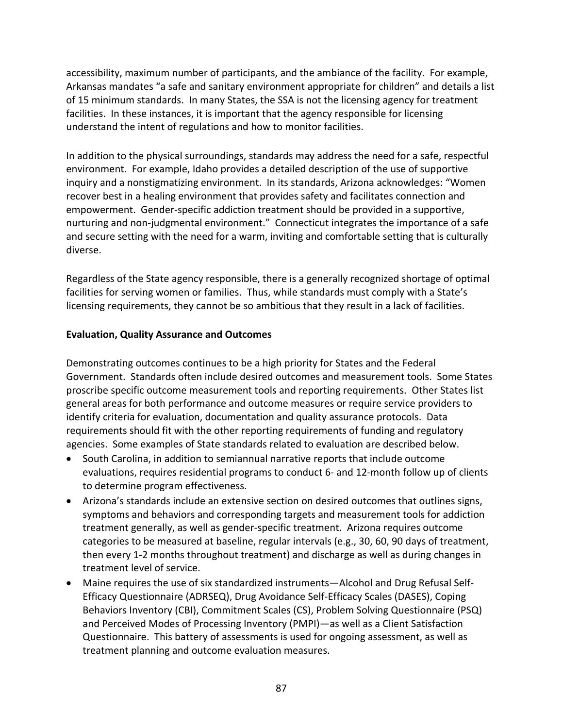accessibility, maximum number of participants, and the ambiance of the facility. For example, Arkansas mandates "a safe and sanitary environment appropriate for children" and details a list of 15 minimum standards. In many States, the SSA is not the licensing agency for treatment facilities. In these instances, it is important that the agency responsible for licensing understand the intent of regulations and how to monitor facilities.

In addition to the physical surroundings, standards may address the need for a safe, respectful environment. For example, Idaho provides a detailed description of the use of supportive inquiry and a nonstigmatizing environment. In its standards, Arizona acknowledges: "Women recover best in a healing environment that provides safety and facilitates connection and empowerment. Gender-specific addiction treatment should be provided in a supportive, nurturing and non-judgmental environment." Connecticut integrates the importance of a safe and secure setting with the need for a warm, inviting and comfortable setting that is culturally diverse.

Regardless of the State agency responsible, there is a generally recognized shortage of optimal facilities for serving women or families. Thus, while standards must comply with a State's licensing requirements, they cannot be so ambitious that they result in a lack of facilities.

**Evaluation, Quality Assurance and Outcomes**

Demonstrating outcomes continues to be a high priority for States and the Federal Government. Standards often include desired outcomes and measurement tools. Some States proscribe specific outcome measurement tools and reporting requirements. Other States list general areas for both performance and outcome measures or require service providers to identify criteria for evaluation, documentation and quality assurance protocols. Data requirements should fit with the other reporting requirements of funding and regulatory agencies. Some examples of State standards related to evaluation are described below.

- South Carolina, in addition to semiannual narrative reports that include outcome evaluations, requires residential programs to conduct 6- and 12-month follow up of clients to determine program effectiveness.
- Arizona's standards include an extensive section on desired outcomes that outlines signs, symptoms and behaviors and corresponding targets and measurement tools for addiction treatment generally, as well as gender-specific treatment. Arizona requires outcome categories to be measured at baseline, regular intervals (e.g., 30, 60, 90 days of treatment, then every 1-2 months throughout treatment) and discharge as well as during changes in treatment level of service.
- Maine requires the use of six standardized instruments—Alcohol and Drug Refusal Self-Efficacy Questionnaire (ADRSEQ), Drug Avoidance Self-Efficacy Scales (DASES), Coping Behaviors Inventory (CBI), Commitment Scales (CS), Problem Solving Questionnaire (PSQ) and Perceived Modes of Processing Inventory (PMPI)—as well as a Client Satisfaction Questionnaire. This battery of assessments is used for ongoing assessment, as well as treatment planning and outcome evaluation measures.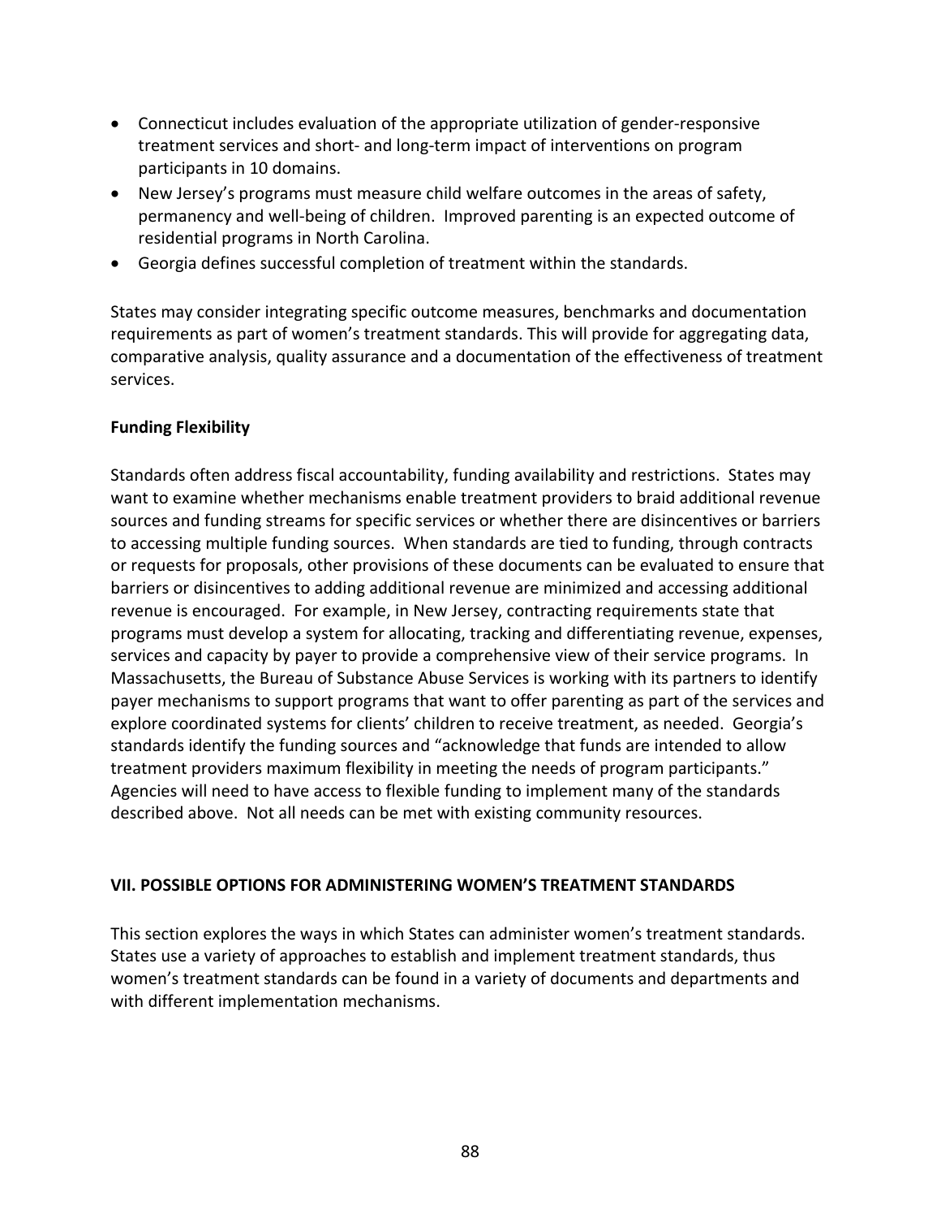- Connecticut includes evaluation of the appropriate utilization of gender-responsive treatment services and short- and long-term impact of interventions on program participants in 10 domains.
- New Jersey's programs must measure child welfare outcomes in the areas of safety, permanency and well-being of children. Improved parenting is an expected outcome of residential programs in North Carolina.
- Georgia defines successful completion of treatment within the standards.

States may consider integrating specific outcome measures, benchmarks and documentation requirements as part of women's treatment standards. This will provide for aggregating data, comparative analysis, quality assurance and a documentation of the effectiveness of treatment services.

**Funding Flexibility**

Standards often address fiscal accountability, funding availability and restrictions. States may want to examine whether mechanisms enable treatment providers to braid additional revenue sources and funding streams for specific services or whether there are disincentives or barriers to accessing multiple funding sources. When standards are tied to funding, through contracts or requests for proposals, other provisions of these documents can be evaluated to ensure that barriers or disincentives to adding additional revenue are minimized and accessing additional revenue is encouraged. For example, in New Jersey, contracting requirements state that programs must develop a system for allocating, tracking and differentiating revenue, expenses, services and capacity by payer to provide a comprehensive view of their service programs. In Massachusetts, the Bureau of Substance Abuse Services is working with its partners to identify payer mechanisms to support programs that want to offer parenting as part of the services and explore coordinated systems for clients' children to receive treatment, as needed. Georgia's standards identify the funding sources and "acknowledge that funds are intended to allow treatment providers maximum flexibility in meeting the needs of program participants." Agencies will need to have access to flexible funding to implement many of the standards described above. Not all needs can be met with existing community resources.

## VII. POSSIBLE OPTIONS FOR ADMINISTERING WOMEN'S TREATMENT STANDARDS

This section explores the ways in which States can administer women's treatment standards. States use a variety of approaches to establish and implement treatment standards, thus women's treatment standards can be found in a variety of documents and departments and with different implementation mechanisms.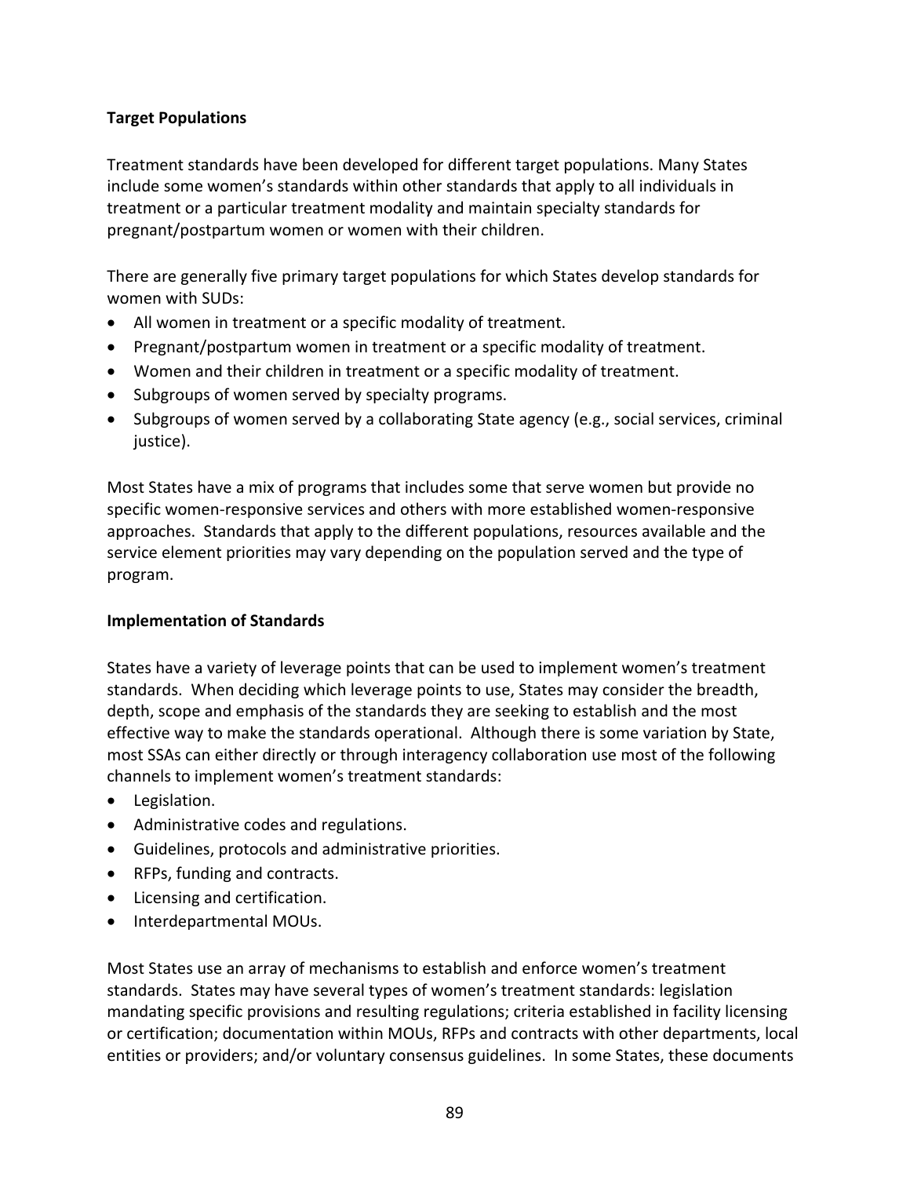**Target Populations**

Treatment standards have been developed for different target populations. Many States include some women's standards within other standards that apply to all individuals in treatment or a particular treatment modality and maintain specialty standards for pregnant/postpartum women or women with their children.

There are generally five primary target populations for which States develop standards for women with SUDs:

- All women in treatment or a specific modality of treatment.
- Pregnant/postpartum women in treatment or a specific modality of treatment.
- Women and their children in treatment or a specific modality of treatment.
- Subgroups of women served by specialty programs.
- Subgroups of women served by a collaborating State agency (e.g., social services, criminal justice).

Most States have a mix of programs that includes some that serve women but provide no specific women-responsive services and others with more established women-responsive approaches. Standards that apply to the different populations, resources available and the service element priorities may vary depending on the population served and the type of program.

**Implementation of Standards**

States have a variety of leverage points that can be used to implement women's treatment standards. When deciding which leverage points to use, States may consider the breadth, depth, scope and emphasis of the standards they are seeking to establish and the most effective way to make the standards operational. Although there is some variation by State, most SSAs can either directly or through interagency collaboration use most of the following channels to implement women's treatment standards:

- Legislation.
- Administrative codes and regulations.
- Guidelines, protocols and administrative priorities.
- RFPs, funding and contracts.
- Licensing and certification.
- Interdepartmental MOUs.

Most States use an array of mechanisms to establish and enforce women's treatment standards. States may have several types of women's treatment standards: legislation mandating specific provisions and resulting regulations; criteria established in facility licensing or certification; documentation within MOUs, RFPs and contracts with other departments, local entities or providers; and/or voluntary consensus guidelines. In some States, these documents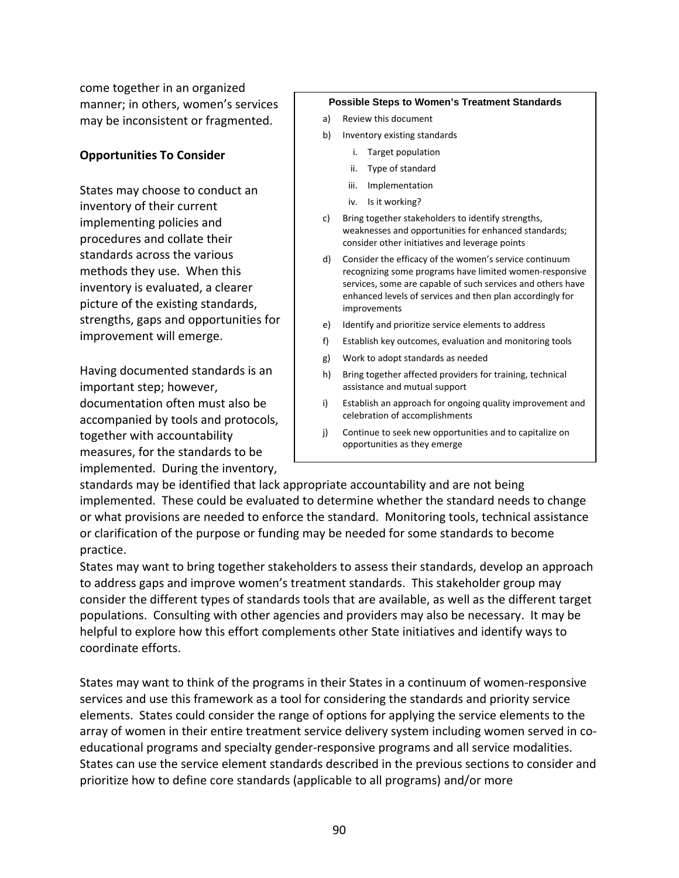come together in an organized manner; in others, women's services may be inconsistent or fragmented.

**Possible Steps to Women's Treatment Standards**

a) Review this document
b) Inventory existing standards
   i. Target population
   ii. Type of standard
   iii. Implementation
   iv. Is it working?
c) Bring together stakeholders to identify strengths, weaknesses and opportunities for enhanced standards; consider other initiatives and leverage points
d) Consider the efficacy of the women's service continuum recognizing some programs have limited women-responsive services, some are capable of such services and others have enhanced levels of services and then plan accordingly for improvements
e) Identify and prioritize service elements to address
f) Establish key outcomes, evaluation and monitoring tools
g) Work to adopt standards as needed
h) Bring together affected providers for training, technical assistance and mutual support
i) Establish an approach for ongoing quality improvement and celebration of accomplishments
j) Continue to seek new opportunities and to capitalize on opportunities as they emerge

**Opportunities To Consider**

States may choose to conduct an inventory of their current implementing policies and procedures and collate their standards across the various methods they use. When this inventory is evaluated, a clearer picture of the existing standards, strengths, gaps and opportunities for improvement will emerge.

Having documented standards is an important step; however, documentation often must also be accompanied by tools and protocols, together with accountability measures, for the standards to be implemented. During the inventory, standards may be identified that lack appropriate accountability and are not being implemented. These could be evaluated to determine whether the standard needs to change or what provisions are needed to enforce the standard. Monitoring tools, technical assistance or clarification of the purpose or funding may be needed for some standards to become practice.

States may want to bring together stakeholders to assess their standards, develop an approach to address gaps and improve women's treatment standards. This stakeholder group may consider the different types of standards tools that are available, as well as the different target populations. Consulting with other agencies and providers may also be necessary. It may be helpful to explore how this effort complements other State initiatives and identify ways to coordinate efforts.

States may want to think of the programs in their States in a continuum of women-responsive services and use this framework as a tool for considering the standards and priority service elements. States could consider the range of options for applying the service elements to the array of women in their entire treatment service delivery system including women served in co-educational programs and specialty gender-responsive programs and all service modalities. States can use the service element standards described in the previous sections to consider and prioritize how to define core standards (applicable to all programs) and/or more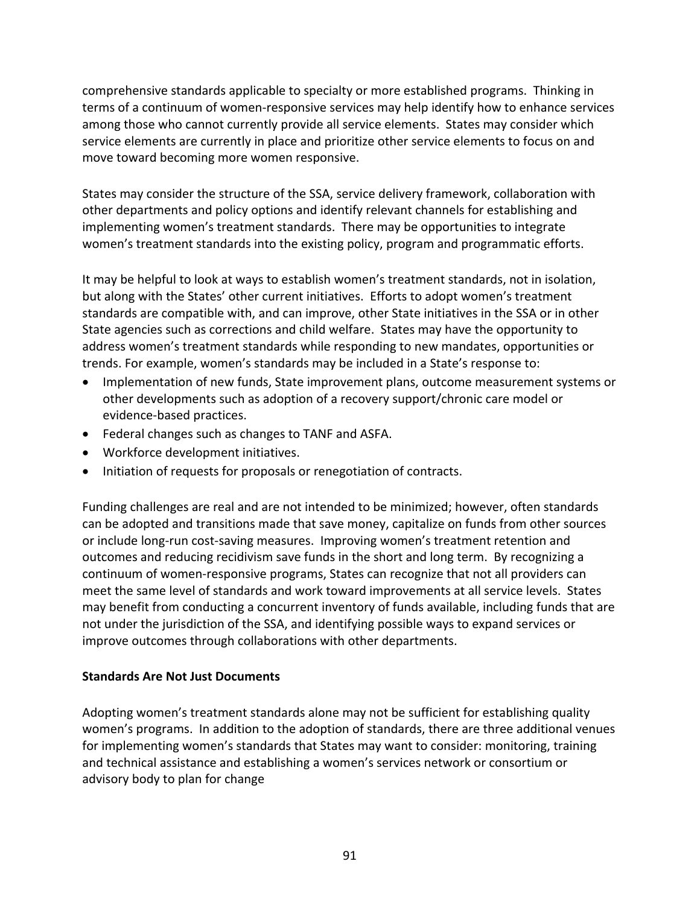comprehensive standards applicable to specialty or more established programs. Thinking in terms of a continuum of women-responsive services may help identify how to enhance services among those who cannot currently provide all service elements. States may consider which service elements are currently in place and prioritize other service elements to focus on and move toward becoming more women responsive.

States may consider the structure of the SSA, service delivery framework, collaboration with other departments and policy options and identify relevant channels for establishing and implementing women's treatment standards. There may be opportunities to integrate women's treatment standards into the existing policy, program and programmatic efforts.

It may be helpful to look at ways to establish women's treatment standards, not in isolation, but along with the States' other current initiatives. Efforts to adopt women's treatment standards are compatible with, and can improve, other State initiatives in the SSA or in other State agencies such as corrections and child welfare. States may have the opportunity to address women's treatment standards while responding to new mandates, opportunities or trends. For example, women's standards may be included in a State's response to:

- Implementation of new funds, State improvement plans, outcome measurement systems or other developments such as adoption of a recovery support/chronic care model or evidence-based practices.
- Federal changes such as changes to TANF and ASFA.
- Workforce development initiatives.
- Initiation of requests for proposals or renegotiation of contracts.

Funding challenges are real and are not intended to be minimized; however, often standards can be adopted and transitions made that save money, capitalize on funds from other sources or include long-run cost-saving measures. Improving women's treatment retention and outcomes and reducing recidivism save funds in the short and long term. By recognizing a continuum of women-responsive programs, States can recognize that not all providers can meet the same level of standards and work toward improvements at all service levels. States may benefit from conducting a concurrent inventory of funds available, including funds that are not under the jurisdiction of the SSA, and identifying possible ways to expand services or improve outcomes through collaborations with other departments.

**Standards Are Not Just Documents**

Adopting women's treatment standards alone may not be sufficient for establishing quality women's programs. In addition to the adoption of standards, there are three additional venues for implementing women's standards that States may want to consider: monitoring, training and technical assistance and establishing a women's services network or consortium or advisory body to plan for change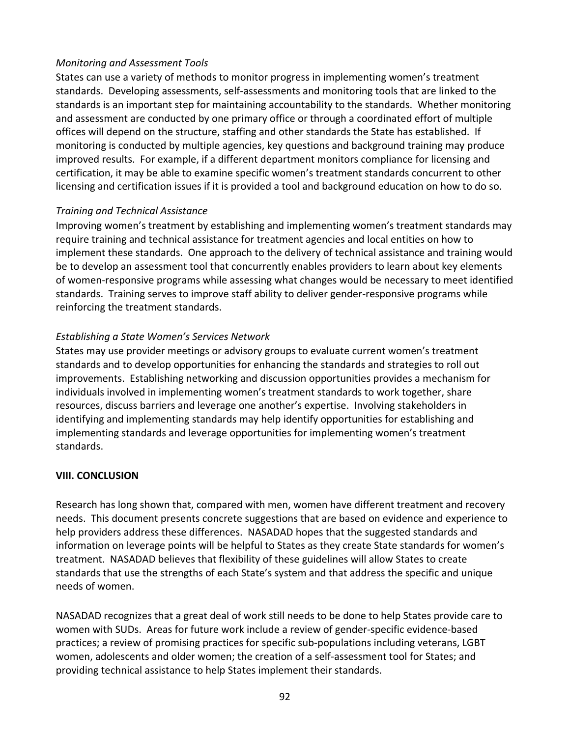*Monitoring and Assessment Tools*

States can use a variety of methods to monitor progress in implementing women's treatment standards. Developing assessments, self-assessments and monitoring tools that are linked to the standards is an important step for maintaining accountability to the standards. Whether monitoring and assessment are conducted by one primary office or through a coordinated effort of multiple offices will depend on the structure, staffing and other standards the State has established. If monitoring is conducted by multiple agencies, key questions and background training may produce improved results. For example, if a different department monitors compliance for licensing and certification, it may be able to examine specific women's treatment standards concurrent to other licensing and certification issues if it is provided a tool and background education on how to do so.

*Training and Technical Assistance*

Improving women's treatment by establishing and implementing women's treatment standards may require training and technical assistance for treatment agencies and local entities on how to implement these standards. One approach to the delivery of technical assistance and training would be to develop an assessment tool that concurrently enables providers to learn about key elements of women-responsive programs while assessing what changes would be necessary to meet identified standards. Training serves to improve staff ability to deliver gender-responsive programs while reinforcing the treatment standards.

*Establishing a State Women's Services Network*

States may use provider meetings or advisory groups to evaluate current women's treatment standards and to develop opportunities for enhancing the standards and strategies to roll out improvements. Establishing networking and discussion opportunities provides a mechanism for individuals involved in implementing women's treatment standards to work together, share resources, discuss barriers and leverage one another's expertise. Involving stakeholders in identifying and implementing standards may help identify opportunities for establishing and implementing standards and leverage opportunities for implementing women's treatment standards.

## VIII. CONCLUSION

Research has long shown that, compared with men, women have different treatment and recovery needs. This document presents concrete suggestions that are based on evidence and experience to help providers address these differences. NASADAD hopes that the suggested standards and information on leverage points will be helpful to States as they create State standards for women's treatment. NASADAD believes that flexibility of these guidelines will allow States to create standards that use the strengths of each State's system and that address the specific and unique needs of women.

NASADAD recognizes that a great deal of work still needs to be done to help States provide care to women with SUDs. Areas for future work include a review of gender-specific evidence-based practices; a review of promising practices for specific sub-populations including veterans, LGBT women, adolescents and older women; the creation of a self-assessment tool for States; and providing technical assistance to help States implement their standards.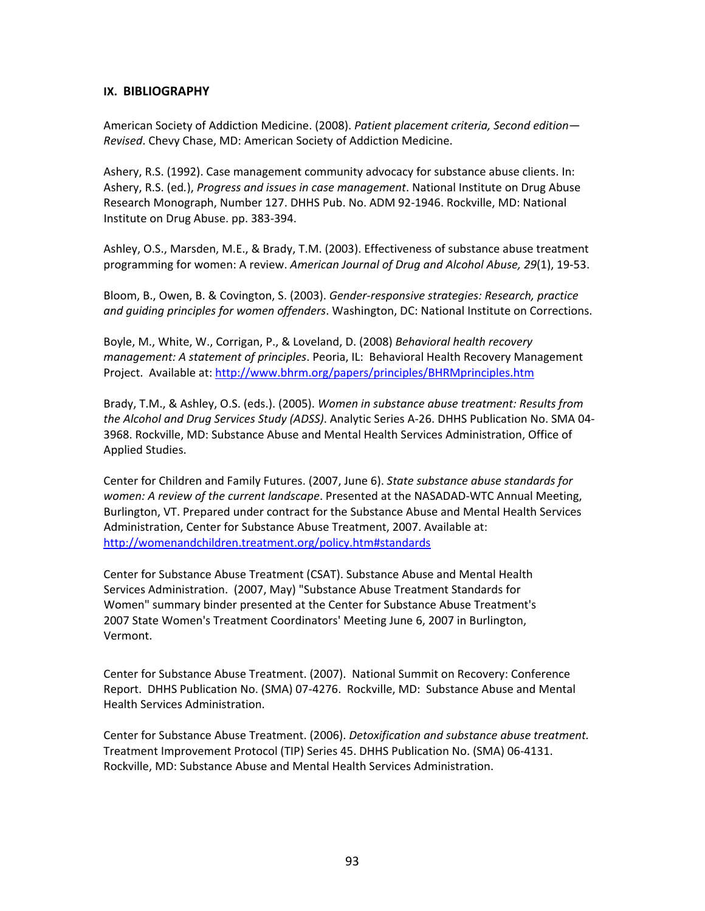## IX. BIBLIOGRAPHY

American Society of Addiction Medicine. (2008). *Patient placement criteria, Second edition—Revised*. Chevy Chase, MD: American Society of Addiction Medicine.

Ashery, R.S. (1992). Case management community advocacy for substance abuse clients. In: Ashery, R.S. (ed.), *Progress and issues in case management*. National Institute on Drug Abuse Research Monograph, Number 127. DHHS Pub. No. ADM 92-1946. Rockville, MD: National Institute on Drug Abuse. pp. 383-394.

Ashley, O.S., Marsden, M.E., & Brady, T.M. (2003). Effectiveness of substance abuse treatment programming for women: A review. *American Journal of Drug and Alcohol Abuse, 29*(1), 19-53.

Bloom, B., Owen, B. & Covington, S. (2003). *Gender-responsive strategies: Research, practice and guiding principles for women offenders*. Washington, DC: National Institute on Corrections.

Boyle, M., White, W., Corrigan, P., & Loveland, D. (2008) *Behavioral health recovery management: A statement of principles*. Peoria, IL: Behavioral Health Recovery Management Project. Available at: http://www.bhrm.org/papers/principles/BHRMprinciples.htm

Brady, T.M., & Ashley, O.S. (eds.). (2005). *Women in substance abuse treatment: Results from the Alcohol and Drug Services Study (ADSS)*. Analytic Series A-26. DHHS Publication No. SMA 04-3968. Rockville, MD: Substance Abuse and Mental Health Services Administration, Office of Applied Studies.

Center for Children and Family Futures. (2007, June 6). *State substance abuse standards for women: A review of the current landscape*. Presented at the NASADAD-WTC Annual Meeting, Burlington, VT. Prepared under contract for the Substance Abuse and Mental Health Services Administration, Center for Substance Abuse Treatment, 2007. Available at: http://womenandchildren.treatment.org/policy.htm#standards

Center for Substance Abuse Treatment (CSAT). Substance Abuse and Mental Health Services Administration. (2007, May) "Substance Abuse Treatment Standards for Women" summary binder presented at the Center for Substance Abuse Treatment's 2007 State Women's Treatment Coordinators' Meeting June 6, 2007 in Burlington, Vermont.

Center for Substance Abuse Treatment. (2007). National Summit on Recovery: Conference Report. DHHS Publication No. (SMA) 07-4276. Rockville, MD: Substance Abuse and Mental Health Services Administration.

Center for Substance Abuse Treatment. (2006). *Detoxification and substance abuse treatment.* Treatment Improvement Protocol (TIP) Series 45. DHHS Publication No. (SMA) 06-4131. Rockville, MD: Substance Abuse and Mental Health Services Administration.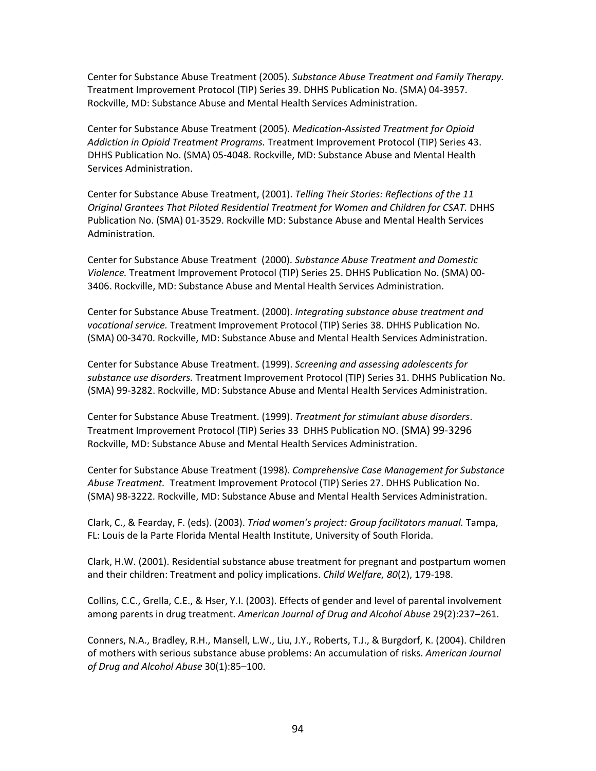Center for Substance Abuse Treatment (2005). *Substance Abuse Treatment and Family Therapy.* Treatment Improvement Protocol (TIP) Series 39. DHHS Publication No. (SMA) 04-3957. Rockville, MD: Substance Abuse and Mental Health Services Administration.

Center for Substance Abuse Treatment (2005). *Medication-Assisted Treatment for Opioid Addiction in Opioid Treatment Programs.* Treatment Improvement Protocol (TIP) Series 43. DHHS Publication No. (SMA) 05-4048. Rockville, MD: Substance Abuse and Mental Health Services Administration.

Center for Substance Abuse Treatment, (2001). *Telling Their Stories: Reflections of the 11 Original Grantees That Piloted Residential Treatment for Women and Children for CSAT.* DHHS Publication No. (SMA) 01-3529. Rockville MD: Substance Abuse and Mental Health Services Administration.

Center for Substance Abuse Treatment (2000). *Substance Abuse Treatment and Domestic Violence.* Treatment Improvement Protocol (TIP) Series 25. DHHS Publication No. (SMA) 00-3406. Rockville, MD: Substance Abuse and Mental Health Services Administration.

Center for Substance Abuse Treatment. (2000). *Integrating substance abuse treatment and vocational service.* Treatment Improvement Protocol (TIP) Series 38. DHHS Publication No. (SMA) 00-3470. Rockville, MD: Substance Abuse and Mental Health Services Administration.

Center for Substance Abuse Treatment. (1999). *Screening and assessing adolescents for substance use disorders.* Treatment Improvement Protocol (TIP) Series 31. DHHS Publication No. (SMA) 99-3282. Rockville, MD: Substance Abuse and Mental Health Services Administration.

Center for Substance Abuse Treatment. (1999). *Treatment for stimulant abuse disorders*. Treatment Improvement Protocol (TIP) Series 33 DHHS Publication NO. (SMA) 99-3296 Rockville, MD: Substance Abuse and Mental Health Services Administration.

Center for Substance Abuse Treatment (1998). *Comprehensive Case Management for Substance Abuse Treatment.* Treatment Improvement Protocol (TIP) Series 27. DHHS Publication No. (SMA) 98-3222. Rockville, MD: Substance Abuse and Mental Health Services Administration.

Clark, C., & Fearday, F. (eds). (2003). *Triad women's project: Group facilitators manual.* Tampa, FL: Louis de la Parte Florida Mental Health Institute, University of South Florida.

Clark, H.W. (2001). Residential substance abuse treatment for pregnant and postpartum women and their children: Treatment and policy implications. *Child Welfare, 80*(2), 179-198.

Collins, C.C., Grella, C.E., & Hser, Y.I. (2003). Effects of gender and level of parental involvement among parents in drug treatment. *American Journal of Drug and Alcohol Abuse* 29(2):237–261.

Conners, N.A., Bradley, R.H., Mansell, L.W., Liu, J.Y., Roberts, T.J., & Burgdorf, K. (2004). Children of mothers with serious substance abuse problems: An accumulation of risks. *American Journal of Drug and Alcohol Abuse* 30(1):85–100.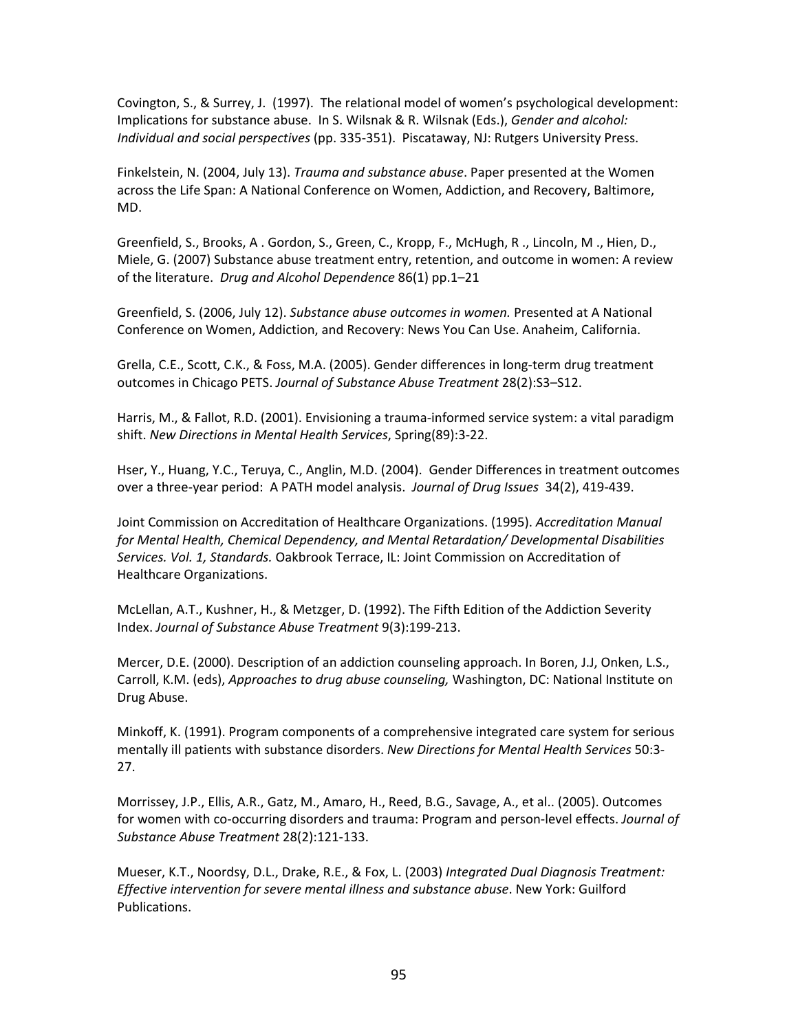Covington, S., & Surrey, J. (1997). The relational model of women's psychological development: Implications for substance abuse. In S. Wilsnak & R. Wilsnak (Eds.), *Gender and alcohol: Individual and social perspectives* (pp. 335-351). Piscataway, NJ: Rutgers University Press.

Finkelstein, N. (2004, July 13). *Trauma and substance abuse*. Paper presented at the Women across the Life Span: A National Conference on Women, Addiction, and Recovery, Baltimore, MD.

Greenfield, S., Brooks, A . Gordon, S., Green, C., Kropp, F., McHugh, R ., Lincoln, M ., Hien, D., Miele, G. (2007) Substance abuse treatment entry, retention, and outcome in women: A review of the literature. *Drug and Alcohol Dependence* 86(1) pp.1–21

Greenfield, S. (2006, July 12). *Substance abuse outcomes in women.* Presented at A National Conference on Women, Addiction, and Recovery: News You Can Use. Anaheim, California.

Grella, C.E., Scott, C.K., & Foss, M.A. (2005). Gender differences in long-term drug treatment outcomes in Chicago PETS. *Journal of Substance Abuse Treatment* 28(2):S3–S12.

Harris, M., & Fallot, R.D. (2001). Envisioning a trauma-informed service system: a vital paradigm shift. *New Directions in Mental Health Services*, Spring(89):3-22.

Hser, Y., Huang, Y.C., Teruya, C., Anglin, M.D. (2004). Gender Differences in treatment outcomes over a three-year period: A PATH model analysis. *Journal of Drug Issues* 34(2), 419-439.

Joint Commission on Accreditation of Healthcare Organizations. (1995). *Accreditation Manual for Mental Health, Chemical Dependency, and Mental Retardation/ Developmental Disabilities Services. Vol. 1, Standards.* Oakbrook Terrace, IL: Joint Commission on Accreditation of Healthcare Organizations.

McLellan, A.T., Kushner, H., & Metzger, D. (1992). The Fifth Edition of the Addiction Severity Index. *Journal of Substance Abuse Treatment* 9(3):199-213.

Mercer, D.E. (2000). Description of an addiction counseling approach. In Boren, J.J, Onken, L.S., Carroll, K.M. (eds), *Approaches to drug abuse counseling,* Washington, DC: National Institute on Drug Abuse.

Minkoff, K. (1991). Program components of a comprehensive integrated care system for serious mentally ill patients with substance disorders. *New Directions for Mental Health Services* 50:3-27.

Morrissey, J.P., Ellis, A.R., Gatz, M., Amaro, H., Reed, B.G., Savage, A., et al.. (2005). Outcomes for women with co-occurring disorders and trauma: Program and person-level effects. *Journal of Substance Abuse Treatment* 28(2):121-133.

Mueser, K.T., Noordsy, D.L., Drake, R.E., & Fox, L. (2003) *Integrated Dual Diagnosis Treatment: Effective intervention for severe mental illness and substance abuse*. New York: Guilford Publications.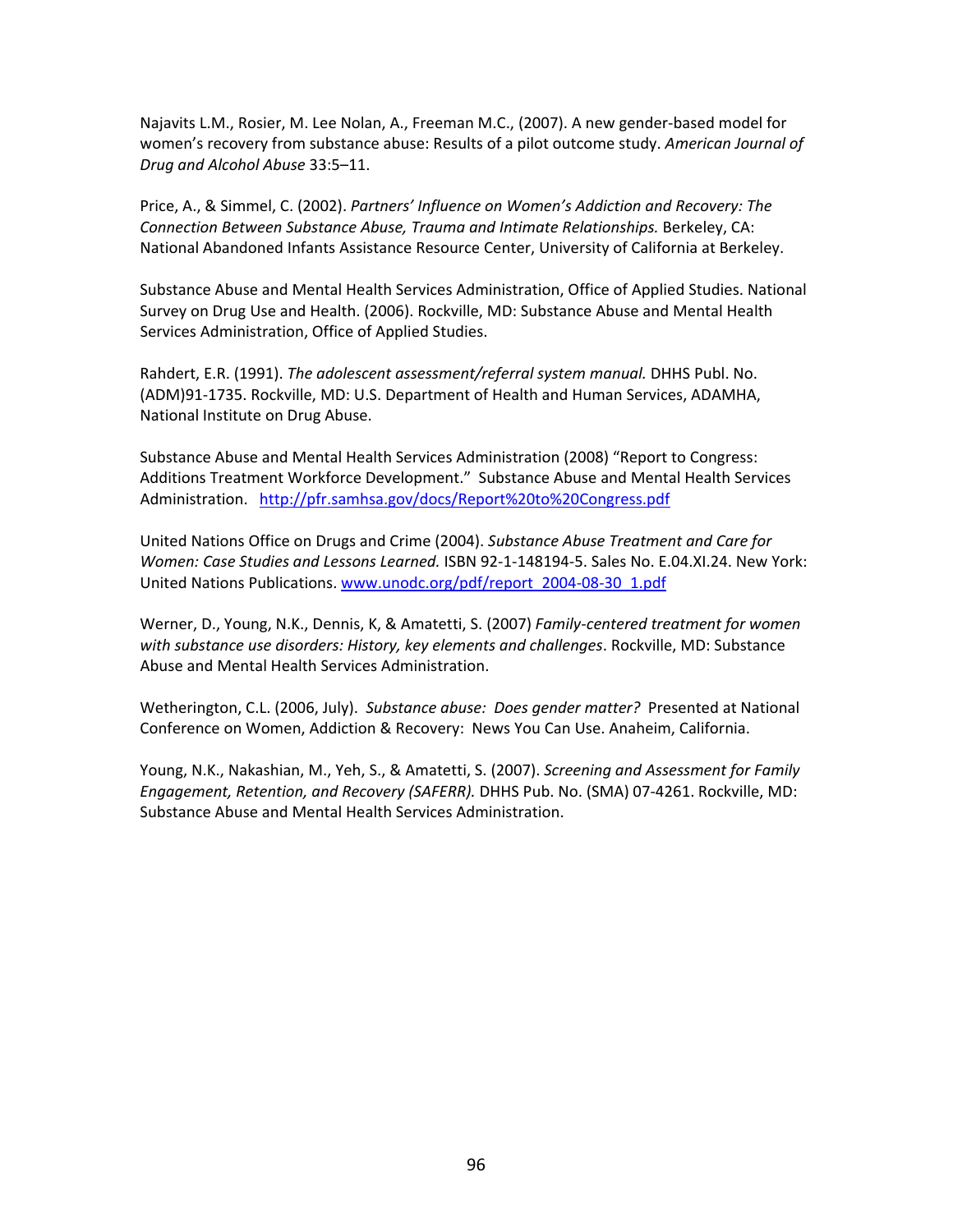Najavits L.M., Rosier, M. Lee Nolan, A., Freeman M.C., (2007). A new gender-based model for women's recovery from substance abuse: Results of a pilot outcome study. *American Journal of Drug and Alcohol Abuse* 33:5–11.

Price, A., & Simmel, C. (2002). *Partners' Influence on Women's Addiction and Recovery: The Connection Between Substance Abuse, Trauma and Intimate Relationships.* Berkeley, CA: National Abandoned Infants Assistance Resource Center, University of California at Berkeley.

Substance Abuse and Mental Health Services Administration, Office of Applied Studies. National Survey on Drug Use and Health. (2006). Rockville, MD: Substance Abuse and Mental Health Services Administration, Office of Applied Studies.

Rahdert, E.R. (1991). *The adolescent assessment/referral system manual.* DHHS Publ. No. (ADM)91-1735. Rockville, MD: U.S. Department of Health and Human Services, ADAMHA, National Institute on Drug Abuse.

Substance Abuse and Mental Health Services Administration (2008) "Report to Congress: Additions Treatment Workforce Development." Substance Abuse and Mental Health Services Administration. http://pfr.samhsa.gov/docs/Report%20to%20Congress.pdf

United Nations Office on Drugs and Crime (2004). *Substance Abuse Treatment and Care for Women: Case Studies and Lessons Learned.* ISBN 92-1-148194-5. Sales No. E.04.XI.24. New York: United Nations Publications. www.unodc.org/pdf/report_2004-08-30_1.pdf

Werner, D., Young, N.K., Dennis, K, & Amatetti, S. (2007) *Family-centered treatment for women with substance use disorders: History, key elements and challenges*. Rockville, MD: Substance Abuse and Mental Health Services Administration.

Wetherington, C.L. (2006, July). *Substance abuse: Does gender matter?* Presented at National Conference on Women, Addiction & Recovery: News You Can Use. Anaheim, California.

Young, N.K., Nakashian, M., Yeh, S., & Amatetti, S. (2007). *Screening and Assessment for Family Engagement, Retention, and Recovery (SAFERR).* DHHS Pub. No. (SMA) 07-4261. Rockville, MD: Substance Abuse and Mental Health Services Administration.